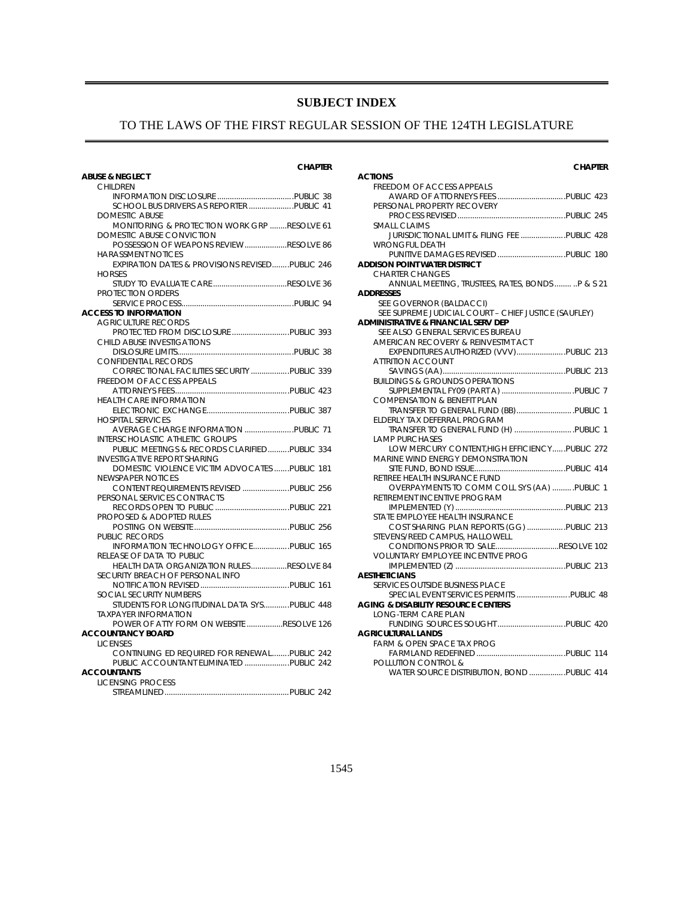# SUBJECT INDEX

## TO THE LAWS OF THE FIRST REGULAR SESSION OF THE 124TH LEGISLATURE

CHAPTER

**ABUSE & NEGLECT**
- CHILDREN
  - INFORMATION DISCLOSURE .................................... PUBLIC 38
  - SCHOOL BUS DRIVERS AS REPORTER .................... PUBLIC 41
- DOMESTIC ABUSE
  - MONITORING & PROTECTION WORK GRP ........ RESOLVE 61
- DOMESTIC ABUSE CONVICTION
  - POSSESSION OF WEAPONS REVIEW .................... RESOLVE 86
- HARASSMENT NOTICES
  - EXPIRATION DATES & PROVISIONS REVISED........ PUBLIC 246
- HORSES
  - STUDY TO EVALUATE CARE .................................. RESOLVE 36
- PROTECTION ORDERS
  - SERVICE PROCESS .................................................... PUBLIC 94

**ACCESS TO INFORMATION**
- AGRICULTURE RECORDS
  - PROTECTED FROM DISCLOSURE .......................... PUBLIC 393
- CHILD ABUSE INVESTIGATIONS
  - DISLOSURE LIMITS ...................................................... PUBLIC 38
- CONFIDENTIAL RECORDS
  - CORRECTIONAL FACILITIES SECURITY .................. PUBLIC 339
- FREEDOM OF ACCESS APPEALS
  - ATTORNEYS FEES ...................................................... PUBLIC 423
- HEALTH CARE INFORMATION
  - ELECTRONIC EXCHANGE ....................................... PUBLIC 387
- HOSPITAL SERVICES
  - AVERAGE CHARGE INFORMATION ....................... PUBLIC 71
- INTERSCHOLASTIC ATHLETIC GROUPS
  - PUBLIC MEETINGS & RECORDS CLARIFIED .......... PUBLIC 334
- INVESTIGATIVE REPORT SHARING
  - DOMESTIC VIOLENCE VICTIM ADVOCATES ....... PUBLIC 181
- NEWSPAPER NOTICES
  - CONTENT REQUIREMENTS REVISED ..................... PUBLIC 256
- PERSONAL SERVICES CONTRACTS
  - RECORDS OPEN TO PUBLIC .................................. PUBLIC 221
- PROPOSED & ADOPTED RULES
  - POSTING ON WEBSITE ............................................ PUBLIC 256
- PUBLIC RECORDS
  - INFORMATION TECHNOLOGY OFFICE ................. PUBLIC 165
- RELEASE OF DATA TO PUBLIC
  - HEALTH DATA ORGANIZATION RULES ................. RESOLVE 84
- SECURITY BREACH OF PERSONAL INFO
  - NOTIFICATION REVISED .......................................... PUBLIC 161
- SOCIAL SECURITY NUMBERS
  - STUDENTS FOR LONGITUDINAL DATA SYS ............ PUBLIC 448
- TAXPAYER INFORMATION
  - POWER OF ATTY FORM ON WEBSITE ................. RESOLVE 126

**ACCOUNTANCY BOARD**
- LICENSES
  - CONTINUING ED REQUIRED FOR RENEWAL ........ PUBLIC 242
  - PUBLIC ACCOUNTANT ELIMINATED ..................... PUBLIC 242

**ACCOUNTANTS**
- LICENSING PROCESS
  - STREAMLINED .......................................................... PUBLIC 242

CHAPTER

**ACTIONS**
- FREEDOM OF ACCESS APPEALS
  - AWARD OF ATTORNEYS FEES ................................ PUBLIC 423
- PERSONAL PROPERTY RECOVERY
  - PROCESS REVISED .................................................. PUBLIC 245
- SMALL CLAIMS
  - JURISDICTIONAL LIMIT & FILING FEE .................... PUBLIC 428
- WRONGFUL DEATH
  - PUNITIVE DAMAGES REVISED ................................ PUBLIC 180

**ADDISON POINT WATER DISTRICT**
- CHARTER CHANGES
  - ANNUAL MEETING, TRUSTEES, RATES, BONDS ........ ..P & S 21

**ADDRESSES**
- SEE GOVERNOR (BALDACCI)
- SEE SUPREME JUDICIAL COURT – CHIEF JUSTICE (SAUFLEY)

**ADMINISTRATIVE & FINANCIAL SERV DEP**
- SEE ALSO GENERAL SERVICES BUREAU
- AMERICAN RECOVERY & REINVESTMT ACT
  - EXPENDITURES AUTHORIZED (VVV) ....................... PUBLIC 213
- ATTRITION ACCOUNT
  - SAVINGS (AA) ........................................................... PUBLIC 213
- BUILDINGS & GROUNDS OPERATIONS
  - SUPPLEMENTAL FY09 (PART A) .................................. PUBLIC 7
- COMPENSATION & BENEFIT PLAN
  - TRANSFER TO GENERAL FUND (BB) ........................... PUBLIC 1
- ELDERLY TAX DEFERRAL PROGRAM
  - TRANSFER TO GENERAL FUND (H) ............................ PUBLIC 1
- LAMP PURCHASES
  - LOW MERCURY CONTENT,HIGH EFFICIENCY ...... PUBLIC 272
- MARINE WIND ENERGY DEMONSTRATION
  - SITE FUND, BOND ISSUE ........................................... PUBLIC 414
- RETIREE HEALTH INSURANCE FUND
  - OVERPAYMENTS TO COMM COLL SYS (AA) .......... PUBLIC 1
- RETIREMENT INCENTIVE PROGRAM
  - IMPLEMENTED (Y) .................................................... PUBLIC 213
- STATE EMPLOYEE HEALTH INSURANCE
  - COST SHARING PLAN REPORTS (GG) .................. PUBLIC 213
- STEVENS/REED CAMPUS, HALLOWELL
  - CONDITIONS PRIOR TO SALE .............................. RESOLVE 102
- VOLUNTARY EMPLOYEE INCENTIVE PROG
  - IMPLEMENTED (Z) .................................................... PUBLIC 213

**AESTHETICIANS**
- SERVICES OUTSIDE BUSINESS PLACE
  - SPECIAL EVENT SERVICES PERMITS ......................... PUBLIC 48

**AGING & DISABILITY RESOURCE CENTERS**
- LONG-TERM CARE PLAN
  - FUNDING SOURCES SOUGHT ................................ PUBLIC 420

**AGRICULTURAL LANDS**
- FARM & OPEN SPACE TAX PROG
  - FARMLAND REDEFINED ........................................... PUBLIC 114
- POLLUTION CONTROL &
  - WATER SOURCE DISTRIBUTION, BOND ................. PUBLIC 414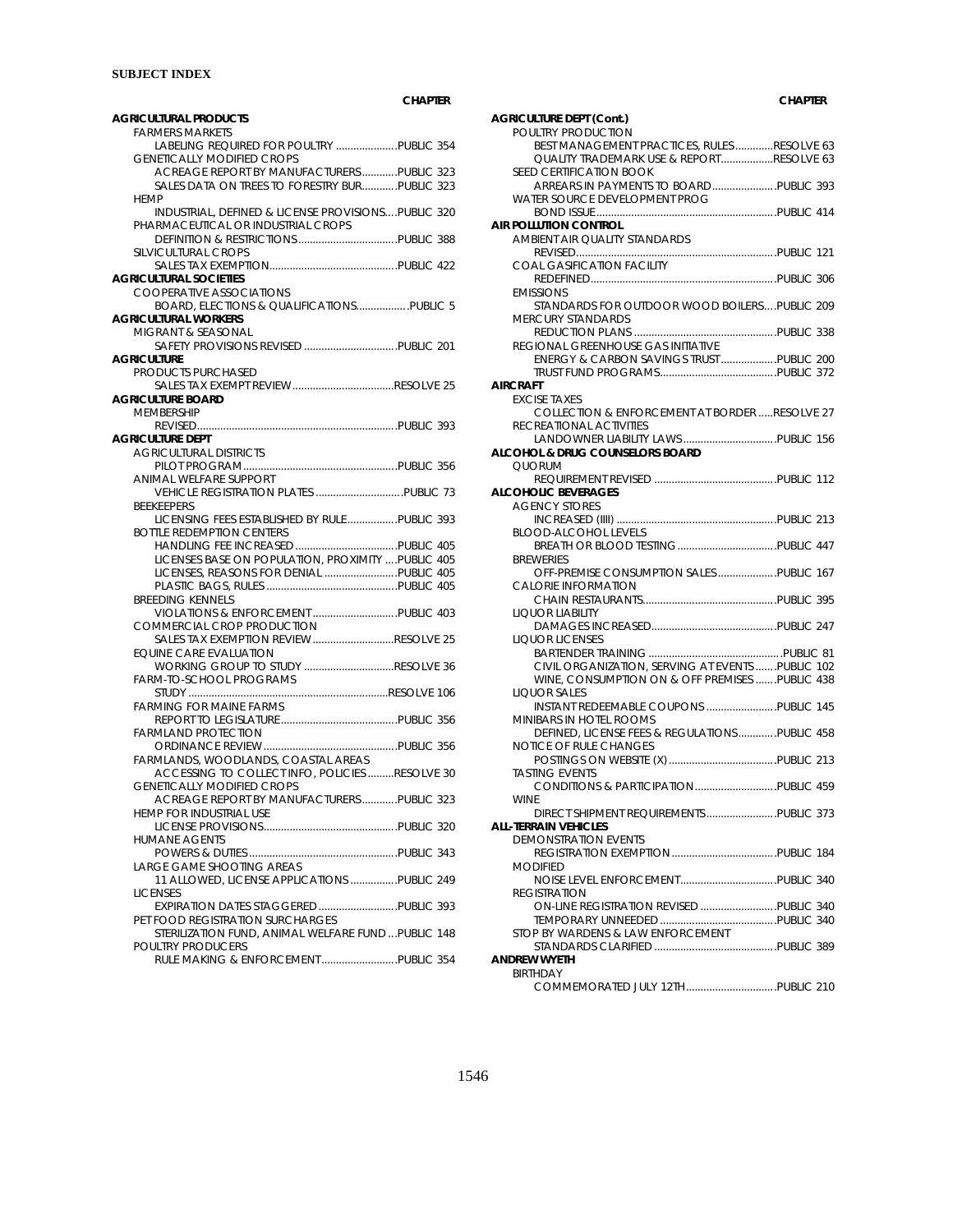**SUBJECT INDEX**

CHAPTER

**AGRICULTURAL PRODUCTS**
- FARMERS MARKETS
  - LABELING REQUIRED FOR POULTRY ....................PUBLIC 354
- GENETICALLY MODIFIED CROPS
  - ACREAGE REPORT BY MANUFACTURERS............PUBLIC 323
  - SALES DATA ON TREES TO FORESTRY BUR............PUBLIC 323
- HEMP
  - INDUSTRIAL, DEFINED & LICENSE PROVISIONS....PUBLIC 320
- PHARMACEUTICAL OR INDUSTRIAL CROPS
  - DEFINITION & RESTRICTIONS .................................PUBLIC 388
- SILVICULTURAL CROPS
  - SALES TAX EXEMPTION...........................................PUBLIC 422

**AGRICULTURAL SOCIETIES**
- COOPERATIVE ASSOCIATIONS
  - BOARD, ELECTIONS & QUALIFICATIONS.................PUBLIC 5

**AGRICULTURAL WORKERS**
- MIGRANT & SEASONAL
  - SAFETY PROVISIONS REVISED ...............................PUBLIC 201

**AGRICULTURE**
- PRODUCTS PURCHASED
  - SALES TAX EXEMPT REVIEW ..................................RESOLVE 25

**AGRICULTURE BOARD**
- MEMBERSHIP
  - REVISED....................................................................PUBLIC 393

**AGRICULTURE DEPT**
- AGRICULTURAL DISTRICTS
  - PILOT PROGRAM....................................................PUBLIC 356
- ANIMAL WELFARE SUPPORT
  - VEHICLE REGISTRATION PLATES .............................PUBLIC 73
- BEEKEEPERS
  - LICENSING FEES ESTABLISHED BY RULE.................PUBLIC 393
- BOTTLE REDEMPTION CENTERS
  - HANDLING FEE INCREASED ..................................PUBLIC 405
  - LICENSES BASE ON POPULATION, PROXIMITY ....PUBLIC 405
  - LICENSES, REASONS FOR DENIAL .........................PUBLIC 405
  - PLASTIC BAGS, RULES ............................................PUBLIC 405
- BREEDING KENNELS
  - VIOLATIONS & ENFORCEMENT............................PUBLIC 403
- COMMERCIAL CROP PRODUCTION
  - SALES TAX EXEMPTION REVIEW ...........................RESOLVE 25
- EQUINE CARE EVALUATION
  - WORKING GROUP TO STUDY ..............................RESOLVE 36
- FARM-TO-SCHOOL PROGRAMS
  - STUDY .....................................................................RESOLVE 106
- FARMING FOR MAINE FARMS
  - REPORT TO LEGISLATURE........................................PUBLIC 356
- FARMLAND PROTECTION
  - ORDINANCE REVIEW .............................................PUBLIC 356
- FARMLANDS, WOODLANDS, COASTAL AREAS
  - ACCESSING TO COLLECT INFO, POLICIES .........RESOLVE 30
- GENETICALLY MODIFIED CROPS
  - ACREAGE REPORT BY MANUFACTURERS............PUBLIC 323
- HEMP FOR INDUSTRIAL USE
  - LICENSE PROVISIONS.............................................PUBLIC 320
- HUMANE AGENTS
  - POWERS & DUTIES ..................................................PUBLIC 343
- LARGE GAME SHOOTING AREAS
  - 11 ALLOWED, LICENSE APPLICATIONS ................PUBLIC 249
- LICENSES
  - EXPIRATION DATES STAGGERED ...........................PUBLIC 393
- PET FOOD REGISTRATION SURCHARGES
  - STERILIZATION FUND, ANIMAL WELFARE FUND ...PUBLIC 148
- POULTRY PRODUCERS
  - RULE MAKING & ENFORCEMENT.........................PUBLIC 354

**AGRICULTURE DEPT (Cont.)**
- POULTRY PRODUCTION
  - BEST MANAGEMENT PRACTICES, RULES ............RESOLVE 63
  - QUALITY TRADEMARK USE & REPORT.................RESOLVE 63
- SEED CERTIFICATION BOOK
  - ARREARS IN PAYMENTS TO BOARD .....................PUBLIC 393
- WATER SOURCE DEVELOPMENT PROG
  - BOND ISSUE.............................................................PUBLIC 414

**AIR POLLUTION CONTROL**
- AMBIENT AIR QUALITY STANDARDS
  - REVISED....................................................................PUBLIC 121
- COAL GASIFICATION FACILITY
  - REDEFINED...............................................................PUBLIC 306
- EMISSIONS
  - STANDARDS FOR OUTDOOR WOOD BOILERS....PUBLIC 209
- MERCURY STANDARDS
  - REDUCTION PLANS ................................................PUBLIC 338
- REGIONAL GREENHOUSE GAS INITIATIVE
  - ENERGY & CARBON SAVINGS TRUST..................PUBLIC 200
  - TRUST FUND PROGRAMS.......................................PUBLIC 372

**AIRCRAFT**
- EXCISE TAXES
  - COLLECTION & ENFORCEMENT AT BORDER .....RESOLVE 27
- RECREATIONAL ACTIVITIES
  - LANDOWNER LIABILITY LAWS ................................PUBLIC 156

**ALCOHOL & DRUG COUNSELORS BOARD**
- QUORUM
  - REQUIREMENT REVISED .........................................PUBLIC 112

**ALCOHOLIC BEVERAGES**
- AGENCY STORES
  - INCREASED (IIII) ......................................................PUBLIC 213
- BLOOD-ALCOHOL LEVELS
  - BREATH OR BLOOD TESTING .................................PUBLIC 447
- BREWERIES
  - OFF-PREMISE CONSUMPTION SALES ...................PUBLIC 167
- CALORIE INFORMATION
  - CHAIN RESTAURANTS.............................................PUBLIC 395
- LIQUOR LIABILITY
  - DAMAGES INCREASED..........................................PUBLIC 247
- LIQUOR LICENSES
  - BARTENDER TRAINING .............................................PUBLIC 81
  - CIVIL ORGANIZATION, SERVING AT EVENTS .......PUBLIC 102
  - WINE, CONSUMPTION ON & OFF PREMISES .......PUBLIC 438
- LIQUOR SALES
  - INSTANT REDEEMABLE COUPONS ........................PUBLIC 145
- MINIBARS IN HOTEL ROOMS
  - DEFINED, LICENSE FEES & REGULATIONS.............PUBLIC 458
- NOTICE OF RULE CHANGES
  - POSTINGS ON WEBSITE (X) ....................................PUBLIC 213
- TASTING EVENTS
  - CONDITIONS & PARTICIPATION............................PUBLIC 459
- WINE
  - DIRECT SHIPMENT REQUIREMENTS ........................PUBLIC 373

**ALL-TERRAIN VEHICLES**
- DEMONSTRATION EVENTS
  - REGISTRATION EXEMPTION ...................................PUBLIC 184
- MODIFIED
  - NOISE LEVEL ENFORCEMENT.................................PUBLIC 340
- REGISTRATION
  - ON-LINE REGISTRATION REVISED ..........................PUBLIC 340
  - TEMPORARY UNNEEDED .......................................PUBLIC 340
- STOP BY WARDENS & LAW ENFORCEMENT
  - STANDARDS CLARIFIED .........................................PUBLIC 389

**ANDREW WYETH**
- BIRTHDAY
  - COMMEMORATED JULY 12TH ...............................PUBLIC 210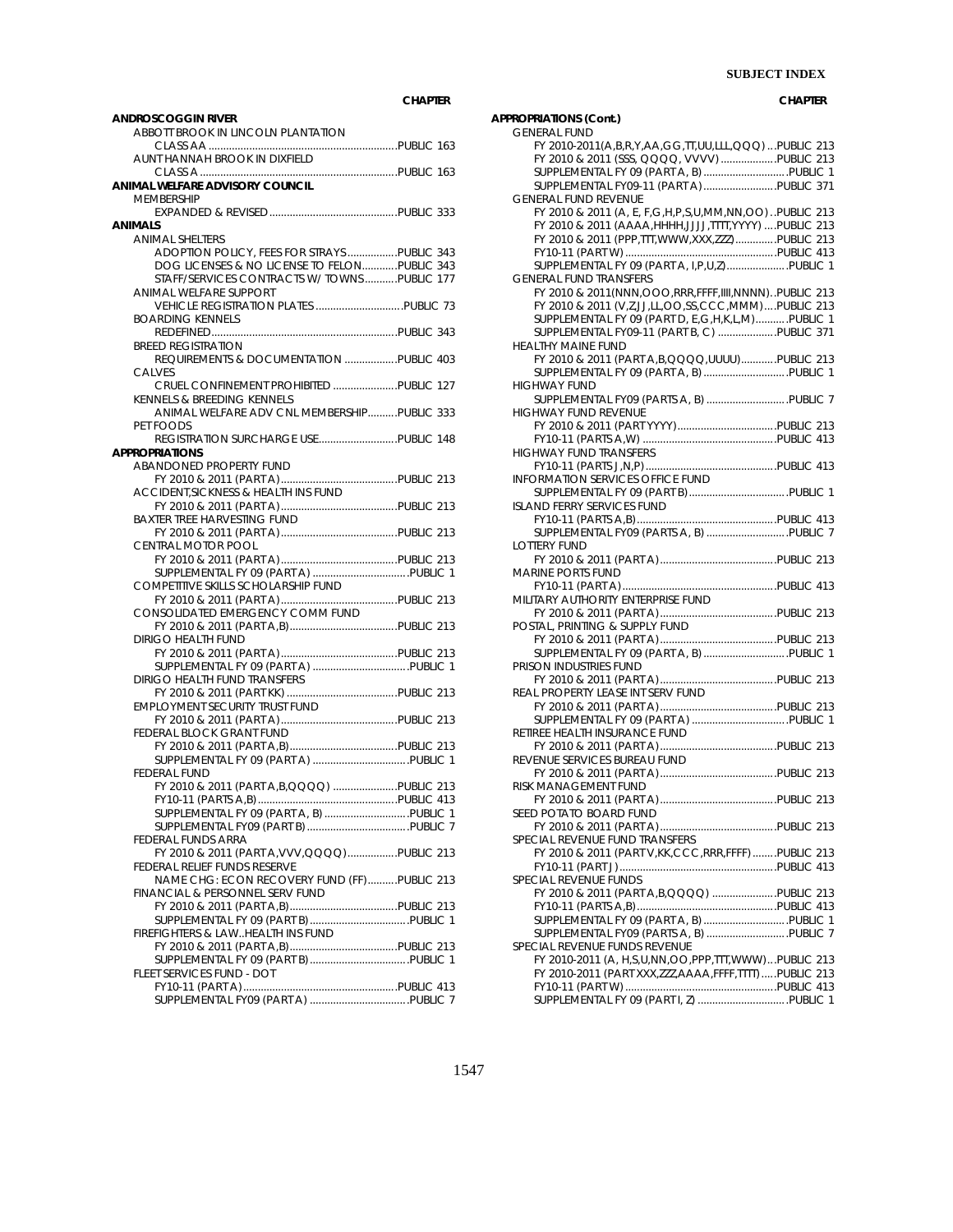| | CHAPTER |
|---|---|
| **ANDROSCOGGIN RIVER** | |
| ABBOTT BROOK IN LINCOLN PLANTATION | |
| CLASS AA | PUBLIC 163 |
| AUNT HANNAH BROOK IN DIXFIELD | |
| CLASS A | PUBLIC 163 |
| **ANIMAL WELFARE ADVISORY COUNCIL** | |
| MEMBERSHIP | |
| EXPANDED & REVISED | PUBLIC 333 |
| **ANIMALS** | |
| ANIMAL SHELTERS | |
| ADOPTION POLICY, FEES FOR STRAYS | PUBLIC 343 |
| DOG LICENSES & NO LICENSE TO FELON | PUBLIC 343 |
| STAFF/SERVICES CONTRACTS W/ TOWNS | PUBLIC 177 |
| ANIMAL WELFARE SUPPORT | |
| VEHICLE REGISTRATION PLATES | PUBLIC 73 |
| BOARDING KENNELS | |
| REDEFINED | PUBLIC 343 |
| BREED REGISTRATION | |
| REQUIREMENTS & DOCUMENTATION | PUBLIC 403 |
| CALVES | |
| CRUEL CONFINEMENT PROHIBITED | PUBLIC 127 |
| KENNELS & BREEDING KENNELS | |
| ANIMAL WELFARE ADV CNL MEMBERSHIP | PUBLIC 333 |
| PET FOODS | |
| REGISTRATION SURCHARGE USE | PUBLIC 148 |
| **APPROPRIATIONS** | |
| ABANDONED PROPERTY FUND | |
| FY 2010 & 2011 (PART A) | PUBLIC 213 |
| ACCIDENT,SICKNESS & HEALTH INS FUND | |
| FY 2010 & 2011 (PART A) | PUBLIC 213 |
| BAXTER TREE HARVESTING FUND | |
| FY 2010 & 2011 (PART A) | PUBLIC 213 |
| CENTRAL MOTOR POOL | |
| FY 2010 & 2011 (PART A) | PUBLIC 213 |
| SUPPLEMENTAL FY 09 (PART A) | PUBLIC 1 |
| COMPETITIVE SKILLS SCHOLARSHIP FUND | |
| FY 2010 & 2011 (PART A) | PUBLIC 213 |
| CONSOLIDATED EMERGENCY COMM FUND | |
| FY 2010 & 2011 (PART A,B) | PUBLIC 213 |
| DIRIGO HEALTH FUND | |
| FY 2010 & 2011 (PART A) | PUBLIC 213 |
| SUPPLEMENTAL FY 09 (PART A) | PUBLIC 1 |
| DIRIGO HEALTH FUND TRANSFERS | |
| FY 2010 & 2011 (PART KK) | PUBLIC 213 |
| EMPLOYMENT SECURITY TRUST FUND | |
| FY 2010 & 2011 (PART A) | PUBLIC 213 |
| FEDERAL BLOCK GRANT FUND | |
| FY 2010 & 2011 (PART A,B) | PUBLIC 213 |
| SUPPLEMENTAL FY 09 (PART A) | PUBLIC 1 |
| FEDERAL FUND | |
| FY 2010 & 2011 (PART A,B,QQQQ) | PUBLIC 213 |
| FY10-11 (PARTS A,B) | PUBLIC 413 |
| SUPPLEMENTAL FY 09 (PART A, B) | PUBLIC 1 |
| SUPPLEMENTAL FY09 (PART B) | PUBLIC 7 |
| FEDERAL FUNDS ARRA | |
| FY 2010 & 2011 (PART A,VVV,QQQQ) | PUBLIC 213 |
| FEDERAL RELIEF FUNDS RESERVE | |
| NAME CHG: ECON RECOVERY FUND (FF) | PUBLIC 213 |
| FINANCIAL & PERSONNEL SERV FUND | |
| FY 2010 & 2011 (PART A,B) | PUBLIC 213 |
| SUPPLEMENTAL FY 09 (PART B) | PUBLIC 1 |
| FIREFIGHTERS & LAW..HEALTH INS FUND | |
| FY 2010 & 2011 (PART A,B) | PUBLIC 213 |
| SUPPLEMENTAL FY 09 (PART B) | PUBLIC 1 |
| FLEET SERVICES FUND - DOT | |
| FY10-11 (PART A) | PUBLIC 413 |
| SUPPLEMENTAL FY09 (PART A) | PUBLIC 7 |
| **APPROPRIATIONS (Cont.)** | |
| GENERAL FUND | |
| FY 2010-2011(A,B,R,Y,AA,GG,TT,UU,LLL,QQQ) | PUBLIC 213 |
| FY 2010 & 2011 (SSS, QQQQ, VVVV) | PUBLIC 213 |
| SUPPLEMENTAL FY 09 (PART A, B) | PUBLIC 1 |
| SUPPLEMENTAL FY09-11 (PART A) | PUBLIC 371 |
| GENERAL FUND REVENUE | |
| FY 2010 & 2011 (A, E, F,G,H,P,S,U,MM,NN,OO) | PUBLIC 213 |
| FY 2010 & 2011 (AAAA,HHHH,JJJJ,TTTT,YYYY) | PUBLIC 213 |
| FY 2010 & 2011 (PPP,TTT,WWW,XXX,ZZZ) | PUBLIC 213 |
| FY10-11 (PART W) | PUBLIC 413 |
| SUPPLEMENTAL FY 09 (PART A, I,P,U,Z) | PUBLIC 1 |
| GENERAL FUND TRANSFERS | |
| FY 2010 & 2011(NNN,OOO,RRR,FFFF,IIII,NNNN) | PUBLIC 213 |
| FY 2010 & 2011 (V,Z,JJ,LL,OO,SS,CCC,MMM) | PUBLIC 213 |
| SUPPLEMENTAL FY 09 (PART D, E,G,H,K,L,M) | PUBLIC 1 |
| SUPPLEMENTAL FY09-11 (PART B, C) | PUBLIC 371 |
| HEALTHY MAINE FUND | |
| FY 2010 & 2011 (PART A,B,QQQQ,UUUU) | PUBLIC 213 |
| SUPPLEMENTAL FY 09 (PART A, B) | PUBLIC 1 |
| HIGHWAY FUND | |
| SUPPLEMENTAL FY09 (PARTS A, B) | PUBLIC 7 |
| HIGHWAY FUND REVENUE | |
| FY 2010 & 2011 (PART YYYY) | PUBLIC 213 |
| FY10-11 (PARTS A,W) | PUBLIC 413 |
| HIGHWAY FUND TRANSFERS | |
| FY10-11 (PARTS J,N,P) | PUBLIC 413 |
| INFORMATION SERVICES OFFICE FUND | |
| SUPPLEMENTAL FY 09 (PART B) | PUBLIC 1 |
| ISLAND FERRY SERVICES FUND | |
| FY10-11 (PARTS A,B) | PUBLIC 413 |
| SUPPLEMENTAL FY09 (PARTS A, B) | PUBLIC 7 |
| LOTTERY FUND | |
| FY 2010 & 2011 (PART A) | PUBLIC 213 |
| MARINE PORTS FUND | |
| FY10-11 (PART A) | PUBLIC 413 |
| MILITARY AUTHORITY ENTERPRISE FUND | |
| FY 2010 & 2011 (PART A) | PUBLIC 213 |
| POSTAL, PRINTING & SUPPLY FUND | |
| FY 2010 & 2011 (PART A) | PUBLIC 213 |
| SUPPLEMENTAL FY 09 (PART A, B) | PUBLIC 1 |
| PRISON INDUSTRIES FUND | |
| FY 2010 & 2011 (PART A) | PUBLIC 213 |
| REAL PROPERTY LEASE INT SERV FUND | |
| FY 2010 & 2011 (PART A) | PUBLIC 213 |
| SUPPLEMENTAL FY 09 (PART A) | PUBLIC 1 |
| RETIREE HEALTH INSURANCE FUND | |
| FY 2010 & 2011 (PART A) | PUBLIC 213 |
| REVENUE SERVICES BUREAU FUND | |
| FY 2010 & 2011 (PART A) | PUBLIC 213 |
| RISK MANAGEMENT FUND | |
| FY 2010 & 2011 (PART A) | PUBLIC 213 |
| SEED POTATO BOARD FUND | |
| FY 2010 & 2011 (PART A) | PUBLIC 213 |
| SPECIAL REVENUE FUND TRANSFERS | |
| FY 2010 & 2011 (PART V,KK,CCC,RRR,FFFF) | PUBLIC 213 |
| FY10-11 (PART J) | PUBLIC 413 |
| SPECIAL REVENUE FUNDS | |
| FY 2010 & 2011 (PART A,B,QQQQ) | PUBLIC 213 |
| FY10-11 (PARTS A,B) | PUBLIC 413 |
| SUPPLEMENTAL FY 09 (PART A, B) | PUBLIC 1 |
| SUPPLEMENTAL FY09 (PARTS A, B) | PUBLIC 7 |
| SPECIAL REVENUE FUNDS REVENUE | |
| FY 2010-2011 (A, H,S,U,NN,OO,PPP,TTT,WWW) | PUBLIC 213 |
| FY 2010-2011 (PART XXX,ZZZ,AAAA,FFFF,TTTT) | PUBLIC 213 |
| FY10-11 (PART W) | PUBLIC 413 |
| SUPPLEMENTAL FY 09 (PART I, Z) | PUBLIC 1 |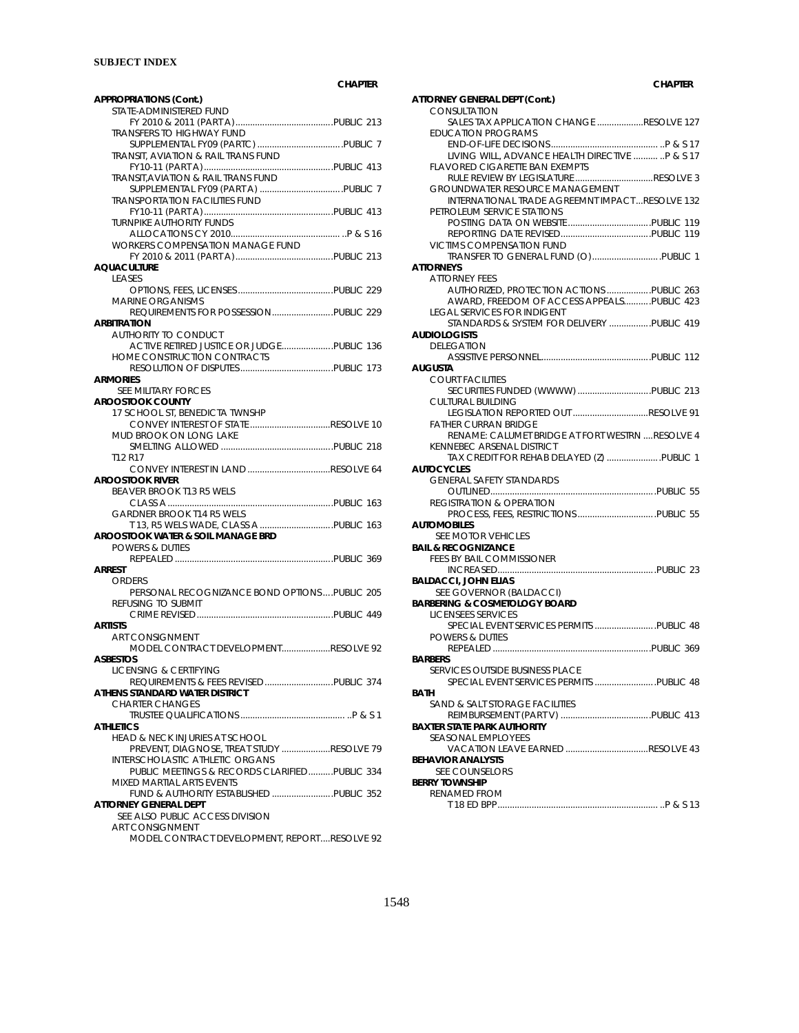**SUBJECT INDEX**

| | CHAPTER |
|---|---|
| **APPROPRIATIONS (Cont.)** | |
| STATE-ADMINISTERED FUND | |
| FY 2010 & 2011 (PART A) | PUBLIC 213 |
| TRANSFERS TO HIGHWAY FUND | |
| SUPPLEMENTAL FY09 (PARTC) | PUBLIC 7 |
| TRANSIT, AVIATION & RAIL TRANS FUND | |
| FY10-11 (PART A) | PUBLIC 413 |
| TRANSIT,AVIATION & RAIL TRANS FUND | |
| SUPPLEMENTAL FY09 (PART A) | PUBLIC 7 |
| TRANSPORTATION FACILITIES FUND | |
| FY10-11 (PART A) | PUBLIC 413 |
| TURNPIKE AUTHORITY FUNDS | |
| ALLOCATIONS CY 2010 | P & S 16 |
| WORKERS COMPENSATION MANAGE FUND | |
| FY 2010 & 2011 (PART A) | PUBLIC 213 |
| **AQUACULTURE** | |
| LEASES | |
| OPTIONS, FEES, LICENSES | PUBLIC 229 |
| MARINE ORGANISMS | |
| REQUIREMENTS FOR POSSESSION | PUBLIC 229 |
| **ARBITRATION** | |
| AUTHORITY TO CONDUCT | |
| ACTIVE RETIRED JUSTICE OR JUDGE | PUBLIC 136 |
| HOME CONSTRUCTION CONTRACTS | |
| RESOLUTION OF DISPUTES | PUBLIC 173 |
| **ARMORIES** | |
| SEE MILITARY FORCES | |
| **AROOSTOOK COUNTY** | |
| 17 SCHOOL ST, BENEDICTA TWNSHP | |
| CONVEY INTEREST OF STATE | RESOLVE 10 |
| MUD BROOK ON LONG LAKE | |
| SMELTING ALLOWED | PUBLIC 218 |
| T12 R17 | |
| CONVEY INTEREST IN LAND | RESOLVE 64 |
| **AROOSTOOK RIVER** | |
| BEAVER BROOK T13 R5 WELS | |
| CLASS A | PUBLIC 163 |
| GARDNER BROOK T14 R5 WELS | |
| T 13, R5 WELS WADE, CLASS A | PUBLIC 163 |
| **AROOSTOOK WATER & SOIL MANAGE BRD** | |
| POWERS & DUTIES | |
| REPEALED | PUBLIC 369 |
| **ARREST** | |
| ORDERS | |
| PERSONAL RECOGNIZANCE BOND OPTIONS | PUBLIC 205 |
| REFUSING TO SUBMIT | |
| CRIME REVISED | PUBLIC 449 |
| **ARTISTS** | |
| ART CONSIGNMENT | |
| MODEL CONTRACT DEVELOPMENT | RESOLVE 92 |
| **ASBESTOS** | |
| LICENSING & CERTIFYING | |
| REQUIREMENTS & FEES REVISED | PUBLIC 374 |
| **ATHENS STANDARD WATER DISTRICT** | |
| CHARTER CHANGES | |
| TRUSTEE QUALIFICATIONS | P & S 1 |
| **ATHLETICS** | |
| HEAD & NECK INJURIES AT SCHOOL | |
| PREVENT, DIAGNOSE, TREAT STUDY | RESOLVE 79 |
| INTERSCHOLASTIC ATHLETIC ORGANS | |
| PUBLIC MEETINGS & RECORDS CLARIFIED | PUBLIC 334 |
| MIXED MARTIAL ARTS EVENTS | |
| FUND & AUTHORITY ESTABLISHED | PUBLIC 352 |
| **ATTORNEY GENERAL DEPT** | |
| SEE ALSO PUBLIC ACCESS DIVISION | |
| ART CONSIGNMENT | |
| MODEL CONTRACT DEVELOPMENT, REPORT | RESOLVE 92 |
| **ATTORNEY GENERAL DEPT (Cont.)** | |
| CONSULTATION | |
| SALES TAX APPLICATION CHANGE | RESOLVE 127 |
| EDUCATION PROGRAMS | |
| END-OF-LIFE DECISIONS | P & S 17 |
| LIVING WILL, ADVANCE HEALTH DIRECTIVE | P & S 17 |
| FLAVORED CIGARETTE BAN EXEMPTS | |
| RULE REVIEW BY LEGISLATURE | RESOLVE 3 |
| GROUNDWATER RESOURCE MANAGEMENT | |
| INTERNATIONAL TRADE AGREEMNT IMPACT | RESOLVE 132 |
| PETROLEUM SERVICE STATIONS | |
| POSTING DATA ON WEBSITE | PUBLIC 119 |
| REPORTING DATE REVISED | PUBLIC 119 |
| VICTIMS COMPENSATION FUND | |
| TRANSFER TO GENERAL FUND (O) | PUBLIC 1 |
| **ATTORNEYS** | |
| ATTORNEY FEES | |
| AUTHORIZED, PROTECTION ACTIONS | PUBLIC 263 |
| AWARD, FREEDOM OF ACCESS APPEALS | PUBLIC 423 |
| LEGAL SERVICES FOR INDIGENT | |
| STANDARDS & SYSTEM FOR DELIVERY | PUBLIC 419 |
| **AUDIOLOGISTS** | |
| DELEGATION | |
| ASSISTIVE PERSONNEL | PUBLIC 112 |
| **AUGUSTA** | |
| COURT FACILITIES | |
| SECURITIES FUNDED (WWWW) | PUBLIC 213 |
| CULTURAL BUILDING | |
| LEGISLATION REPORTED OUT | RESOLVE 91 |
| FATHER CURRAN BRIDGE | |
| RENAME: CALUMET BRIDGE AT FORT WESTRN | RESOLVE 4 |
| KENNEBEC ARSENAL DISTRICT | |
| TAX CREDIT FOR REHAB DELAYED (Z) | PUBLIC 1 |
| **AUTOCYCLES** | |
| GENERAL SAFETY STANDARDS | |
| OUTLINED | PUBLIC 55 |
| REGISTRATION & OPERATION | |
| PROCESS, FEES, RESTRICTIONS | PUBLIC 55 |
| **AUTOMOBILES** | |
| SEE MOTOR VEHICLES | |
| **BAIL & RECOGNIZANCE** | |
| FEES BY BAIL COMMISSIONER | |
| INCREASED | PUBLIC 23 |
| **BALDACCI, JOHN ELIAS** | |
| SEE GOVERNOR (BALDACCI) | |
| **BARBERING & COSMETOLOGY BOARD** | |
| LICENSEES SERVICES | |
| SPECIAL EVENT SERVICES PERMITS | PUBLIC 48 |
| POWERS & DUTIES | |
| REPEALED | PUBLIC 369 |
| **BARBERS** | |
| SERVICES OUTSIDE BUSINESS PLACE | |
| SPECIAL EVENT SERVICES PERMITS | PUBLIC 48 |
| **BATH** | |
| SAND & SALT STORAGE FACILITIES | |
| REIMBURSEMENT (PART V) | PUBLIC 413 |
| **BAXTER STATE PARK AUTHORITY** | |
| SEASONAL EMPLOYEES | |
| VACATION LEAVE EARNED | RESOLVE 43 |
| **BEHAVIOR ANALYSTS** | |
| SEE COUNSELORS | |
| **BERRY TOWNSHIP** | |
| RENAMED FROM | |
| T 18 ED BPP | P & S 13 |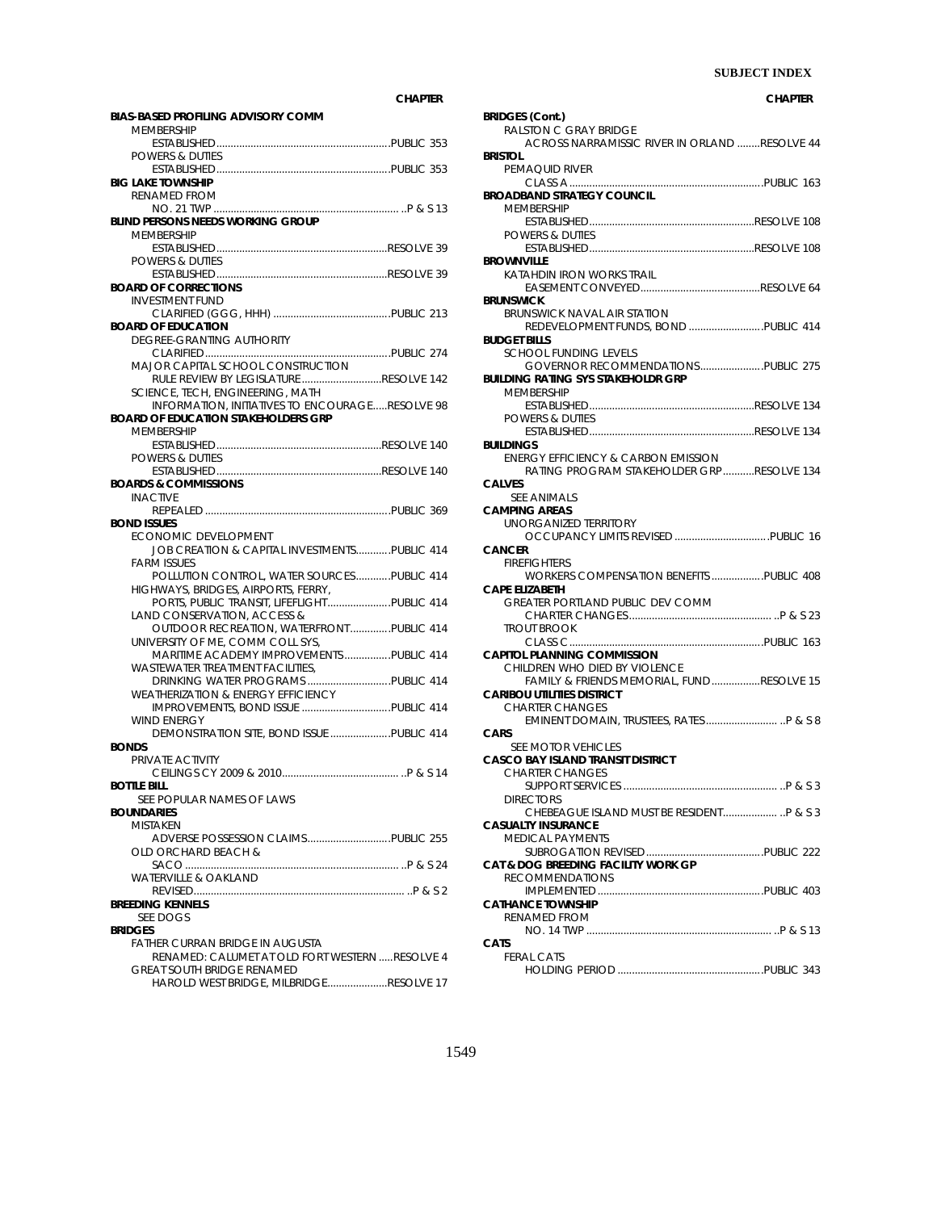| SUBJECT | CHAPTER |
|---|---|
| **BIAS-BASED PROFILING ADVISORY COMM** | |
| MEMBERSHIP | |
| ESTABLISHED | PUBLIC 353 |
| POWERS & DUTIES | |
| ESTABLISHED | PUBLIC 353 |
| **BIG LAKE TOWNSHIP** | |
| RENAMED FROM | |
| NO. 21 TWP | P & S 13 |
| **BLIND PERSONS NEEDS WORKING GROUP** | |
| MEMBERSHIP | |
| ESTABLISHED | RESOLVE 39 |
| POWERS & DUTIES | |
| ESTABLISHED | RESOLVE 39 |
| **BOARD OF CORRECTIONS** | |
| INVESTMENT FUND | |
| CLARIFIED (GGG, HHH) | PUBLIC 213 |
| **BOARD OF EDUCATION** | |
| DEGREE-GRANTING AUTHORITY | |
| CLARIFIED | PUBLIC 274 |
| MAJOR CAPITAL SCHOOL CONSTRUCTION | |
| RULE REVIEW BY LEGISLATURE | RESOLVE 142 |
| SCIENCE, TECH, ENGINEERING, MATH | |
| INFORMATION, INITIATIVES TO ENCOURAGE | RESOLVE 98 |
| **BOARD OF EDUCATION STAKEHOLDERS GRP** | |
| MEMBERSHIP | |
| ESTABLISHED | RESOLVE 140 |
| POWERS & DUTIES | |
| ESTABLISHED | RESOLVE 140 |
| **BOARDS & COMMISSIONS** | |
| INACTIVE | |
| REPEALED | PUBLIC 369 |
| **BOND ISSUES** | |
| ECONOMIC DEVELOPMENT | |
| JOB CREATION & CAPITAL INVESTMENTS | PUBLIC 414 |
| FARM ISSUES | |
| POLLUTION CONTROL, WATER SOURCES | PUBLIC 414 |
| HIGHWAYS, BRIDGES, AIRPORTS, FERRY, | |
| PORTS, PUBLIC TRANSIT, LIFEFLIGHT | PUBLIC 414 |
| LAND CONSERVATION, ACCESS & | |
| OUTDOOR RECREATION, WATERFRONT | PUBLIC 414 |
| UNIVERSITY OF ME, COMM COLL SYS, | |
| MARITIME ACADEMY IMPROVEMENTS | PUBLIC 414 |
| WASTEWATER TREATMENT FACILITIES, | |
| DRINKING WATER PROGRAMS | PUBLIC 414 |
| WEATHERIZATION & ENERGY EFFICIENCY | |
| IMPROVEMENTS, BOND ISSUE | PUBLIC 414 |
| WIND ENERGY | |
| DEMONSTRATION SITE, BOND ISSUE | PUBLIC 414 |
| **BONDS** | |
| PRIVATE ACTIVITY | |
| CEILINGS CY 2009 & 2010 | P & S 14 |
| **BOTTLE BILL** | |
| SEE POPULAR NAMES OF LAWS | |
| **BOUNDARIES** | |
| MISTAKEN | |
| ADVERSE POSSESSION CLAIMS | PUBLIC 255 |
| OLD ORCHARD BEACH & | |
| SACO | P & S 24 |
| WATERVILLE & OAKLAND | |
| REVISED | P & S 2 |
| **BREEDING KENNELS** | |
| SEE DOGS | |
| **BRIDGES** | |
| FATHER CURRAN BRIDGE IN AUGUSTA | |
| RENAMED: CALUMET AT OLD FORT WESTERN | RESOLVE 4 |
| GREAT SOUTH BRIDGE RENAMED | |
| HAROLD WEST BRIDGE, MILBRIDGE | RESOLVE 17 |
| **BRIDGES (Cont.)** | |
| RALSTON C GRAY BRIDGE | |
| ACROSS NARRAMISSIC RIVER IN ORLAND | RESOLVE 44 |
| **BRISTOL** | |
| PEMAQUID RIVER | |
| CLASS A | PUBLIC 163 |
| **BROADBAND STRATEGY COUNCIL** | |
| MEMBERSHIP | |
| ESTABLISHED | RESOLVE 108 |
| POWERS & DUTIES | |
| ESTABLISHED | RESOLVE 108 |
| **BROWNVILLE** | |
| KATAHDIN IRON WORKS TRAIL | |
| EASEMENT CONVEYED | RESOLVE 64 |
| **BRUNSWICK** | |
| BRUNSWICK NAVAL AIR STATION | |
| REDEVELOPMENT FUNDS, BOND | PUBLIC 414 |
| **BUDGET BILLS** | |
| SCHOOL FUNDING LEVELS | |
| GOVERNOR RECOMMENDATIONS | PUBLIC 275 |
| **BUILDING RATING SYS STAKEHOLDR GRP** | |
| MEMBERSHIP | |
| ESTABLISHED | RESOLVE 134 |
| POWERS & DUTIES | |
| ESTABLISHED | RESOLVE 134 |
| **BUILDINGS** | |
| ENERGY EFFICIENCY & CARBON EMISSION | |
| RATING PROGRAM STAKEHOLDER GRP | RESOLVE 134 |
| **CALVES** | |
| SEE ANIMALS | |
| **CAMPING AREAS** | |
| UNORGANIZED TERRITORY | |
| OCCUPANCY LIMITS REVISED | PUBLIC 16 |
| **CANCER** | |
| FIREFIGHTERS | |
| WORKERS COMPENSATION BENEFITS | PUBLIC 408 |
| **CAPE ELIZABETH** | |
| GREATER PORTLAND PUBLIC DEV COMM | |
| CHARTER CHANGES | P & S 23 |
| TROUT BROOK | |
| CLASS C | PUBLIC 163 |
| **CAPITOL PLANNING COMMISSION** | |
| CHILDREN WHO DIED BY VIOLENCE | |
| FAMILY & FRIENDS MEMORIAL, FUND | RESOLVE 15 |
| **CARIBOU UTILITIES DISTRICT** | |
| CHARTER CHANGES | |
| EMINENT DOMAIN, TRUSTEES, RATES | P & S 8 |
| **CARS** | |
| SEE MOTOR VEHICLES | |
| **CASCO BAY ISLAND TRANSIT DISTRICT** | |
| CHARTER CHANGES | |
| SUPPORT SERVICES | P & S 3 |
| DIRECTORS | |
| CHEBEAGUE ISLAND MUST BE RESIDENT | P & S 3 |
| **CASUALTY INSURANCE** | |
| MEDICAL PAYMENTS | |
| SUBROGATION REVISED | PUBLIC 222 |
| **CAT & DOG BREEDING FACILITY WORK GP** | |
| RECOMMENDATIONS | |
| IMPLEMENTED | PUBLIC 403 |
| **CATHANCE TOWNSHIP** | |
| RENAMED FROM | |
| NO. 14 TWP | P & S 13 |
| **CATS** | |
| FERAL CATS | |
| HOLDING PERIOD | PUBLIC 343 |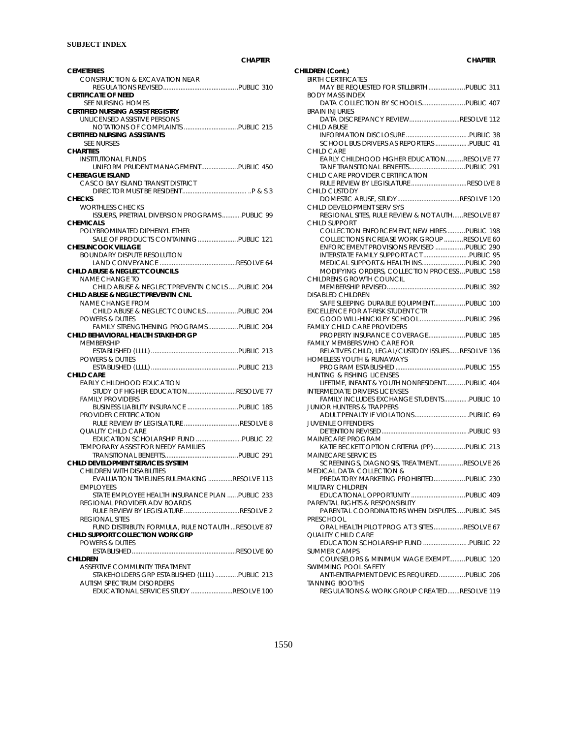# SUBJECT INDEX

| | CHAPTER |
|---|---|
| **CEMETERIES** | |
| CONSTRUCTION & EXCAVATION NEAR | |
| REGULATIONS REVISED | PUBLIC 310 |
| **CERTIFICATE OF NEED** | |
| SEE NURSING HOMES | |
| **CERTIFIED NURSING ASSIST REGISTRY** | |
| UNLICENSED ASSISTIVE PERSONS | |
| NOTATIONS OF COMPLAINTS | PUBLIC 215 |
| **CERTIFIED NURSING ASSISTANTS** | |
| SEE NURSES | |
| **CHARITIES** | |
| INSTITUTIONAL FUNDS | |
| UNIFORM PRUDENT MANAGEMENT | PUBLIC 450 |
| **CHEBEAGUE ISLAND** | |
| CASCO BAY ISLAND TRANSIT DISTRICT | |
| DIRECTOR MUST BE RESIDENT | P & S 3 |
| **CHECKS** | |
| WORTHLESS CHECKS | |
| ISSUERS, PRETRIAL DIVERSION PROGRAMS | PUBLIC 99 |
| **CHEMICALS** | |
| POLYBROMINATED DIPHENYL ETHER | |
| SALE OF PRODUCTS CONTAINING | PUBLIC 121 |
| **CHESUNCOOK VILLAGE** | |
| BOUNDARY DISPUTE RESOLUTION | |
| LAND CONVEYANCE | RESOLVE 64 |
| **CHILD ABUSE & NEGLECT COUNCILS** | |
| NAME CHANGE TO | |
| CHILD ABUSE & NEGLECT PREVENTN CNCLS | PUBLIC 204 |
| **CHILD ABUSE & NEGLECT PREVENTN CNL** | |
| NAME CHANGE FROM | |
| CHILD ABUSE & NEGLECT COUNCILS | PUBLIC 204 |
| POWERS & DUTIES | |
| FAMILY STRENGTHENING PROGRAMS | PUBLIC 204 |
| **CHILD BEHAVIORAL HEALTH STAKEHDR GP** | |
| MEMBERSHIP | |
| ESTABLISHED (LLLL) | PUBLIC 213 |
| POWERS & DUTIES | |
| ESTABLISHED (LLLL) | PUBLIC 213 |
| **CHILD CARE** | |
| EARLY CHILDHOOD EDUCATION | |
| STUDY OF HIGHER EDUCATION | RESOLVE 77 |
| FAMILY PROVIDERS | |
| BUSINESS LIABILITY INSURANCE | PUBLIC 185 |
| PROVIDER CERTIFICATION | |
| RULE REVIEW BY LEGISLATURE | RESOLVE 8 |
| QUALITY CHILD CARE | |
| EDUCATION SCHOLARSHIP FUND | PUBLIC 22 |
| TEMPORARY ASSIST FOR NEEDY FAMILIES | |
| TRANSITIONAL BENEFITS | PUBLIC 291 |
| **CHILD DEVELOPMENT SERVICES SYSTEM** | |
| CHILDREN WITH DISABILITIES | |
| EVALUATION TIMELINES RULEMAKING | RESOLVE 113 |
| EMPLOYEES | |
| STATE EMPLOYEE HEALTH INSURANCE PLAN | PUBLIC 233 |
| REGIONAL PROVIDER ADV BOARDS | |
| RULE REVIEW BY LEGISLATURE | RESOLVE 2 |
| REGIONAL SITES | |
| FUND DISTRIBUTN FORMULA, RULE NOT AUTH | RESOLVE 87 |
| **CHILD SUPPORT COLLECTION WORK GRP** | |
| POWERS & DUTIES | |
| ESTABLISHED | RESOLVE 60 |
| **CHILDREN** | |
| ASSERTIVE COMMUNITY TREATMENT | |
| STAKEHOLDERS GRP ESTABLISHED (LLLL) | PUBLIC 213 |
| AUTISM SPECTRUM DISORDERS | |
| EDUCATIONAL SERVICES STUDY | RESOLVE 100 |

| | CHAPTER |
|---|---|
| **CHILDREN (Cont.)** | |
| BIRTH CERTIFICATES | |
| MAY BE REQUESTED FOR STILLBIRTH | PUBLIC 311 |
| BODY MASS INDEX | |
| DATA COLLECTION BY SCHOOLS | PUBLIC 407 |
| BRAIN INJURIES | |
| DATA DISCREPANCY REVIEW | RESOLVE 112 |
| CHILD ABUSE | |
| INFORMATION DISCLOSURE | PUBLIC 38 |
| SCHOOL BUS DRIVERS AS REPORTERS | PUBLIC 41 |
| CHILD CARE | |
| EARLY CHILDHOOD HIGHER EDUCATION | RESOLVE 77 |
| TANF TRANSITIONAL BENEFITS | PUBLIC 291 |
| CHILD CARE PROVIDER CERTIFICATION | |
| RULE REVIEW BY LEGISLATURE | RESOLVE 8 |
| CHILD CUSTODY | |
| DOMESTIC ABUSE, STUDY | RESOLVE 120 |
| CHILD DEVELOPMENT SERV SYS | |
| REGIONAL SITES, RULE REVIEW & NOT AUTH | RESOLVE 87 |
| CHILD SUPPORT | |
| COLLECTION ENFORCEMENT, NEW HIRES | PUBLIC 198 |
| COLLECTIONS INCREASE WORK GROUP | RESOLVE 60 |
| ENFORCEMENT PROVISIONS REVISED | PUBLIC 290 |
| INTERSTATE FAMILY SUPPORT ACT | PUBLIC 95 |
| MEDICAL SUPPORT & HEALTH INS | PUBLIC 290 |
| MODIFYING ORDERS, COLLECTION PROCESS | PUBLIC 158 |
| CHILDRENS GROWTH COUNCIL | |
| MEMBERSHIP REVISED | PUBLIC 392 |
| DISABLED CHILDREN | |
| SAFE SLEEPING DURABLE EQUIPMENT | PUBLIC 100 |
| EXCELLENCE FOR AT-RISK STUDENT CTR | |
| GOOD WILL-HINCKLEY SCHOOL | PUBLIC 296 |
| FAMILY CHILD CARE PROVIDERS | |
| PROPERTY INSURANCE COVERAGE | PUBLIC 185 |
| FAMILY MEMBERS WHO CARE FOR | |
| RELATIVES CHILD, LEGAL/CUSTODY ISSUES | RESOLVE 136 |
| HOMELESS YOUTH & RUNAWAYS | |
| PROGRAM ESTABLISHED | PUBLIC 155 |
| HUNTING & FISHING LICENSES | |
| LIFETIME, INFANT & YOUTH NONRESIDENT | PUBLIC 404 |
| INTERMEDIATE DRIVERS LICENSES | |
| FAMILY INCLUDES EXCHANGE STUDENTS | PUBLIC 10 |
| JUNIOR HUNTERS & TRAPPERS | |
| ADULT PENALTY IF VIOLATIONS | PUBLIC 69 |
| JUVENILE OFFENDERS | |
| DETENTION REVISED | PUBLIC 93 |
| MAINECARE PROGRAM | |
| KATIE BECKETT OPTION CRITERIA (PP) | PUBLIC 213 |
| MAINECARE SERVICES | |
| SCREENINGS, DIAGNOSIS, TREATMENT | RESOLVE 26 |
| MEDICAL DATA COLLECTION & | |
| PREDATORY MARKETING PROHIBITED | PUBLIC 230 |
| MILITARY CHILDREN | |
| EDUCATIONAL OPPORTUNITY | PUBLIC 409 |
| PARENTAL RIGHTS & RESPONSIBLITY | |
| PARENTAL COORDINATORS WHEN DISPUTES | PUBLIC 345 |
| PRESCHOOL | |
| ORAL HEALTH PILOT PROG AT 3 SITES | RESOLVE 67 |
| QUALITY CHILD CARE | |
| EDUCATION SCHOLARSHIP FUND | PUBLIC 22 |
| SUMMER CAMPS | |
| COUNSELORS & MINIMUM WAGE EXEMPT | PUBLIC 120 |
| SWIMMING POOL SAFETY | |
| ANTI-ENTRAPMENT DEVICES REQUIRED | PUBLIC 206 |
| TANNING BOOTHS | |
| REGULATIONS & WORK GROUP CREATED | RESOLVE 119 |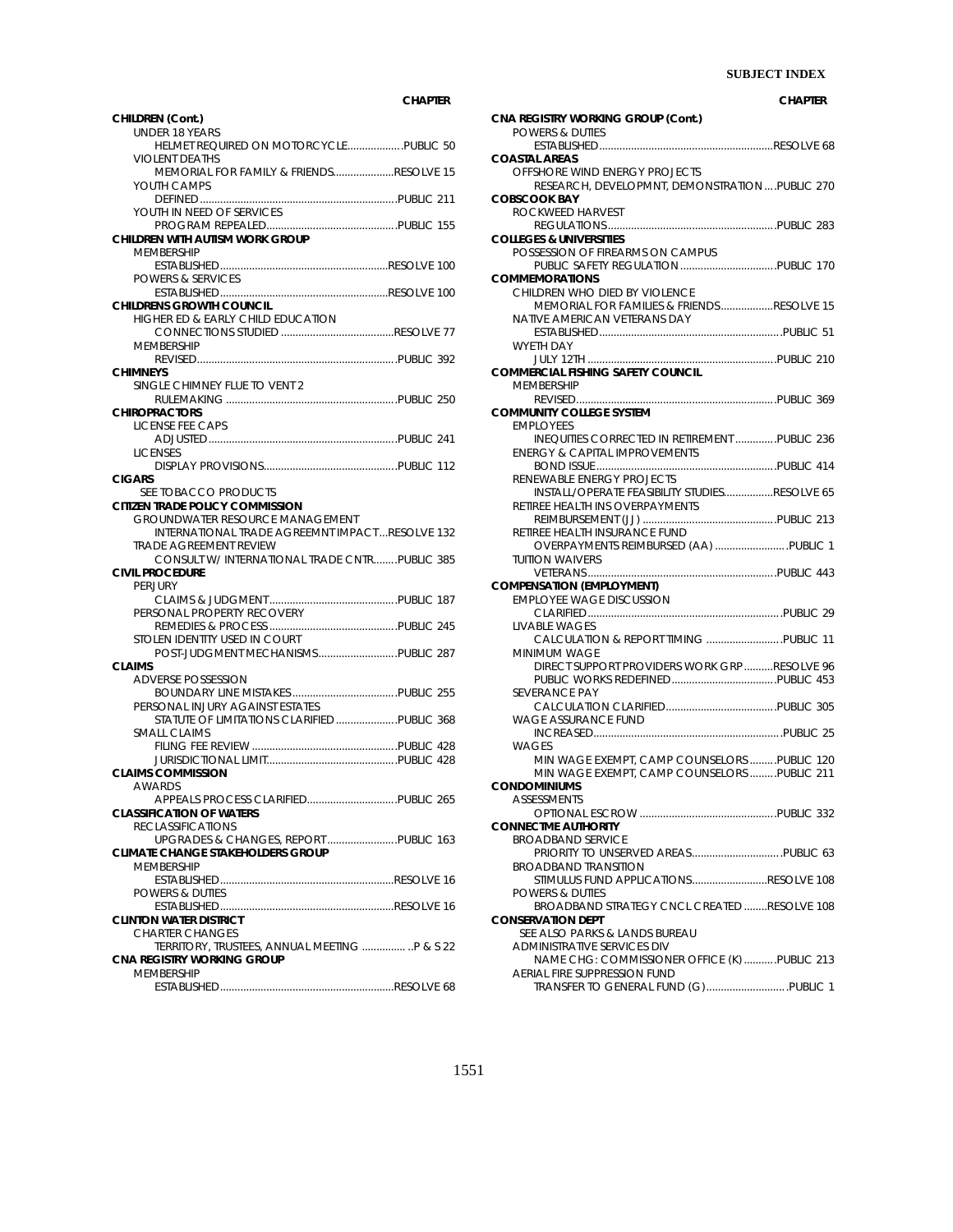**CHILDREN (Cont.)**
- UNDER 18 YEARS
  - HELMET REQUIRED ON MOTORCYCLE .......... PUBLIC 50
- VIOLENT DEATHS
  - MEMORIAL FOR FAMILY & FRIENDS .......... RESOLVE 15
- YOUTH CAMPS
  - DEFINED .......... PUBLIC 211
- YOUTH IN NEED OF SERVICES
  - PROGRAM REPEALED .......... PUBLIC 155

**CHILDREN WITH AUTISM WORK GROUP**
- MEMBERSHIP
  - ESTABLISHED .......... RESOLVE 100
- POWERS & SERVICES
  - ESTABLISHED .......... RESOLVE 100

**CHILDRENS GROWTH COUNCIL**
- HIGHER ED & EARLY CHILD EDUCATION
  - CONNECTIONS STUDIED .......... RESOLVE 77
- MEMBERSHIP
  - REVISED .......... PUBLIC 392

**CHIMNEYS**
- SINGLE CHIMNEY FLUE TO VENT 2
  - RULEMAKING .......... PUBLIC 250

**CHIROPRACTORS**
- LICENSE FEE CAPS
  - ADJUSTED .......... PUBLIC 241
- LICENSES
  - DISPLAY PROVISIONS .......... PUBLIC 112

**CIGARS**
- SEE TOBACCO PRODUCTS

**CITIZEN TRADE POLICY COMMISSION**
- GROUNDWATER RESOURCE MANAGEMENT
  - INTERNATIONAL TRADE AGREEMNT IMPACT .......... RESOLVE 132
- TRADE AGREEMENT REVIEW
  - CONSULT W/ INTERNATIONAL TRADE CNTR .......... PUBLIC 385

**CIVIL PROCEDURE**
- PERJURY
  - CLAIMS & JUDGMENT .......... PUBLIC 187
- PERSONAL PROPERTY RECOVERY
  - REMEDIES & PROCESS .......... PUBLIC 245
- STOLEN IDENTITY USED IN COURT
  - POST-JUDGMENT MECHANISMS .......... PUBLIC 287

**CLAIMS**
- ADVERSE POSSESSION
  - BOUNDARY LINE MISTAKES .......... PUBLIC 255
- PERSONAL INJURY AGAINST ESTATES
  - STATUTE OF LIMITATIONS CLARIFIED .......... PUBLIC 368
- SMALL CLAIMS
  - FILING FEE REVIEW .......... PUBLIC 428
  - JURISDICTIONAL LIMIT .......... PUBLIC 428

**CLAIMS COMMISSION**
- AWARDS
  - APPEALS PROCESS CLARIFIED .......... PUBLIC 265

**CLASSIFICATION OF WATERS**
- RECLASSIFICATIONS
  - UPGRADES & CHANGES, REPORT .......... PUBLIC 163

**CLIMATE CHANGE STAKEHOLDERS GROUP**
- MEMBERSHIP
  - ESTABLISHED .......... RESOLVE 16
- POWERS & DUTIES
  - ESTABLISHED .......... RESOLVE 16

**CLINTON WATER DISTRICT**
- CHARTER CHANGES
  - TERRITORY, TRUSTEES, ANNUAL MEETING .......... P & S 22

**CNA REGISTRY WORKING GROUP**
- MEMBERSHIP
  - ESTABLISHED .......... RESOLVE 68

**CNA REGISTRY WORKING GROUP (Cont.)**
- POWERS & DUTIES
  - ESTABLISHED .......... RESOLVE 68

**COASTAL AREAS**
- OFFSHORE WIND ENERGY PROJECTS
  - RESEARCH, DEVELOPMNT, DEMONSTRATION .......... PUBLIC 270

**COBSCOOK BAY**
- ROCKWEED HARVEST
  - REGULATIONS .......... PUBLIC 283

**COLLEGES & UNIVERSITIES**
- POSSESSION OF FIREARMS ON CAMPUS
  - PUBLIC SAFETY REGULATION .......... PUBLIC 170

**COMMEMORATIONS**
- CHILDREN WHO DIED BY VIOLENCE
  - MEMORIAL FOR FAMILIES & FRIENDS .......... RESOLVE 15
- NATIVE AMERICAN VETERANS DAY
  - ESTABLISHED .......... PUBLIC 51
- WYETH DAY
  - JULY 12TH .......... PUBLIC 210

**COMMERCIAL FISHING SAFETY COUNCIL**
- MEMBERSHIP
  - REVISED .......... PUBLIC 369

**COMMUNITY COLLEGE SYSTEM**
- EMPLOYEES
  - INEQUITIES CORRECTED IN RETIREMENT .......... PUBLIC 236
- ENERGY & CAPITAL IMPROVEMENTS
  - BOND ISSUE .......... PUBLIC 414
- RENEWABLE ENERGY PROJECTS
  - INSTALL/OPERATE FEASIBILITY STUDIES .......... RESOLVE 65
- RETIREE HEALTH INS OVERPAYMENTS
  - REIMBURSEMENT (JJ) .......... PUBLIC 213
- RETIREE HEALTH INSURANCE FUND
  - OVERPAYMENTS REIMBURSED (AA) .......... PUBLIC 1
- TUITION WAIVERS
  - VETERANS .......... PUBLIC 443

**COMPENSATION (EMPLOYMENT)**
- EMPLOYEE WAGE DISCUSSION
  - CLARIFIED .......... PUBLIC 29
- LIVABLE WAGES
  - CALCULATION & REPORT TIMING .......... PUBLIC 11
- MINIMUM WAGE
  - DIRECT SUPPORT PROVIDERS WORK GRP .......... RESOLVE 96
  - PUBLIC WORKS REDEFINED .......... PUBLIC 453
- SEVERANCE PAY
  - CALCULATION CLARIFIED .......... PUBLIC 305
- WAGE ASSURANCE FUND
  - INCREASED .......... PUBLIC 25
- WAGES
  - MIN WAGE EXEMPT, CAMP COUNSELORS .......... PUBLIC 120
  - MIN WAGE EXEMPT, CAMP COUNSELORS .......... PUBLIC 211

**CONDOMINIUMS**
- ASSESSMENTS
  - OPTIONAL ESCROW .......... PUBLIC 332

**CONNECTME AUTHORITY**
- BROADBAND SERVICE
  - PRIORITY TO UNSERVED AREAS .......... PUBLIC 63
- BROADBAND TRANSITION
  - STIMULUS FUND APPLICATIONS .......... RESOLVE 108
- POWERS & DUTIES
  - BROADBAND STRATEGY CNCL CREATED .......... RESOLVE 108

**CONSERVATION DEPT**
- SEE ALSO PARKS & LANDS BUREAU
- ADMINISTRATIVE SERVICES DIV
  - NAME CHG: COMMISSIONER OFFICE (K) .......... PUBLIC 213
- AERIAL FIRE SUPPRESSION FUND
  - TRANSFER TO GENERAL FUND (G) .......... PUBLIC 1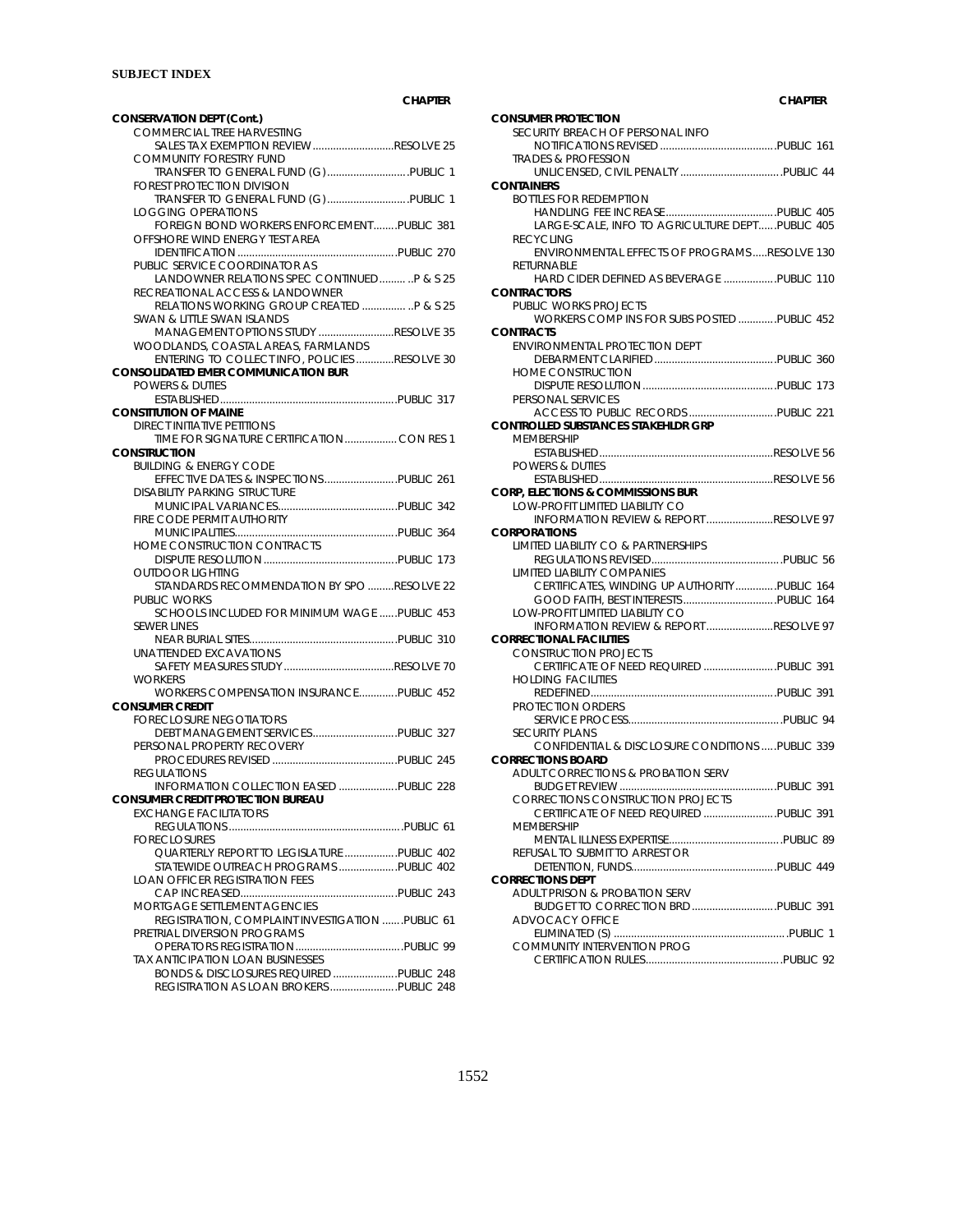**SUBJECT INDEX**

CHAPTER

**CONSERVATION DEPT (Cont.)**
- COMMERCIAL TREE HARVESTING
  - SALES TAX EXEMPTION REVIEW ............................RESOLVE 25
- COMMUNITY FORESTRY FUND
  - TRANSFER TO GENERAL FUND (G) ............................PUBLIC 1
- FOREST PROTECTION DIVISION
  - TRANSFER TO GENERAL FUND (G) ............................PUBLIC 1
- LOGGING OPERATIONS
  - FOREIGN BOND WORKERS ENFORCEMENT........PUBLIC 381
- OFFSHORE WIND ENERGY TEST AREA
  - IDENTIFICATION .......................................................PUBLIC 270
- PUBLIC SERVICE COORDINATOR AS
  - LANDOWNER RELATIONS SPEC CONTINUED......... ..P & S 25
- RECREATIONAL ACCESS & LANDOWNER
  - RELATIONS WORKING GROUP CREATED ............... ..P & S 25
- SWAN & LITTLE SWAN ISLANDS
  - MANAGEMENT OPTIONS STUDY ..........................RESOLVE 35
- WOODLANDS, COASTAL AREAS, FARMLANDS
  - ENTERING TO COLLECT INFO, POLICIES .............RESOLVE 30

**CONSOLIDATED EMER COMMUNICATION BUR**
- POWERS & DUTIES
  - ESTABLISHED.............................................................PUBLIC 317

**CONSTITUTION OF MAINE**
- DIRECT INITIATIVE PETITIONS
  - TIME FOR SIGNATURE CERTIFICATION.................. CON RES 1

**CONSTRUCTION**
- BUILDING & ENERGY CODE
  - EFFECTIVE DATES & INSPECTIONS.........................PUBLIC 261
- DISABILITY PARKING STRUCTURE
  - MUNICIPAL VARIANCES.........................................PUBLIC 342
- FIRE CODE PERMIT AUTHORITY
  - MUNICIPALITIES........................................................PUBLIC 364
- HOME CONSTRUCTION CONTRACTS
  - DISPUTE RESOLUTION ..............................................PUBLIC 173
- OUTDOOR LIGHTING
  - STANDARDS RECOMMENDATION BY SPO .........RESOLVE 22
- PUBLIC WORKS
  - SCHOOLS INCLUDED FOR MINIMUM WAGE ......PUBLIC 453
- SEWER LINES
  - NEAR BURIAL SITES...................................................PUBLIC 310
- UNATTENDED EXCAVATIONS
  - SAFETY MEASURES STUDY ......................................RESOLVE 70
- WORKERS
  - WORKERS COMPENSATION INSURANCE.............PUBLIC 452

**CONSUMER CREDIT**
- FORECLOSURE NEGOTIATORS
  - DEBT MANAGEMENT SERVICES.............................PUBLIC 327
- PERSONAL PROPERTY RECOVERY
  - PROCEDURES REVISED ...........................................PUBLIC 245
- REGULATIONS
  - INFORMATION COLLECTION EASED ....................PUBLIC 228

**CONSUMER CREDIT PROTECTION BUREAU**
- EXCHANGE FACILITATORS
  - REGULATIONS...........................................................PUBLIC 61
- FORECLOSURES
  - QUARTERLY REPORT TO LEGISLATURE ..................PUBLIC 402
  - STATEWIDE OUTREACH PROGRAMS ....................PUBLIC 402
- LOAN OFFICER REGISTRATION FEES
  - CAP INCREASED.......................................................PUBLIC 243
- MORTGAGE SETTLEMENT AGENCIES
  - REGISTRATION, COMPLAINT INVESTIGATION .......PUBLIC 61
- PRETRIAL DIVERSION PROGRAMS
  - OPERATORS REGISTRATION .....................................PUBLIC 99
- TAX ANTICIPATION LOAN BUSINESSES
  - BONDS & DISCLOSURES REQUIRED ......................PUBLIC 248
  - REGISTRATION AS LOAN BROKERS.......................PUBLIC 248

**CONSUMER PROTECTION**
- SECURITY BREACH OF PERSONAL INFO
  - NOTIFICATIONS REVISED ........................................PUBLIC 161
- TRADES & PROFESSION
  - UNLICENSED, CIVIL PENALTY ..................................PUBLIC 44

**CONTAINERS**
- BOTTLES FOR REDEMPTION
  - HANDLING FEE INCREASE......................................PUBLIC 405
  - LARGE-SCALE, INFO TO AGRICULTURE DEPT......PUBLIC 405
- RECYCLING
  - ENVIRONMENTAL EFFECTS OF PROGRAMS .....RESOLVE 130
- RETURNABLE
  - HARD CIDER DEFINED AS BEVERAGE ..................PUBLIC 110

**CONTRACTORS**
- PUBLIC WORKS PROJECTS
  - WORKERS COMP INS FOR SUBS POSTED .............PUBLIC 452

**CONTRACTS**
- ENVIRONMENTAL PROTECTION DEPT
  - DEBARMENT CLARIFIED ...........................................PUBLIC 360
- HOME CONSTRUCTION
  - DISPUTE RESOLUTION ..............................................PUBLIC 173
- PERSONAL SERVICES
  - ACCESS TO PUBLIC RECORDS ..............................PUBLIC 221

**CONTROLLED SUBSTANCES STAKEHLDR GRP**
- MEMBERSHIP
  - ESTABLISHED............................................................RESOLVE 56
- POWERS & DUTIES
  - ESTABLISHED............................................................RESOLVE 56

**CORP, ELECTIONS & COMMISSIONS BUR**
- LOW-PROFIT LIMITED LIABILITY CO
  - INFORMATION REVIEW & REPORT.......................RESOLVE 97

**CORPORATIONS**
- LIMITED LIABILITY CO & PARTNERSHIPS
  - REGULATIONS REVISED............................................PUBLIC 56
- LIMITED LIABILITY COMPANIES
  - CERTIFICATES, WINDING UP AUTHORITY..............PUBLIC 164
  - GOOD FAITH, BEST INTERESTS................................PUBLIC 164
- LOW-PROFIT LIMITED LIABILITY CO
  - INFORMATION REVIEW & REPORT.......................RESOLVE 97

**CORRECTIONAL FACILITIES**
- CONSTRUCTION PROJECTS
  - CERTIFICATE OF NEED REQUIRED .........................PUBLIC 391
- HOLDING FACILITIES
  - REDEFINED................................................................PUBLIC 391
- PROTECTION ORDERS
  - SERVICE PROCESS.....................................................PUBLIC 94
- SECURITY PLANS
  - CONFIDENTIAL & DISCLOSURE CONDITIONS .....PUBLIC 339

**CORRECTIONS BOARD**
- ADULT CORRECTIONS & PROBATION SERV
  - BUDGET REVIEW ......................................................PUBLIC 391
- CORRECTIONS CONSTRUCTION PROJECTS
  - CERTIFICATE OF NEED REQUIRED .........................PUBLIC 391
- MEMBERSHIP
  - MENTAL ILLNESS EXPERTISE......................................PUBLIC 89
- REFUSAL TO SUBMIT TO ARREST OR
  - DETENTION, FUNDS.................................................PUBLIC 449

**CORRECTIONS DEPT**
- ADULT PRISON & PROBATION SERV
  - BUDGET TO CORRECTION BRD .............................PUBLIC 391
- ADVOCACY OFFICE
  - ELIMINATED (S) ...........................................................PUBLIC 1
- COMMUNITY INTERVENTION PROG
  - CERTIFICATION RULES...............................................PUBLIC 92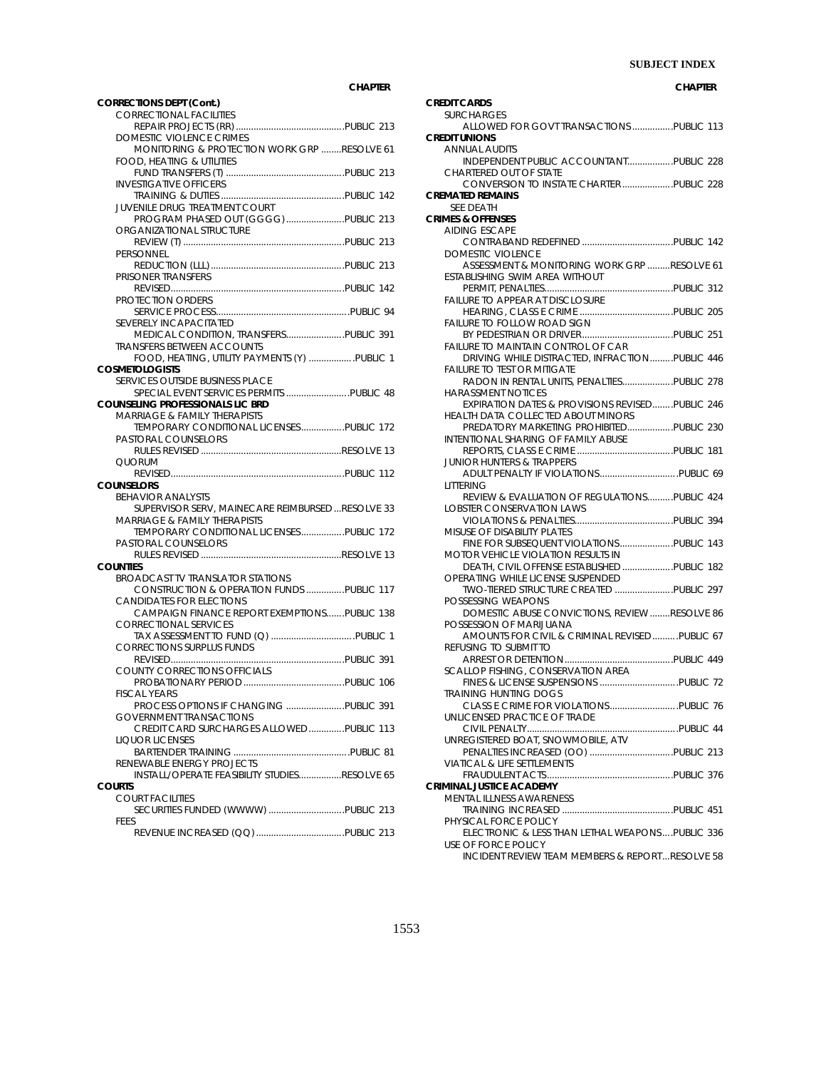| | CHAPTER |
|---|---|
| **CORRECTIONS DEPT (Cont.)** | |
| CORRECTIONAL FACILITIES | |
| REPAIR PROJECTS (RR) | PUBLIC 213 |
| DOMESTIC VIOLENCE CRIMES | |
| MONITORING & PROTECTION WORK GRP | RESOLVE 61 |
| FOOD, HEATING & UTILITIES | |
| FUND TRANSFERS (T) | PUBLIC 213 |
| INVESTIGATIVE OFFICERS | |
| TRAINING & DUTIES | PUBLIC 142 |
| JUVENILE DRUG TREATMENT COURT | |
| PROGRAM PHASED OUT (GGGG) | PUBLIC 213 |
| ORGANIZATIONAL STRUCTURE | |
| REVIEW (T) | PUBLIC 213 |
| PERSONNEL | |
| REDUCTION (LLL) | PUBLIC 213 |
| PRISONER TRANSFERS | |
| REVISED | PUBLIC 142 |
| PROTECTION ORDERS | |
| SERVICE PROCESS | PUBLIC 94 |
| SEVERELY INCAPACITATED | |
| MEDICAL CONDITION, TRANSFERS | PUBLIC 391 |
| TRANSFERS BETWEEN ACCOUNTS | |
| FOOD, HEATING, UTILITY PAYMENTS (Y) | PUBLIC 1 |
| **COSMETOLOGISTS** | |
| SERVICES OUTSIDE BUSINESS PLACE | |
| SPECIAL EVENT SERVICES PERMITS | PUBLIC 48 |
| **COUNSELING PROFESSIONALS LIC BRD** | |
| MARRIAGE & FAMILY THERAPISTS | |
| TEMPORARY CONDITIONAL LICENSES | PUBLIC 172 |
| PASTORAL COUNSELORS | |
| RULES REVISED | RESOLVE 13 |
| QUORUM | |
| REVISED | PUBLIC 112 |
| **COUNSELORS** | |
| BEHAVIOR ANALYSTS | |
| SUPERVISOR SERV, MAINECARE REIMBURSED | RESOLVE 33 |
| MARRIAGE & FAMILY THERAPISTS | |
| TEMPORARY CONDITIONAL LICENSES | PUBLIC 172 |
| PASTORAL COUNSELORS | |
| RULES REVISED | RESOLVE 13 |
| **COUNTIES** | |
| BROADCAST TV TRANSLATOR STATIONS | |
| CONSTRUCTION & OPERATION FUNDS | PUBLIC 117 |
| CANDIDATES FOR ELECTIONS | |
| CAMPAIGN FINANCE REPORT EXEMPTIONS | PUBLIC 138 |
| CORRECTIONAL SERVICES | |
| TAX ASSESSMENT TO FUND (Q) | PUBLIC 1 |
| CORRECTIONS SURPLUS FUNDS | |
| REVISED | PUBLIC 391 |
| COUNTY CORRECTIONS OFFICIALS | |
| PROBATIONARY PERIOD | PUBLIC 106 |
| FISCAL YEARS | |
| PROCESS OPTIONS IF CHANGING | PUBLIC 391 |
| GOVERNMENT TRANSACTIONS | |
| CREDIT CARD SURCHARGES ALLOWED | PUBLIC 113 |
| LIQUOR LICENSES | |
| BARTENDER TRAINING | PUBLIC 81 |
| RENEWABLE ENERGY PROJECTS | |
| INSTALL/OPERATE FEASIBILITY STUDIES | RESOLVE 65 |
| **COURTS** | |
| COURT FACILITIES | |
| SECURITIES FUNDED (WWWW) | PUBLIC 213 |
| FEES | |
| REVENUE INCREASED (QQ) | PUBLIC 213 |
| **CREDIT CARDS** | |
| SURCHARGES | |
| ALLOWED FOR GOVT TRANSACTIONS | PUBLIC 113 |
| **CREDIT UNIONS** | |
| ANNUAL AUDITS | |
| INDEPENDENT PUBLIC ACCOUNTANT | PUBLIC 228 |
| CHARTERED OUT OF STATE | |
| CONVERSION TO INSTATE CHARTER | PUBLIC 228 |
| **CREMATED REMAINS** | |
| SEE DEATH | |
| **CRIMES & OFFENSES** | |
| AIDING ESCAPE | |
| CONTRABAND REDEFINED | PUBLIC 142 |
| DOMESTIC VIOLENCE | |
| ASSESSMENT & MONITORING WORK GRP | RESOLVE 61 |
| ESTABLISHING SWIM AREA WITHOUT | |
| PERMIT, PENALTIES | PUBLIC 312 |
| FAILURE TO APPEAR AT DISCLOSURE | |
| HEARING, CLASS E CRIME | PUBLIC 205 |
| FAILURE TO FOLLOW ROAD SIGN | |
| BY PEDESTRIAN OR DRIVER | PUBLIC 251 |
| FAILURE TO MAINTAIN CONTROL OF CAR | |
| DRIVING WHILE DISTRACTED, INFRACTION | PUBLIC 446 |
| FAILURE TO TEST OR MITIGATE | |
| RADON IN RENTAL UNITS, PENALTIES | PUBLIC 278 |
| HARASSMENT NOTICES | |
| EXPIRATION DATES & PROVISIONS REVISED | PUBLIC 246 |
| HEALTH DATA COLLECTED ABOUT MINORS | |
| PREDATORY MARKETING PROHIBITED | PUBLIC 230 |
| INTENTIONAL SHARING OF FAMILY ABUSE | |
| REPORTS, CLASS E CRIME | PUBLIC 181 |
| JUNIOR HUNTERS & TRAPPERS | |
| ADULT PENALTY IF VIOLATIONS | PUBLIC 69 |
| LITTERING | |
| REVIEW & EVALUATION OF REGULATIONS | PUBLIC 424 |
| LOBSTER CONSERVATION LAWS | |
| VIOLATIONS & PENALTIES | PUBLIC 394 |
| MISUSE OF DISABILITY PLATES | |
| FINE FOR SUBSEQUENT VIOLATIONS | PUBLIC 143 |
| MOTOR VEHICLE VIOLATION RESULTS IN | |
| DEATH, CIVIL OFFENSE ESTABLISHED | PUBLIC 182 |
| OPERATING WHILE LICENSE SUSPENDED | |
| TWO-TIERED STRUCTURE CREATED | PUBLIC 297 |
| POSSESSING WEAPONS | |
| DOMESTIC ABUSE CONVICTIONS, REVIEW | RESOLVE 86 |
| POSSESSION OF MARIJUANA | |
| AMOUNTS FOR CIVIL & CRIMINAL REVISED | PUBLIC 67 |
| REFUSING TO SUBMIT TO | |
| ARREST OR DETENTION | PUBLIC 449 |
| SCALLOP FISHING, CONSERVATION AREA | |
| FINES & LICENSE SUSPENSIONS | PUBLIC 72 |
| TRAINING HUNTING DOGS | |
| CLASS E CRIME FOR VIOLATIONS | PUBLIC 76 |
| UNLICENSED PRACTICE OF TRADE | |
| CIVIL PENALTY | PUBLIC 44 |
| UNREGISTERED BOAT, SNOWMOBILE, ATV | |
| PENALTIES INCREASED (OO) | PUBLIC 213 |
| VIATICAL & LIFE SETTLEMENTS | |
| FRAUDULENT ACTS | PUBLIC 376 |
| **CRIMINAL JUSTICE ACADEMY** | |
| MENTAL ILLNESS AWARENESS | |
| TRAINING INCREASED | PUBLIC 451 |
| PHYSICAL FORCE POLICY | |
| ELECTRONIC & LESS THAN LETHAL WEAPONS | PUBLIC 336 |
| USE OF FORCE POLICY | |
| INCIDENT REVIEW TEAM MEMBERS & REPORT | RESOLVE 58 |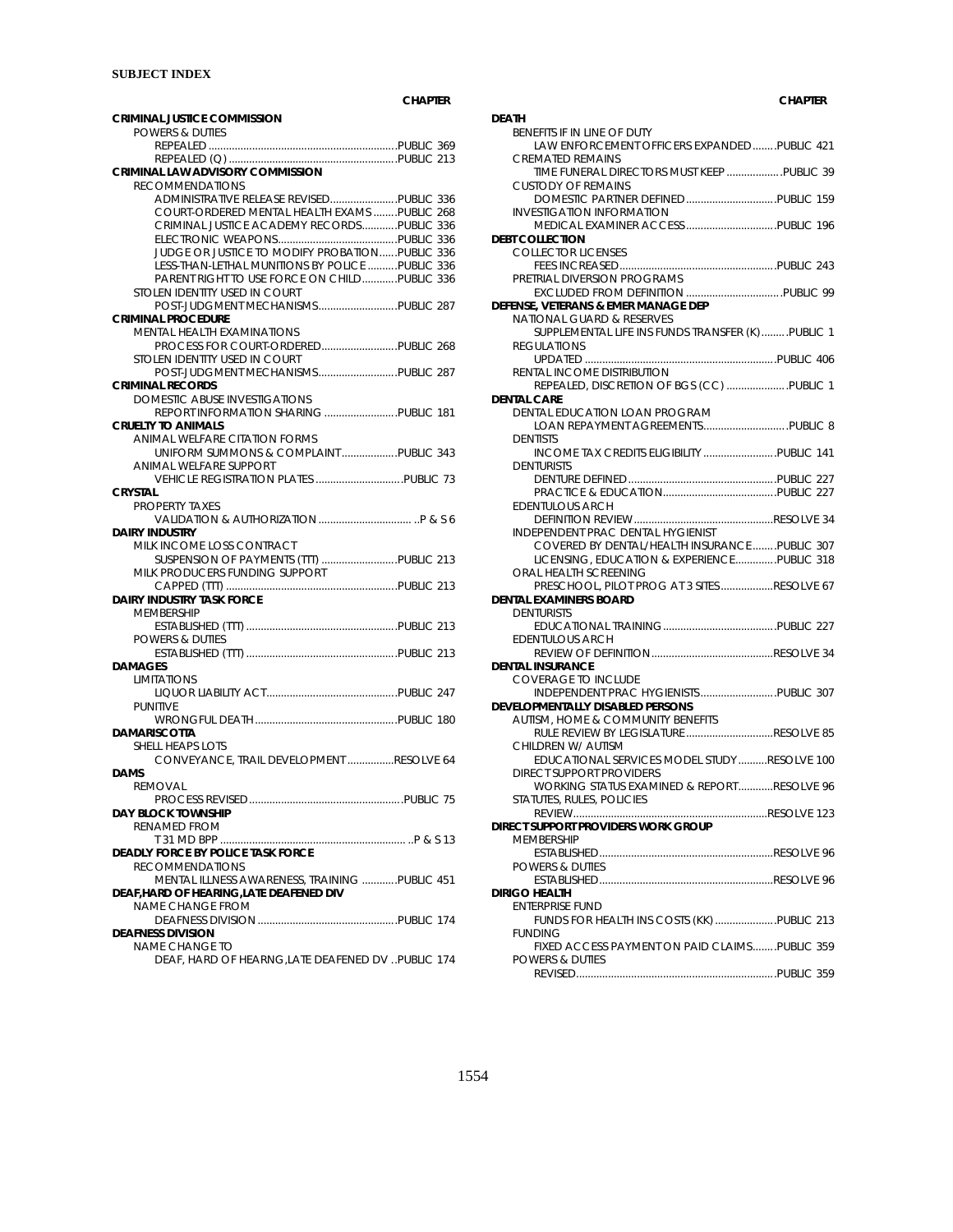**SUBJECT INDEX**

| | CHAPTER |
|---|---|
| **CRIMINAL JUSTICE COMMISSION** | |
| POWERS & DUTIES | |
| REPEALED | PUBLIC 369 |
| REPEALED (Q) | PUBLIC 213 |
| **CRIMINAL LAW ADVISORY COMMISSION** | |
| RECOMMENDATIONS | |
| ADMINISTRATIVE RELEASE REVISED | PUBLIC 336 |
| COURT-ORDERED MENTAL HEALTH EXAMS | PUBLIC 268 |
| CRIMINAL JUSTICE ACADEMY RECORDS | PUBLIC 336 |
| ELECTRONIC WEAPONS | PUBLIC 336 |
| JUDGE OR JUSTICE TO MODIFY PROBATION | PUBLIC 336 |
| LESS-THAN-LETHAL MUNITIONS BY POLICE | PUBLIC 336 |
| PARENT RIGHT TO USE FORCE ON CHILD | PUBLIC 336 |
| STOLEN IDENTITY USED IN COURT | |
| POST-JUDGMENT MECHANISMS | PUBLIC 287 |
| **CRIMINAL PROCEDURE** | |
| MENTAL HEALTH EXAMINATIONS | |
| PROCESS FOR COURT-ORDERED | PUBLIC 268 |
| STOLEN IDENTITY USED IN COURT | |
| POST-JUDGMENT MECHANISMS | PUBLIC 287 |
| **CRIMINAL RECORDS** | |
| DOMESTIC ABUSE INVESTIGATIONS | |
| REPORT INFORMATION SHARING | PUBLIC 181 |
| **CRUELTY TO ANIMALS** | |
| ANIMAL WELFARE CITATION FORMS | |
| UNIFORM SUMMONS & COMPLAINT | PUBLIC 343 |
| ANIMAL WELFARE SUPPORT | |
| VEHICLE REGISTRATION PLATES | PUBLIC 73 |
| **CRYSTAL** | |
| PROPERTY TAXES | |
| VALIDATION & AUTHORIZATION | P & S 6 |
| **DAIRY INDUSTRY** | |
| MILK INCOME LOSS CONTRACT | |
| SUSPENSION OF PAYMENTS (TTT) | PUBLIC 213 |
| MILK PRODUCERS FUNDING SUPPORT | |
| CAPPED (TTT) | PUBLIC 213 |
| **DAIRY INDUSTRY TASK FORCE** | |
| MEMBERSHIP | |
| ESTABLISHED (TTT) | PUBLIC 213 |
| POWERS & DUTIES | |
| ESTABLISHED (TTT) | PUBLIC 213 |
| **DAMAGES** | |
| LIMITATIONS | |
| LIQUOR LIABILITY ACT | PUBLIC 247 |
| PUNITIVE | |
| WRONGFUL DEATH | PUBLIC 180 |
| **DAMARISCOTTA** | |
| SHELL HEAPS LOTS | |
| CONVEYANCE, TRAIL DEVELOPMENT | RESOLVE 64 |
| **DAMS** | |
| REMOVAL | |
| PROCESS REVISED | PUBLIC 75 |
| **DAY BLOCK TOWNSHIP** | |
| RENAMED FROM | |
| T 31 MD BPP | P & S 13 |
| **DEADLY FORCE BY POLICE TASK FORCE** | |
| RECOMMENDATIONS | |
| MENTAL ILLNESS AWARENESS, TRAINING | PUBLIC 451 |
| **DEAF,HARD OF HEARING,LATE DEAFENED DIV** | |
| NAME CHANGE FROM | |
| DEAFNESS DIVISION | PUBLIC 174 |
| **DEAFNESS DIVISION** | |
| NAME CHANGE TO | |
| DEAF, HARD OF HEARNG,LATE DEAFENED DV | PUBLIC 174 |
| **DEATH** | |
| BENEFITS IF IN LINE OF DUTY | |
| LAW ENFORCEMENT OFFICERS EXPANDED | PUBLIC 421 |
| CREMATED REMAINS | |
| TIME FUNERAL DIRECTORS MUST KEEP | PUBLIC 39 |
| CUSTODY OF REMAINS | |
| DOMESTIC PARTNER DEFINED | PUBLIC 159 |
| INVESTIGATION INFORMATION | |
| MEDICAL EXAMINER ACCESS | PUBLIC 196 |
| **DEBT COLLECTION** | |
| COLLECTOR LICENSES | |
| FEES INCREASED | PUBLIC 243 |
| PRETRIAL DIVERSION PROGRAMS | |
| EXCLUDED FROM DEFINITION | PUBLIC 99 |
| **DEFENSE, VETERANS & EMER MANAGE DEP** | |
| NATIONAL GUARD & RESERVES | |
| SUPPLEMENTAL LIFE INS FUNDS TRANSFER (K) | PUBLIC 1 |
| REGULATIONS | |
| UPDATED | PUBLIC 406 |
| RENTAL INCOME DISTRIBUTION | |
| REPEALED, DISCRETION OF BGS (CC) | PUBLIC 1 |
| **DENTAL CARE** | |
| DENTAL EDUCATION LOAN PROGRAM | |
| LOAN REPAYMENT AGREEMENTS | PUBLIC 8 |
| DENTISTS | |
| INCOME TAX CREDITS ELIGIBILITY | PUBLIC 141 |
| DENTURISTS | |
| DENTURE DEFINED | PUBLIC 227 |
| PRACTICE & EDUCATION | PUBLIC 227 |
| EDENTULOUS ARCH | |
| DEFINITION REVIEW | RESOLVE 34 |
| INDEPENDENT PRAC DENTAL HYGIENIST | |
| COVERED BY DENTAL/HEALTH INSURANCE | PUBLIC 307 |
| LICENSING, EDUCATION & EXPERIENCE | PUBLIC 318 |
| ORAL HEALTH SCREENING | |
| PRESCHOOL, PILOT PROG AT 3 SITES | RESOLVE 67 |
| **DENTAL EXAMINERS BOARD** | |
| DENTURISTS | |
| EDUCATIONAL TRAINING | PUBLIC 227 |
| EDENTULOUS ARCH | |
| REVIEW OF DEFINITION | RESOLVE 34 |
| **DENTAL INSURANCE** | |
| COVERAGE TO INCLUDE | |
| INDEPENDENT PRAC HYGIENISTS | PUBLIC 307 |
| **DEVELOPMENTALLY DISABLED PERSONS** | |
| AUTISM, HOME & COMMUNITY BENEFITS | |
| RULE REVIEW BY LEGISLATURE | RESOLVE 85 |
| CHILDREN W/ AUTISM | |
| EDUCATIONAL SERVICES MODEL STUDY | RESOLVE 100 |
| DIRECT SUPPORT PROVIDERS | |
| WORKING STATUS EXAMINED & REPORT | RESOLVE 96 |
| STATUTES, RULES, POLICIES | |
| REVIEW | RESOLVE 123 |
| **DIRECT SUPPORT PROVIDERS WORK GROUP** | |
| MEMBERSHIP | |
| ESTABLISHED | RESOLVE 96 |
| POWERS & DUTIES | |
| ESTABLISHED | RESOLVE 96 |
| **DIRIGO HEALTH** | |
| ENTERPRISE FUND | |
| FUNDS FOR HEALTH INS COSTS (KK) | PUBLIC 213 |
| FUNDING | |
| FIXED ACCESS PAYMENT ON PAID CLAIMS | PUBLIC 359 |
| POWERS & DUTIES | |
| REVISED | PUBLIC 359 |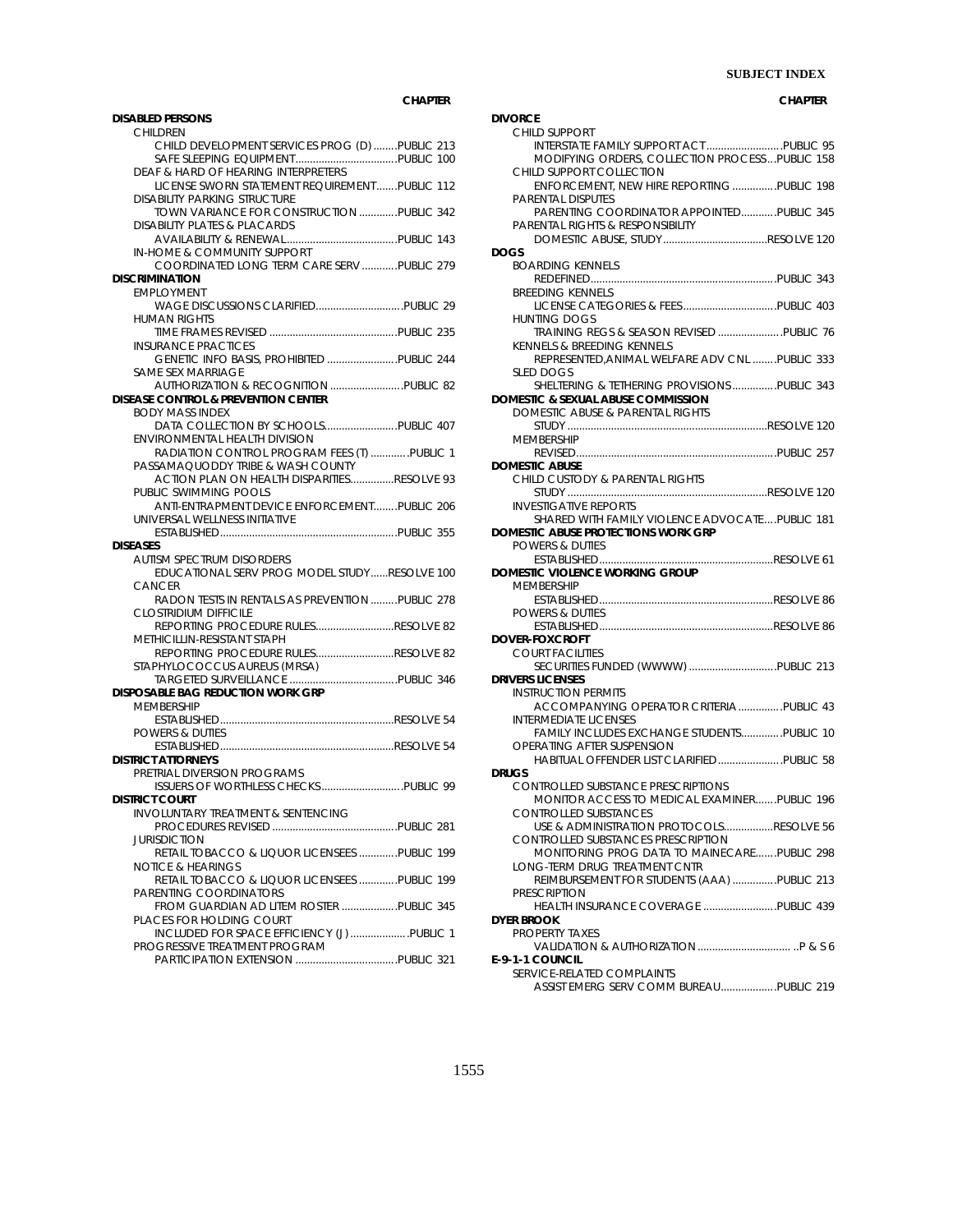## SUBJECT INDEX

| | CHAPTER |
|---|---|
| **DISABLED PERSONS** | |
| CHILDREN | |
| CHILD DEVELOPMENT SERVICES PROG (D) | PUBLIC 213 |
| SAFE SLEEPING EQUIPMENT | PUBLIC 100 |
| DEAF & HARD OF HEARING INTERPRETERS | |
| LICENSE SWORN STATEMENT REQUIREMENT | PUBLIC 112 |
| DISABILITY PARKING STRUCTURE | |
| TOWN VARIANCE FOR CONSTRUCTION | PUBLIC 342 |
| DISABILITY PLATES & PLACARDS | |
| AVAILABILITY & RENEWAL | PUBLIC 143 |
| IN-HOME & COMMUNITY SUPPORT | |
| COORDINATED LONG TERM CARE SERV | PUBLIC 279 |
| **DISCRIMINATION** | |
| EMPLOYMENT | |
| WAGE DISCUSSIONS CLARIFIED | PUBLIC 29 |
| HUMAN RIGHTS | |
| TIME FRAMES REVISED | PUBLIC 235 |
| INSURANCE PRACTICES | |
| GENETIC INFO BASIS, PROHIBITED | PUBLIC 244 |
| SAME SEX MARRIAGE | |
| AUTHORIZATION & RECOGNITION | PUBLIC 82 |
| **DISEASE CONTROL & PREVENTION CENTER** | |
| BODY MASS INDEX | |
| DATA COLLECTION BY SCHOOLS | PUBLIC 407 |
| ENVIRONMENTAL HEALTH DIVISION | |
| RADIATION CONTROL PROGRAM FEES (T) | PUBLIC 1 |
| PASSAMAQUODDY TRIBE & WASH COUNTY | |
| ACTION PLAN ON HEALTH DISPARITIES | RESOLVE 93 |
| PUBLIC SWIMMING POOLS | |
| ANTI-ENTRAPMENT DEVICE ENFORCEMENT | PUBLIC 206 |
| UNIVERSAL WELLNESS INITIATIVE | |
| ESTABLISHED | PUBLIC 355 |
| **DISEASES** | |
| AUTISM SPECTRUM DISORDERS | |
| EDUCATIONAL SERV PROG MODEL STUDY | RESOLVE 100 |
| CANCER | |
| RADON TESTS IN RENTALS AS PREVENTION | PUBLIC 278 |
| CLOSTRIDIUM DIFFICILE | |
| REPORTING PROCEDURE RULES | RESOLVE 82 |
| METHICILLIN-RESISTANT STAPH | |
| REPORTING PROCEDURE RULES | RESOLVE 82 |
| STAPHYLOCOCCUS AUREUS (MRSA) | |
| TARGETED SURVEILLANCE | PUBLIC 346 |
| **DISPOSABLE BAG REDUCTION WORK GRP** | |
| MEMBERSHIP | |
| ESTABLISHED | RESOLVE 54 |
| POWERS & DUTIES | |
| ESTABLISHED | RESOLVE 54 |
| **DISTRICT ATTORNEYS** | |
| PRETRIAL DIVERSION PROGRAMS | |
| ISSUERS OF WORTHLESS CHECKS | PUBLIC 99 |
| **DISTRICT COURT** | |
| INVOLUNTARY TREATMENT & SENTENCING | |
| PROCEDURES REVISED | PUBLIC 281 |
| JURISDICTION | |
| RETAIL TOBACCO & LIQUOR LICENSEES | PUBLIC 199 |
| NOTICE & HEARINGS | |
| RETAIL TOBACCO & LIQUOR LICENSEES | PUBLIC 199 |
| PARENTING COORDINATORS | |
| FROM GUARDIAN AD LITEM ROSTER | PUBLIC 345 |
| PLACES FOR HOLDING COURT | |
| INCLUDED FOR SPACE EFFICIENCY (J) | PUBLIC 1 |
| PROGRESSIVE TREATMENT PROGRAM | |
| PARTICIPATION EXTENSION | PUBLIC 321 |
| **DIVORCE** | |
| CHILD SUPPORT | |
| INTERSTATE FAMILY SUPPORT ACT | PUBLIC 95 |
| MODIFYING ORDERS, COLLECTION PROCESS | PUBLIC 158 |
| CHILD SUPPORT COLLECTION | |
| ENFORCEMENT, NEW HIRE REPORTING | PUBLIC 198 |
| PARENTAL DISPUTES | |
| PARENTING COORDINATOR APPOINTED | PUBLIC 345 |
| PARENTAL RIGHTS & RESPONSIBILITY | |
| DOMESTIC ABUSE, STUDY | RESOLVE 120 |
| **DOGS** | |
| BOARDING KENNELS | |
| REDEFINED | PUBLIC 343 |
| BREEDING KENNELS | |
| LICENSE CATEGORIES & FEES | PUBLIC 403 |
| HUNTING DOGS | |
| TRAINING REGS & SEASON REVISED | PUBLIC 76 |
| KENNELS & BREEDING KENNELS | |
| REPRESENTED,ANIMAL WELFARE ADV CNL | PUBLIC 333 |
| SLED DOGS | |
| SHELTERING & TETHERING PROVISIONS | PUBLIC 343 |
| **DOMESTIC & SEXUAL ABUSE COMMISSION** | |
| DOMESTIC ABUSE & PARENTAL RIGHTS | |
| STUDY | RESOLVE 120 |
| MEMBERSHIP | |
| REVISED | PUBLIC 257 |
| **DOMESTIC ABUSE** | |
| CHILD CUSTODY & PARENTAL RIGHTS | |
| STUDY | RESOLVE 120 |
| INVESTIGATIVE REPORTS | |
| SHARED WITH FAMILY VIOLENCE ADVOCATE | PUBLIC 181 |
| **DOMESTIC ABUSE PROTECTIONS WORK GRP** | |
| POWERS & DUTIES | |
| ESTABLISHED | RESOLVE 61 |
| **DOMESTIC VIOLENCE WORKING GROUP** | |
| MEMBERSHIP | |
| ESTABLISHED | RESOLVE 86 |
| POWERS & DUTIES | |
| ESTABLISHED | RESOLVE 86 |
| **DOVER-FOXCROFT** | |
| COURT FACILITIES | |
| SECURITIES FUNDED (WWWW) | PUBLIC 213 |
| **DRIVERS LICENSES** | |
| INSTRUCTION PERMITS | |
| ACCOMPANYING OPERATOR CRITERIA | PUBLIC 43 |
| INTERMEDIATE LICENSES | |
| FAMILY INCLUDES EXCHANGE STUDENTS | PUBLIC 10 |
| OPERATING AFTER SUSPENSION | |
| HABITUAL OFFENDER LIST CLARIFIED | PUBLIC 58 |
| **DRUGS** | |
| CONTROLLED SUBSTANCE PRESCRIPTIONS | |
| MONITOR ACCESS TO MEDICAL EXAMINER | PUBLIC 196 |
| CONTROLLED SUBSTANCES | |
| USE & ADMINISTRATION PROTOCOLS | RESOLVE 56 |
| CONTROLLED SUBSTANCES PRESCRIPTION | |
| MONITORING PROG DATA TO MAINECARE | PUBLIC 298 |
| LONG-TERM DRUG TREATMENT CNTR | |
| REIMBURSEMENT FOR STUDENTS (AAA) | PUBLIC 213 |
| PRESCRIPTION | |
| HEALTH INSURANCE COVERAGE | PUBLIC 439 |
| **DYER BROOK** | |
| PROPERTY TAXES | |
| VALIDATION & AUTHORIZATION | P & S 6 |
| **E-9-1-1 COUNCIL** | |
| SERVICE-RELATED COMPLAINTS | |
| ASSIST EMERG SERV COMM BUREAU | PUBLIC 219 |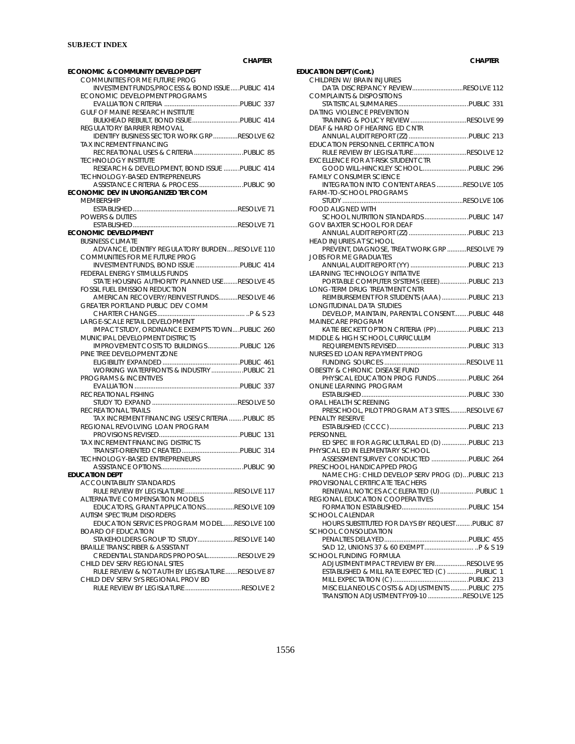**SUBJECT INDEX**

| | CHAPTER |
|---|---|
| **ECONOMIC & COMMUNITY DEVELOP DEPT** | |
| COMMUNITIES FOR ME FUTURE PROG | |
| INVESTMENT FUNDS,PROCESS & BOND ISSUE | PUBLIC 414 |
| ECONOMIC DEVELOPMENT PROGRAMS | |
| EVALUATION CRITERIA | PUBLIC 337 |
| GULF OF MAINE RESEARCH INSTITUTE | |
| BULKHEAD REBUILT, BOND ISSUE | PUBLIC 414 |
| REGULATORY BARRIER REMOVAL | |
| IDENTIFY BUSINESS SECTOR WORK GRP | RESOLVE 62 |
| TAX INCREMENT FINANCING | |
| RECREATIONAL USES & CRITERIA | PUBLIC 85 |
| TECHNOLOGY INSTITUTE | |
| RESEARCH & DEVELOPMENT, BOND ISSUE | PUBLIC 414 |
| TECHNOLOGY-BASED ENTREPRENEURS | |
| ASSISTANCE CRITERIA & PROCESS | PUBLIC 90 |
| **ECONOMIC DEV IN UNORGANIZED TER COM** | |
| MEMBERSHIP | |
| ESTABLISHED | RESOLVE 71 |
| POWERS & DUTIES | |
| ESTABLISHED | RESOLVE 71 |
| **ECONOMIC DEVELOPMENT** | |
| BUSINESS CLIMATE | |
| ADVANCE, IDENTIFY REGULATORY BURDEN | RESOLVE 110 |
| COMMUNITIES FOR ME FUTURE PROG | |
| INVESTMENT FUNDS, BOND ISSUE | PUBLIC 414 |
| FEDERAL ENERGY STIMULUS FUNDS | |
| STATE HOUSING AUTHORITY PLANNED USE | RESOLVE 45 |
| FOSSIL FUEL EMISSION REDUCTION | |
| AMERICAN RECOVERY/REINVEST FUNDS | RESOLVE 46 |
| GREATER PORTLAND PUBLIC DEV COMM | |
| CHARTER CHANGES | P & S 23 |
| LARGE-SCALE RETAIL DEVELOPMENT | |
| IMPACT STUDY, ORDINANCE EXEMPTS TOWN | PUBLIC 260 |
| MUNICIPAL DEVELOPMENT DISTRICTS | |
| IMPROVEMENT COSTS TO BUILDINGS | PUBLIC 126 |
| PINE TREE DEVELOPMENT ZONE | |
| ELIGIBILITY EXPANDED | PUBLIC 461 |
| WORKING WATERFRONTS & INDUSTRY | PUBLIC 21 |
| PROGRAMS & INCENTIVES | |
| EVALUATION | PUBLIC 337 |
| RECREATIONAL FISHING | |
| STUDY TO EXPAND | RESOLVE 50 |
| RECREATIONAL TRAILS | |
| TAX INCREMENT FINANCING USES/CRITERIA | PUBLIC 85 |
| REGIONAL REVOLVING LOAN PROGRAM | |
| PROVISIONS REVISED | PUBLIC 131 |
| TAX INCREMENT FINANCING DISTRICTS | |
| TRANSIT-ORIENTED CREATED | PUBLIC 314 |
| TECHNOLOGY-BASED ENTREPRENEURS | |
| ASSISTANCE OPTIONS | PUBLIC 90 |
| **EDUCATION DEPT** | |
| ACCOUNTABILITY STANDARDS | |
| RULE REVIEW BY LEGISLATURE | RESOLVE 117 |
| ALTERNATIVE COMPENSATION MODELS | |
| EDUCATORS, GRANT APPLICATIONS | RESOLVE 109 |
| AUTISM SPECTRUM DISORDERS | |
| EDUCATION SERVICES PROGRAM MODEL | RESOLVE 100 |
| BOARD OF EDUCATION | |
| STAKEHOLDERS GROUP TO STUDY | RESOLVE 140 |
| BRAILLE TRANSCRIBER & ASSISTANT | |
| CREDENTIAL STANDARDS PROPOSAL | RESOLVE 29 |
| CHILD DEV SERV REGIONAL SITES | |
| RULE REVIEW & NOT AUTH BY LEGISLATURE | RESOLVE 87 |
| CHILD DEV SERV SYS REGIONAL PROV BD | |
| RULE REVIEW BY LEGISLATURE | RESOLVE 2 |
| **EDUCATION DEPT (Cont.)** | |
| CHILDREN W/ BRAIN INJURIES | |
| DATA DISCREPANCY REVIEW | RESOLVE 112 |
| COMPLAINTS & DISPOSITIONS | |
| STATISTICAL SUMMARIES | PUBLIC 331 |
| DATING VIOLENCE PREVENTION | |
| TRAINING & POLICY REVIEW | RESOLVE 99 |
| DEAF & HARD OF HEARING ED CNTR | |
| ANNUAL AUDIT REPORT (ZZ) | PUBLIC 213 |
| EDUCATION PERSONNEL CERTIFICATION | |
| RULE REVIEW BY LEGISLATURE | RESOLVE 12 |
| EXCELLENCE FOR AT-RISK STUDENT CTR | |
| GOOD WILL-HINCKLEY SCHOOL | PUBLIC 296 |
| FAMILY CONSUMER SCIENCE | |
| INTEGRATION INTO CONTENT AREAS | RESOLVE 105 |
| FARM-TO-SCHOOL PROGRAMS | |
| STUDY | RESOLVE 106 |
| FOOD ALIGNED WITH | |
| SCHOOL NUTRITION STANDARDS | PUBLIC 147 |
| GOV BAXTER SCHOOL FOR DEAF | |
| ANNUAL AUDIT REPORT (ZZ) | PUBLIC 213 |
| HEAD INJURIES AT SCHOOL | |
| PREVENT, DIAGNOSE, TREAT WORK GRP | RESOLVE 79 |
| JOBS FOR ME GRADUATES | |
| ANNUAL AUDIT REPORT (YY) | PUBLIC 213 |
| LEARNING TECHNOLOGY INITIATIVE | |
| PORTABLE COMPUTER SYSTEMS (EEEE) | PUBLIC 213 |
| LONG-TERM DRUG TREATMENT CNTR | |
| REIMBURSEMENT FOR STUDENTS (AAA) | PUBLIC 213 |
| LONGITUDINAL DATA STUDIES | |
| DEVELOP, MAINTAIN, PARENTAL CONSENT | PUBLIC 448 |
| MAINECARE PROGRAM | |
| KATIE BECKETT OPTION CRITERIA (PP) | PUBLIC 213 |
| MIDDLE & HIGH SCHOOL CURRICULUM | |
| REQUIREMENTS REVISED | PUBLIC 313 |
| NURSES ED LOAN REPAYMENT PROG | |
| FUNDING SOURCES | RESOLVE 11 |
| OBESITY & CHRONIC DISEASE FUND | |
| PHYSICAL EDUCATION PROG FUNDS | PUBLIC 264 |
| ONLINE LEARNING PROGRAM | |
| ESTABLISHED | PUBLIC 330 |
| ORAL HEALTH SCREENING | |
| PRESCHOOL, PILOT PROGRAM AT 3 SITES | RESOLVE 67 |
| PENALTY RESERVE | |
| ESTABLISHED (CCCC) | PUBLIC 213 |
| PERSONNEL | |
| ED SPEC III FOR AGRICULTURAL ED (D) | PUBLIC 213 |
| PHYSICAL ED IN ELEMENTARY SCHOOL | |
| ASSESSMENT SURVEY CONDUCTED | PUBLIC 264 |
| PRESCHOOL HANDICAPPED PROG | |
| NAME CHG: CHILD DEVELOP SERV PROG (D) | PUBLIC 213 |
| PROVISIONAL CERTIFICATE TEACHERS | |
| RENEWAL NOTICES ACCELERATED (U) | PUBLIC 1 |
| REGIONAL EDUCATION COOPERATIVES | |
| FORMATION ESTABLISHED | PUBLIC 154 |
| SCHOOL CALENDAR | |
| HOURS SUBSTITUTED FOR DAYS BY REQUEST | PUBLIC 87 |
| SCHOOL CONSOLIDATION | |
| PENALTIES DELAYED | PUBLIC 455 |
| SAD 12, UNIONS 37 & 60 EXEMPT | P & S 19 |
| SCHOOL FUNDING FORMULA | |
| ADJUSTMENT IMPACT REVIEW BY ERI | RESOLVE 95 |
| ESTABLISHED & MILL RATE EXPECTED (C) | PUBLIC 1 |
| MILL EXPECTATION (C) | PUBLIC 213 |
| MISCELLANEOUS COSTS & ADJUSTMENTS | PUBLIC 275 |
| TRANSITION ADJUSTMENT FY09-10 | RESOLVE 125 |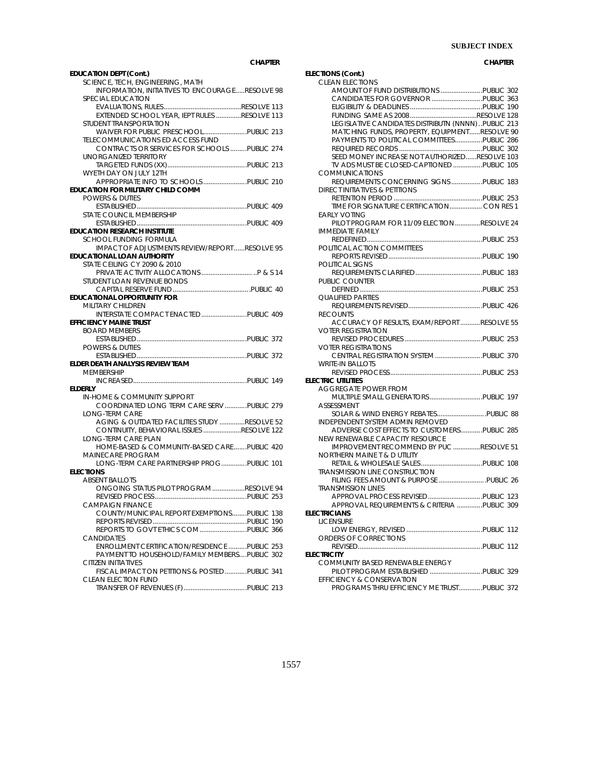**EDUCATION DEPT (Cont.)**
- SCIENCE, TECH, ENGINEERING, MATH
  - INFORMATION, INITIATIVES TO ENCOURAGE ..... RESOLVE 98
- SPECIAL EDUCATION
  - EVALUATIONS, RULES ..... RESOLVE 113
  - EXTENDED SCHOOL YEAR, IEPT RULES ..... RESOLVE 113
- STUDENT TRANSPORTATION
  - WAIVER FOR PUBLIC PRESCHOOL ..... PUBLIC 213
- TELECOMMUNICATIONS ED ACCESS FUND
  - CONTRACTS OR SERVICES FOR SCHOOLS ..... PUBLIC 274
- UNORGANIZED TERRITORY
  - TARGETED FUNDS (XX) ..... PUBLIC 213
- WYETH DAY ON JULY 12TH
  - APPROPRIATE INFO TO SCHOOLS ..... PUBLIC 210

**EDUCATION FOR MILITARY CHILD COMM**
- POWERS & DUTIES
  - ESTABLISHED ..... PUBLIC 409
- STATE COUNCIL MEMBERSHIP
  - ESTABLISHED ..... PUBLIC 409

**EDUCATION RESEARCH INSTITUTE**
- SCHOOL FUNDING FORMULA
  - IMPACT OF ADJUSTMENTS REVIEW/REPORT ..... RESOLVE 95

**EDUCATIONAL LOAN AUTHORITY**
- STATE CEILING CY 2090 & 2010
  - PRIVATE ACTIVITY ALLOCATIONS ..... P & S 14
- STUDENT LOAN REVENUE BONDS
  - CAPITAL RESERVE FUND ..... PUBLIC 40

**EDUCATIONAL OPPORTUNITY FOR MILITARY CHILDREN**
- INTERSTATE COMPACT ENACTED ..... PUBLIC 409

**EFFICIENCY MAINE TRUST**
- BOARD MEMBERS
  - ESTABLISHED ..... PUBLIC 372
- POWERS & DUTIES
  - ESTABLISHED ..... PUBLIC 372

**ELDER DEATH ANALYSIS REVIEW TEAM**
- MEMBERSHIP
  - INCREASED ..... PUBLIC 149

**ELDERLY**
- IN-HOME & COMMUNITY SUPPORT
  - COORDINATED LONG TERM CARE SERV ..... PUBLIC 279
- LONG-TERM CARE
  - AGING & OUTDATED FACILITIES STUDY ..... RESOLVE 52
  - CONTINUITY, BEHAVIORAL ISSUES ..... RESOLVE 122
- LONG-TERM CARE PLAN
  - HOME-BASED & COMMUNITY-BASED CARE ..... PUBLIC 420
- MAINECARE PROGRAM
  - LONG-TERM CARE PARTNERSHIP PROG ..... PUBLIC 101

**ELECTIONS**
- ABSENT BALLOTS
  - ONGOING STATUS PILOT PROGRAM ..... RESOLVE 94
  - REVISED PROCESS ..... PUBLIC 253
- CAMPAIGN FINANCE
  - COUNTY/MUNICIPAL REPORT EXEMPTIONS ..... PUBLIC 138
  - REPORTS REVISED ..... PUBLIC 190
  - REPORTS TO GOVT ETHICS COM ..... PUBLIC 366
- CANDIDATES
  - ENROLLMENT CERTIFICATION/RESIDENCE ..... PUBLIC 253
  - PAYMENT TO HOUSEHOLD/FAMILY MEMBERS ..... PUBLIC 302
- CITIZEN INITIATIVES
  - FISCAL IMPACT ON PETITIONS & POSTED ..... PUBLIC 341
- CLEAN ELECTION FUND
  - TRANSFER OF REVENUES (F) ..... PUBLIC 213

**ELECTIONS (Cont.)**
- CLEAN ELECTIONS
  - AMOUNT OF FUND DISTRIBUTIONS ..... PUBLIC 302
  - CANDIDATES FOR GOVERNOR ..... PUBLIC 363
  - ELIGIBILITY & DEADLINES ..... PUBLIC 190
  - FUNDING SAME AS 2008 ..... RESOLVE 128
  - LEGISLATIVE CANDIDATES DISTRIBUTN (NNNN) ..... PUBLIC 213
  - MATCHING FUNDS, PROPERTY, EQUIPMENT ..... RESOLVE 90
  - PAYMENTS TO POLITICAL COMMITTEES ..... PUBLIC 286
  - REQUIRED RECORDS ..... PUBLIC 302
  - SEED MONEY INCREASE NOT AUTHORIZED ..... RESOLVE 103
  - TV ADS MUST BE CLOSED-CAPTIONED ..... PUBLIC 105
- COMMUNICATIONS
  - REQUIREMENTS CONCERNING SIGNS ..... PUBLIC 183
- DIRECT INITIATIVES & PETITIONS
  - RETENTION PERIOD ..... PUBLIC 253
  - TIME FOR SIGNATURE CERTIFICATION ..... CON RES 1
- EARLY VOTING
  - PILOT PROGRAM FOR 11/09 ELECTION ..... RESOLVE 24
- IMMEDIATE FAMILY
  - REDEFINED ..... PUBLIC 253
- POLITICAL ACTION COMMITTEES
  - REPORTS REVISED ..... PUBLIC 190
- POLITICAL SIGNS
  - REQUIREMENTS CLARIFIED ..... PUBLIC 183
- PUBLIC COUNTER
  - DEFINED ..... PUBLIC 253
- QUALIFIED PARTIES
  - REQUIREMENTS REVISED ..... PUBLIC 426
- RECOUNTS
  - ACCURACY OF RESULTS, EXAM/REPORT ..... RESOLVE 55
- VOTER REGISTRATION
  - REVISED PROCEDURES ..... PUBLIC 253
- VOTER REGISTRATIONS
  - CENTRAL REGISTRATION SYSTEM ..... PUBLIC 370
- WRITE-IN BALLOTS
  - REVISED PROCESS ..... PUBLIC 253

**ELECTRIC UTILITIES**
- AGGREGATE POWER FROM
  - MULTIPLE SMALL GENERATORS ..... PUBLIC 197
- ASSESSMENT
  - SOLAR & WIND ENERGY REBATES ..... PUBLIC 88
- INDEPENDENT SYSTEM ADMIN REMOVED
  - ADVERSE COST EFFECTS TO CUSTOMERS ..... PUBLIC 285
- NEW RENEWABLE CAPACITY RESOURCE
  - IMPROVEMENT RECOMMEND BY PUC ..... RESOLVE 51
- NORTHERN MAINE T & D UTILITY
  - RETAIL & WHOLESALE SALES ..... PUBLIC 108
- TRANSMISSION LINE CONSTRUCTION
  - FILING FEES AMOUNT & PURPOSE ..... PUBLIC 26
- TRANSMISSION LINES
  - APPROVAL PROCESS REVISED ..... PUBLIC 123
  - APPROVAL REQUIREMENTS & CRITERIA ..... PUBLIC 309

**ELECTRICIANS**
- LICENSURE
  - LOW ENERGY, REVISED ..... PUBLIC 112
- ORDERS OF CORRECTIONS
  - REVISED ..... PUBLIC 112

**ELECTRICITY**
- COMMUNITY BASED RENEWABLE ENERGY
  - PILOT PROGRAM ESTABLISHED ..... PUBLIC 329
- EFFICIENCY & CONSERVATION
  - PROGRAMS THRU EFFICIENCY ME TRUST ..... PUBLIC 372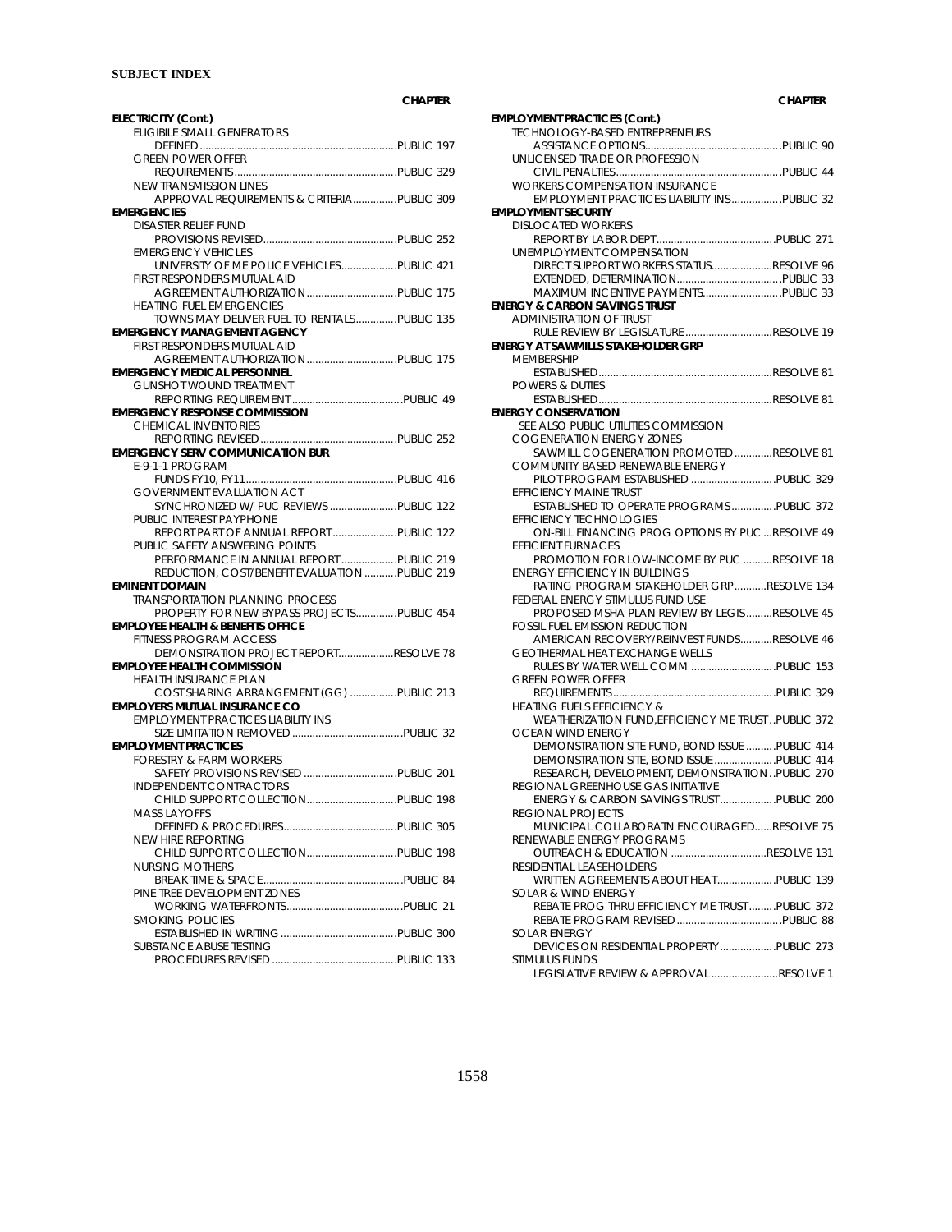## SUBJECT INDEX

**CHAPTER**

**ELECTRICITY (Cont.)**
- ELIGIBILE SMALL GENERATORS
  - DEFINED ........ PUBLIC 197
- GREEN POWER OFFER
  - REQUIREMENTS ........ PUBLIC 329
- NEW TRANSMISSION LINES
  - APPROVAL REQUIREMENTS & CRITERIA ........ PUBLIC 309

**EMERGENCIES**
- DISASTER RELIEF FUND
  - PROVISIONS REVISED ........ PUBLIC 252
- EMERGENCY VEHICLES
  - UNIVERSITY OF ME POLICE VEHICLES ........ PUBLIC 421
- FIRST RESPONDERS MUTUAL AID
  - AGREEMENT AUTHORIZATION ........ PUBLIC 175
- HEATING FUEL EMERGENCIES
  - TOWNS MAY DELIVER FUEL TO RENTALS ........ PUBLIC 135

**EMERGENCY MANAGEMENT AGENCY**
- FIRST RESPONDERS MUTUAL AID
  - AGREEMENT AUTHORIZATION ........ PUBLIC 175

**EMERGENCY MEDICAL PERSONNEL**
- GUNSHOT WOUND TREATMENT
  - REPORTING REQUIREMENT ........ PUBLIC 49

**EMERGENCY RESPONSE COMMISSION**
- CHEMICAL INVENTORIES
  - REPORTING REVISED ........ PUBLIC 252

**EMERGENCY SERV COMMUNICATION BUR**
- E-9-1-1 PROGRAM
  - FUNDS FY10, FY11 ........ PUBLIC 416
- GOVERNMENT EVALUATION ACT
  - SYNCHRONIZED W/ PUC REVIEWS ........ PUBLIC 122
- PUBLIC INTEREST PAYPHONE
  - REPORT PART OF ANNUAL REPORT ........ PUBLIC 122
- PUBLIC SAFETY ANSWERING POINTS
  - PERFORMANCE IN ANNUAL REPORT ........ PUBLIC 219
  - REDUCTION, COST/BENEFIT EVALUATION ........ PUBLIC 219

**EMINENT DOMAIN**
- TRANSPORTATION PLANNING PROCESS
  - PROPERTY FOR NEW BYPASS PROJECTS ........ PUBLIC 454

**EMPLOYEE HEALTH & BENEFITS OFFICE**
- FITNESS PROGRAM ACCESS
  - DEMONSTRATION PROJECT REPORT ........ RESOLVE 78

**EMPLOYEE HEALTH COMMISSION**
- HEALTH INSURANCE PLAN
  - COST SHARING ARRANGEMENT (GG) ........ PUBLIC 213

**EMPLOYERS MUTUAL INSURANCE CO**
- EMPLOYMENT PRACTICES LIABILITY INS
  - SIZE LIMITATION REMOVED ........ PUBLIC 32

**EMPLOYMENT PRACTICES**
- FORESTRY & FARM WORKERS
  - SAFETY PROVISIONS REVISED ........ PUBLIC 201
- INDEPENDENT CONTRACTORS
  - CHILD SUPPORT COLLECTION ........ PUBLIC 198
- MASS LAYOFFS
  - DEFINED & PROCEDURES ........ PUBLIC 305
- NEW HIRE REPORTING
  - CHILD SUPPORT COLLECTION ........ PUBLIC 198
- NURSING MOTHERS
  - BREAK TIME & SPACE ........ PUBLIC 84
- PINE TREE DEVELOPMENT ZONES
  - WORKING WATERFRONTS ........ PUBLIC 21
- SMOKING POLICIES
  - ESTABLISHED IN WRITING ........ PUBLIC 300
- SUBSTANCE ABUSE TESTING
  - PROCEDURES REVISED ........ PUBLIC 133

**EMPLOYMENT PRACTICES (Cont.)**
- TECHNOLOGY-BASED ENTREPRENEURS
  - ASSISTANCE OPTIONS ........ PUBLIC 90
- UNLICENSED TRADE OR PROFESSION
  - CIVIL PENALTIES ........ PUBLIC 44
- WORKERS COMPENSATION INSURANCE
  - EMPLOYMENT PRACTICES LIABILITY INS ........ PUBLIC 32

**EMPLOYMENT SECURITY**
- DISLOCATED WORKERS
  - REPORT BY LABOR DEPT ........ PUBLIC 271
- UNEMPLOYMENT COMPENSATION
  - DIRECT SUPPORT WORKERS STATUS ........ RESOLVE 96
  - EXTENDED, DETERMINATION ........ PUBLIC 33
  - MAXIMUM INCENTIVE PAYMENTS ........ PUBLIC 33

**ENERGY & CARBON SAVINGS TRUST**
- ADMINISTRATION OF TRUST
  - RULE REVIEW BY LEGISLATURE ........ RESOLVE 19

**ENERGY AT SAWMILLS STAKEHOLDER GRP**
- MEMBERSHIP
  - ESTABLISHED ........ RESOLVE 81
- POWERS & DUTIES
  - ESTABLISHED ........ RESOLVE 81

**ENERGY CONSERVATION**
- SEE ALSO PUBLIC UTILITIES COMMISSION
- COGENERATION ENERGY ZONES
  - SAWMILL COGENERATION PROMOTED ........ RESOLVE 81
- COMMUNITY BASED RENEWABLE ENERGY
  - PILOT PROGRAM ESTABLISHED ........ PUBLIC 329
- EFFICIENCY MAINE TRUST
  - ESTABLISHED TO OPERATE PROGRAMS ........ PUBLIC 372
- EFFICIENCY TECHNOLOGIES
  - ON-BILL FINANCING PROG OPTIONS BY PUC ........ RESOLVE 49
- EFFICIENT FURNACES
  - PROMOTION FOR LOW-INCOME BY PUC ........ RESOLVE 18
- ENERGY EFFICIENCY IN BUILDINGS
  - RATING PROGRAM STAKEHOLDER GRP ........ RESOLVE 134
- FEDERAL ENERGY STIMULUS FUND USE
  - PROPOSED MSHA PLAN REVIEW BY LEGIS ........ RESOLVE 45
- FOSSIL FUEL EMISSION REDUCTION
  - AMERICAN RECOVERY/REINVEST FUNDS ........ RESOLVE 46
- GEOTHERMAL HEAT EXCHANGE WELLS
  - RULES BY WATER WELL COMM ........ PUBLIC 153
- GREEN POWER OFFER
  - REQUIREMENTS ........ PUBLIC 329
- HEATING FUELS EFFICIENCY &
  - WEATHERIZATION FUND,EFFICIENCY ME TRUST ........ PUBLIC 372
- OCEAN WIND ENERGY
  - DEMONSTRATION SITE FUND, BOND ISSUE ........ PUBLIC 414
  - DEMONSTRATION SITE, BOND ISSUE ........ PUBLIC 414
  - RESEARCH, DEVELOPMENT, DEMONSTRATION ........ PUBLIC 270
- REGIONAL GREENHOUSE GAS INITIATIVE
  - ENERGY & CARBON SAVINGS TRUST ........ PUBLIC 200
- REGIONAL PROJECTS
  - MUNICIPAL COLLABORATN ENCOURAGED ........ RESOLVE 75
- RENEWABLE ENERGY PROGRAMS
  - OUTREACH & EDUCATION ........ RESOLVE 131
- RESIDENTIAL LEASEHOLDERS
  - WRITTEN AGREEMENTS ABOUT HEAT ........ PUBLIC 139
- SOLAR & WIND ENERGY
  - REBATE PROG THRU EFFICIENCY ME TRUST ........ PUBLIC 372
  - REBATE PROGRAM REVISED ........ PUBLIC 88
- SOLAR ENERGY
  - DEVICES ON RESIDENTIAL PROPERTY ........ PUBLIC 273
- STIMULUS FUNDS
  - LEGISLATIVE REVIEW & APPROVAL ........ RESOLVE 1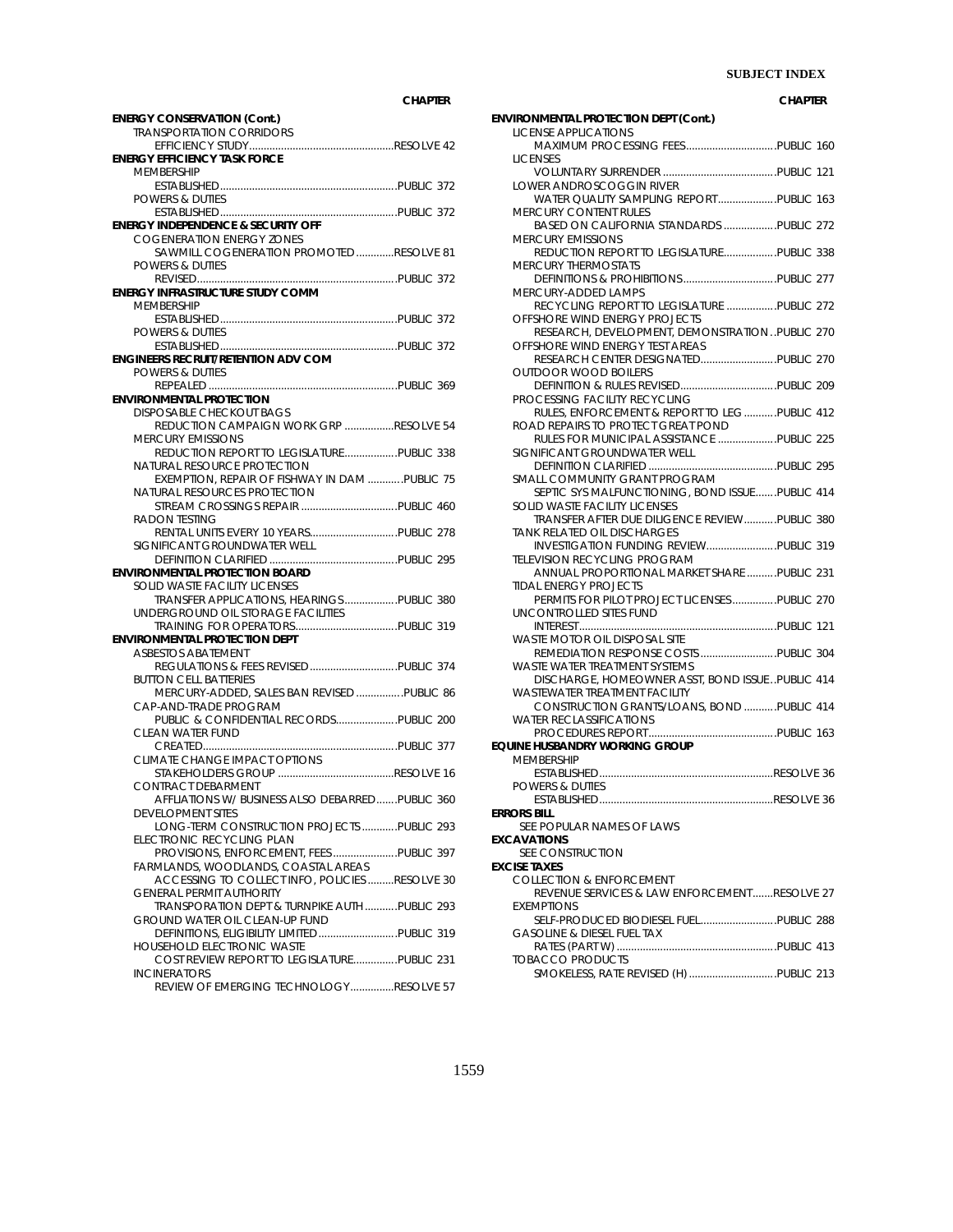| | CHAPTER |
|---|---|
| **ENERGY CONSERVATION (Cont.)** | |
| TRANSPORTATION CORRIDORS | |
| EFFICIENCY STUDY | RESOLVE 42 |
| **ENERGY EFFICIENCY TASK FORCE** | |
| MEMBERSHIP | |
| ESTABLISHED | PUBLIC 372 |
| POWERS & DUTIES | |
| ESTABLISHED | PUBLIC 372 |
| **ENERGY INDEPENDENCE & SECURITY OFF** | |
| COGENERATION ENERGY ZONES | |
| SAWMILL COGENERATION PROMOTED | RESOLVE 81 |
| POWERS & DUTIES | |
| REVISED | PUBLIC 372 |
| **ENERGY INFRASTRUCTURE STUDY COMM** | |
| MEMBERSHIP | |
| ESTABLISHED | PUBLIC 372 |
| POWERS & DUTIES | |
| ESTABLISHED | PUBLIC 372 |
| **ENGINEERS RECRUIT/RETENTION ADV COM** | |
| POWERS & DUTIES | |
| REPEALED | PUBLIC 369 |
| **ENVIRONMENTAL PROTECTION** | |
| DISPOSABLE CHECKOUT BAGS | |
| REDUCTION CAMPAIGN WORK GRP | RESOLVE 54 |
| MERCURY EMISSIONS | |
| REDUCTION REPORT TO LEGISLATURE | PUBLIC 338 |
| NATURAL RESOURCE PROTECTION | |
| EXEMPTION, REPAIR OF FISHWAY IN DAM | PUBLIC 75 |
| NATURAL RESOURCES PROTECTION | |
| STREAM CROSSINGS REPAIR | PUBLIC 460 |
| RADON TESTING | |
| RENTAL UNITS EVERY 10 YEARS | PUBLIC 278 |
| SIGNIFICANT GROUNDWATER WELL | |
| DEFINITION CLARIFIED | PUBLIC 295 |
| **ENVIRONMENTAL PROTECTION BOARD** | |
| SOLID WASTE FACILITY LICENSES | |
| TRANSFER APPLICATIONS, HEARINGS | PUBLIC 380 |
| UNDERGROUND OIL STORAGE FACILITIES | |
| TRAINING FOR OPERATORS | PUBLIC 319 |
| **ENVIRONMENTAL PROTECTION DEPT** | |
| ASBESTOS ABATEMENT | |
| REGULATIONS & FEES REVISED | PUBLIC 374 |
| BUTTON CELL BATTERIES | |
| MERCURY-ADDED, SALES BAN REVISED | PUBLIC 86 |
| CAP-AND-TRADE PROGRAM | |
| PUBLIC & CONFIDENTIAL RECORDS | PUBLIC 200 |
| CLEAN WATER FUND | |
| CREATED | PUBLIC 377 |
| CLIMATE CHANGE IMPACT OPTIONS | |
| STAKEHOLDERS GROUP | RESOLVE 16 |
| CONTRACT DEBARMENT | |
| AFFLIATIONS W/ BUSINESS ALSO DEBARRED | PUBLIC 360 |
| DEVELOPMENT SITES | |
| LONG-TERM CONSTRUCTION PROJECTS | PUBLIC 293 |
| ELECTRONIC RECYCLING PLAN | |
| PROVISIONS, ENFORCEMENT, FEES | PUBLIC 397 |
| FARMLANDS, WOODLANDS, COASTAL AREAS | |
| ACCESSING TO COLLECT INFO, POLICIES | RESOLVE 30 |
| GENERAL PERMIT AUTHORITY | |
| TRANSPORATION DEPT & TURNPIKE AUTH | PUBLIC 293 |
| GROUND WATER OIL CLEAN-UP FUND | |
| DEFINITIONS, ELIGIBILITY LIMITED | PUBLIC 319 |
| HOUSEHOLD ELECTRONIC WASTE | |
| COST REVIEW REPORT TO LEGISLATURE | PUBLIC 231 |
| INCINERATORS | |
| REVIEW OF EMERGING TECHNOLOGY | RESOLVE 57 |
| **ENVIRONMENTAL PROTECTION DEPT (Cont.)** | |
| LICENSE APPLICATIONS | |
| MAXIMUM PROCESSING FEES | PUBLIC 160 |
| LICENSES | |
| VOLUNTARY SURRENDER | PUBLIC 121 |
| LOWER ANDROSCOGGIN RIVER | |
| WATER QUALITY SAMPLING REPORT | PUBLIC 163 |
| MERCURY CONTENT RULES | |
| BASED ON CALIFORNIA STANDARDS | PUBLIC 272 |
| MERCURY EMISSIONS | |
| REDUCTION REPORT TO LEGISLATURE | PUBLIC 338 |
| MERCURY THERMOSTATS | |
| DEFINITIONS & PROHIBITIONS | PUBLIC 277 |
| MERCURY-ADDED LAMPS | |
| RECYCLING REPORT TO LEGISLATURE | PUBLIC 272 |
| OFFSHORE WIND ENERGY PROJECTS | |
| RESEARCH, DEVELOPMENT, DEMONSTRATION | PUBLIC 270 |
| OFFSHORE WIND ENERGY TEST AREAS | |
| RESEARCH CENTER DESIGNATED | PUBLIC 270 |
| OUTDOOR WOOD BOILERS | |
| DEFINITION & RULES REVISED | PUBLIC 209 |
| PROCESSING FACILITY RECYCLING | |
| RULES, ENFORCEMENT & REPORT TO LEG | PUBLIC 412 |
| ROAD REPAIRS TO PROTECT GREAT POND | |
| RULES FOR MUNICIPAL ASSISTANCE | PUBLIC 225 |
| SIGNIFICANT GROUNDWATER WELL | |
| DEFINITION CLARIFIED | PUBLIC 295 |
| SMALL COMMUNITY GRANT PROGRAM | |
| SEPTIC SYS MALFUNCTIONING, BOND ISSUE | PUBLIC 414 |
| SOLID WASTE FACILITY LICENSES | |
| TRANSFER AFTER DUE DILIGENCE REVIEW | PUBLIC 380 |
| TANK RELATED OIL DISCHARGES | |
| INVESTIGATION FUNDING REVIEW | PUBLIC 319 |
| TELEVISION RECYCLING PROGRAM | |
| ANNUAL PROPORTIONAL MARKET SHARE | PUBLIC 231 |
| TIDAL ENERGY PROJECTS | |
| PERMITS FOR PILOT PROJECT LICENSES | PUBLIC 270 |
| UNCONTROLLED SITES FUND | |
| INTEREST | PUBLIC 121 |
| WASTE MOTOR OIL DISPOSAL SITE | |
| REMEDIATION RESPONSE COSTS | PUBLIC 304 |
| WASTE WATER TREATMENT SYSTEMS | |
| DISCHARGE, HOMEOWNER ASST, BOND ISSUE | PUBLIC 414 |
| WASTEWATER TREATMENT FACILITY | |
| CONSTRUCTION GRANTS/LOANS, BOND | PUBLIC 414 |
| WATER RECLASSIFICATIONS | |
| PROCEDURES REPORT | PUBLIC 163 |
| **EQUINE HUSBANDRY WORKING GROUP** | |
| MEMBERSHIP | |
| ESTABLISHED | RESOLVE 36 |
| POWERS & DUTIES | |
| ESTABLISHED | RESOLVE 36 |
| **ERRORS BILL** | |
| SEE POPULAR NAMES OF LAWS | |
| **EXCAVATIONS** | |
| SEE CONSTRUCTION | |
| **EXCISE TAXES** | |
| COLLECTION & ENFORCEMENT | |
| REVENUE SERVICES & LAW ENFORCEMENT | RESOLVE 27 |
| EXEMPTIONS | |
| SELF-PRODUCED BIODIESEL FUEL | PUBLIC 288 |
| GASOLINE & DIESEL FUEL TAX | |
| RATES (PART W) | PUBLIC 413 |
| TOBACCO PRODUCTS | |
| SMOKELESS, RATE REVISED (H) | PUBLIC 213 |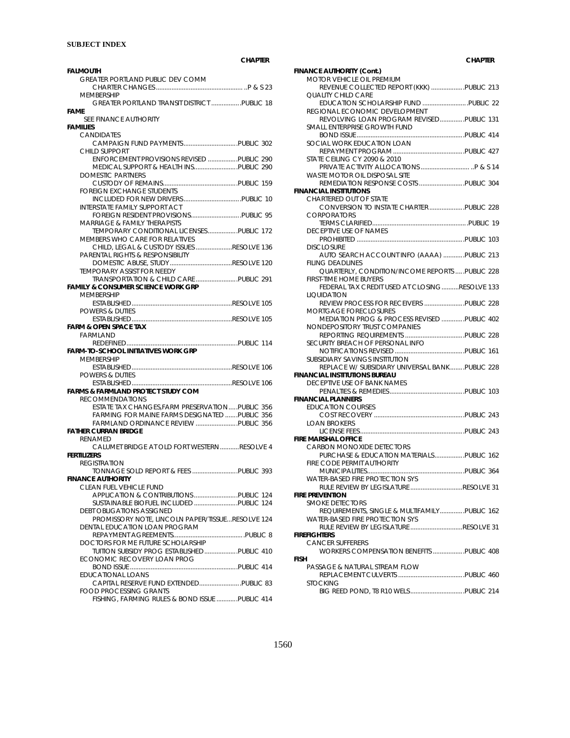## SUBJECT INDEX

| | CHAPTER |
|---|---|
| **FALMOUTH** | |
| GREATER PORTLAND PUBLIC DEV COMM | |
| CHARTER CHANGES | P & S 23 |
| MEMBERSHIP | |
| GREATER PORTLAND TRANSIT DISTRICT | PUBLIC 18 |
| **FAME** | |
| SEE FINANCE AUTHORITY | |
| **FAMILIES** | |
| CANDIDATES | |
| CAMPAIGN FUND PAYMENTS | PUBLIC 302 |
| CHILD SUPPORT | |
| ENFORCEMENT PROVISIONS REVISED | PUBLIC 290 |
| MEDICAL SUPPORT & HEALTH INS | PUBLIC 290 |
| DOMESTIC PARTNERS | |
| CUSTODY OF REMAINS | PUBLIC 159 |
| FOREIGN EXCHANGE STUDENTS | |
| INCLUDED FOR NEW DRIVERS | PUBLIC 10 |
| INTERSTATE FAMILY SUPPORT ACT | |
| FOREIGN RESIDENT PROVISIONS | PUBLIC 95 |
| MARRIAGE & FAMILY THERAPISTS | |
| TEMPORARY CONDITIONAL LICENSES | PUBLIC 172 |
| MEMBERS WHO CARE FOR RELATIVES | |
| CHILD, LEGAL & CUSTODY ISSUES | RESOLVE 136 |
| PARENTAL RIGHTS & RESPONSIBILITY | |
| DOMESTIC ABUSE, STUDY | RESOLVE 120 |
| TEMPORARY ASSIST FOR NEEDY | |
| TRANSPORTATION & CHILD CARE | PUBLIC 291 |
| **FAMILY & CONSUMER SCIENCE WORK GRP** | |
| MEMBERSHIP | |
| ESTABLISHED | RESOLVE 105 |
| POWERS & DUTIES | |
| ESTABLISHED | RESOLVE 105 |
| **FARM & OPEN SPACE TAX** | |
| FARMLAND | |
| REDEFINED | PUBLIC 114 |
| **FARM-TO-SCHOOL INITIATIVES WORK GRP** | |
| MEMBERSHIP | |
| ESTABLISHED | RESOLVE 106 |
| POWERS & DUTIES | |
| ESTABLISHED | RESOLVE 106 |
| **FARMS & FARMLAND PROTECT STUDY COM** | |
| RECOMMENDATIONS | |
| ESTATE TAX CHANGES,FARM PRESERVATION | PUBLIC 356 |
| FARMING FOR MAINE FARMS DESIGNATED | PUBLIC 356 |
| FARMLAND ORDINANCE REVIEW | PUBLIC 356 |
| **FATHER CURRAN BRIDGE** | |
| RENAMED | |
| CALUMET BRIDGE AT OLD FORT WESTERN | RESOLVE 4 |
| **FERTILIZERS** | |
| REGISTRATION | |
| TONNAGE SOLD REPORT & FEES | PUBLIC 393 |
| **FINANCE AUTHORITY** | |
| CLEAN FUEL VEHICLE FUND | |
| APPLICATION & CONTRIBUTIONS | PUBLIC 124 |
| SUSTAINABLE BIOFUEL INCLUDED | PUBLIC 124 |
| DEBT OBLIGATIONS ASSIGNED | |
| PROMISSORY NOTE, LINCOLN PAPER/TISSUE | RESOLVE 124 |
| DENTAL EDUCATION LOAN PROGRAM | |
| REPAYMENT AGREEMENTS | PUBLIC 8 |
| DOCTORS FOR ME FUTURE SCHOLARSHIP | |
| TUITION SUBSIDY PROG ESTABLISHED | PUBLIC 410 |
| ECONOMIC RECOVERY LOAN PROG | |
| BOND ISSUE | PUBLIC 414 |
| EDUCATIONAL LOANS | |
| CAPITAL RESERVE FUND EXTENDED | PUBLIC 83 |
| FOOD PROCESSING GRANTS | |
| FISHING, FARMING RULES & BOND ISSUE | PUBLIC 414 |

| | CHAPTER |
|---|---|
| **FINANCE AUTHORITY (Cont.)** | |
| MOTOR VEHICLE OIL PREMIUM | |
| REVENUE COLLECTED REPORT (KKK) | PUBLIC 213 |
| QUALITY CHILD CARE | |
| EDUCATION SCHOLARSHIP FUND | PUBLIC 22 |
| REGIONAL ECONOMIC DEVELOPMENT | |
| REVOLVING LOAN PROGRAM REVISED | PUBLIC 131 |
| SMALL ENTERPRISE GROWTH FUND | |
| BOND ISSUE | PUBLIC 414 |
| SOCIAL WORK EDUCATION LOAN | |
| REPAYMENT PROGRAM | PUBLIC 427 |
| STATE CEILING CY 2090 & 2010 | |
| PRIVATE ACTIVITY ALLOCATIONS | P & S 14 |
| WASTE MOTOR OIL DISPOSAL SITE | |
| REMEDIATION RESPONSE COSTS | PUBLIC 304 |
| **FINANCIAL INSTITUTIONS** | |
| CHARTERED OUT OF STATE | |
| CONVERSION TO INSTATE CHARTER | PUBLIC 228 |
| CORPORATORS | |
| TERMS CLARIFIED | PUBLIC 19 |
| DECEPTIVE USE OF NAMES | |
| PROHIBITED | PUBLIC 103 |
| DISCLOSURE | |
| AUTO SEARCH ACCOUNT INFO (AAAA) | PUBLIC 213 |
| FILING DEADLINES | |
| QUARTERLY, CONDITION/INCOME REPORTS | PUBLIC 228 |
| FIRST-TIME HOME BUYERS | |
| FEDERAL TAX CREDIT USED AT CLOSING | RESOLVE 133 |
| LIQUIDATION | |
| REVIEW PROCESS FOR RECEIVERS | PUBLIC 228 |
| MORTGAGE FORECLOSURES | |
| MEDIATION PROG & PROCESS REVISED | PUBLIC 402 |
| NONDEPOSITORY TRUST COMPANIES | |
| REPORTING REQUIREMENTS | PUBLIC 228 |
| SECURITY BREACH OF PERSONAL INFO | |
| NOTIFICATIONS REVISED | PUBLIC 161 |
| SUBSIDIARY SAVINGS INSTITUTION | |
| REPLACE W/ SUBSIDIARY UNIVERSAL BANK | PUBLIC 228 |
| **FINANCIAL INSTITUTIONS BUREAU** | |
| DECEPTIVE USE OF BANK NAMES | |
| PENALTIES & REMEDIES | PUBLIC 103 |
| **FINANCIAL PLANNERS** | |
| EDUCATION COURSES | |
| COST RECOVERY | PUBLIC 243 |
| LOAN BROKERS | |
| LICENSE FEES | PUBLIC 243 |
| **FIRE MARSHAL OFFICE** | |
| CARBON MONOXIDE DETECTORS | |
| PURCHASE & EDUCATION MATERIALS | PUBLIC 162 |
| FIRE CODE PERMIT AUTHORITY | |
| MUNICIPALITIES | PUBLIC 364 |
| WATER-BASED FIRE PROTECTION SYS | |
| RULE REVIEW BY LEGISLATURE | RESOLVE 31 |
| **FIRE PREVENTION** | |
| SMOKE DETECTORS | |
| REQUIREMENTS, SINGLE & MULTIFAMILY | PUBLIC 162 |
| WATER-BASED FIRE PROTECTION SYS | |
| RULE REVIEW BY LEGISLATURE | RESOLVE 31 |
| **FIREFIGHTERS** | |
| CANCER SUFFERERS | |
| WORKERS COMPENSATION BENEFITS | PUBLIC 408 |
| **FISH** | |
| PASSAGE & NATURAL STREAM FLOW | |
| REPLACEMENT CULVERTS | PUBLIC 460 |
| STOCKING | |
| BIG REED POND, T8 R10 WELS | PUBLIC 214 |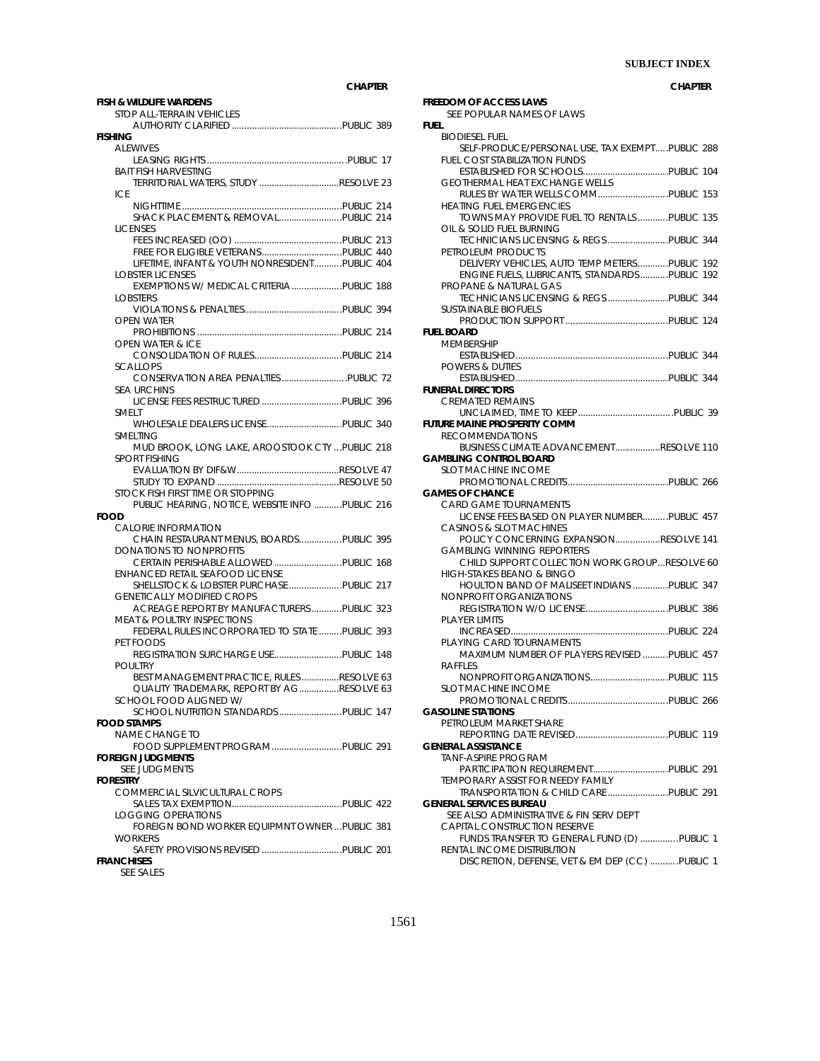# SUBJECT INDEX

| | CHAPTER |
|---|---|
| **FISH & WILDLIFE WARDENS** | |
| STOP ALL-TERRAIN VEHICLES | |
| AUTHORITY CLARIFIED | PUBLIC 389 |
| **FISHING** | |
| ALEWIVES | |
| LEASING RIGHTS | PUBLIC 17 |
| BAIT FISH HARVESTING | |
| TERRITORIAL WATERS, STUDY | RESOLVE 23 |
| ICE | |
| NIGHTTIME | PUBLIC 214 |
| SHACK PLACEMENT & REMOVAL | PUBLIC 214 |
| LICENSES | |
| FEES INCREASED (OO) | PUBLIC 213 |
| FREE FOR ELIGIBLE VETERANS | PUBLIC 440 |
| LIFETIME, INFANT & YOUTH NONRESIDENT | PUBLIC 404 |
| LOBSTER LICENSES | |
| EXEMPTIONS W/ MEDICAL CRITERIA | PUBLIC 188 |
| LOBSTERS | |
| VIOLATIONS & PENALTIES | PUBLIC 394 |
| OPEN WATER | |
| PROHIBITIONS | PUBLIC 214 |
| OPEN WATER & ICE | |
| CONSOLIDATION OF RULES | PUBLIC 214 |
| SCALLOPS | |
| CONSERVATION AREA PENALTIES | PUBLIC 72 |
| SEA URCHINS | |
| LICENSE FEES RESTRUCTURED | PUBLIC 396 |
| SMELT | |
| WHOLESALE DEALERS LICENSE | PUBLIC 340 |
| SMELTING | |
| MUD BROOK, LONG LAKE, AROOSTOOK CTY | PUBLIC 218 |
| SPORT FISHING | |
| EVALUATION BY DIF&W | RESOLVE 47 |
| STUDY TO EXPAND | RESOLVE 50 |
| STOCK FISH FIRST TIME OR STOPPING | |
| PUBLIC HEARING, NOTICE, WEBSITE INFO | PUBLIC 216 |
| **FOOD** | |
| CALORIE INFORMATION | |
| CHAIN RESTAURANT MENUS, BOARDS | PUBLIC 395 |
| DONATIONS TO NONPROFITS | |
| CERTAIN PERISHABLE ALLOWED | PUBLIC 168 |
| ENHANCED RETAIL SEAFOOD LICENSE | |
| SHELLSTOCK & LOBSTER PURCHASE | PUBLIC 217 |
| GENETICALLY MODIFIED CROPS | |
| ACREAGE REPORT BY MANUFACTURERS | PUBLIC 323 |
| MEAT & POULTRY INSPECTIONS | |
| FEDERAL RULES INCORPORATED TO STATE | PUBLIC 393 |
| PET FOODS | |
| REGISTRATION SURCHARGE USE | PUBLIC 148 |
| POULTRY | |
| BEST MANAGEMENT PRACTICE, RULES | RESOLVE 63 |
| QUALITY TRADEMARK, REPORT BY AG | RESOLVE 63 |
| SCHOOL FOOD ALIGNED W/ | |
| SCHOOL NUTRITION STANDARDS | PUBLIC 147 |
| **FOOD STAMPS** | |
| NAME CHANGE TO | |
| FOOD SUPPLEMENT PROGRAM | PUBLIC 291 |
| **FOREIGN JUDGMENTS** | |
| SEE JUDGMENTS | |
| **FORESTRY** | |
| COMMERCIAL SILVICULTURAL CROPS | |
| SALES TAX EXEMPTION | PUBLIC 422 |
| LOGGING OPERATIONS | |
| FOREIGN BOND WORKER EQUIPMNT OWNER | PUBLIC 381 |
| WORKERS | |
| SAFETY PROVISIONS REVISED | PUBLIC 201 |
| **FRANCHISES** | |
| SEE SALES | |

| | CHAPTER |
|---|---|
| **FREEDOM OF ACCESS LAWS** | |
| SEE POPULAR NAMES OF LAWS | |
| **FUEL** | |
| BIODIESEL FUEL | |
| SELF-PRODUCE/PERSONAL USE, TAX EXEMPT | PUBLIC 288 |
| FUEL COST STABILIZATION FUNDS | |
| ESTABLISHED FOR SCHOOLS | PUBLIC 104 |
| GEOTHERMAL HEAT EXCHANGE WELLS | |
| RULES BY WATER WELLS COMM | PUBLIC 153 |
| HEATING FUEL EMERGENCIES | |
| TOWNS MAY PROVIDE FUEL TO RENTALS | PUBLIC 135 |
| OIL & SOLID FUEL BURNING | |
| TECHNICIANS LICENSING & REGS | PUBLIC 344 |
| PETROLEUM PRODUCTS | |
| DELIVERY VEHICLES, AUTO TEMP METERS | PUBLIC 192 |
| ENGINE FUELS, LUBRICANTS, STANDARDS | PUBLIC 192 |
| PROPANE & NATURAL GAS | |
| TECHNICIANS LICENSING & REGS | PUBLIC 344 |
| SUSTAINABLE BIOFUELS | |
| PRODUCTION SUPPORT | PUBLIC 124 |
| **FUEL BOARD** | |
| MEMBERSHIP | |
| ESTABLISHED | PUBLIC 344 |
| POWERS & DUTIES | |
| ESTABLISHED | PUBLIC 344 |
| **FUNERAL DIRECTORS** | |
| CREMATED REMAINS | |
| UNCLAIMED, TIME TO KEEP | PUBLIC 39 |
| **FUTURE MAINE PROSPERITY COMM** | |
| RECOMMENDATIONS | |
| BUSINESS CLIMATE ADVANCEMENT | RESOLVE 110 |
| **GAMBLING CONTROL BOARD** | |
| SLOT MACHINE INCOME | |
| PROMOTIONAL CREDITS | PUBLIC 266 |
| **GAMES OF CHANCE** | |
| CARD GAME TOURNAMENTS | |
| LICENSE FEES BASED ON PLAYER NUMBER | PUBLIC 457 |
| CASINOS & SLOT MACHINES | |
| POLICY CONCERNING EXPANSION | RESOLVE 141 |
| GAMBLING WINNING REPORTERS | |
| CHILD SUPPORT COLLECTION WORK GROUP | RESOLVE 60 |
| HIGH-STAKES BEANO & BINGO | |
| HOULTON BAND OF MALISEET INDIANS | PUBLIC 347 |
| NONPROFIT ORGANIZATIONS | |
| REGISTRATION W/O LICENSE | PUBLIC 386 |
| PLAYER LIMITS | |
| INCREASED | PUBLIC 224 |
| PLAYING CARD TOURNAMENTS | |
| MAXIMUM NUMBER OF PLAYERS REVISED | PUBLIC 457 |
| RAFFLES | |
| NONPROFIT ORGANIZATIONS | PUBLIC 115 |
| SLOT MACHINE INCOME | |
| PROMOTIONAL CREDITS | PUBLIC 266 |
| **GASOLINE STATIONS** | |
| PETROLEUM MARKET SHARE | |
| REPORTING DATE REVISED | PUBLIC 119 |
| **GENERAL ASSISTANCE** | |
| TANF-ASPIRE PROGRAM | |
| PARTICIPATION REQUIREMENT | PUBLIC 291 |
| TEMPORARY ASSIST FOR NEEDY FAMILY | |
| TRANSPORTATION & CHILD CARE | PUBLIC 291 |
| **GENERAL SERVICES BUREAU** | |
| SEE ALSO ADMINISTRATIVE & FIN SERV DEPT | |
| CAPITAL CONSTRUCTION RESERVE | |
| FUNDS TRANSFER TO GENERAL FUND (D) | PUBLIC 1 |
| RENTAL INCOME DISTRIBUTION | |
| DISCRETION, DEFENSE, VET & EM DEP (CC) | PUBLIC 1 |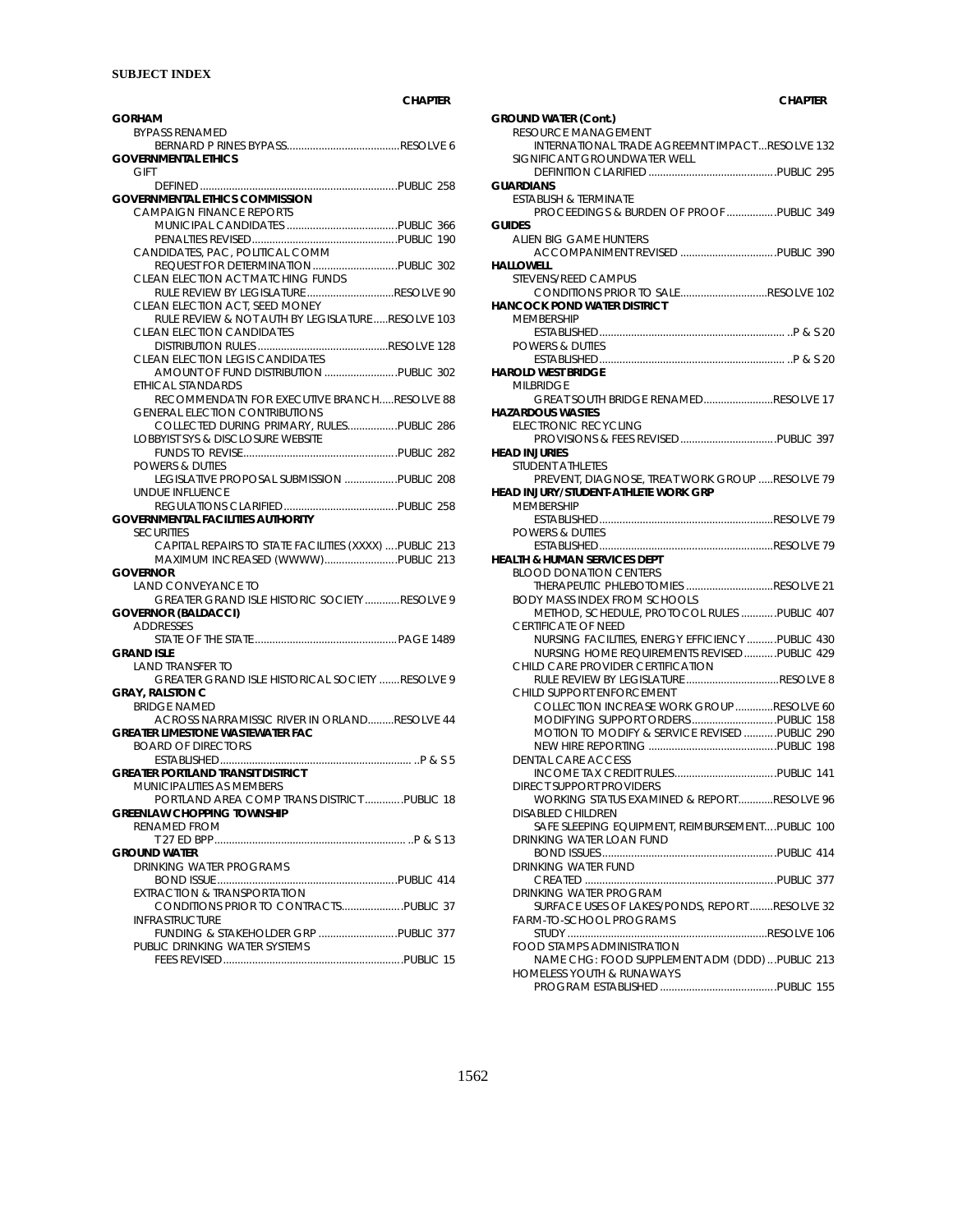**SUBJECT INDEX**

| | CHAPTER |
|---|---|
| **GORHAM** | |
| BYPASS RENAMED | |
| BERNARD P RINES BYPASS | RESOLVE 6 |
| **GOVERNMENTAL ETHICS** | |
| GIFT | |
| DEFINED | PUBLIC 258 |
| **GOVERNMENTAL ETHICS COMMISSION** | |
| CAMPAIGN FINANCE REPORTS | |
| MUNICIPAL CANDIDATES | PUBLIC 366 |
| PENALTIES REVISED | PUBLIC 190 |
| CANDIDATES, PAC, POLITICAL COMM | |
| REQUEST FOR DETERMINATION | PUBLIC 302 |
| CLEAN ELECTION ACT MATCHING FUNDS | |
| RULE REVIEW BY LEGISLATURE | RESOLVE 90 |
| CLEAN ELECTION ACT, SEED MONEY | |
| RULE REVIEW & NOT AUTH BY LEGISLATURE | RESOLVE 103 |
| CLEAN ELECTION CANDIDATES | |
| DISTRIBUTION RULES | RESOLVE 128 |
| CLEAN ELECTION LEGIS CANDIDATES | |
| AMOUNT OF FUND DISTRIBUTION | PUBLIC 302 |
| ETHICAL STANDARDS | |
| RECOMMENDATN FOR EXECUTIVE BRANCH | RESOLVE 88 |
| GENERAL ELECTION CONTRIBUTIONS | |
| COLLECTED DURING PRIMARY, RULES | PUBLIC 286 |
| LOBBYIST SYS & DISCLOSURE WEBSITE | |
| FUNDS TO REVISE | PUBLIC 282 |
| POWERS & DUTIES | |
| LEGISLATIVE PROPOSAL SUBMISSION | PUBLIC 208 |
| UNDUE INFLUENCE | |
| REGULATIONS CLARIFIED | PUBLIC 258 |
| **GOVERNMENTAL FACILITIES AUTHORITY** | |
| SECURITIES | |
| CAPITAL REPAIRS TO STATE FACILITIES (XXXX) | PUBLIC 213 |
| MAXIMUM INCREASED (WWWW) | PUBLIC 213 |
| **GOVERNOR** | |
| LAND CONVEYANCE TO | |
| GREATER GRAND ISLE HISTORIC SOCIETY | RESOLVE 9 |
| **GOVERNOR (BALDACCI)** | |
| ADDRESSES | |
| STATE OF THE STATE | PAGE 1489 |
| **GRAND ISLE** | |
| LAND TRANSFER TO | |
| GREATER GRAND ISLE HISTORICAL SOCIETY | RESOLVE 9 |
| **GRAY, RALSTON C** | |
| BRIDGE NAMED | |
| ACROSS NARRAMISSIC RIVER IN ORLAND | RESOLVE 44 |
| **GREATER LIMESTONE WASTEWATER FAC** | |
| BOARD OF DIRECTORS | |
| ESTABLISHED | P & S 5 |
| **GREATER PORTLAND TRANSIT DISTRICT** | |
| MUNICIPALITIES AS MEMBERS | |
| PORTLAND AREA COMP TRANS DISTRICT | PUBLIC 18 |
| **GREENLAW CHOPPING TOWNSHIP** | |
| RENAMED FROM | |
| T 27 ED BPP | P & S 13 |
| **GROUND WATER** | |
| DRINKING WATER PROGRAMS | |
| BOND ISSUE | PUBLIC 414 |
| EXTRACTION & TRANSPORTATION | |
| CONDITIONS PRIOR TO CONTRACTS | PUBLIC 37 |
| INFRASTRUCTURE | |
| FUNDING & STAKEHOLDER GRP | PUBLIC 377 |
| PUBLIC DRINKING WATER SYSTEMS | |
| FEES REVISED | PUBLIC 15 |
| **GROUND WATER (Cont.)** | |
| RESOURCE MANAGEMENT | |
| INTERNATIONAL TRADE AGREEMNT IMPACT | RESOLVE 132 |
| SIGNIFICANT GROUNDWATER WELL | |
| DEFINITION CLARIFIED | PUBLIC 295 |
| **GUARDIANS** | |
| ESTABLISH & TERMINATE | |
| PROCEEDINGS & BURDEN OF PROOF | PUBLIC 349 |
| **GUIDES** | |
| ALIEN BIG GAME HUNTERS | |
| ACCOMPANIMENT REVISED | PUBLIC 390 |
| **HALLOWELL** | |
| STEVENS/REED CAMPUS | |
| CONDITIONS PRIOR TO SALE | RESOLVE 102 |
| **HANCOCK POND WATER DISTRICT** | |
| MEMBERSHIP | |
| ESTABLISHED | P & S 20 |
| POWERS & DUTIES | |
| ESTABLISHED | P & S 20 |
| **HAROLD WEST BRIDGE** | |
| MILBRIDGE | |
| GREAT SOUTH BRIDGE RENAMED | RESOLVE 17 |
| **HAZARDOUS WASTES** | |
| ELECTRONIC RECYCLING | |
| PROVISIONS & FEES REVISED | PUBLIC 397 |
| **HEAD INJURIES** | |
| STUDENT ATHLETES | |
| PREVENT, DIAGNOSE, TREAT WORK GROUP | RESOLVE 79 |
| **HEAD INJURY/STUDENT-ATHLETE WORK GRP** | |
| MEMBERSHIP | |
| ESTABLISHED | RESOLVE 79 |
| POWERS & DUTIES | |
| ESTABLISHED | RESOLVE 79 |
| **HEALTH & HUMAN SERVICES DEPT** | |
| BLOOD DONATION CENTERS | |
| THERAPEUTIC PHLEBOTOMIES | RESOLVE 21 |
| BODY MASS INDEX FROM SCHOOLS | |
| METHOD, SCHEDULE, PROTOCOL RULES | PUBLIC 407 |
| CERTIFICATE OF NEED | |
| NURSING FACILITIES, ENERGY EFFICIENCY | PUBLIC 430 |
| NURSING HOME REQUIREMENTS REVISED | PUBLIC 429 |
| CHILD CARE PROVIDER CERTIFICATION | |
| RULE REVIEW BY LEGISLATURE | RESOLVE 8 |
| CHILD SUPPORT ENFORCEMENT | |
| COLLECTION INCREASE WORK GROUP | RESOLVE 60 |
| MODIFYING SUPPORT ORDERS | PUBLIC 158 |
| MOTION TO MODIFY & SERVICE REVISED | PUBLIC 290 |
| NEW HIRE REPORTING | PUBLIC 198 |
| DENTAL CARE ACCESS | |
| INCOME TAX CREDIT RULES | PUBLIC 141 |
| DIRECT SUPPORT PROVIDERS | |
| WORKING STATUS EXAMINED & REPORT | RESOLVE 96 |
| DISABLED CHILDREN | |
| SAFE SLEEPING EQUIPMENT, REIMBURSEMENT | PUBLIC 100 |
| DRINKING WATER LOAN FUND | |
| BOND ISSUES | PUBLIC 414 |
| DRINKING WATER FUND | |
| CREATED | PUBLIC 377 |
| DRINKING WATER PROGRAM | |
| SURFACE USES OF LAKES/PONDS, REPORT | RESOLVE 32 |
| FARM-TO-SCHOOL PROGRAMS | |
| STUDY | RESOLVE 106 |
| FOOD STAMPS ADMINISTRATION | |
| NAME CHG: FOOD SUPPLEMENT ADM (DDD) | PUBLIC 213 |
| HOMELESS YOUTH & RUNAWAYS | |
| PROGRAM ESTABLISHED | PUBLIC 155 |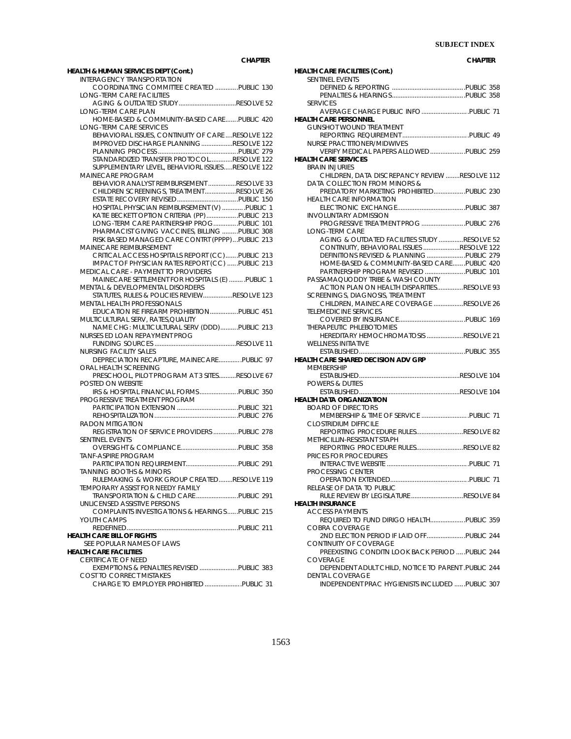**CHAPTER**

**HEALTH & HUMAN SERVICES DEPT (Cont.)**

INTERAGENCY TRANSPORTATION
- COORDINATING COMMITTEE CREATED .............PUBLIC 130

LONG-TERM CARE FACILITIES
- AGING & OUTDATED STUDY.................................RESOLVE 52

LONG-TERM CARE PLAN
- HOME-BASED & COMMUNITY-BASED CARE.......PUBLIC 420

LONG-TERM CARE SERVICES
- BEHAVIORAL ISSUES, CONTINUITY OF CARE....RESOLVE 122
- IMPROVED DISCHARGE PLANNING ..................RESOLVE 122
- PLANNING PROCESS ..............................................PUBLIC 279
- STANDARDIZED TRANSFER PROTOCOL............RESOLVE 122
- SUPPLEMENTARY LEVEL, BEHAVIORL ISSUES.....RESOLVE 122

MAINECARE PROGRAM
- BEHAVIOR ANALYST REIMBURSEMENT ................RESOLVE 33
- CHILDREN SCREENINGS, TREATMENT..................RESOLVE 26
- ESTATE RECOVERY REVISED...................................PUBLIC 150
- HOSPITAL PHYSICIAN REIMBURSEMENT (V) .............PUBLIC 1
- KATIE BECKETT OPTION CRITERIA (PP)..................PUBLIC 213
- LONG-TERM CARE PARTNERSHIP PROG..............PUBLIC 101
- PHARMACIST GIVING VACCINES, BILLING .........PUBLIC 308
- RISK BASED MANAGED CARE CONTRT (PPPP)...PUBLIC 213

MAINECARE REIMBURSEMENT
- CRITICAL ACCESS HOSPITALS REPORT (CC).......PUBLIC 213
- IMPACT OF PHYSICIAN RATES REPORT (CC) ......PUBLIC 213

MEDICAL CARE - PAYMENT TO PROVIDERS
- MAINECARE SETTLEMENT FOR HOSPITALS (E) .........PUBLIC 1

MENTAL & DEVELOPMENTAL DISORDERS
- STATUTES, RULES & POLICIES REVIEW.................RESOLVE 123

MENTAL HEALTH PROFESSIONALS
- EDUCATION RE FIREARM PROHIBITION................PUBLIC 451

MULTICULTURAL SERV, RATES,QUALITY
- NAME CHG: MULTICULTURAL SERV (DDD)..........PUBLIC 213

NURSES ED LOAN REPAYMENT PROG
- FUNDING SOURCES ...............................................RESOLVE 11

NURSING FACILITY SALES
- DEPRECIATION RECAPTURE, MAINECARE............PUBLIC 97

ORAL HEALTH SCREENING
- PRESCHOOL, PILOT PROGRAM AT 3 SITES..........RESOLVE 67

POSTED ON WEBSITE
- IRS & HOSPITAL FINANCIAL FORMS......................PUBLIC 350

PROGRESSIVE TREATMENT PROGRAM
- PARTICIPATION EXTENSION ...................................PUBLIC 321
- REHOSPITALIZATION................................................PUBLIC 276

RADON MITIGATION
- REGISTRATION OF SERVICE PROVIDERS ..............PUBLIC 278

SENTINEL EVENTS
- OVERSIGHT & COMPLIANCE.................................PUBLIC 358

TANF-ASPIRE PROGRAM
- PARTICIPATION REQUIREMENT..............................PUBLIC 291

TANNING BOOTHS & MINORS
- RULEMAKING & WORK GROUP CREATED........RESOLVE 119

TEMPORARY ASSIST FOR NEEDY FAMILY
- TRANSPORTATION & CHILD CARE........................PUBLIC 291

UNLICENSED ASSISTIVE PERSONS
- COMPLAINTS INVESTIGATIONS & HEARINGS......PUBLIC 215

YOUTH CAMPS
- REDEFINED................................................................PUBLIC 211

**HEALTH CARE BILL OF RIGHTS**
- SEE POPULAR NAMES OF LAWS

**HEALTH CARE FACILITIES**

CERTIFICATE OF NEED
- EXEMPTIONS & PENALTIES REVISED .....................PUBLIC 383

COST TO CORRECT MISTAKES
- CHARGE TO EMPLOYER PROHIBITED ....................PUBLIC 31

**HEALTH CARE FACILITIES (Cont.)**

SENTINEL EVENTS
- DEFINED & REPORTING ..........................................PUBLIC 358
- PENALTIES & HEARINGS..........................................PUBLIC 358

SERVICES
- AVERAGE CHARGE PUBLIC INFO ..........................PUBLIC 71

**HEALTH CARE PERSONNEL**

GUNSHOT WOUND TREATMENT
- REPORTING REQUIREMENT......................................PUBLIC 49

NURSE PRACTITIONER/MIDWIVES
- VERIFY MEDICAL PAPERS ALLOWED....................PUBLIC 259

**HEALTH CARE SERVICES**

BRAIN INJURIES
- CHILDREN, DATA DISCREPANCY REVIEW ........RESOLVE 112

DATA COLLECTION FROM MINORS &
- PREDATORY MARKETING PROHIBITED..................PUBLIC 230

HEALTH CARE INFORMATION
- ELECTRONIC EXCHANGE.......................................PUBLIC 387

INVOLUNTARY ADMISSION
- PROGRESSIVE TREATMENT PROG .........................PUBLIC 276

LONG-TERM CARE
- AGING & OUTDATED FACILITIES STUDY ..............RESOLVE 52
- CONTINUITY, BEHAVIORAL ISSUES .....................RESOLVE 122
- DEFINITIONS REVISED & PLANNING ......................PUBLIC 279
- HOME-BASED & COMMUNITY-BASED CARE.......PUBLIC 420
- PARTNERSHIP PROGRAM REVISED .......................PUBLIC 101

PASSAMAQUODDY TRIBE & WASH COUNTY
- ACTION PLAN ON HEALTH DISPARITIES...............RESOLVE 93

SCREENINGS, DIAGNOSIS, TREATMENT
- CHILDREN, MAINECARE COVERAGE .................RESOLVE 26

TELEMEDICINE SERVICES
- COVERED BY INSURANCE......................................PUBLIC 169

THERAPEUTIC PHLEBOTOMIES
- HEREDITARY HEMOCHROMATOSIS .....................RESOLVE 21

WELLNESS INITIATIVE
- ESTABLISHED.............................................................PUBLIC 355

**HEALTH CARE SHARED DECISION ADV GRP**

MEMBERSHIP
- ESTABLISHED..........................................................RESOLVE 104

POWERS & DUTIES
- ESTABLISHED..........................................................RESOLVE 104

**HEALTH DATA ORGANIZATION**

BOARD OF DIRECTORS
- MEMBERSHIP & TIME OF SERVICE ...........................PUBLIC 71

CLOSTRIDIUM DIFFICILE
- REPORTING PROCEDURE RULES...........................RESOLVE 82

METHICILLIN-RESISTANT STAPH
- REPORTING PROCEDURE RULES...........................RESOLVE 82

PRICES FOR PROCEDURES
- INTERACTIVE WEBSITE ...............................................PUBLIC 71

PROCESSING CENTER
- OPERATION EXTENDED.............................................PUBLIC 71

RELEASE OF DATA TO PUBLIC
- RULE REVIEW BY LEGISLATURE..............................RESOLVE 84

**HEALTH INSURANCE**

ACCESS PAYMENTS
- REQUIRED TO FUND DIRIGO HEALTH....................PUBLIC 359

COBRA COVERAGE
- 2ND ELECTION PERIOD IF LAID OFF......................PUBLIC 244

CONTINUITY OF COVERAGE
- PREEXISTING CONDITN LOOK BACK PERIOD .....PUBLIC 244

COVERAGE
- DEPENDENT ADULT CHILD, NOTICE TO PARENT.PUBLIC 244

DENTAL COVERAGE
- INDEPENDENT PRAC HYGIENISTS INCLUDED ......PUBLIC 307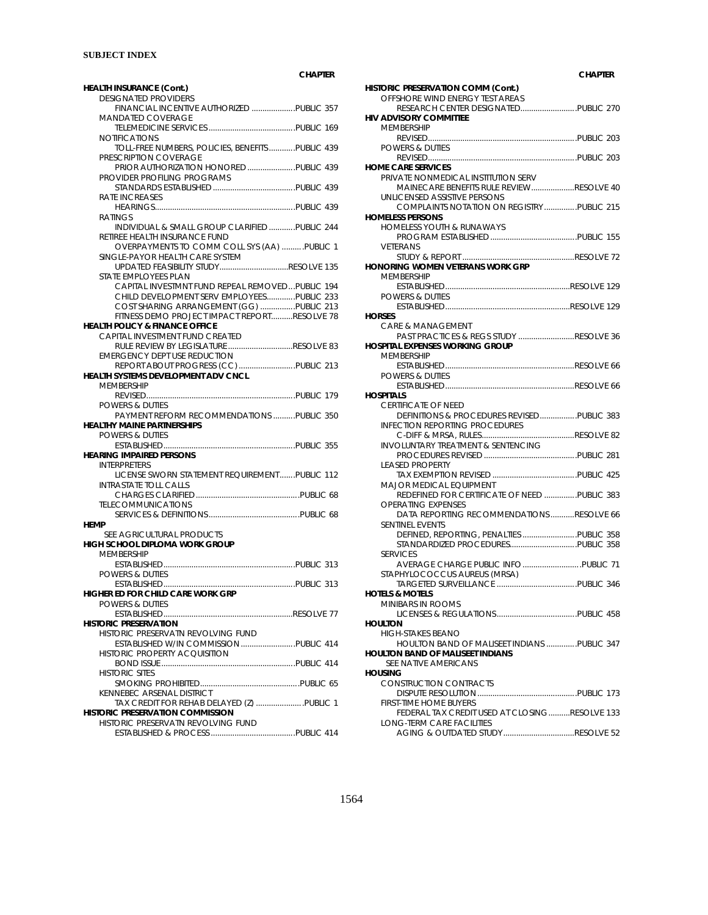**SUBJECT INDEX**

| | CHAPTER |
|---|---|
| **HEALTH INSURANCE (Cont.)** | |
| DESIGNATED PROVIDERS | |
| FINANCIAL INCENTIVE AUTHORIZED | PUBLIC 357 |
| MANDATED COVERAGE | |
| TELEMEDICINE SERVICES | PUBLIC 169 |
| NOTIFICATIONS | |
| TOLL-FREE NUMBERS, POLICIES, BENEFITS | PUBLIC 439 |
| PRESCRIPTION COVERAGE | |
| PRIOR AUTHORIZATION HONORED | PUBLIC 439 |
| PROVIDER PROFILING PROGRAMS | |
| STANDARDS ESTABLISHED | PUBLIC 439 |
| RATE INCREASES | |
| HEARINGS | PUBLIC 439 |
| RATINGS | |
| INDIVIDUAL & SMALL GROUP CLARIFIED | PUBLIC 244 |
| RETIREE HEALTH INSURANCE FUND | |
| OVERPAYMENTS TO COMM COLL SYS (AA) | PUBLIC 1 |
| SINGLE-PAYOR HEALTH CARE SYSTEM | |
| UPDATED FEASIBILITY STUDY | RESOLVE 135 |
| STATE EMPLOYEES PLAN | |
| CAPITAL INVESTMNT FUND REPEAL REMOVED | PUBLIC 194 |
| CHILD DEVELOPMENT SERV EMPLOYEES | PUBLIC 233 |
| COST SHARING ARRANGEMENT (GG) | PUBLIC 213 |
| FITNESS DEMO PROJECT IMPACT REPORT | RESOLVE 78 |
| **HEALTH POLICY & FINANCE OFFICE** | |
| CAPITAL INVESTMENT FUND CREATED | |
| RULE REVIEW BY LEGISLATURE | RESOLVE 83 |
| EMERGENCY DEPT USE REDUCTION | |
| REPORT ABOUT PROGRESS (CC) | PUBLIC 213 |
| **HEALTH SYSTEMS DEVELOPMENT ADV CNCL** | |
| MEMBERSHIP | |
| REVISED | PUBLIC 179 |
| POWERS & DUTIES | |
| PAYMENT REFORM RECOMMENDATIONS | PUBLIC 350 |
| **HEALTHY MAINE PARTNERSHIPS** | |
| POWERS & DUTIES | |
| ESTABLISHED | PUBLIC 355 |
| **HEARING IMPAIRED PERSONS** | |
| INTERPRETERS | |
| LICENSE SWORN STATEMENT REQUIREMENT | PUBLIC 112 |
| INTRASTATE TOLL CALLS | |
| CHARGES CLARIFIED | PUBLIC 68 |
| TELECOMMUNICATIONS | |
| SERVICES & DEFINITIONS | PUBLIC 68 |
| **HEMP** | |
| SEE AGRICULTURAL PRODUCTS | |
| **HIGH SCHOOL DIPLOMA WORK GROUP** | |
| MEMBERSHIP | |
| ESTABLISHED | PUBLIC 313 |
| POWERS & DUTIES | |
| ESTABLISHED | PUBLIC 313 |
| **HIGHER ED FOR CHILD CARE WORK GRP** | |
| POWERS & DUTIES | |
| ESTABLISHED | RESOLVE 77 |
| **HISTORIC PRESERVATION** | |
| HISTORIC PRESERVATN REVOLVING FUND | |
| ESTABLISHED W/IN COMMISSION | PUBLIC 414 |
| HISTORIC PROPERTY ACQUISITION | |
| BOND ISSUE | PUBLIC 414 |
| HISTORIC SITES | |
| SMOKING PROHIBITED | PUBLIC 65 |
| KENNEBEC ARSENAL DISTRICT | |
| TAX CREDIT FOR REHAB DELAYED (Z) | PUBLIC 1 |
| **HISTORIC PRESERVATION COMMISSION** | |
| HISTORIC PRESERVATN REVOLVING FUND | |
| ESTABLISHED & PROCESS | PUBLIC 414 |
| **HISTORIC PRESERVATION COMM (Cont.)** | |
| OFFSHORE WIND ENERGY TEST AREAS | |
| RESEARCH CENTER DESIGNATED | PUBLIC 270 |
| **HIV ADVISORY COMMITTEE** | |
| MEMBERSHIP | |
| REVISED | PUBLIC 203 |
| POWERS & DUTIES | |
| REVISED | PUBLIC 203 |
| **HOME CARE SERVICES** | |
| PRIVATE NONMEDICAL INSTITUTION SERV | |
| MAINECARE BENEFITS RULE REVIEW | RESOLVE 40 |
| UNLICENSED ASSISTIVE PERSONS | |
| COMPLAINTS NOTATION ON REGISTRY | PUBLIC 215 |
| **HOMELESS PERSONS** | |
| HOMELESS YOUTH & RUNAWAYS | |
| PROGRAM ESTABLISHED | PUBLIC 155 |
| VETERANS | |
| STUDY & REPORT | RESOLVE 72 |
| **HONORING WOMEN VETERANS WORK GRP** | |
| MEMBERSHIP | |
| ESTABLISHED | RESOLVE 129 |
| POWERS & DUTIES | |
| ESTABLISHED | RESOLVE 129 |
| **HORSES** | |
| CARE & MANAGEMENT | |
| PAST PRACTICES & REGS STUDY | RESOLVE 36 |
| **HOSPITAL EXPENSES WORKING GROUP** | |
| MEMBERSHIP | |
| ESTABLISHED | RESOLVE 66 |
| POWERS & DUTIES | |
| ESTABLISHED | RESOLVE 66 |
| **HOSPITALS** | |
| CERTIFICATE OF NEED | |
| DEFINITIONS & PROCEDURES REVISED | PUBLIC 383 |
| INFECTION REPORTING PROCEDURES | |
| C-DIFF & MRSA, RULES | RESOLVE 82 |
| INVOLUNTARY TREATMENT & SENTENCING | |
| PROCEDURES REVISED | PUBLIC 281 |
| LEASED PROPERTY | |
| TAX EXEMPTION REVISED | PUBLIC 425 |
| MAJOR MEDICAL EQUIPMENT | |
| REDEFINED FOR CERTIFICATE OF NEED | PUBLIC 383 |
| OPERATING EXPENSES | |
| DATA REPORTING RECOMMENDATIONS | RESOLVE 66 |
| SENTINEL EVENTS | |
| DEFINED, REPORTING, PENALTIES | PUBLIC 358 |
| STANDARDIZED PROCEDURES | PUBLIC 358 |
| SERVICES | |
| AVERAGE CHARGE PUBLIC INFO | PUBLIC 71 |
| STAPHYLOCOCCUS AUREUS (MRSA) | |
| TARGETED SURVEILLANCE | PUBLIC 346 |
| **HOTELS & MOTELS** | |
| MINIBARS IN ROOMS | |
| LICENSES & REGULATIONS | PUBLIC 458 |
| **HOULTON** | |
| HIGH-STAKES BEANO | |
| HOULTON BAND OF MALISEET INDIANS | PUBLIC 347 |
| **HOULTON BAND OF MALISEET INDIANS** | |
| SEE NATIVE AMERICANS | |
| **HOUSING** | |
| CONSTRUCTION CONTRACTS | |
| DISPUTE RESOLUTION | PUBLIC 173 |
| FIRST-TIME HOME BUYERS | |
| FEDERAL TAX CREDIT USED AT CLOSING | RESOLVE 133 |
| LONG-TERM CARE FACILITIES | |
| AGING & OUTDATED STUDY | RESOLVE 52 |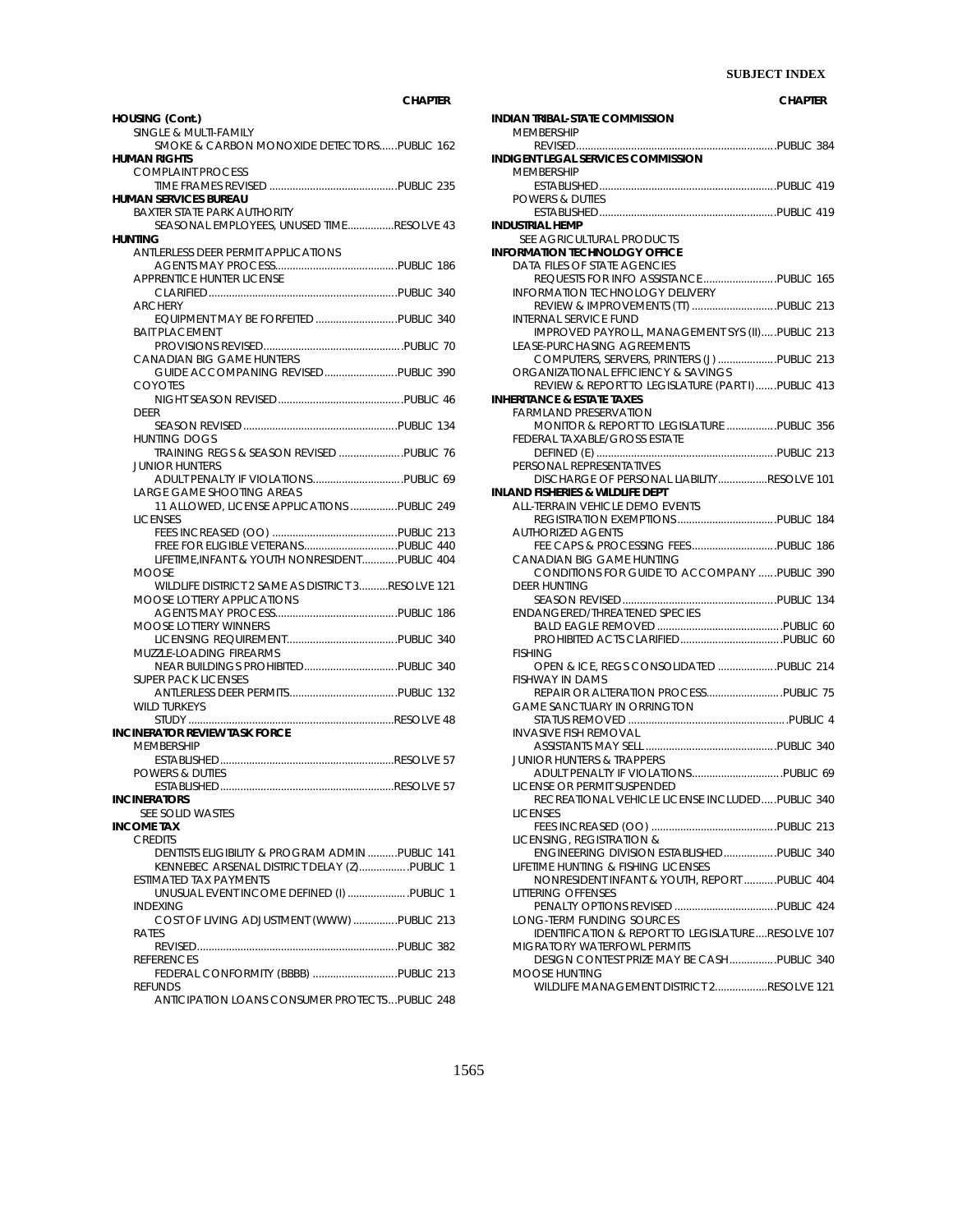| | CHAPTER |
|---|---|
| **HOUSING (Cont.)** | |
| SINGLE & MULTI-FAMILY | |
| SMOKE & CARBON MONOXIDE DETECTORS | PUBLIC 162 |
| **HUMAN RIGHTS** | |
| COMPLAINT PROCESS | |
| TIME FRAMES REVISED | PUBLIC 235 |
| **HUMAN SERVICES BUREAU** | |
| BAXTER STATE PARK AUTHORITY | |
| SEASONAL EMPLOYEES, UNUSED TIME | RESOLVE 43 |
| **HUNTING** | |
| ANTLERLESS DEER PERMIT APPLICATIONS | |
| AGENTS MAY PROCESS | PUBLIC 186 |
| APPRENTICE HUNTER LICENSE | |
| CLARIFIED | PUBLIC 340 |
| ARCHERY | |
| EQUIPMENT MAY BE FORFEITED | PUBLIC 340 |
| BAIT PLACEMENT | |
| PROVISIONS REVISED | PUBLIC 70 |
| CANADIAN BIG GAME HUNTERS | |
| GUIDE ACCOMPANING REVISED | PUBLIC 390 |
| COYOTES | |
| NIGHT SEASON REVISED | PUBLIC 46 |
| DEER | |
| SEASON REVISED | PUBLIC 134 |
| HUNTING DOGS | |
| TRAINING REGS & SEASON REVISED | PUBLIC 76 |
| JUNIOR HUNTERS | |
| ADULT PENALTY IF VIOLATIONS | PUBLIC 69 |
| LARGE GAME SHOOTING AREAS | |
| 11 ALLOWED, LICENSE APPLICATIONS | PUBLIC 249 |
| LICENSES | |
| FEES INCREASED (OO) | PUBLIC 213 |
| FREE FOR ELIGIBLE VETERANS | PUBLIC 440 |
| LIFETIME,INFANT & YOUTH NONRESIDENT | PUBLIC 404 |
| MOOSE | |
| WILDLIFE DISTRICT 2 SAME AS DISTRICT 3 | RESOLVE 121 |
| MOOSE LOTTERY APPLICATIONS | |
| AGENTS MAY PROCESS | PUBLIC 186 |
| MOOSE LOTTERY WINNERS | |
| LICENSING REQUIREMENT | PUBLIC 340 |
| MUZZLE-LOADING FIREARMS | |
| NEAR BUILDINGS PROHIBITED | PUBLIC 340 |
| SUPER PACK LICENSES | |
| ANTLERLESS DEER PERMITS | PUBLIC 132 |
| WILD TURKEYS | |
| STUDY | RESOLVE 48 |
| **INCINERATOR REVIEW TASK FORCE** | |
| MEMBERSHIP | |
| ESTABLISHED | RESOLVE 57 |
| POWERS & DUTIES | |
| ESTABLISHED | RESOLVE 57 |
| **INCINERATORS** | |
| SEE SOLID WASTES | |
| **INCOME TAX** | |
| CREDITS | |
| DENTISTS ELIGIBILITY & PROGRAM ADMIN | PUBLIC 141 |
| KENNEBEC ARSENAL DISTRICT DELAY (Z) | PUBLIC 1 |
| ESTIMATED TAX PAYMENTS | |
| UNUSUAL EVENT INCOME DEFINED (I) | PUBLIC 1 |
| INDEXING | |
| COST OF LIVING ADJUSTMENT (WWW) | PUBLIC 213 |
| RATES | |
| REVISED | PUBLIC 382 |
| REFERENCES | |
| FEDERAL CONFORMITY (BBBB) | PUBLIC 213 |
| REFUNDS | |
| ANTICIPATION LOANS CONSUMER PROTECTS | PUBLIC 248 |
| **INDIAN TRIBAL-STATE COMMISSION** | |
| MEMBERSHIP | |
| REVISED | PUBLIC 384 |
| **INDIGENT LEGAL SERVICES COMMISSION** | |
| MEMBERSHIP | |
| ESTABLISHED | PUBLIC 419 |
| POWERS & DUTIES | |
| ESTABLISHED | PUBLIC 419 |
| **INDUSTRIAL HEMP** | |
| SEE AGRICULTURAL PRODUCTS | |
| **INFORMATION TECHNOLOGY OFFICE** | |
| DATA FILES OF STATE AGENCIES | |
| REQUESTS FOR INFO ASSISTANCE | PUBLIC 165 |
| INFORMATION TECHNOLOGY DELIVERY | |
| REVIEW & IMPROVEMENTS (TT) | PUBLIC 213 |
| INTERNAL SERVICE FUND | |
| IMPROVED PAYROLL, MANAGEMENT SYS (II) | PUBLIC 213 |
| LEASE-PURCHASING AGREEMENTS | |
| COMPUTERS, SERVERS, PRINTERS (J) | PUBLIC 213 |
| ORGANIZATIONAL EFFICIENCY & SAVINGS | |
| REVIEW & REPORT TO LEGISLATURE (PART I) | PUBLIC 413 |
| **INHERITANCE & ESTATE TAXES** | |
| FARMLAND PRESERVATION | |
| MONITOR & REPORT TO LEGISLATURE | PUBLIC 356 |
| FEDERAL TAXABLE/GROSS ESTATE | |
| DEFINED (E) | PUBLIC 213 |
| PERSONAL REPRESENTATIVES | |
| DISCHARGE OF PERSONAL LIABILITY | RESOLVE 101 |
| **INLAND FISHERIES & WILDLIFE DEPT** | |
| ALL-TERRAIN VEHICLE DEMO EVENTS | |
| REGISTRATION EXEMPTIONS | PUBLIC 184 |
| AUTHORIZED AGENTS | |
| FEE CAPS & PROCESSING FEES | PUBLIC 186 |
| CANADIAN BIG GAME HUNTING | |
| CONDITIONS FOR GUIDE TO ACCOMPANY | PUBLIC 390 |
| DEER HUNTING | |
| SEASON REVISED | PUBLIC 134 |
| ENDANGERED/THREATENED SPECIES | |
| BALD EAGLE REMOVED | PUBLIC 60 |
| PROHIBITED ACTS CLARIFIED | PUBLIC 60 |
| FISHING | |
| OPEN & ICE, REGS CONSOLIDATED | PUBLIC 214 |
| FISHWAY IN DAMS | |
| REPAIR OR ALTERATION PROCESS | PUBLIC 75 |
| GAME SANCTUARY IN ORRINGTON | |
| STATUS REMOVED | PUBLIC 4 |
| INVASIVE FISH REMOVAL | |
| ASSISTANTS MAY SELL | PUBLIC 340 |
| JUNIOR HUNTERS & TRAPPERS | |
| ADULT PENALTY IF VIOLATIONS | PUBLIC 69 |
| LICENSE OR PERMIT SUSPENDED | |
| RECREATIONAL VEHICLE LICENSE INCLUDED | PUBLIC 340 |
| LICENSES | |
| FEES INCREASED (OO) | PUBLIC 213 |
| LICENSING, REGISTRATION & | |
| ENGINEERING DIVISION ESTABLISHED | PUBLIC 340 |
| LIFETIME HUNTING & FISHING LICENSES | |
| NONRESIDENT INFANT & YOUTH, REPORT | PUBLIC 404 |
| LITTERING OFFENSES | |
| PENALTY OPTIONS REVISED | PUBLIC 424 |
| LONG-TERM FUNDING SOURCES | |
| IDENTIFICATION & REPORT TO LEGISLATURE | RESOLVE 107 |
| MIGRATORY WATERFOWL PERMITS | |
| DESIGN CONTEST PRIZE MAY BE CASH | PUBLIC 340 |
| MOOSE HUNTING | |
| WILDLIFE MANAGEMENT DISTRICT 2 | RESOLVE 121 |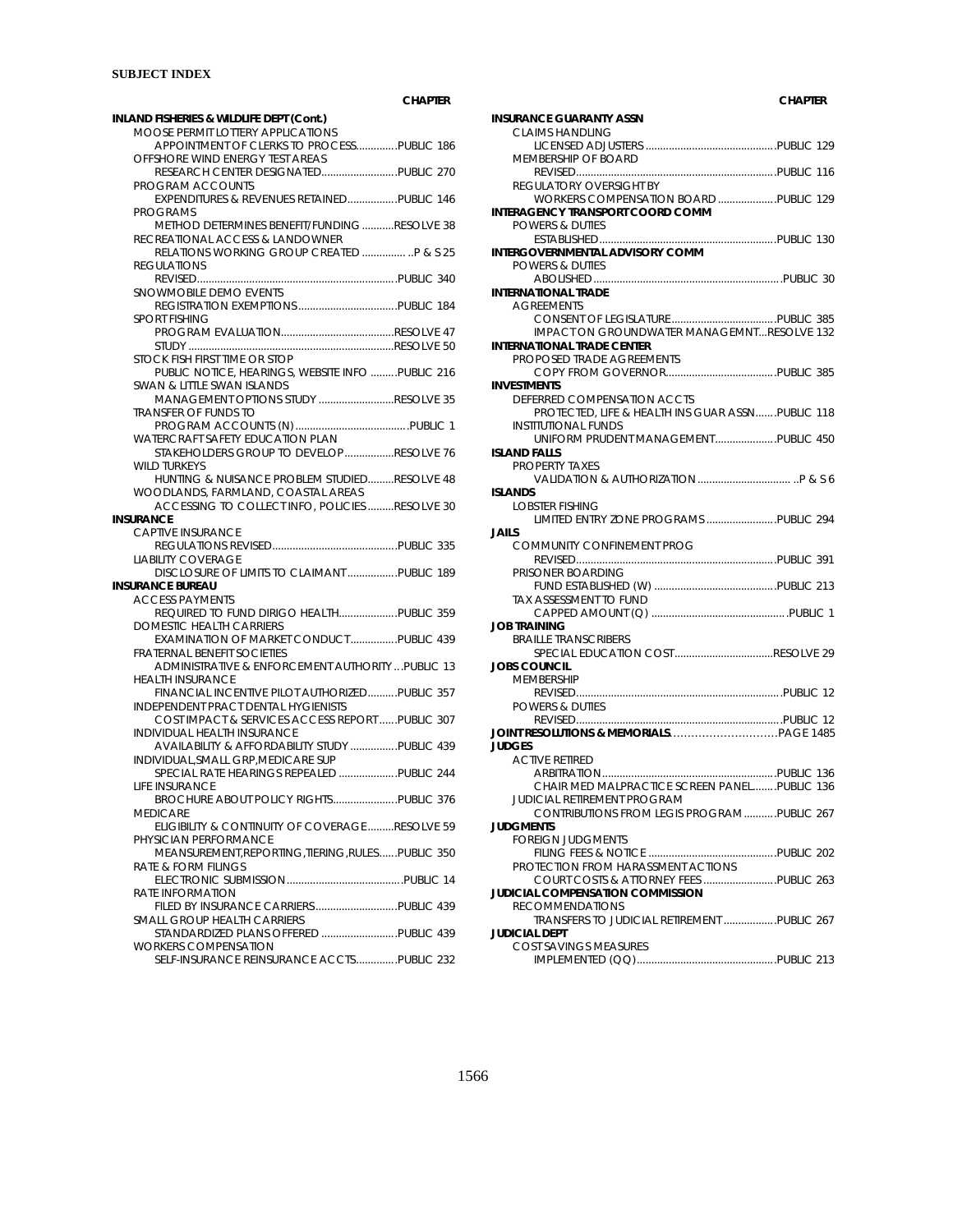**SUBJECT INDEX**

| | CHAPTER |
|---|---|
| **INLAND FISHERIES & WILDLIFE DEPT (Cont.)** | |
| MOOSE PERMIT LOTTERY APPLICATIONS | |
| APPOINTMENT OF CLERKS TO PROCESS | PUBLIC 186 |
| OFFSHORE WIND ENERGY TEST AREAS | |
| RESEARCH CENTER DESIGNATED | PUBLIC 270 |
| PROGRAM ACCOUNTS | |
| EXPENDITURES & REVENUES RETAINED | PUBLIC 146 |
| PROGRAMS | |
| METHOD DETERMINES BENEFIT/FUNDING | RESOLVE 38 |
| RECREATIONAL ACCESS & LANDOWNER | |
| RELATIONS WORKING GROUP CREATED | P & S 25 |
| REGULATIONS | |
| REVISED | PUBLIC 340 |
| SNOWMOBILE DEMO EVENTS | |
| REGISTRATION EXEMPTIONS | PUBLIC 184 |
| SPORT FISHING | |
| PROGRAM EVALUATION | RESOLVE 47 |
| STUDY | RESOLVE 50 |
| STOCK FISH FIRST TIME OR STOP | |
| PUBLIC NOTICE, HEARINGS, WEBSITE INFO | PUBLIC 216 |
| SWAN & LITTLE SWAN ISLANDS | |
| MANAGEMENT OPTIONS STUDY | RESOLVE 35 |
| TRANSFER OF FUNDS TO | |
| PROGRAM ACCOUNTS (N) | PUBLIC 1 |
| WATERCRAFT SAFETY EDUCATION PLAN | |
| STAKEHOLDERS GROUP TO DEVELOP | RESOLVE 76 |
| WILD TURKEYS | |
| HUNTING & NUISANCE PROBLEM STUDIED | RESOLVE 48 |
| WOODLANDS, FARMLAND, COASTAL AREAS | |
| ACCESSING TO COLLECT INFO, POLICIES | RESOLVE 30 |
| **INSURANCE** | |
| CAPTIVE INSURANCE | |
| REGULATIONS REVISED | PUBLIC 335 |
| LIABILITY COVERAGE | |
| DISCLOSURE OF LIMITS TO CLAIMANT | PUBLIC 189 |
| **INSURANCE BUREAU** | |
| ACCESS PAYMENTS | |
| REQUIRED TO FUND DIRIGO HEALTH | PUBLIC 359 |
| DOMESTIC HEALTH CARRIERS | |
| EXAMINATION OF MARKET CONDUCT | PUBLIC 439 |
| FRATERNAL BENEFIT SOCIETIES | |
| ADMINISTRATIVE & ENFORCEMENT AUTHORITY | PUBLIC 13 |
| HEALTH INSURANCE | |
| FINANCIAL INCENTIVE PILOT AUTHORIZED | PUBLIC 357 |
| INDEPENDENT PRACT DENTAL HYGIENISTS | |
| COST IMPACT & SERVICES ACCESS REPORT | PUBLIC 307 |
| INDIVIDUAL HEALTH INSURANCE | |
| AVAILABILITY & AFFORDABILITY STUDY | PUBLIC 439 |
| INDIVIDUAL,SMALL GRP,MEDICARE SUP | |
| SPECIAL RATE HEARINGS REPEALED | PUBLIC 244 |
| LIFE INSURANCE | |
| BROCHURE ABOUT POLICY RIGHTS | PUBLIC 376 |
| MEDICARE | |
| ELIGIBILITY & CONTINUITY OF COVERAGE | RESOLVE 59 |
| PHYSICIAN PERFORMANCE | |
| MEANSUREMENT,REPORTING,TIERING,RULES | PUBLIC 350 |
| RATE & FORM FILINGS | |
| ELECTRONIC SUBMISSION | PUBLIC 14 |
| RATE INFORMATION | |
| FILED BY INSURANCE CARRIERS | PUBLIC 439 |
| SMALL GROUP HEALTH CARRIERS | |
| STANDARDIZED PLANS OFFERED | PUBLIC 439 |
| WORKERS COMPENSATION | |
| SELF-INSURANCE REINSURANCE ACCTS | PUBLIC 232 |
| **INSURANCE GUARANTY ASSN** | |
| CLAIMS HANDLING | |
| LICENSED ADJUSTERS | PUBLIC 129 |
| MEMBERSHIP OF BOARD | |
| REVISED | PUBLIC 116 |
| REGULATORY OVERSIGHT BY | |
| WORKERS COMPENSATION BOARD | PUBLIC 129 |
| **INTERAGENCY TRANSPORT COORD COMM** | |
| POWERS & DUTIES | |
| ESTABLISHED | PUBLIC 130 |
| **INTERGOVERNMENTAL ADVISORY COMM** | |
| POWERS & DUTIES | |
| ABOLISHED | PUBLIC 30 |
| **INTERNATIONAL TRADE** | |
| AGREEMENTS | |
| CONSENT OF LEGISLATURE | PUBLIC 385 |
| IMPACT ON GROUNDWATER MANAGEMNT | RESOLVE 132 |
| **INTERNATIONAL TRADE CENTER** | |
| PROPOSED TRADE AGREEMENTS | |
| COPY FROM GOVERNOR | PUBLIC 385 |
| **INVESTMENTS** | |
| DEFERRED COMPENSATION ACCTS | |
| PROTECTED, LIFE & HEALTH INS GUAR ASSN | PUBLIC 118 |
| INSTITUTIONAL FUNDS | |
| UNIFORM PRUDENT MANAGEMENT | PUBLIC 450 |
| **ISLAND FALLS** | |
| PROPERTY TAXES | |
| VALIDATION & AUTHORIZATION | P & S 6 |
| **ISLANDS** | |
| LOBSTER FISHING | |
| LIMITED ENTRY ZONE PROGRAMS | PUBLIC 294 |
| **JAILS** | |
| COMMUNITY CONFINEMENT PROG | |
| REVISED | PUBLIC 391 |
| PRISONER BOARDING | |
| FUND ESTABLISHED (W) | PUBLIC 213 |
| TAX ASSESSMENT TO FUND | |
| CAPPED AMOUNT (Q) | PUBLIC 1 |
| **JOB TRAINING** | |
| BRAILLE TRANSCRIBERS | |
| SPECIAL EDUCATION COST | RESOLVE 29 |
| **JOBS COUNCIL** | |
| MEMBERSHIP | |
| REVISED | PUBLIC 12 |
| POWERS & DUTIES | |
| REVISED | PUBLIC 12 |
| **JOINT RESOLUTIONS & MEMORIALS** | PAGE 1485 |
| **JUDGES** | |
| ACTIVE RETIRED | |
| ARBITRATION | PUBLIC 136 |
| CHAIR MED MALPRACTICE SCREEN PANEL | PUBLIC 136 |
| JUDICIAL RETIREMENT PROGRAM | |
| CONTRIBUTIONS FROM LEGIS PROGRAM | PUBLIC 267 |
| **JUDGMENTS** | |
| FOREIGN JUDGMENTS | |
| FILING FEES & NOTICE | PUBLIC 202 |
| PROTECTION FROM HARASSMENT ACTIONS | |
| COURT COSTS & ATTORNEY FEES | PUBLIC 263 |
| **JUDICIAL COMPENSATION COMMISSION** | |
| RECOMMENDATIONS | |
| TRANSFERS TO JUDICIAL RETIREMENT | PUBLIC 267 |
| **JUDICIAL DEPT** | |
| COST SAVINGS MEASURES | |
| IMPLEMENTED (QQ) | PUBLIC 213 |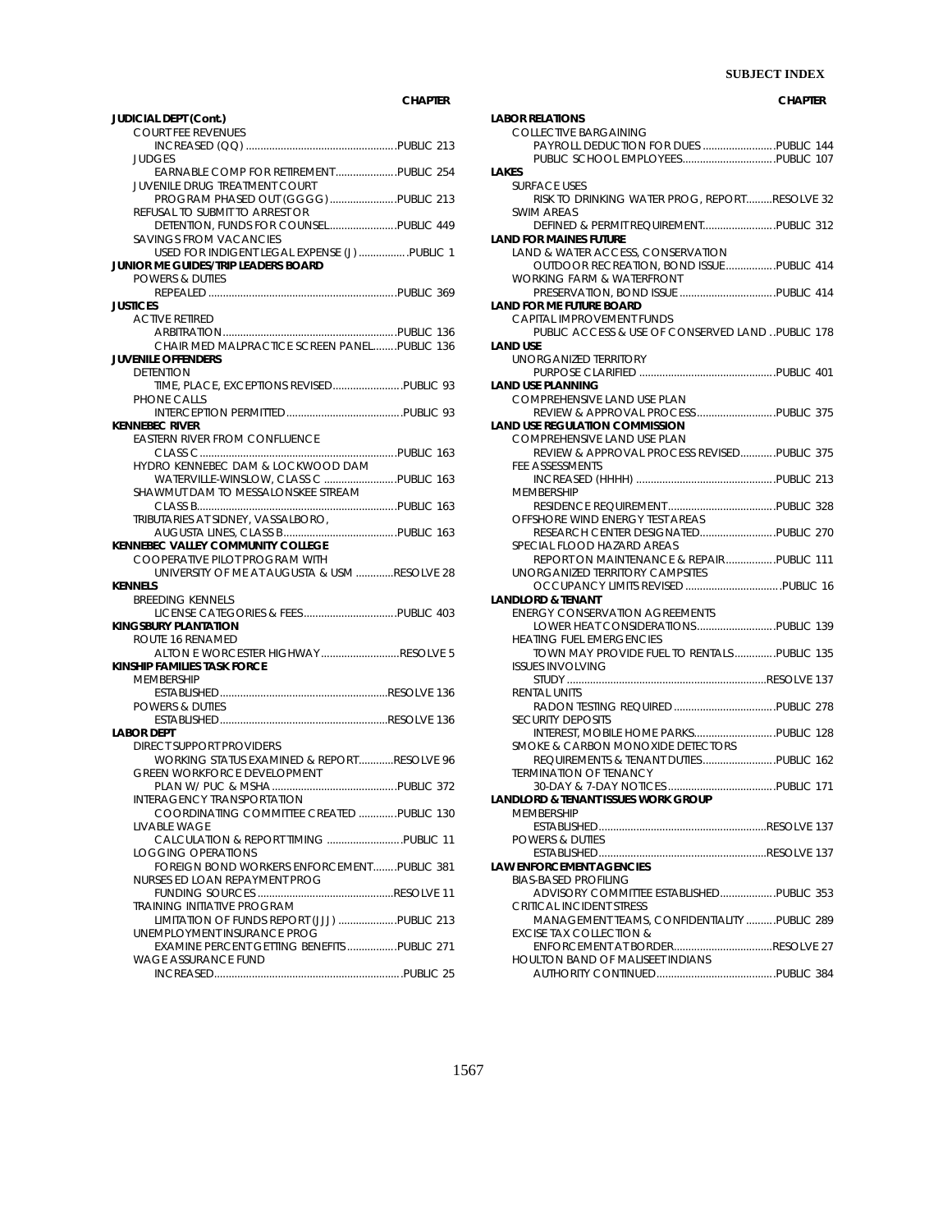| | CHAPTER |
|---|---|
| **JUDICIAL DEPT (Cont.)** | |
| COURT FEE REVENUES | |
| INCREASED (QQ) | PUBLIC 213 |
| JUDGES | |
| EARNABLE COMP FOR RETIREMENT | PUBLIC 254 |
| JUVENILE DRUG TREATMENT COURT | |
| PROGRAM PHASED OUT (GGGG) | PUBLIC 213 |
| REFUSAL TO SUBMIT TO ARREST OR | |
| DETENTION, FUNDS FOR COUNSEL | PUBLIC 449 |
| SAVINGS FROM VACANCIES | |
| USED FOR INDIGENT LEGAL EXPENSE (J) | PUBLIC 1 |
| **JUNIOR ME GUIDES/TRIP LEADERS BOARD** | |
| POWERS & DUTIES | |
| REPEALED | PUBLIC 369 |
| **JUSTICES** | |
| ACTIVE RETIRED | |
| ARBITRATION | PUBLIC 136 |
| CHAIR MED MALPRACTICE SCREEN PANEL | PUBLIC 136 |
| **JUVENILE OFFENDERS** | |
| DETENTION | |
| TIME, PLACE, EXCEPTIONS REVISED | PUBLIC 93 |
| PHONE CALLS | |
| INTERCEPTION PERMITTED | PUBLIC 93 |
| **KENNEBEC RIVER** | |
| EASTERN RIVER FROM CONFLUENCE | |
| CLASS C | PUBLIC 163 |
| HYDRO KENNEBEC DAM & LOCKWOOD DAM | |
| WATERVILLE-WINSLOW, CLASS C | PUBLIC 163 |
| SHAWMUT DAM TO MESSALONSKEE STREAM | |
| CLASS B | PUBLIC 163 |
| TRIBUTARIES AT SIDNEY, VASSALBORO, | |
| AUGUSTA LINES, CLASS B | PUBLIC 163 |
| **KENNEBEC VALLEY COMMUNITY COLLEGE** | |
| COOPERATIVE PILOT PROGRAM WITH | |
| UNIVERSITY OF ME AT AUGUSTA & USM | RESOLVE 28 |
| **KENNELS** | |
| BREEDING KENNELS | |
| LICENSE CATEGORIES & FEES | PUBLIC 403 |
| **KINGSBURY PLANTATION** | |
| ROUTE 16 RENAMED | |
| ALTON E WORCESTER HIGHWAY | RESOLVE 5 |
| **KINSHIP FAMILIES TASK FORCE** | |
| MEMBERSHIP | |
| ESTABLISHED | RESOLVE 136 |
| POWERS & DUTIES | |
| ESTABLISHED | RESOLVE 136 |
| **LABOR DEPT** | |
| DIRECT SUPPORT PROVIDERS | |
| WORKING STATUS EXAMINED & REPORT | RESOLVE 96 |
| GREEN WORKFORCE DEVELOPMENT | |
| PLAN W/ PUC & MSHA | PUBLIC 372 |
| INTERAGENCY TRANSPORTATION | |
| COORDINATING COMMITTEE CREATED | PUBLIC 130 |
| LIVABLE WAGE | |
| CALCULATION & REPORT TIMING | PUBLIC 11 |
| LOGGING OPERATIONS | |
| FOREIGN BOND WORKERS ENFORCEMENT | PUBLIC 381 |
| NURSES ED LOAN REPAYMENT PROG | |
| FUNDING SOURCES | RESOLVE 11 |
| TRAINING INITIATIVE PROGRAM | |
| LIMITATION OF FUNDS REPORT (JJJ) | PUBLIC 213 |
| UNEMPLOYMENT INSURANCE PROG | |
| EXAMINE PERCENT GETTING BENEFITS | PUBLIC 271 |
| WAGE ASSURANCE FUND | |
| INCREASED | PUBLIC 25 |
| **LABOR RELATIONS** | |
| COLLECTIVE BARGAINING | |
| PAYROLL DEDUCTION FOR DUES | PUBLIC 144 |
| PUBLIC SCHOOL EMPLOYEES | PUBLIC 107 |
| **LAKES** | |
| SURFACE USES | |
| RISK TO DRINKING WATER PROG, REPORT | RESOLVE 32 |
| SWIM AREAS | |
| DEFINED & PERMIT REQUIREMENT | PUBLIC 312 |
| **LAND FOR MAINES FUTURE** | |
| LAND & WATER ACCESS, CONSERVATION | |
| OUTDOOR RECREATION, BOND ISSUE | PUBLIC 414 |
| WORKING FARM & WATERFRONT | |
| PRESERVATION, BOND ISSUE | PUBLIC 414 |
| **LAND FOR ME FUTURE BOARD** | |
| CAPITAL IMPROVEMENT FUNDS | |
| PUBLIC ACCESS & USE OF CONSERVED LAND | PUBLIC 178 |
| **LAND USE** | |
| UNORGANIZED TERRITORY | |
| PURPOSE CLARIFIED | PUBLIC 401 |
| **LAND USE PLANNING** | |
| COMPREHENSIVE LAND USE PLAN | |
| REVIEW & APPROVAL PROCESS | PUBLIC 375 |
| **LAND USE REGULATION COMMISSION** | |
| COMPREHENSIVE LAND USE PLAN | |
| REVIEW & APPROVAL PROCESS REVISED | PUBLIC 375 |
| FEE ASSESSMENTS | |
| INCREASED (HHHH) | PUBLIC 213 |
| MEMBERSHIP | |
| RESIDENCE REQUIREMENT | PUBLIC 328 |
| OFFSHORE WIND ENERGY TEST AREAS | |
| RESEARCH CENTER DESIGNATED | PUBLIC 270 |
| SPECIAL FLOOD HAZARD AREAS | |
| REPORT ON MAINTENANCE & REPAIR | PUBLIC 111 |
| UNORGANIZED TERRITORY CAMPSITES | |
| OCCUPANCY LIMITS REVISED | PUBLIC 16 |
| **LANDLORD & TENANT** | |
| ENERGY CONSERVATION AGREEMENTS | |
| LOWER HEAT CONSIDERATIONS | PUBLIC 139 |
| HEATING FUEL EMERGENCIES | |
| TOWN MAY PROVIDE FUEL TO RENTALS | PUBLIC 135 |
| ISSUES INVOLVING | |
| STUDY | RESOLVE 137 |
| RENTAL UNITS | |
| RADON TESTING REQUIRED | PUBLIC 278 |
| SECURITY DEPOSITS | |
| INTEREST, MOBILE HOME PARKS | PUBLIC 128 |
| SMOKE & CARBON MONOXIDE DETECTORS | |
| REQUIREMENTS & TENANT DUTIES | PUBLIC 162 |
| TERMINATION OF TENANCY | |
| 30-DAY & 7-DAY NOTICES | PUBLIC 171 |
| **LANDLORD & TENANT ISSUES WORK GROUP** | |
| MEMBERSHIP | |
| ESTABLISHED | RESOLVE 137 |
| POWERS & DUTIES | |
| ESTABLISHED | RESOLVE 137 |
| **LAW ENFORCEMENT AGENCIES** | |
| BIAS-BASED PROFILING | |
| ADVISORY COMMITTEE ESTABLISHED | PUBLIC 353 |
| CRITICAL INCIDENT STRESS | |
| MANAGEMENT TEAMS, CONFIDENTIALITY | PUBLIC 289 |
| EXCISE TAX COLLECTION & | |
| ENFORCEMENT AT BORDER | RESOLVE 27 |
| HOULTON BAND OF MALISEET INDIANS | |
| AUTHORITY CONTINUED | PUBLIC 384 |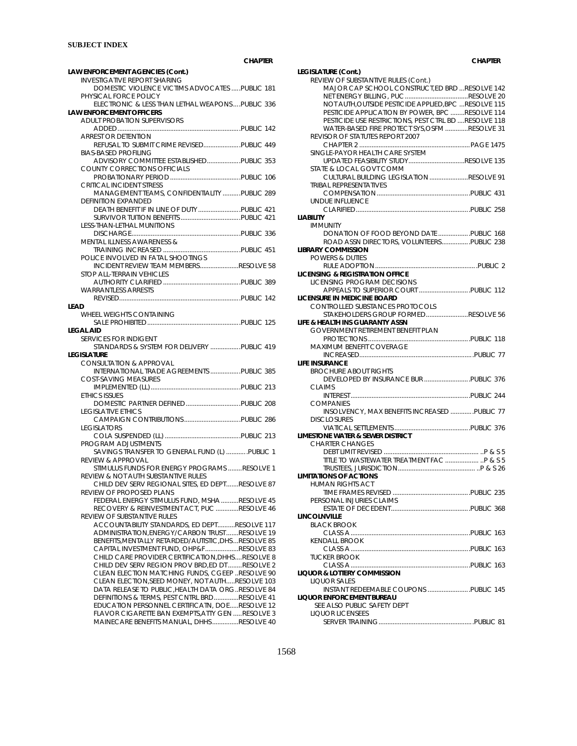**SUBJECT INDEX**

| | CHAPTER |
|---|---|
| **LAW ENFORCEMENT AGENCIES (Cont.)** | |
| INVESTIGATIVE REPORT SHARING | |
| DOMESTIC VIOLENCE VICTIMS ADVOCATES | PUBLIC 181 |
| PHYSICAL FORCE POLICY | |
| ELECTRONIC & LESS THAN LETHAL WEAPONS | PUBLIC 336 |
| **LAW ENFORCEMENT OFFICERS** | |
| ADULT PROBATION SUPERVISORS | |
| ADDED | PUBLIC 142 |
| ARREST OR DETENTION | |
| REFUSAL TO SUBMIT CRIME REVISED | PUBLIC 449 |
| BIAS-BASED PROFILING | |
| ADVISORY COMMITTEE ESTABLISHED | PUBLIC 353 |
| COUNTY CORRECTIONS OFFICIALS | |
| PROBATIONARY PERIOD | PUBLIC 106 |
| CRITICAL INCIDENT STRESS | |
| MANAGEMENT TEAMS, CONFIDENTIALITY | PUBLIC 289 |
| DEFINITION EXPANDED | |
| DEATH BENEFIT IF IN LINE OF DUTY | PUBLIC 421 |
| SURVIVOR TUITION BENEFITS | PUBLIC 421 |
| LESS-THAN-LETHAL MUNITIONS | |
| DISCHARGE | PUBLIC 336 |
| MENTAL ILLNESS AWARENESS & | |
| TRAINING INCREASED | PUBLIC 451 |
| POLICE INVOLVED IN FATAL SHOOTINGS | |
| INCIDENT REVIEW TEAM MEMBERS | RESOLVE 58 |
| STOP ALL-TERRAIN VEHICLES | |
| AUTHORITY CLARIFIED | PUBLIC 389 |
| WARRANTLESS ARRESTS | |
| REVISED | PUBLIC 142 |
| **LEAD** | |
| WHEEL WEIGHTS CONTAINING | |
| SALE PROHIBITED | PUBLIC 125 |
| **LEGAL AID** | |
| SERVICES FOR INDIGENT | |
| STANDARDS & SYSTEM FOR DELIVERY | PUBLIC 419 |
| **LEGISLATURE** | |
| CONSULTATION & APPROVAL | |
| INTERNATIONAL TRADE AGREEMENTS | PUBLIC 385 |
| COST-SAVING MEASURES | |
| IMPLEMENTED (LL) | PUBLIC 213 |
| ETHICS ISSUES | |
| DOMESTIC PARTNER DEFINED | PUBLIC 208 |
| LEGISLATIVE ETHICS | |
| CAMPAIGN CONTRIBUTIONS | PUBLIC 286 |
| LEGISLATORS | |
| COLA SUSPENDED (LL) | PUBLIC 213 |
| PROGRAM ADJUSTMENTS | |
| SAVINGS TRANSFER TO GENERAL FUND (L) | PUBLIC 1 |
| REVIEW & APPROVAL | |
| STIMULUS FUNDS FOR ENERGY PROGRAMS | RESOLVE 1 |
| REVIEW & NOT AUTH SUBSTANTIVE RULES | |
| CHILD DEV SERV REGIONAL SITES, ED DEPT | RESOLVE 87 |
| REVIEW OF PROPOSED PLANS | |
| FEDERAL ENERGY STIMULUS FUND, MSHA | RESOLVE 45 |
| RECOVERY & REINVESTMENT ACT, PUC | RESOLVE 46 |
| REVIEW OF SUBSTANTIVE RULES | |
| ACCOUNTABILITY STANDARDS, ED DEPT | RESOLVE 117 |
| ADMINISTRATION,ENERGY/CARBON TRUST | RESOLVE 19 |
| BENEFITS,MENTALLY RETARDED/AUTISTIC,DHS | RESOLVE 85 |
| CAPITAL INVESTMENT FUND, OHP&F | RESOLVE 83 |
| CHILD CARE PROVIDER CERTIFICATION,DHHS | RESOLVE 8 |
| CHILD DEV SERV REGION PROV BRD,ED DT | RESOLVE 2 |
| CLEAN ELECTION MATCHING FUNDS, CGEEP | RESOLVE 90 |
| CLEAN ELECTION,SEED MONEY, NOT AUTH | RESOLVE 103 |
| DATA RELEASE TO PUBLIC,HEALTH DATA ORG | RESOLVE 84 |
| DEFINITIONS & TERMS, PEST CNTRL BRD | RESOLVE 41 |
| EDUCATION PERSONNEL CERTIFICATN, DOE | RESOLVE 12 |
| FLAVOR CIGARETTE BAN EXEMPTS,ATTY GEN | RESOLVE 3 |
| MAINECARE BENEFITS MANUAL, DHHS | RESOLVE 40 |

| | CHAPTER |
|---|---|
| **LEGISLATURE (Cont.)** | |
| REVIEW OF SUBSTANTIVE RULES (Cont.) | |
| MAJOR CAP SCHOOL CONSTRUCT,ED BRD | RESOLVE 142 |
| NET ENERGY BILLING, PUC | RESOLVE 20 |
| NOT AUTH,OUTSIDE PESTICIDE APPLIED,BPC | RESOLVE 115 |
| PESTICIDE APPLICATION BY POWER, BPC | RESOLVE 114 |
| PESTICIDE USE RESTRICTIONS, PEST CTRL BD | RESOLVE 118 |
| WATER-BASED FIRE PROTECT SYS,OSFM | RESOLVE 31 |
| REVISOR OF STATUTES REPORT 2007 | |
| CHAPTER 2 | PAGE 1475 |
| SINGLE-PAYOR HEALTH CARE SYSTEM | |
| UPDATED FEASIBILITY STUDY | RESOLVE 135 |
| STATE & LOCAL GOVT COMM | |
| CULTURAL BUILDING LEGISLATION | RESOLVE 91 |
| TRIBAL REPRESENTATIVES | |
| COMPENSATION | PUBLIC 431 |
| UNDUE INFLUENCE | |
| CLARIFIED | PUBLIC 258 |
| **LIABILITY** | |
| IMMUNITY | |
| DONATION OF FOOD BEYOND DATE | PUBLIC 168 |
| ROAD ASSN DIRECTORS, VOLUNTEERS | PUBLIC 238 |
| **LIBRARY COMMISSION** | |
| POWERS & DUTIES | |
| RULE ADOPTION | PUBLIC 2 |
| **LICENSING & REGISTRATION OFFICE** | |
| LICENSING PROGRAM DECISIONS | |
| APPEALS TO SUPERIOR COURT | PUBLIC 112 |
| **LICENSURE IN MEDICINE BOARD** | |
| CONTROLLED SUBSTANCES PROTOCOLS | |
| STAKEHOLDERS GROUP FORMED | RESOLVE 56 |
| **LIFE & HEALTH INS GUARANTY ASSN** | |
| GOVERNMENT RETIREMENT BENEFIT PLAN | |
| PROTECTIONS | PUBLIC 118 |
| MAXIMUM BENEFIT COVERAGE | |
| INCREASED | PUBLIC 77 |
| **LIFE INSURANCE** | |
| BROCHURE ABOUT RIGHTS | |
| DEVELOPED BY INSURANCE BUR | PUBLIC 376 |
| CLAIMS | |
| INTEREST | PUBLIC 244 |
| COMPANIES | |
| INSOLVENCY, MAX BENEFITS INCREASED | PUBLIC 77 |
| DISCLOSURES | |
| VIATICAL SETTLEMENTS | PUBLIC 376 |
| **LIMESTONE WATER & SEWER DISTRICT** | |
| CHARTER CHANGES | |
| DEBT LIMIT REVISED | P & S 5 |
| TITLE TO WASTEWATER TREATMENT FAC | P & S 5 |
| TRUSTEES, JURISDICTION | P & S 26 |
| **LIMITATIONS OF ACTIONS** | |
| HUMAN RIGHTS ACT | |
| TIME FRAMES REVISED | PUBLIC 235 |
| PERSONAL INJURIES CLAIMS | |
| ESTATE OF DECEDENT | PUBLIC 368 |
| **LINCOLNVILLE** | |
| BLACK BROOK | |
| CLASS A | PUBLIC 163 |
| KENDALL BROOK | |
| CLASS A | PUBLIC 163 |
| TUCKER BROOK | |
| CLASS A | PUBLIC 163 |
| **LIQUOR & LOTTERY COMMISSION** | |
| LIQUOR SALES | |
| INSTANT REDEEMABLE COUPONS | PUBLIC 145 |
| **LIQUOR ENFORCEMENT BUREAU** | |
| SEE ALSO PUBLIC SAFETY DEPT | |
| LIQUOR LICENSEES | |
| SERVER TRAINING | PUBLIC 81 |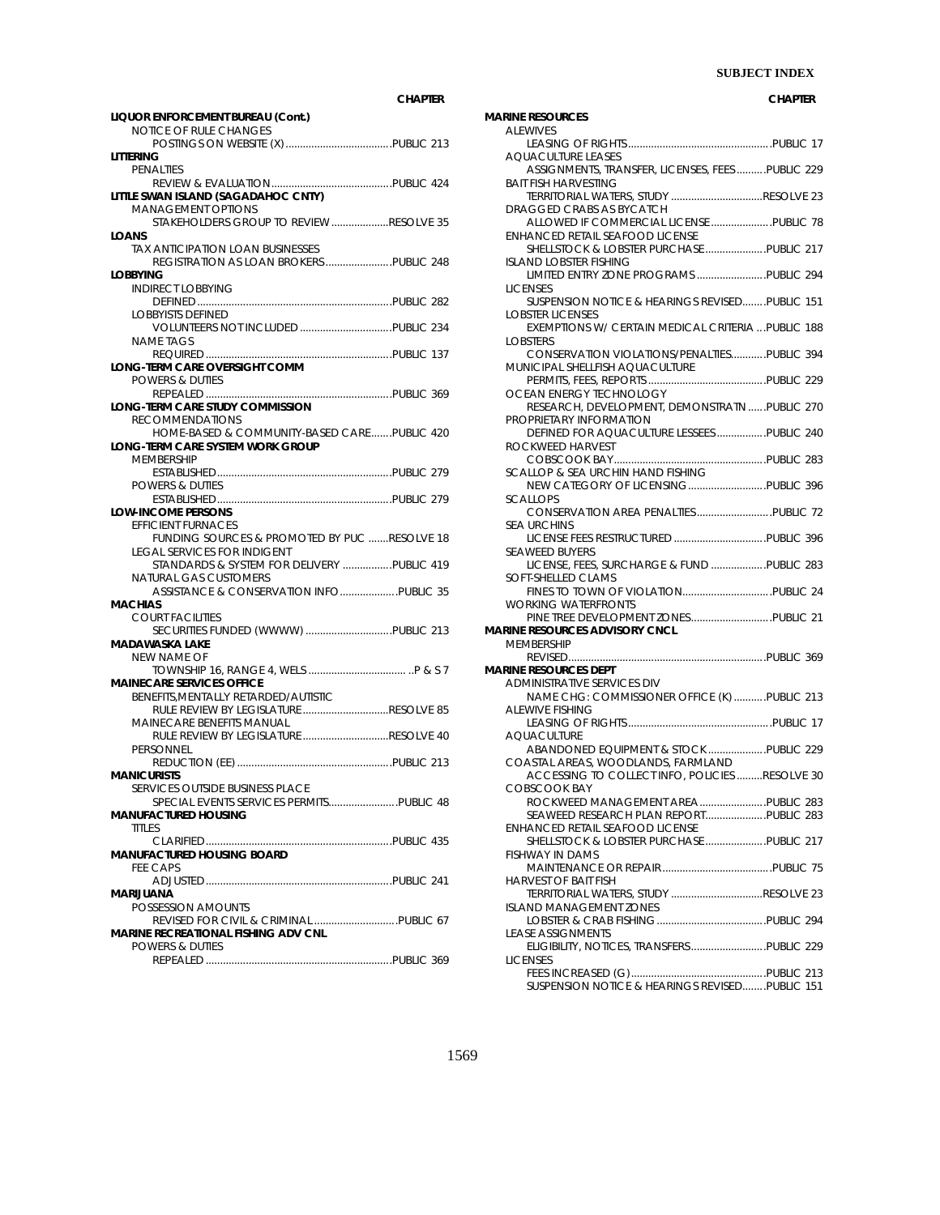**LIQUOR ENFORCEMENT BUREAU (Cont.)**
- NOTICE OF RULE CHANGES
  - POSTINGS ON WEBSITE (X) ..... PUBLIC 213

**LITTERING**
- PENALTIES
  - REVIEW & EVALUATION ..... PUBLIC 424

**LITTLE SWAN ISLAND (SAGADAHOC CNTY)**
- MANAGEMENT OPTIONS
  - STAKEHOLDERS GROUP TO REVIEW ..... RESOLVE 35

**LOANS**
- TAX ANTICIPATION LOAN BUSINESSES
  - REGISTRATION AS LOAN BROKERS ..... PUBLIC 248

**LOBBYING**
- INDIRECT LOBBYING
  - DEFINED ..... PUBLIC 282
- LOBBYISTS DEFINED
  - VOLUNTEERS NOT INCLUDED ..... PUBLIC 234
- NAME TAGS
  - REQUIRED ..... PUBLIC 137

**LONG-TERM CARE OVERSIGHT COMM**
- POWERS & DUTIES
  - REPEALED ..... PUBLIC 369

**LONG-TERM CARE STUDY COMMISSION**
- RECOMMENDATIONS
  - HOME-BASED & COMMUNITY-BASED CARE ..... PUBLIC 420

**LONG-TERM CARE SYSTEM WORK GROUP**
- MEMBERSHIP
  - ESTABLISHED ..... PUBLIC 279
- POWERS & DUTIES
  - ESTABLISHED ..... PUBLIC 279

**LOW-INCOME PERSONS**
- EFFICIENT FURNACES
  - FUNDING SOURCES & PROMOTED BY PUC ..... RESOLVE 18
- LEGAL SERVICES FOR INDIGENT
  - STANDARDS & SYSTEM FOR DELIVERY ..... PUBLIC 419
- NATURAL GAS CUSTOMERS
  - ASSISTANCE & CONSERVATION INFO ..... PUBLIC 35

**MACHIAS**
- COURT FACILITIES
  - SECURITIES FUNDED (WWWW) ..... PUBLIC 213

**MADAWASKA LAKE**
- NEW NAME OF
  - TOWNSHIP 16, RANGE 4, WELS ..... P & S 7

**MAINECARE SERVICES OFFICE**
- BENEFITS,MENTALLY RETARDED/AUTISTIC
  - RULE REVIEW BY LEGISLATURE ..... RESOLVE 85
- MAINECARE BENEFITS MANUAL
  - RULE REVIEW BY LEGISLATURE ..... RESOLVE 40
- PERSONNEL
  - REDUCTION (EE) ..... PUBLIC 213

**MANICURISTS**
- SERVICES OUTSIDE BUSINESS PLACE
  - SPECIAL EVENTS SERVICES PERMITS ..... PUBLIC 48

**MANUFACTURED HOUSING**
- TITLES
  - CLARIFIED ..... PUBLIC 435

**MANUFACTURED HOUSING BOARD**
- FEE CAPS
  - ADJUSTED ..... PUBLIC 241

**MARIJUANA**
- POSSESSION AMOUNTS
  - REVISED FOR CIVIL & CRIMINAL ..... PUBLIC 67

**MARINE RECREATIONAL FISHING ADV CNL**
- POWERS & DUTIES
  - REPEALED ..... PUBLIC 369

**MARINE RESOURCES**
- ALEWIVES
  - LEASING OF RIGHTS ..... PUBLIC 17
- AQUACULTURE LEASES
  - ASSIGNMENTS, TRANSFER, LICENSES, FEES ..... PUBLIC 229
- BAIT FISH HARVESTING
  - TERRITORIAL WATERS, STUDY ..... RESOLVE 23
- DRAGGED CRABS AS BYCATCH
  - ALLOWED IF COMMERCIAL LICENSE ..... PUBLIC 78
- ENHANCED RETAIL SEAFOOD LICENSE
  - SHELLSTOCK & LOBSTER PURCHASE ..... PUBLIC 217
- ISLAND LOBSTER FISHING
  - LIMITED ENTRY ZONE PROGRAMS ..... PUBLIC 294
- LICENSES
  - SUSPENSION NOTICE & HEARINGS REVISED ..... PUBLIC 151
- LOBSTER LICENSES
  - EXEMPTIONS W/ CERTAIN MEDICAL CRITERIA ..... PUBLIC 188
- LOBSTERS
  - CONSERVATION VIOLATIONS/PENALTIES ..... PUBLIC 394
- MUNICIPAL SHELLFISH AQUACULTURE
  - PERMITS, FEES, REPORTS ..... PUBLIC 229
- OCEAN ENERGY TECHNOLOGY
  - RESEARCH, DEVELOPMENT, DEMONSTRATN ..... PUBLIC 270
- PROPRIETARY INFORMATION
  - DEFINED FOR AQUACULTURE LESSEES ..... PUBLIC 240
- ROCKWEED HARVEST
  - COBSCOOK BAY ..... PUBLIC 283
- SCALLOP & SEA URCHIN HAND FISHING
  - NEW CATEGORY OF LICENSING ..... PUBLIC 396
- SCALLOPS
  - CONSERVATION AREA PENALTIES ..... PUBLIC 72
- SEA URCHINS
  - LICENSE FEES RESTRUCTURED ..... PUBLIC 396
- SEAWEED BUYERS
  - LICENSE, FEES, SURCHARGE & FUND ..... PUBLIC 283
- SOFT-SHELLED CLAMS
  - FINES TO TOWN OF VIOLATION ..... PUBLIC 24
- WORKING WATERFRONTS
  - PINE TREE DEVELOPMENT ZONES ..... PUBLIC 21

**MARINE RESOURCES ADVISORY CNCL**
- MEMBERSHIP
  - REVISED ..... PUBLIC 369

**MARINE RESOURCES DEPT**
- ADMINISTRATIVE SERVICES DIV
  - NAME CHG: COMMISSIONER OFFICE (K) ..... PUBLIC 213
- ALEWIVE FISHING
  - LEASING OF RIGHTS ..... PUBLIC 17
- AQUACULTURE
  - ABANDONED EQUIPMENT & STOCK ..... PUBLIC 229
- COASTAL AREAS, WOODLANDS, FARMLAND
  - ACCESSING TO COLLECT INFO, POLICIES ..... RESOLVE 30
- COBSCOOK BAY
  - ROCKWEED MANAGEMENT AREA ..... PUBLIC 283
  - SEAWEED RESEARCH PLAN REPORT ..... PUBLIC 283
- ENHANCED RETAIL SEAFOOD LICENSE
  - SHELLSTOCK & LOBSTER PURCHASE ..... PUBLIC 217
- FISHWAY IN DAMS
  - MAINTENANCE OR REPAIR ..... PUBLIC 75
- HARVEST OF BAIT FISH
  - TERRITORIAL WATERS, STUDY ..... RESOLVE 23
- ISLAND MANAGEMENT ZONES
  - LOBSTER & CRAB FISHING ..... PUBLIC 294
- LEASE ASSIGNMENTS
  - ELIGIBILITY, NOTICES, TRANSFERS ..... PUBLIC 229
- LICENSES
  - FEES INCREASED (G) ..... PUBLIC 213
  - SUSPENSION NOTICE & HEARINGS REVISED ..... PUBLIC 151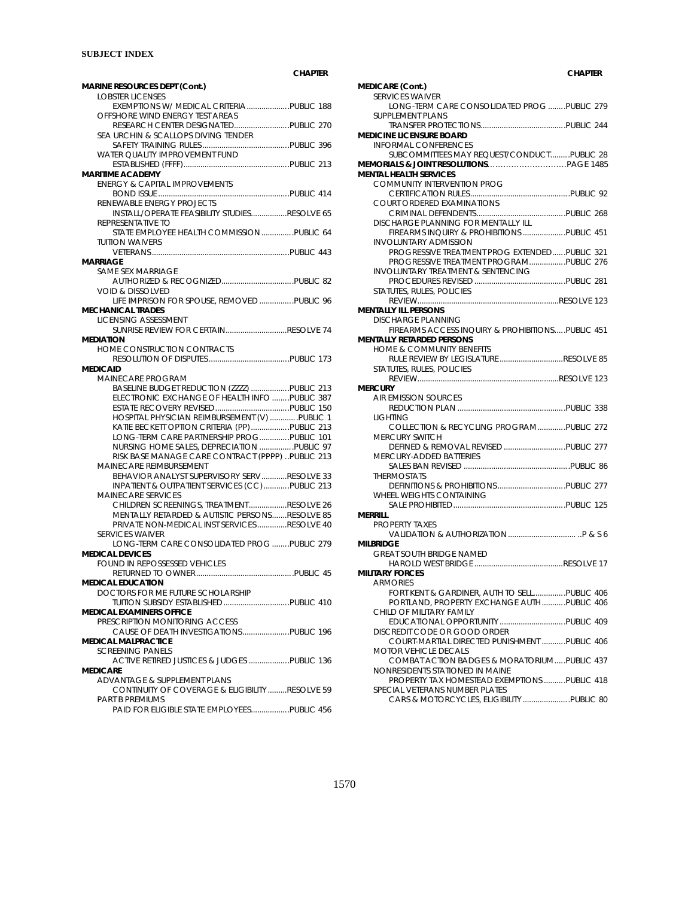**SUBJECT INDEX**

CHAPTER

**MARINE RESOURCES DEPT (Cont.)**
- LOBSTER LICENSES
  - EXEMPTIONS W/ MEDICAL CRITERIA....................PUBLIC 188
- OFFSHORE WIND ENERGY TEST AREAS
  - RESEARCH CENTER DESIGNATED..........................PUBLIC 270
- SEA URCHIN & SCALLOPS DIVING TENDER
  - SAFETY TRAINING RULES.........................................PUBLIC 396
- WATER QUALITY IMPROVEMENT FUND
  - ESTABLISHED (FFFF)..................................................PUBLIC 213

**MARITIME ACADEMY**
- ENERGY & CAPITAL IMPROVEMENTS
  - BOND ISSUE..............................................................PUBLIC 414
- RENEWABLE ENERGY PROJECTS
  - INSTALL/OPERATE FEASIBILITY STUDIES.................RESOLVE 65
- REPRESENTATIVE TO
  - STATE EMPLOYEE HEALTH COMMISSION ...............PUBLIC 64
- TUITION WAIVERS
  - VETERANS.................................................................PUBLIC 443

**MARRIAGE**
- SAME SEX MARRIAGE
  - AUTHORIZED & RECOGNIZED..................................PUBLIC 82
- VOID & DISSOLVED
  - LIFE IMPRISON FOR SPOUSE, REMOVED ................PUBLIC 96

**MECHANICAL TRADES**
- LICENSING ASSESSMENT
  - SUNRISE REVIEW FOR CERTAIN.............................RESOLVE 74

**MEDIATION**
- HOME CONSTRUCTION CONTRACTS
  - RESOLUTION OF DISPUTES......................................PUBLIC 173

**MEDICAID**
- MAINECARE PROGRAM
  - BASELINE BUDGET REDUCTION (ZZZZ) ..................PUBLIC 213
  - ELECTRONIC EXCHANGE OF HEALTH INFO ........PUBLIC 387
  - ESTATE RECOVERY REVISED...................................PUBLIC 150
  - HOSPITAL PHYSICIAN REIMBURSEMENT (V) .............PUBLIC 1
  - KATIE BECKETT OPTION CRITERIA (PP)..................PUBLIC 213
  - LONG-TERM CARE PARTNERSHIP PROG..............PUBLIC 101
  - NURSING HOME SALES, DEPRECIATION ................PUBLIC 97
  - RISK BASE MANAGE CARE CONTRACT (PPPP) ..PUBLIC 213
- MAINECARE REIMBURSEMENT
  - BEHAVIOR ANALYST SUPERVISORY SERV ............RESOLVE 33
  - INPATIENT & OUTPATIENT SERVICES (CC) ............PUBLIC 213
- MAINECARE SERVICES
  - CHILDREN SCREENINGS, TREATMENT..................RESOLVE 26
  - MENTALLY RETARDED & AUTISTIC PERSONS.......RESOLVE 85
  - PRIVATE NON-MEDICAL INST SERVICES..............RESOLVE 40
- SERVICES WAIVER
  - LONG-TERM CARE CONSOLIDATED PROG ........PUBLIC 279

**MEDICAL DEVICES**
- FOUND IN REPOSSESSED VEHICLES
  - RETURNED TO OWNER.............................................PUBLIC 45

**MEDICAL EDUCATION**
- DOCTORS FOR ME FUTURE SCHOLARSHIP
  - TUITION SUBSIDY ESTABLISHED ...............................PUBLIC 410

**MEDICAL EXAMINERS OFFICE**
- PRESCRIPTION MONITORING ACCESS
  - CAUSE OF DEATH INVESTIGATIONS......................PUBLIC 196

**MEDICAL MALPRACTICE**
- SCREENING PANELS
  - ACTIVE RETIRED JUSTICES & JUDGES ...................PUBLIC 136

**MEDICARE**
- ADVANTAGE & SUPPLEMENT PLANS
  - CONTINUITY OF COVERAGE & ELIGIBILITY .........RESOLVE 59
- PART B PREMIUMS
  - PAID FOR ELIGIBLE STATE EMPLOYEES..................PUBLIC 456

CHAPTER

**MEDICARE (Cont.)**
- SERVICES WAIVER
  - LONG-TERM CARE CONSOLIDATED PROG ........PUBLIC 279
- SUPPLEMENT PLANS
  - TRANSFER PROTECTIONS........................................PUBLIC 244

**MEDICINE LICENSURE BOARD**
- INFORMAL CONFERENCES
  - SUBCOMMITTEES MAY REQUEST/CONDUCT.........PUBLIC 28

**MEMORIALS & JOINT RESOLUTIONS**............................PAGE 1485

**MENTAL HEALTH SERVICES**
- COMMUNITY INTERVENTION PROG
  - CERTIFICATION RULES..............................................PUBLIC 92
- COURT ORDERED EXAMINATIONS
  - CRIMINAL DEFENDENTS..........................................PUBLIC 268
- DISCHARGE PLANNING FOR MENTALLY ILL
  - FIREARMS INQUIRY & PROHIBITIONS ....................PUBLIC 451
- INVOLUNTARY ADMISSION
  - PROGRESSIVE TREATMENT PROG EXTENDED......PUBLIC 321
  - PROGRESSIVE TREATMENT PROGRAM.................PUBLIC 276
- INVOLUNTARY TREATMENT & SENTENCING
  - PROCEDURES REVISED ...........................................PUBLIC 281
- STATUTES, RULES, POLICIES
  - REVIEW...................................................................RESOLVE 123

**MENTALLY ILL PERSONS**
- DISCHARGE PLANNING
  - FIREARMS ACCESS INQUIRY & PROHIBITIONS.....PUBLIC 451

**MENTALLY RETARDED PERSONS**
- HOME & COMMUNITY BENEFITS
  - RULE REVIEW BY LEGISLATURE..............................RESOLVE 85
- STATUTES, RULES, POLICIES
  - REVIEW...................................................................RESOLVE 123

**MERCURY**
- AIR EMISSION SOURCES
  - REDUCTION PLAN ...................................................PUBLIC 338
- LIGHTING
  - COLLECTION & RECYCLING PROGRAM.............PUBLIC 272
- MERCURY SWITCH
  - DEFINED & REMOVAL REVISED .............................PUBLIC 277
- MERCURY-ADDED BATTERIES
  - SALES BAN REVISED ..................................................PUBLIC 86
- THERMOSTATS
  - DEFINITIONS & PROHIBITIONS................................PUBLIC 277
- WHEEL WEIGHTS CONTAINING
  - SALE PROHIBITED.....................................................PUBLIC 125

**MERRILL**
- PROPERTY TAXES
  - VALIDATION & AUTHORIZATION ................................ ..P & S 6

**MILBRIDGE**
- GREAT SOUTH BRIDGE NAMED
  - HAROLD WEST BRIDGE..........................................RESOLVE 17

**MILITARY FORCES**
- ARMORIES
  - FORT KENT & GARDINER, AUTH TO SELL...............PUBLIC 406
  - PORTLAND, PROPERTY EXCHANGE AUTH...........PUBLIC 406
- CHILD OF MILITARY FAMILY
  - EDUCATIONAL OPPORTUNITY...............................PUBLIC 409
- DISCREDIT CODE OR GOOD ORDER
  - COURT-MARTIAL DIRECTED PUNISHMENT...........PUBLIC 406
- MOTOR VEHICLE DECALS
  - COMBAT ACTION BADGES & MORATORIUM.....PUBLIC 437
- NONRESIDENTS STATIONED IN MAINE
  - PROPERTY TAX HOMESTEAD EXEMPTIONS ..........PUBLIC 418
- SPECIAL VETERANS NUMBER PLATES
  - CARS & MOTORCYCLES, ELIGIBILITY .....................PUBLIC 80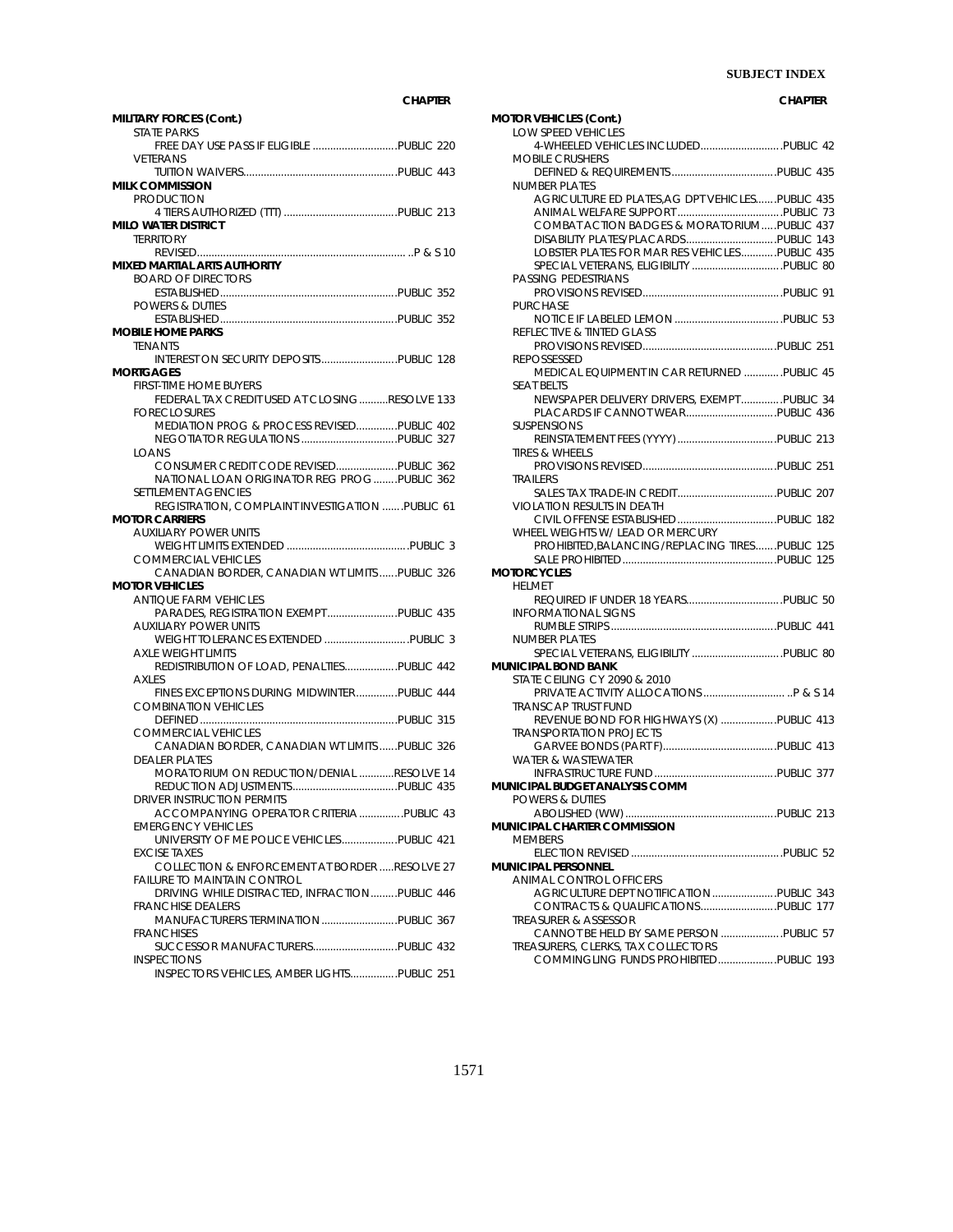| | CHAPTER |
|---|---|
| **MILITARY FORCES (Cont.)** | |
| STATE PARKS | |
| FREE DAY USE PASS IF ELIGIBLE | PUBLIC 220 |
| VETERANS | |
| TUITION WAIVERS | PUBLIC 443 |
| **MILK COMMISSION** | |
| PRODUCTION | |
| 4 TIERS AUTHORIZED (TTT) | PUBLIC 213 |
| **MILO WATER DISTRICT** | |
| TERRITORY | |
| REVISED | P & S 10 |
| **MIXED MARTIAL ARTS AUTHORITY** | |
| BOARD OF DIRECTORS | |
| ESTABLISHED | PUBLIC 352 |
| POWERS & DUTIES | |
| ESTABLISHED | PUBLIC 352 |
| **MOBILE HOME PARKS** | |
| TENANTS | |
| INTEREST ON SECURITY DEPOSITS | PUBLIC 128 |
| **MORTGAGES** | |
| FIRST-TIME HOME BUYERS | |
| FEDERAL TAX CREDIT USED AT CLOSING | RESOLVE 133 |
| FORECLOSURES | |
| MEDIATION PROG & PROCESS REVISED | PUBLIC 402 |
| NEGOTIATOR REGULATIONS | PUBLIC 327 |
| LOANS | |
| CONSUMER CREDIT CODE REVISED | PUBLIC 362 |
| NATIONAL LOAN ORIGINATOR REG PROG | PUBLIC 362 |
| SETTLEMENT AGENCIES | |
| REGISTRATION, COMPLAINT INVESTIGATION | PUBLIC 61 |
| **MOTOR CARRIERS** | |
| AUXILIARY POWER UNITS | |
| WEIGHT LIMITS EXTENDED | PUBLIC 3 |
| COMMERCIAL VEHICLES | |
| CANADIAN BORDER, CANADIAN WT LIMITS | PUBLIC 326 |
| **MOTOR VEHICLES** | |
| ANTIQUE FARM VEHICLES | |
| PARADES, REGISTRATION EXEMPT | PUBLIC 435 |
| AUXILIARY POWER UNITS | |
| WEIGHT TOLERANCES EXTENDED | PUBLIC 3 |
| AXLE WEIGHT LIMITS | |
| REDISTRIBUTION OF LOAD, PENALTIES | PUBLIC 442 |
| AXLES | |
| FINES EXCEPTIONS DURING MIDWINTER | PUBLIC 444 |
| COMBINATION VEHICLES | |
| DEFINED | PUBLIC 315 |
| COMMERCIAL VEHICLES | |
| CANADIAN BORDER, CANADIAN WT LIMITS | PUBLIC 326 |
| DEALER PLATES | |
| MORATORIUM ON REDUCTION/DENIAL | RESOLVE 14 |
| REDUCTION ADJUSTMENTS | PUBLIC 435 |
| DRIVER INSTRUCTION PERMITS | |
| ACCOMPANYING OPERATOR CRITERIA | PUBLIC 43 |
| EMERGENCY VEHICLES | |
| UNIVERSITY OF ME POLICE VEHICLES | PUBLIC 421 |
| EXCISE TAXES | |
| COLLECTION & ENFORCEMENT AT BORDER | RESOLVE 27 |
| FAILURE TO MAINTAIN CONTROL | |
| DRIVING WHILE DISTRACTED, INFRACTION | PUBLIC 446 |
| FRANCHISE DEALERS | |
| MANUFACTURERS TERMINATION | PUBLIC 367 |
| FRANCHISES | |
| SUCCESSOR MANUFACTURERS | PUBLIC 432 |
| INSPECTIONS | |
| INSPECTORS VEHICLES, AMBER LIGHTS | PUBLIC 251 |
| **MOTOR VEHICLES (Cont.)** | |
| LOW SPEED VEHICLES | |
| 4-WHEELED VEHICLES INCLUDED | PUBLIC 42 |
| MOBILE CRUSHERS | |
| DEFINED & REQUIREMENTS | PUBLIC 435 |
| NUMBER PLATES | |
| AGRICULTURE ED PLATES,AG DPT VEHICLES | PUBLIC 435 |
| ANIMAL WELFARE SUPPORT | PUBLIC 73 |
| COMBAT ACTION BADGES & MORATORIUM | PUBLIC 437 |
| DISABILITY PLATES/PLACARDS | PUBLIC 143 |
| LOBSTER PLATES FOR MAR RES VEHICLES | PUBLIC 435 |
| SPECIAL VETERANS, ELIGIBILITY | PUBLIC 80 |
| PASSING PEDESTRIANS | |
| PROVISIONS REVISED | PUBLIC 91 |
| PURCHASE | |
| NOTICE IF LABELED LEMON | PUBLIC 53 |
| REFLECTIVE & TINTED GLASS | |
| PROVISIONS REVISED | PUBLIC 251 |
| REPOSSESSED | |
| MEDICAL EQUIPMENT IN CAR RETURNED | PUBLIC 45 |
| SEAT BELTS | |
| NEWSPAPER DELIVERY DRIVERS, EXEMPT | PUBLIC 34 |
| PLACARDS IF CANNOT WEAR | PUBLIC 436 |
| SUSPENSIONS | |
| REINSTATEMENT FEES (YYYY) | PUBLIC 213 |
| TIRES & WHEELS | |
| PROVISIONS REVISED | PUBLIC 251 |
| TRAILERS | |
| SALES TAX TRADE-IN CREDIT | PUBLIC 207 |
| VIOLATION RESULTS IN DEATH | |
| CIVIL OFFENSE ESTABLISHED | PUBLIC 182 |
| WHEEL WEIGHTS W/ LEAD OR MERCURY | |
| PROHIBITED,BALANCING/REPLACING TIRES | PUBLIC 125 |
| SALE PROHIBITED | PUBLIC 125 |
| **MOTORCYCLES** | |
| HELMET | |
| REQUIRED IF UNDER 18 YEARS | PUBLIC 50 |
| INFORMATIONAL SIGNS | |
| RUMBLE STRIPS | PUBLIC 441 |
| NUMBER PLATES | |
| SPECIAL VETERANS, ELIGIBILITY | PUBLIC 80 |
| **MUNICIPAL BOND BANK** | |
| STATE CEILING CY 2090 & 2010 | |
| PRIVATE ACTIVITY ALLOCATIONS | P & S 14 |
| TRANSCAP TRUST FUND | |
| REVENUE BOND FOR HIGHWAYS (X) | PUBLIC 413 |
| TRANSPORTATION PROJECTS | |
| GARVEE BONDS (PART F) | PUBLIC 413 |
| WATER & WASTEWATER | |
| INFRASTRUCTURE FUND | PUBLIC 377 |
| **MUNICIPAL BUDGET ANALYSIS COMM** | |
| POWERS & DUTIES | |
| ABOLISHED (WW) | PUBLIC 213 |
| **MUNICIPAL CHARTER COMMISSION** | |
| MEMBERS | |
| ELECTION REVISED | PUBLIC 52 |
| **MUNICIPAL PERSONNEL** | |
| ANIMAL CONTROL OFFICERS | |
| AGRICULTURE DEPT NOTIFICATION | PUBLIC 343 |
| CONTRACTS & QUALIFICATIONS | PUBLIC 177 |
| TREASURER & ASSESSOR | |
| CANNOT BE HELD BY SAME PERSON | PUBLIC 57 |
| TREASURERS, CLERKS, TAX COLLECTORS | |
| COMMINGLING FUNDS PROHIBITED | PUBLIC 193 |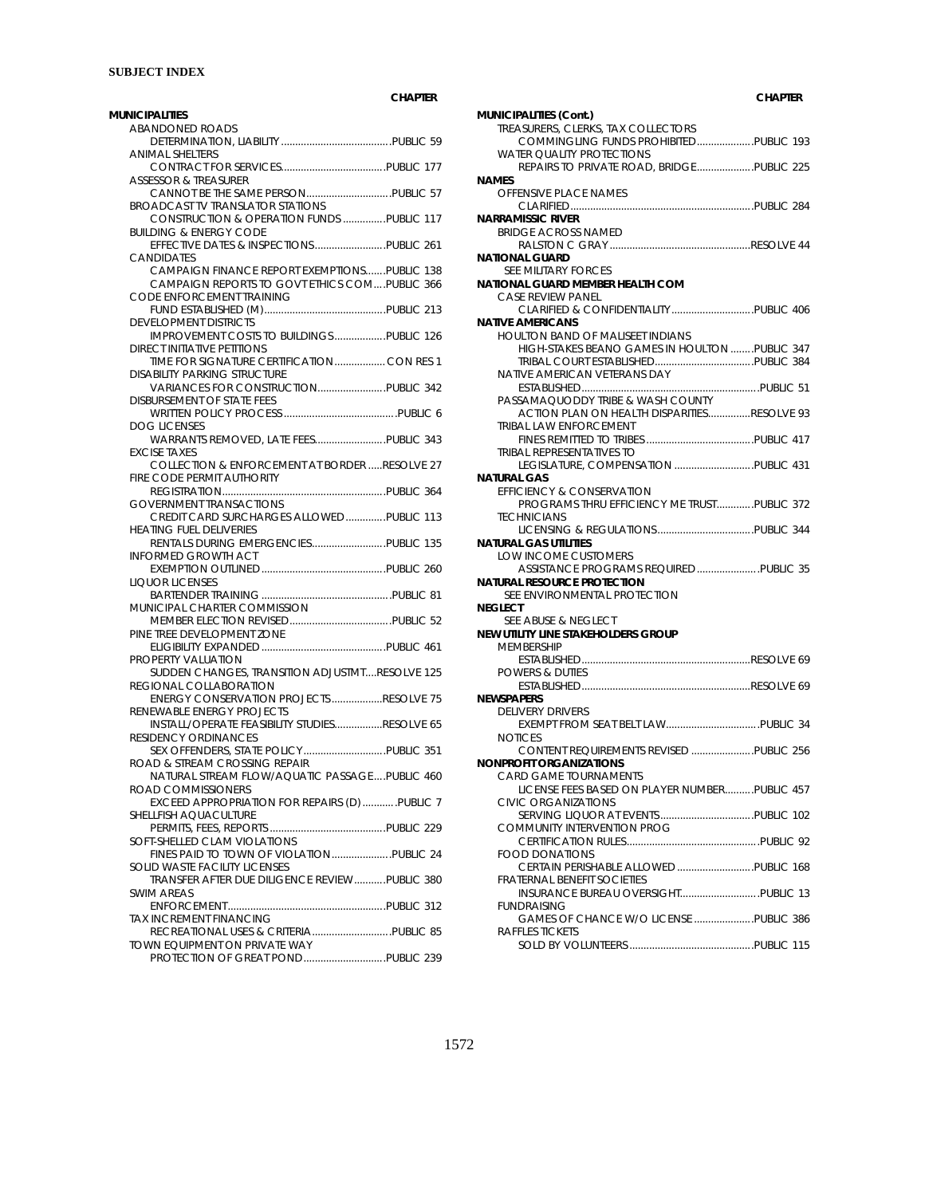**SUBJECT INDEX**

| | CHAPTER |
|---|---|
| **MUNICIPALITIES** | |
| ABANDONED ROADS | |
| DETERMINATION, LIABILITY | PUBLIC 59 |
| ANIMAL SHELTERS | |
| CONTRACT FOR SERVICES | PUBLIC 177 |
| ASSESSOR & TREASURER | |
| CANNOT BE THE SAME PERSON | PUBLIC 57 |
| BROADCAST TV TRANSLATOR STATIONS | |
| CONSTRUCTION & OPERATION FUNDS | PUBLIC 117 |
| BUILDING & ENERGY CODE | |
| EFFECTIVE DATES & INSPECTIONS | PUBLIC 261 |
| CANDIDATES | |
| CAMPAIGN FINANCE REPORT EXEMPTIONS | PUBLIC 138 |
| CAMPAIGN REPORTS TO GOVT ETHICS COM | PUBLIC 366 |
| CODE ENFORCEMENT TRAINING | |
| FUND ESTABLISHED (M) | PUBLIC 213 |
| DEVELOPMENT DISTRICTS | |
| IMPROVEMENT COSTS TO BUILDINGS | PUBLIC 126 |
| DIRECT INITIATIVE PETITIONS | |
| TIME FOR SIGNATURE CERTIFICATION | CON RES 1 |
| DISABILITY PARKING STRUCTURE | |
| VARIANCES FOR CONSTRUCTION | PUBLIC 342 |
| DISBURSEMENT OF STATE FEES | |
| WRITTEN POLICY PROCESS | PUBLIC 6 |
| DOG LICENSES | |
| WARRANTS REMOVED, LATE FEES | PUBLIC 343 |
| EXCISE TAXES | |
| COLLECTION & ENFORCEMENT AT BORDER | RESOLVE 27 |
| FIRE CODE PERMIT AUTHORITY | |
| REGISTRATION | PUBLIC 364 |
| GOVERNMENT TRANSACTIONS | |
| CREDIT CARD SURCHARGES ALLOWED | PUBLIC 113 |
| HEATING FUEL DELIVERIES | |
| RENTALS DURING EMERGENCIES | PUBLIC 135 |
| INFORMED GROWTH ACT | |
| EXEMPTION OUTLINED | PUBLIC 260 |
| LIQUOR LICENSES | |
| BARTENDER TRAINING | PUBLIC 81 |
| MUNICIPAL CHARTER COMMISSION | |
| MEMBER ELECTION REVISED | PUBLIC 52 |
| PINE TREE DEVELOPMENT ZONE | |
| ELIGIBILITY EXPANDED | PUBLIC 461 |
| PROPERTY VALUATION | |
| SUDDEN CHANGES, TRANSITION ADJUSTMT | RESOLVE 125 |
| REGIONAL COLLABORATION | |
| ENERGY CONSERVATION PROJECTS | RESOLVE 75 |
| RENEWABLE ENERGY PROJECTS | |
| INSTALL/OPERATE FEASIBILITY STUDIES | RESOLVE 65 |
| RESIDENCY ORDINANCES | |
| SEX OFFENDERS, STATE POLICY | PUBLIC 351 |
| ROAD & STREAM CROSSING REPAIR | |
| NATURAL STREAM FLOW/AQUATIC PASSAGE | PUBLIC 460 |
| ROAD COMMISSIONERS | |
| EXCEED APPROPRIATION FOR REPAIRS (D) | PUBLIC 7 |
| SHELLFISH AQUACULTURE | |
| PERMITS, FEES, REPORTS | PUBLIC 229 |
| SOFT-SHELLED CLAM VIOLATIONS | |
| FINES PAID TO TOWN OF VIOLATION | PUBLIC 24 |
| SOLID WASTE FACILITY LICENSES | |
| TRANSFER AFTER DUE DILIGENCE REVIEW | PUBLIC 380 |
| SWIM AREAS | |
| ENFORCEMENT | PUBLIC 312 |
| TAX INCREMENT FINANCING | |
| RECREATIONAL USES & CRITERIA | PUBLIC 85 |
| TOWN EQUIPMENT ON PRIVATE WAY | |
| PROTECTION OF GREAT POND | PUBLIC 239 |
| **MUNICIPALITIES (Cont.)** | |
| TREASURERS, CLERKS, TAX COLLECTORS | |
| COMMINGLING FUNDS PROHIBITED | PUBLIC 193 |
| WATER QUALITY PROTECTIONS | |
| REPAIRS TO PRIVATE ROAD, BRIDGE | PUBLIC 225 |
| **NAMES** | |
| OFFENSIVE PLACE NAMES | |
| CLARIFIED | PUBLIC 284 |
| **NARRAMISSIC RIVER** | |
| BRIDGE ACROSS NAMED | |
| RALSTON C GRAY | RESOLVE 44 |
| **NATIONAL GUARD** | |
| SEE MILITARY FORCES | |
| **NATIONAL GUARD MEMBER HEALTH COM** | |
| CASE REVIEW PANEL | |
| CLARIFIED & CONFIDENTIALITY | PUBLIC 406 |
| **NATIVE AMERICANS** | |
| HOULTON BAND OF MALISEET INDIANS | |
| HIGH-STAKES BEANO GAMES IN HOULTON | PUBLIC 347 |
| TRIBAL COURT ESTABLISHED | PUBLIC 384 |
| NATIVE AMERICAN VETERANS DAY | |
| ESTABLISHED | PUBLIC 51 |
| PASSAMAQUODDY TRIBE & WASH COUNTY | |
| ACTION PLAN ON HEALTH DISPARITIES | RESOLVE 93 |
| TRIBAL LAW ENFORCEMENT | |
| FINES REMITTED TO TRIBES | PUBLIC 417 |
| TRIBAL REPRESENTATIVES TO | |
| LEGISLATURE, COMPENSATION | PUBLIC 431 |
| **NATURAL GAS** | |
| EFFICIENCY & CONSERVATION | |
| PROGRAMS THRU EFFICIENCY ME TRUST | PUBLIC 372 |
| TECHNICIANS | |
| LICENSING & REGULATIONS | PUBLIC 344 |
| **NATURAL GAS UTILITIES** | |
| LOW INCOME CUSTOMERS | |
| ASSISTANCE PROGRAMS REQUIRED | PUBLIC 35 |
| **NATURAL RESOURCE PROTECTION** | |
| SEE ENVIRONMENTAL PROTECTION | |
| **NEGLECT** | |
| SEE ABUSE & NEGLECT | |
| **NEW UTILITY LINE STAKEHOLDERS GROUP** | |
| MEMBERSHIP | |
| ESTABLISHED | RESOLVE 69 |
| POWERS & DUTIES | |
| ESTABLISHED | RESOLVE 69 |
| **NEWSPAPERS** | |
| DELIVERY DRIVERS | |
| EXEMPT FROM SEAT BELT LAW | PUBLIC 34 |
| NOTICES | |
| CONTENT REQUIREMENTS REVISED | PUBLIC 256 |
| **NONPROFIT ORGANIZATIONS** | |
| CARD GAME TOURNAMENTS | |
| LICENSE FEES BASED ON PLAYER NUMBER | PUBLIC 457 |
| CIVIC ORGANIZATIONS | |
| SERVING LIQUOR AT EVENTS | PUBLIC 102 |
| COMMUNITY INTERVENTION PROG | |
| CERTIFICATION RULES | PUBLIC 92 |
| FOOD DONATIONS | |
| CERTAIN PERISHABLE ALLOWED | PUBLIC 168 |
| FRATERNAL BENEFIT SOCIETIES | |
| INSURANCE BUREAU OVERSIGHT | PUBLIC 13 |
| FUNDRAISING | |
| GAMES OF CHANCE W/O LICENSE | PUBLIC 386 |
| RAFFLES TICKETS | |
| SOLD BY VOLUNTEERS | PUBLIC 115 |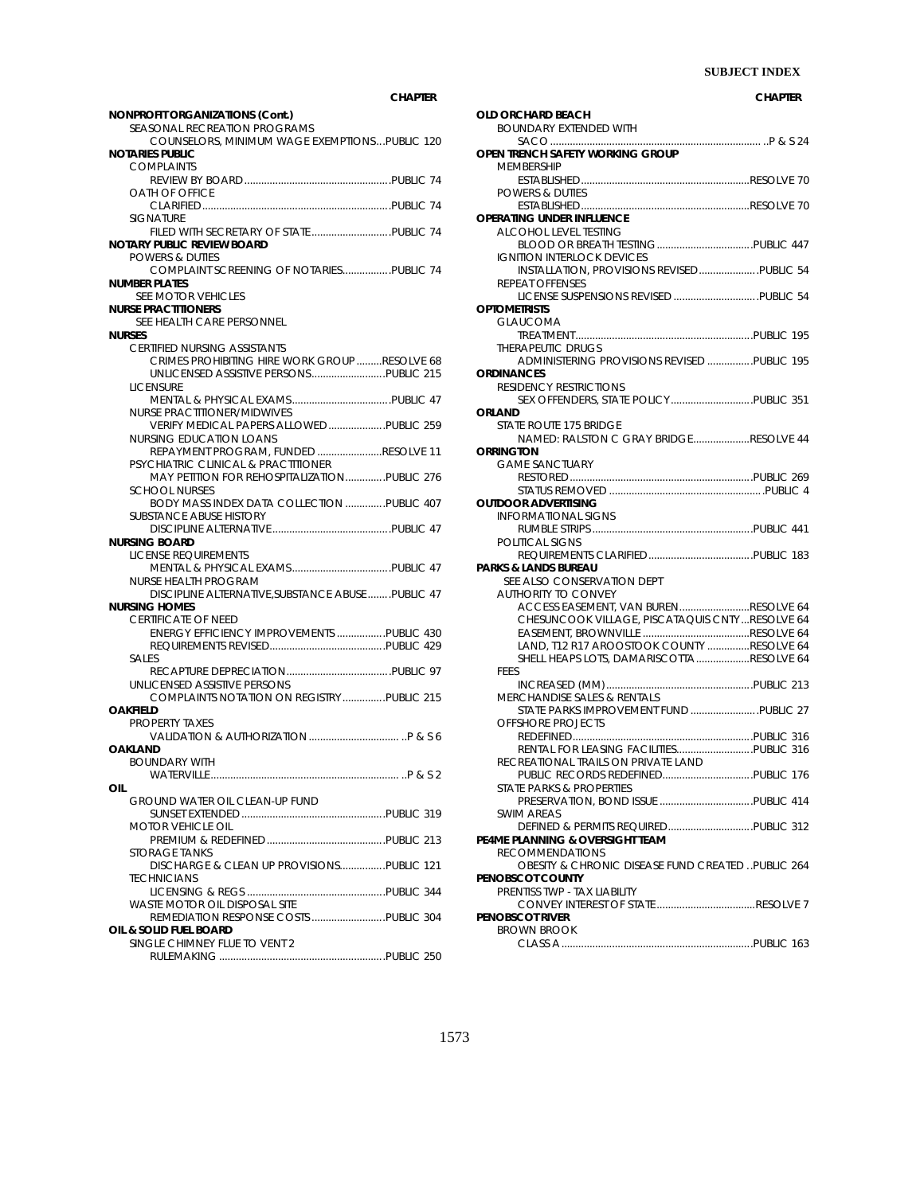| | CHAPTER |
|---|---|
| **NONPROFIT ORGANIZATIONS (Cont.)** | |
| SEASONAL RECREATION PROGRAMS | |
| COUNSELORS, MINIMUM WAGE EXEMPTIONS | PUBLIC 120 |
| **NOTARIES PUBLIC** | |
| COMPLAINTS | |
| REVIEW BY BOARD | PUBLIC 74 |
| OATH OF OFFICE | |
| CLARIFIED | PUBLIC 74 |
| SIGNATURE | |
| FILED WITH SECRETARY OF STATE | PUBLIC 74 |
| **NOTARY PUBLIC REVIEW BOARD** | |
| POWERS & DUTIES | |
| COMPLAINT SCREENING OF NOTARIES | PUBLIC 74 |
| **NUMBER PLATES** | |
| SEE MOTOR VEHICLES | |
| **NURSE PRACTITIONERS** | |
| SEE HEALTH CARE PERSONNEL | |
| **NURSES** | |
| CERTIFIED NURSING ASSISTANTS | |
| CRIMES PROHIBITING HIRE WORK GROUP | RESOLVE 68 |
| UNLICENSED ASSISTIVE PERSONS | PUBLIC 215 |
| LICENSURE | |
| MENTAL & PHYSICAL EXAMS | PUBLIC 47 |
| NURSE PRACTITIONER/MIDWIVES | |
| VERIFY MEDICAL PAPERS ALLOWED | PUBLIC 259 |
| NURSING EDUCATION LOANS | |
| REPAYMENT PROGRAM, FUNDED | RESOLVE 11 |
| PSYCHIATRIC CLINICAL & PRACTITIONER | |
| MAY PETITION FOR REHOSPITALIZATION | PUBLIC 276 |
| SCHOOL NURSES | |
| BODY MASS INDEX DATA COLLECTION | PUBLIC 407 |
| SUBSTANCE ABUSE HISTORY | |
| DISCIPLINE ALTERNATIVE | PUBLIC 47 |
| **NURSING BOARD** | |
| LICENSE REQUIREMENTS | |
| MENTAL & PHYSICAL EXAMS | PUBLIC 47 |
| NURSE HEALTH PROGRAM | |
| DISCIPLINE ALTERNATIVE,SUBSTANCE ABUSE | PUBLIC 47 |
| **NURSING HOMES** | |
| CERTIFICATE OF NEED | |
| ENERGY EFFICIENCY IMPROVEMENTS | PUBLIC 430 |
| REQUIREMENTS REVISED | PUBLIC 429 |
| SALES | |
| RECAPTURE DEPRECIATION | PUBLIC 97 |
| UNLICENSED ASSISTIVE PERSONS | |
| COMPLAINTS NOTATION ON REGISTRY | PUBLIC 215 |
| **OAKFIELD** | |
| PROPERTY TAXES | |
| VALIDATION & AUTHORIZATION | P & S 6 |
| **OAKLAND** | |
| BOUNDARY WITH | |
| WATERVILLE | P & S 2 |
| **OIL** | |
| GROUND WATER OIL CLEAN-UP FUND | |
| SUNSET EXTENDED | PUBLIC 319 |
| MOTOR VEHICLE OIL | |
| PREMIUM & REDEFINED | PUBLIC 213 |
| STORAGE TANKS | |
| DISCHARGE & CLEAN UP PROVISIONS | PUBLIC 121 |
| TECHNICIANS | |
| LICENSING & REGS | PUBLIC 344 |
| WASTE MOTOR OIL DISPOSAL SITE | |
| REMEDIATION RESPONSE COSTS | PUBLIC 304 |
| **OIL & SOLID FUEL BOARD** | |
| SINGLE CHIMNEY FLUE TO VENT 2 | |
| RULEMAKING | PUBLIC 250 |
| **OLD ORCHARD BEACH** | |
| BOUNDARY EXTENDED WITH | |
| SACO | P & S 24 |
| **OPEN TRENCH SAFETY WORKING GROUP** | |
| MEMBERSHIP | |
| ESTABLISHED | RESOLVE 70 |
| POWERS & DUTIES | |
| ESTABLISHED | RESOLVE 70 |
| **OPERATING UNDER INFLUENCE** | |
| ALCOHOL LEVEL TESTING | |
| BLOOD OR BREATH TESTING | PUBLIC 447 |
| IGNITION INTERLOCK DEVICES | |
| INSTALLATION, PROVISIONS REVISED | PUBLIC 54 |
| REPEAT OFFENSES | |
| LICENSE SUSPENSIONS REVISED | PUBLIC 54 |
| **OPTOMETRISTS** | |
| GLAUCOMA | |
| TREATMENT | PUBLIC 195 |
| THERAPEUTIC DRUGS | |
| ADMINISTERING PROVISIONS REVISED | PUBLIC 195 |
| **ORDINANCES** | |
| RESIDENCY RESTRICTIONS | |
| SEX OFFENDERS, STATE POLICY | PUBLIC 351 |
| **ORLAND** | |
| STATE ROUTE 175 BRIDGE | |
| NAMED: RALSTON C GRAY BRIDGE | RESOLVE 44 |
| **ORRINGTON** | |
| GAME SANCTUARY | |
| RESTORED | PUBLIC 269 |
| STATUS REMOVED | PUBLIC 4 |
| **OUTDOOR ADVERTISING** | |
| INFORMATIONAL SIGNS | |
| RUMBLE STRIPS | PUBLIC 441 |
| POLITICAL SIGNS | |
| REQUIREMENTS CLARIFIED | PUBLIC 183 |
| **PARKS & LANDS BUREAU** | |
| SEE ALSO CONSERVATION DEPT | |
| AUTHORITY TO CONVEY | |
| ACCESS EASEMENT, VAN BUREN | RESOLVE 64 |
| CHESUNCOOK VILLAGE, PISCATAQUIS CNTY | RESOLVE 64 |
| EASEMENT, BROWNVILLE | RESOLVE 64 |
| LAND, T12 R17 AROOSTOOK COUNTY | RESOLVE 64 |
| SHELL HEAPS LOTS, DAMARISCOTTA | RESOLVE 64 |
| FEES | |
| INCREASED (MM) | PUBLIC 213 |
| MERCHANDISE SALES & RENTALS | |
| STATE PARKS IMPROVEMENT FUND | PUBLIC 27 |
| OFFSHORE PROJECTS | |
| REDEFINED | PUBLIC 316 |
| RENTAL FOR LEASING FACILITIES | PUBLIC 316 |
| RECREATIONAL TRAILS ON PRIVATE LAND | |
| PUBLIC RECORDS REDEFINED | PUBLIC 176 |
| STATE PARKS & PROPERTIES | |
| PRESERVATION, BOND ISSUE | PUBLIC 414 |
| SWIM AREAS | |
| DEFINED & PERMITS REQUIRED | PUBLIC 312 |
| **PE4ME PLANNING & OVERSIGHT TEAM** | |
| RECOMMENDATIONS | |
| OBESITY & CHRONIC DISEASE FUND CREATED | PUBLIC 264 |
| **PENOBSCOT COUNTY** | |
| PRENTISS TWP - TAX LIABILITY | |
| CONVEY INTEREST OF STATE | RESOLVE 7 |
| **PENOBSCOT RIVER** | |
| BROWN BROOK | |
| CLASS A | PUBLIC 163 |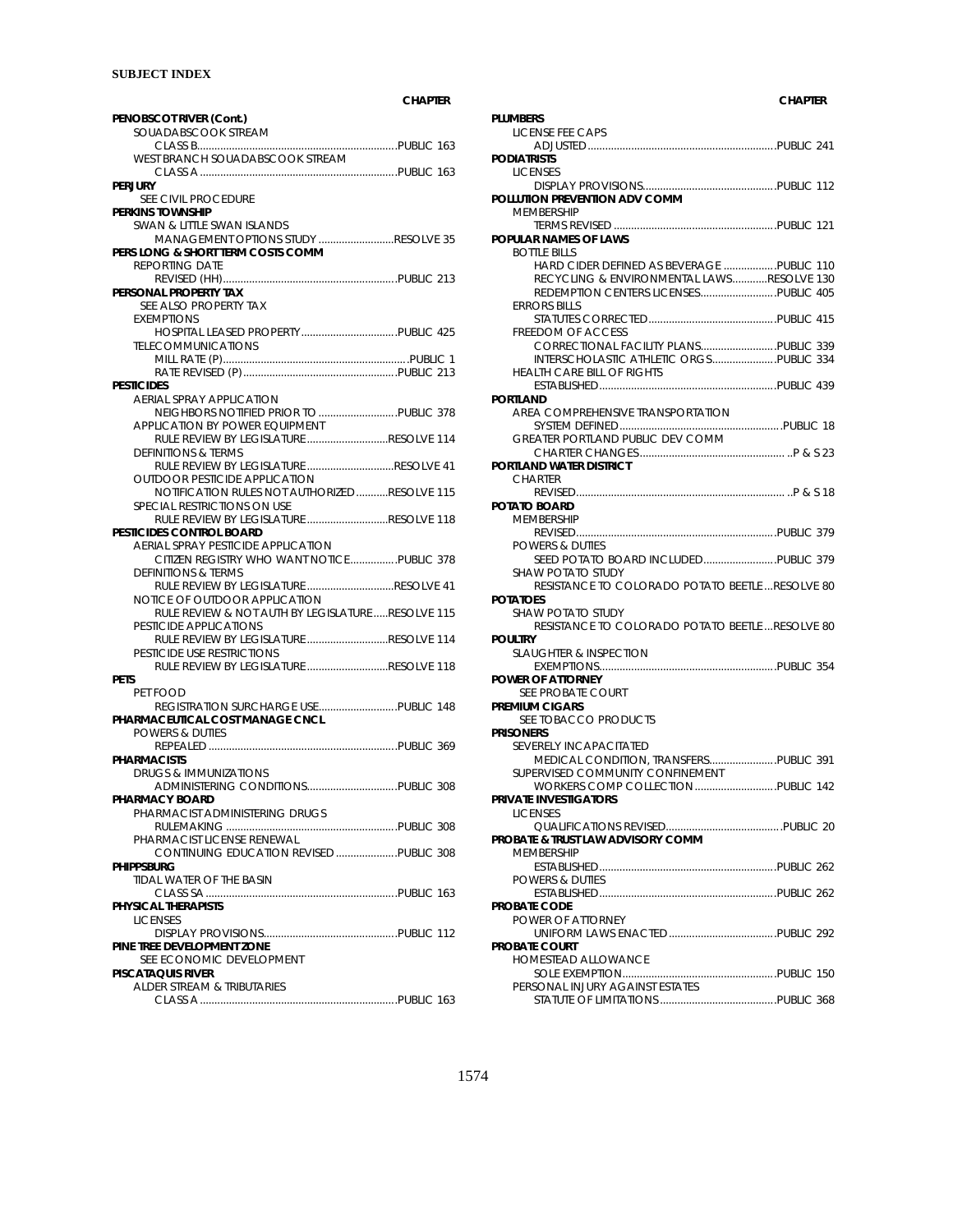**SUBJECT INDEX**

| | CHAPTER |
|---|---|
| **PENOBSCOT RIVER (Cont.)** | |
| SOUADABSCOOK STREAM | |
| CLASS B | PUBLIC 163 |
| WEST BRANCH SOUADABSCOOK STREAM | |
| CLASS A | PUBLIC 163 |
| **PERJURY** | |
| SEE CIVIL PROCEDURE | |
| **PERKINS TOWNSHIP** | |
| SWAN & LITTLE SWAN ISLANDS | |
| MANAGEMENT OPTIONS STUDY | RESOLVE 35 |
| **PERS LONG & SHORT TERM COSTS COMM** | |
| REPORTING DATE | |
| REVISED (HH) | PUBLIC 213 |
| **PERSONAL PROPERTY TAX** | |
| SEE ALSO PROPERTY TAX | |
| EXEMPTIONS | |
| HOSPITAL LEASED PROPERTY | PUBLIC 425 |
| TELECOMMUNICATIONS | |
| MILL RATE (P) | PUBLIC 1 |
| RATE REVISED (P) | PUBLIC 213 |
| **PESTICIDES** | |
| AERIAL SPRAY APPLICATION | |
| NEIGHBORS NOTIFIED PRIOR TO | PUBLIC 378 |
| APPLICATION BY POWER EQUIPMENT | |
| RULE REVIEW BY LEGISLATURE | RESOLVE 114 |
| DEFINITIONS & TERMS | |
| RULE REVIEW BY LEGISLATURE | RESOLVE 41 |
| OUTDOOR PESTICIDE APPLICATION | |
| NOTIFICATION RULES NOT AUTHORIZED | RESOLVE 115 |
| SPECIAL RESTRICTIONS ON USE | |
| RULE REVIEW BY LEGISLATURE | RESOLVE 118 |
| **PESTICIDES CONTROL BOARD** | |
| AERIAL SPRAY PESTICIDE APPLICATION | |
| CITIZEN REGISTRY WHO WANT NOTICE | PUBLIC 378 |
| DEFINITIONS & TERMS | |
| RULE REVIEW BY LEGISLATURE | RESOLVE 41 |
| NOTICE OF OUTDOOR APPLICATION | |
| RULE REVIEW & NOT AUTH BY LEGISLATURE | RESOLVE 115 |
| PESTICIDE APPLICATIONS | |
| RULE REVIEW BY LEGISLATURE | RESOLVE 114 |
| PESTICIDE USE RESTRICTIONS | |
| RULE REVIEW BY LEGISLATURE | RESOLVE 118 |
| **PETS** | |
| PET FOOD | |
| REGISTRATION SURCHARGE USE | PUBLIC 148 |
| **PHARMACEUTICAL COST MANAGE CNCL** | |
| POWERS & DUTIES | |
| REPEALED | PUBLIC 369 |
| **PHARMACISTS** | |
| DRUGS & IMMUNIZATIONS | |
| ADMINISTERING CONDITIONS | PUBLIC 308 |
| **PHARMACY BOARD** | |
| PHARMACIST ADMINISTERING DRUGS | |
| RULEMAKING | PUBLIC 308 |
| PHARMACIST LICENSE RENEWAL | |
| CONTINUING EDUCATION REVISED | PUBLIC 308 |
| **PHIPPSBURG** | |
| TIDAL WATER OF THE BASIN | |
| CLASS SA | PUBLIC 163 |
| **PHYSICAL THERAPISTS** | |
| LICENSES | |
| DISPLAY PROVISIONS | PUBLIC 112 |
| **PINE TREE DEVELOPMENT ZONE** | |
| SEE ECONOMIC DEVELOPMENT | |
| **PISCATAQUIS RIVER** | |
| ALDER STREAM & TRIBUTARIES | |
| CLASS A | PUBLIC 163 |
| **PLUMBERS** | |
| LICENSE FEE CAPS | |
| ADJUSTED | PUBLIC 241 |
| **PODIATRISTS** | |
| LICENSES | |
| DISPLAY PROVISIONS | PUBLIC 112 |
| **POLLUTION PREVENTION ADV COMM** | |
| MEMBERSHIP | |
| TERMS REVISED | PUBLIC 121 |
| **POPULAR NAMES OF LAWS** | |
| BOTTLE BILLS | |
| HARD CIDER DEFINED AS BEVERAGE | PUBLIC 110 |
| RECYCLING & ENVIRONMENTAL LAWS | RESOLVE 130 |
| REDEMPTION CENTERS LICENSES | PUBLIC 405 |
| ERRORS BILLS | |
| STATUTES CORRECTED | PUBLIC 415 |
| FREEDOM OF ACCESS | |
| CORRECTIONAL FACILITY PLANS | PUBLIC 339 |
| INTERSCHOLASTIC ATHLETIC ORGS | PUBLIC 334 |
| HEALTH CARE BILL OF RIGHTS | |
| ESTABLISHED | PUBLIC 439 |
| **PORTLAND** | |
| AREA COMPREHENSIVE TRANSPORTATION | |
| SYSTEM DEFINED | PUBLIC 18 |
| GREATER PORTLAND PUBLIC DEV COMM | |
| CHARTER CHANGES | P & S 23 |
| **PORTLAND WATER DISTRICT** | |
| CHARTER | |
| REVISED | P & S 18 |
| **POTATO BOARD** | |
| MEMBERSHIP | |
| REVISED | PUBLIC 379 |
| POWERS & DUTIES | |
| SEED POTATO BOARD INCLUDED | PUBLIC 379 |
| SHAW POTATO STUDY | |
| RESISTANCE TO COLORADO POTATO BEETLE | RESOLVE 80 |
| **POTATOES** | |
| SHAW POTATO STUDY | |
| RESISTANCE TO COLORADO POTATO BEETLE | RESOLVE 80 |
| **POULTRY** | |
| SLAUGHTER & INSPECTION | |
| EXEMPTIONS | PUBLIC 354 |
| **POWER OF ATTORNEY** | |
| SEE PROBATE COURT | |
| **PREMIUM CIGARS** | |
| SEE TOBACCO PRODUCTS | |
| **PRISONERS** | |
| SEVERELY INCAPACITATED | |
| MEDICAL CONDITION, TRANSFERS | PUBLIC 391 |
| SUPERVISED COMMUNITY CONFINEMENT | |
| WORKERS COMP COLLECTION | PUBLIC 142 |
| **PRIVATE INVESTIGATORS** | |
| LICENSES | |
| QUALIFICATIONS REVISED | PUBLIC 20 |
| **PROBATE & TRUST LAW ADVISORY COMM** | |
| MEMBERSHIP | |
| ESTABLISHED | PUBLIC 262 |
| POWERS & DUTIES | |
| ESTABLISHED | PUBLIC 262 |
| **PROBATE CODE** | |
| POWER OF ATTORNEY | |
| UNIFORM LAWS ENACTED | PUBLIC 292 |
| **PROBATE COURT** | |
| HOMESTEAD ALLOWANCE | |
| SOLE EXEMPTION | PUBLIC 150 |
| PERSONAL INJURY AGAINST ESTATES | |
| STATUTE OF LIMITATIONS | PUBLIC 368 |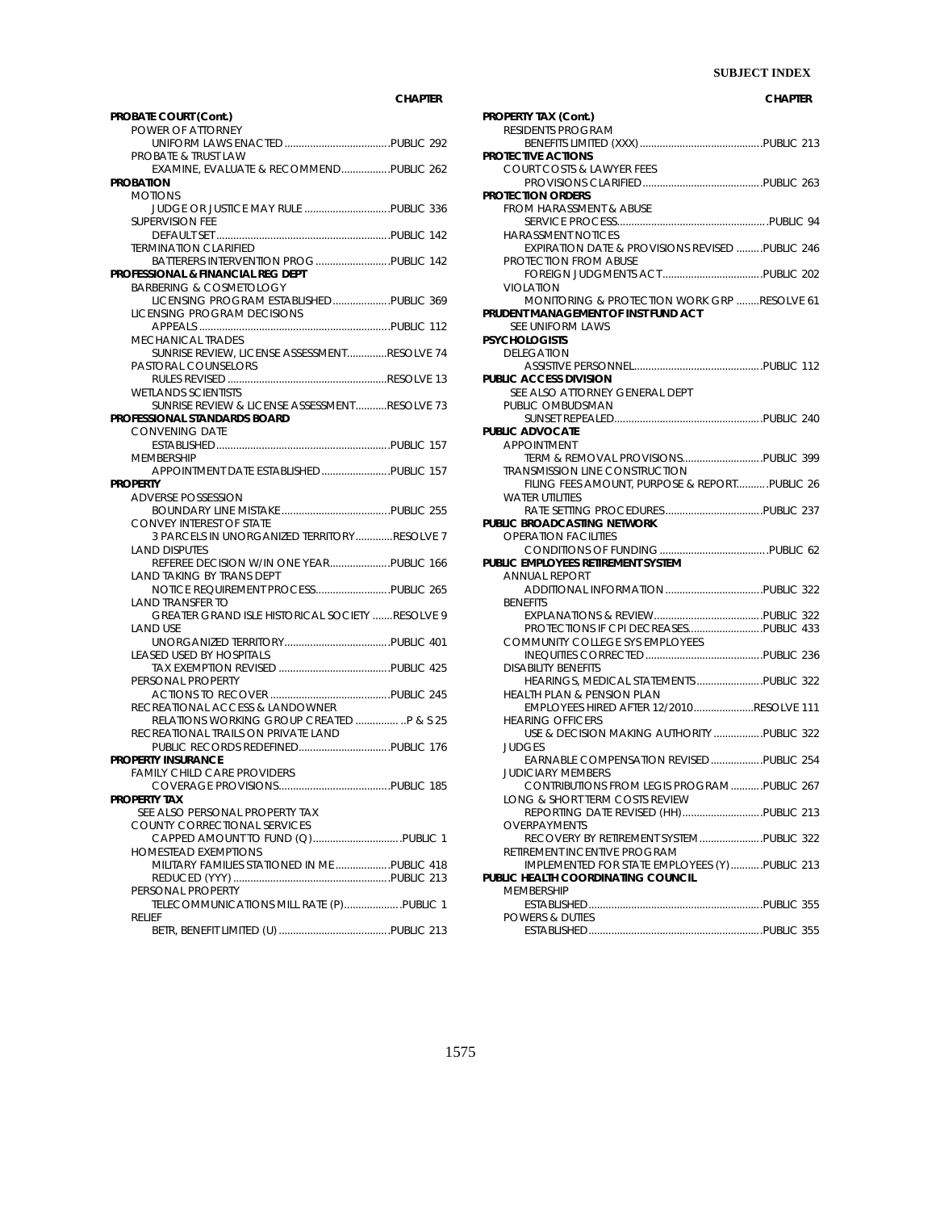| | CHAPTER |
|---|---|
| **PROBATE COURT (Cont.)** | |
| POWER OF ATTORNEY | |
| UNIFORM LAWS ENACTED | PUBLIC 292 |
| PROBATE & TRUST LAW | |
| EXAMINE, EVALUATE & RECOMMEND | PUBLIC 262 |
| **PROBATION** | |
| MOTIONS | |
| JUDGE OR JUSTICE MAY RULE | PUBLIC 336 |
| SUPERVISION FEE | |
| DEFAULT SET | PUBLIC 142 |
| TERMINATION CLARIFIED | |
| BATTERERS INTERVENTION PROG | PUBLIC 142 |
| **PROFESSIONAL & FINANCIAL REG DEPT** | |
| BARBERING & COSMETOLOGY | |
| LICENSING PROGRAM ESTABLISHED | PUBLIC 369 |
| LICENSING PROGRAM DECISIONS | |
| APPEALS | PUBLIC 112 |
| MECHANICAL TRADES | |
| SUNRISE REVIEW, LICENSE ASSESSMENT | RESOLVE 74 |
| PASTORAL COUNSELORS | |
| RULES REVISED | RESOLVE 13 |
| WETLANDS SCIENTISTS | |
| SUNRISE REVIEW & LICENSE ASSESSMENT | RESOLVE 73 |
| **PROFESSIONAL STANDARDS BOARD** | |
| CONVENING DATE | |
| ESTABLISHED | PUBLIC 157 |
| MEMBERSHIP | |
| APPOINTMENT DATE ESTABLISHED | PUBLIC 157 |
| **PROPERTY** | |
| ADVERSE POSSESSION | |
| BOUNDARY LINE MISTAKE | PUBLIC 255 |
| CONVEY INTEREST OF STATE | |
| 3 PARCELS IN UNORGANIZED TERRITORY | RESOLVE 7 |
| LAND DISPUTES | |
| REFEREE DECISION W/IN ONE YEAR | PUBLIC 166 |
| LAND TAKING BY TRANS DEPT | |
| NOTICE REQUIREMENT PROCESS | PUBLIC 265 |
| LAND TRANSFER TO | |
| GREATER GRAND ISLE HISTORICAL SOCIETY | RESOLVE 9 |
| LAND USE | |
| UNORGANIZED TERRITORY | PUBLIC 401 |
| LEASED USED BY HOSPITALS | |
| TAX EXEMPTION REVISED | PUBLIC 425 |
| PERSONAL PROPERTY | |
| ACTIONS TO RECOVER | PUBLIC 245 |
| RECREATIONAL ACCESS & LANDOWNER | |
| RELATIONS WORKING GROUP CREATED | P & S 25 |
| RECREATIONAL TRAILS ON PRIVATE LAND | |
| PUBLIC RECORDS REDEFINED | PUBLIC 176 |
| **PROPERTY INSURANCE** | |
| FAMILY CHILD CARE PROVIDERS | |
| COVERAGE PROVISIONS | PUBLIC 185 |
| **PROPERTY TAX** | |
| SEE ALSO PERSONAL PROPERTY TAX | |
| COUNTY CORRECTIONAL SERVICES | |
| CAPPED AMOUNT TO FUND (Q) | PUBLIC 1 |
| HOMESTEAD EXEMPTIONS | |
| MILITARY FAMILIES STATIONED IN ME | PUBLIC 418 |
| REDUCED (YYY) | PUBLIC 213 |
| PERSONAL PROPERTY | |
| TELECOMMUNICATIONS MILL RATE (P) | PUBLIC 1 |
| RELIEF | |
| BETR, BENEFIT LIMITED (U) | PUBLIC 213 |
| **PROPERTY TAX (Cont.)** | |
| RESIDENTS PROGRAM | |
| BENEFITS LIMITED (XXX) | PUBLIC 213 |
| **PROTECTIVE ACTIONS** | |
| COURT COSTS & LAWYER FEES | |
| PROVISIONS CLARIFIED | PUBLIC 263 |
| **PROTECTION ORDERS** | |
| FROM HARASSMENT & ABUSE | |
| SERVICE PROCESS | PUBLIC 94 |
| HARASSMENT NOTICES | |
| EXPIRATION DATE & PROVISIONS REVISED | PUBLIC 246 |
| PROTECTION FROM ABUSE | |
| FOREIGN JUDGMENTS ACT | PUBLIC 202 |
| VIOLATION | |
| MONITORING & PROTECTION WORK GRP | RESOLVE 61 |
| **PRUDENT MANAGEMENT OF INST FUND ACT** | |
| SEE UNIFORM LAWS | |
| **PSYCHOLOGISTS** | |
| DELEGATION | |
| ASSISTIVE PERSONNEL | PUBLIC 112 |
| **PUBLIC ACCESS DIVISION** | |
| SEE ALSO ATTORNEY GENERAL DEPT | |
| PUBLIC OMBUDSMAN | |
| SUNSET REPEALED | PUBLIC 240 |
| **PUBLIC ADVOCATE** | |
| APPOINTMENT | |
| TERM & REMOVAL PROVISIONS | PUBLIC 399 |
| TRANSMISSION LINE CONSTRUCTION | |
| FILING FEES AMOUNT, PURPOSE & REPORT | PUBLIC 26 |
| WATER UTILITIES | |
| RATE SETTING PROCEDURES | PUBLIC 237 |
| **PUBLIC BROADCASTING NETWORK** | |
| OPERATION FACILITIES | |
| CONDITIONS OF FUNDING | PUBLIC 62 |
| **PUBLIC EMPLOYEES RETIREMENT SYSTEM** | |
| ANNUAL REPORT | |
| ADDITIONAL INFORMATION | PUBLIC 322 |
| BENEFITS | |
| EXPLANATIONS & REVIEW | PUBLIC 322 |
| PROTECTIONS IF CPI DECREASES | PUBLIC 433 |
| COMMUNITY COLLEGE SYS EMPLOYEES | |
| INEQUITIES CORRECTED | PUBLIC 236 |
| DISABILITY BENEFITS | |
| HEARINGS, MEDICAL STATEMENTS | PUBLIC 322 |
| HEALTH PLAN & PENSION PLAN | |
| EMPLOYEES HIRED AFTER 12/2010 | RESOLVE 111 |
| HEARING OFFICERS | |
| USE & DECISION MAKING AUTHORITY | PUBLIC 322 |
| JUDGES | |
| EARNABLE COMPENSATION REVISED | PUBLIC 254 |
| JUDICIARY MEMBERS | |
| CONTRIBUTIONS FROM LEGIS PROGRAM | PUBLIC 267 |
| LONG & SHORT TERM COSTS REVIEW | |
| REPORTING DATE REVISED (HH) | PUBLIC 213 |
| OVERPAYMENTS | |
| RECOVERY BY RETIREMENT SYSTEM | PUBLIC 322 |
| RETIREMENT INCENTIVE PROGRAM | |
| IMPLEMENTED FOR STATE EMPLOYEES (Y) | PUBLIC 213 |
| **PUBLIC HEALTH COORDINATING COUNCIL** | |
| MEMBERSHIP | |
| ESTABLISHED | PUBLIC 355 |
| POWERS & DUTIES | |
| ESTABLISHED | PUBLIC 355 |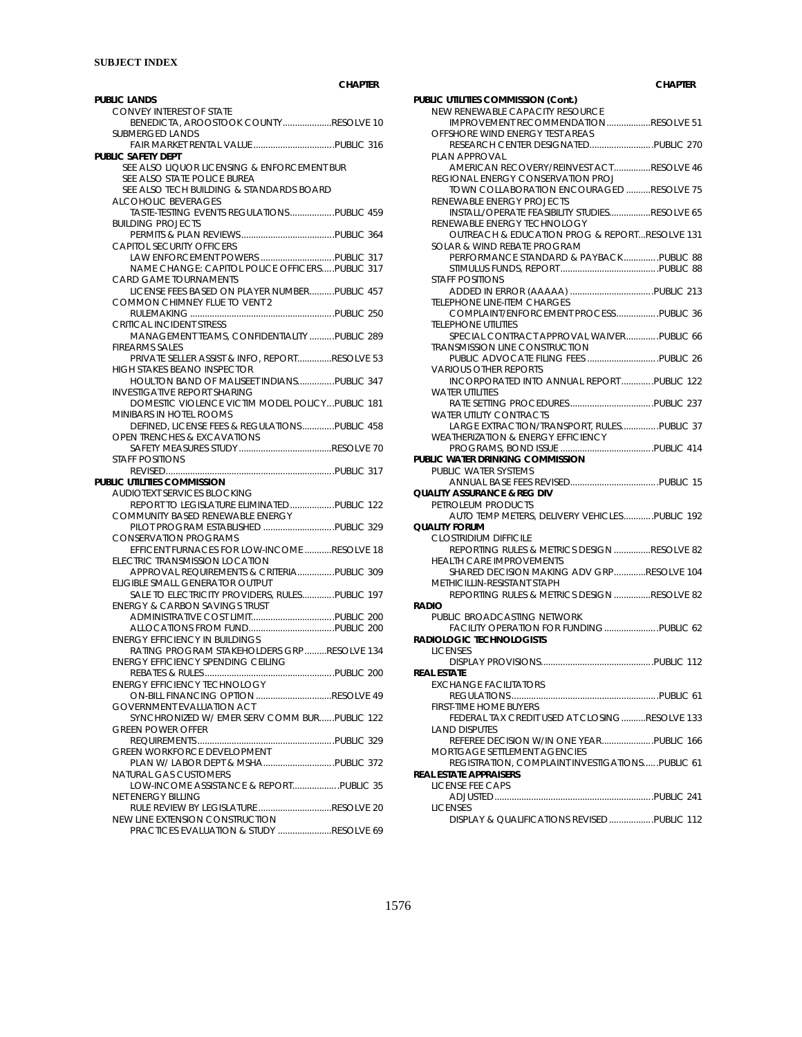## SUBJECT INDEX

**CHAPTER**

**PUBLIC LANDS**
- CONVEY INTEREST OF STATE
  - BENEDICTA, AROOSTOOK COUNTY....................RESOLVE 10
- SUBMERGED LANDS
  - FAIR MARKET RENTAL VALUE.................................PUBLIC 316

**PUBLIC SAFETY DEPT**
- SEE ALSO LIQUOR LICENSING & ENFORCEMENT BUR
- SEE ALSO STATE POLICE BUREA
- SEE ALSO TECH BUILDING & STANDARDS BOARD
- ALCOHOLIC BEVERAGES
  - TASTE-TESTING EVENTS REGULATIONS..................PUBLIC 459
- BUILDING PROJECTS
  - PERMITS & PLAN REVIEWS......................................PUBLIC 364
- CAPITOL SECURITY OFFICERS
  - LAW ENFORCEMENT POWERS...............................PUBLIC 317
  - NAME CHANGE: CAPITOL POLICE OFFICERS.....PUBLIC 317
- CARD GAME TOURNAMENTS
  - LICENSE FEES BASED ON PLAYER NUMBER..........PUBLIC 457
- COMMON CHIMNEY FLUE TO VENT 2
  - RULEMAKING ...........................................................PUBLIC 250
- CRITICAL INCIDENT STRESS
  - MANAGEMENT TEAMS, CONFIDENTIALITY ..........PUBLIC 289
- FIREARMS SALES
  - PRIVATE SELLER ASSIST & INFO, REPORT..............RESOLVE 53
- HIGH STAKES BEANO INSPECTOR
  - HOULTON BAND OF MALISEET INDIANS...............PUBLIC 347
- INVESTIGATIVE REPORT SHARING
  - DOMESTIC VIOLENCE VICTIM MODEL POLICY...PUBLIC 181
- MINIBARS IN HOTEL ROOMS
  - DEFINED, LICENSE FEES & REGULATIONS.............PUBLIC 458
- OPEN TRENCHES & EXCAVATIONS
  - SAFETY MEASURES STUDY......................................RESOLVE 70
- STAFF POSITIONS
  - REVISED.....................................................................PUBLIC 317

**PUBLIC UTILITIES COMMISSION**
- AUDIOTEXT SERVICES BLOCKING
  - REPORT TO LEGISLATURE ELIMINATED..................PUBLIC 122
- COMMUNITY BASED RENEWABLE ENERGY
  - PILOT PROGRAM ESTABLISHED .............................PUBLIC 329
- CONSERVATION PROGRAMS
  - EFFICENT FURNACES FOR LOW-INCOME...........RESOLVE 18
- ELECTRIC TRANSMISSION LOCATION
  - APPROVAL REQUIREMENTS & CRITERIA...............PUBLIC 309
- ELIGIBLE SMALL GENERATOR OUTPUT
  - SALE TO ELECTRICITY PROVIDERS, RULES.............PUBLIC 197
- ENERGY & CARBON SAVINGS TRUST
  - ADMINISTRATIVE COST LIMIT.................................PUBLIC 200
  - ALLOCATIONS FROM FUND...................................PUBLIC 200
- ENERGY EFFICIENCY IN BUILDINGS
  - RATING PROGRAM STAKEHOLDERS GRP.........RESOLVE 134
- ENERGY EFFICIENCY SPENDING CEILING
  - REBATES & RULES.....................................................PUBLIC 200
- ENERGY EFFICIENCY TECHNOLOGY
  - ON-BILL FINANCING OPTION ...............................RESOLVE 49
- GOVERNMENT EVALUATION ACT
  - SYNCHRONIZED W/ EMER SERV COMM BUR......PUBLIC 122
- GREEN POWER OFFER
  - REQUIREMENTS........................................................PUBLIC 329
- GREEN WORKFORCE DEVELOPMENT
  - PLAN W/ LABOR DEPT & MSHA.............................PUBLIC 372
- NATURAL GAS CUSTOMERS
  - LOW-INCOME ASSISTANCE & REPORT...................PUBLIC 35
- NET ENERGY BILLING
  - RULE REVIEW BY LEGISLATURE..............................RESOLVE 20
- NEW LINE EXTENSION CONSTRUCTION
  - PRACTICES EVALUATION & STUDY ......................RESOLVE 69

**PUBLIC UTILITIES COMMISSION (Cont.)**
- NEW RENEWABLE CAPACITY RESOURCE
  - IMPROVEMENT RECOMMENDATION..................RESOLVE 51
- OFFSHORE WIND ENERGY TEST AREAS
  - RESEARCH CENTER DESIGNATED..........................PUBLIC 270
- PLAN APPROVAL
  - AMERICAN RECOVERY/REINVEST ACT...............RESOLVE 46
- REGIONAL ENERGY CONSERVATION PROJ
  - TOWN COLLABORATION ENCOURAGED ..........RESOLVE 75
- RENEWABLE ENERGY PROJECTS
  - INSTALL/OPERATE FEASIBILITY STUDIES.................RESOLVE 65
- RENEWABLE ENERGY TECHNOLOGY
  - OUTREACH & EDUCATION PROG & REPORT...RESOLVE 131
- SOLAR & WIND REBATE PROGRAM
  - PERFORMANCE STANDARD & PAYBACK.............PUBLIC 88
  - STIMULUS FUNDS, REPORT.......................................PUBLIC 88
- STAFF POSITIONS
  - ADDED IN ERROR (AAAAA) ..................................PUBLIC 213
- TELEPHONE LINE-ITEM CHARGES
  - COMPLAINT/ENFORCEMENT PROCESS.................PUBLIC 36
- TELEPHONE UTILITIES
  - SPECIAL CONTRACT APPROVAL WAIVER.............PUBLIC 66
- TRANSMISSION LINE CONSTRUCTION
  - PUBLIC ADVOCATE FILING FEES.............................PUBLIC 26
- VARIOUS OTHER REPORTS
  - INCORPORATED INTO ANNUAL REPORT.............PUBLIC 122
- WATER UTILITIES
  - RATE SETTING PROCEDURES..................................PUBLIC 237
- WATER UTILITY CONTRACTS
  - LARGE EXTRACTION/TRANSPORT, RULES..............PUBLIC 37
- WEATHERIZATION & ENERGY EFFICIENCY
  - PROGRAMS, BOND ISSUE ......................................PUBLIC 414

**PUBLIC WATER DRINKING COMMISSION**
- PUBLIC WATER SYSTEMS
  - ANNUAL BASE FEES REVISED....................................PUBLIC 15

**QUALITY ASSURANCE & REG DIV**
- PETROLEUM PRODUCTS
  - AUTO TEMP METERS, DELIVERY VEHICLES............PUBLIC 192

**QUALITY FORUM**
- CLOSTRIDIUM DIFFICILE
  - REPORTING RULES & METRICS DESIGN ...............RESOLVE 82
- HEALTH CARE IMPROVEMENTS
  - SHARED DECISION MAKING ADV GRP.............RESOLVE 104
- METHICILLIN-RESISTANT STAPH
  - REPORTING RULES & METRICS DESIGN ...............RESOLVE 82

**RADIO**
- PUBLIC BROADCASTING NETWORK
  - FACILITY OPERATION FOR FUNDING ......................PUBLIC 62

**RADIOLOGIC TECHNOLOGISTS**
- LICENSES
  - DISPLAY PROVISIONS.............................................PUBLIC 112

**REAL ESTATE**
- EXCHANGE FACILITATORS
  - REGULATIONS...........................................................PUBLIC 61
- FIRST-TIME HOME BUYERS
  - FEDERAL TAX CREDIT USED AT CLOSING ..........RESOLVE 133
- LAND DISPUTES
  - REFEREE DECISION W/IN ONE YEAR.....................PUBLIC 166
- MORTGAGE SETTLEMENT AGENCIES
  - REGISTRATION, COMPLAINT INVESTIGATIONS......PUBLIC 61

**REAL ESTATE APPRAISERS**
- LICENSE FEE CAPS
  - ADJUSTED.................................................................PUBLIC 241
- LICENSES
  - DISPLAY & QUALIFICATIONS REVISED..................PUBLIC 112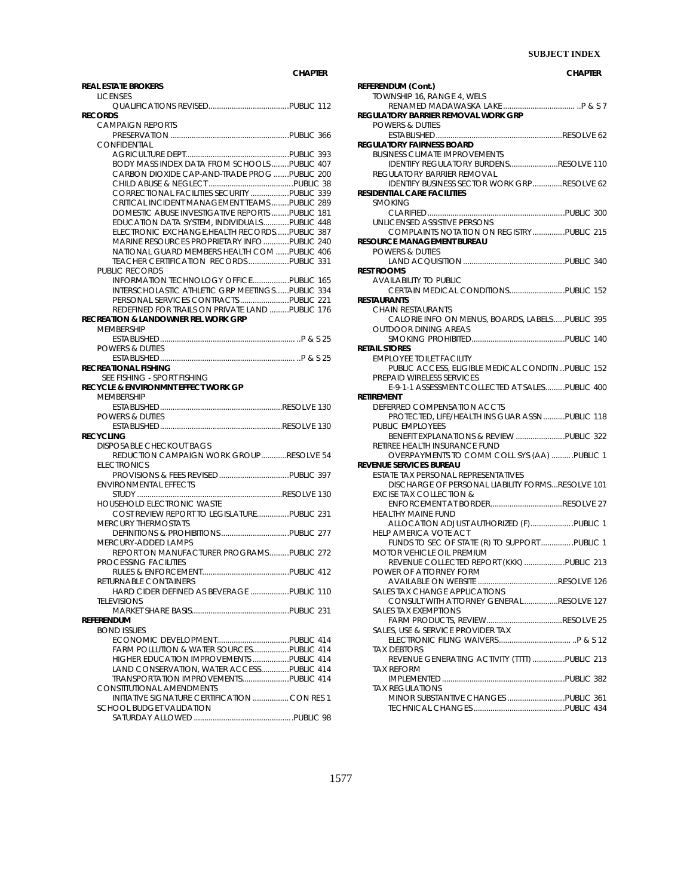| SUBJECT INDEX | CHAPTER |
|---|---|
| **REAL ESTATE BROKERS** | |
| LICENSES | |
| QUALIFICATIONS REVISED | PUBLIC 112 |
| **RECORDS** | |
| CAMPAIGN REPORTS | |
| PRESERVATION | PUBLIC 366 |
| CONFIDENTIAL | |
| AGRICULTURE DEPT | PUBLIC 393 |
| BODY MASS INDEX DATA FROM SCHOOLS | PUBLIC 407 |
| CARBON DIOXIDE CAP-AND-TRADE PROG | PUBLIC 200 |
| CHILD ABUSE & NEGLECT | PUBLIC 38 |
| CORRECTIONAL FACILITIES SECURITY | PUBLIC 339 |
| CRITICAL INCIDENT MANAGEMENT TEAMS | PUBLIC 289 |
| DOMESTIC ABUSE INVESTIGATIVE REPORTS | PUBLIC 181 |
| EDUCATION DATA SYSTEM, INDIVIDUALS | PUBLIC 448 |
| ELECTRONIC EXCHANGE,HEALTH RECORDS | PUBLIC 387 |
| MARINE RESOURCES PROPRIETARY INFO | PUBLIC 240 |
| NATIONAL GUARD MEMBERS HEALTH COM | PUBLIC 406 |
| TEACHER CERTIFICATION RECORDS | PUBLIC 331 |
| PUBLIC RECORDS | |
| INFORMATION TECHNOLOGY OFFICE | PUBLIC 165 |
| INTERSCHOLASTIC ATHLETIC GRP MEETINGS | PUBLIC 334 |
| PERSONAL SERVICES CONTRACTS | PUBLIC 221 |
| REDEFINED FOR TRAILS ON PRIVATE LAND | PUBLIC 176 |
| **RECREATION & LANDOWNER REL WORK GRP** | |
| MEMBERSHIP | |
| ESTABLISHED | P & S 25 |
| POWERS & DUTIES | |
| ESTABLISHED | P & S 25 |
| **RECREATIONAL FISHING** | |
| SEE FISHING - SPORT FISHING | |
| **RECYCLE & ENVIRONMNT EFFECT WORK GP** | |
| MEMBERSHIP | |
| ESTABLISHED | RESOLVE 130 |
| POWERS & DUTIES | |
| ESTABLISHED | RESOLVE 130 |
| **RECYCLING** | |
| DISPOSABLE CHECKOUT BAGS | |
| REDUCTION CAMPAIGN WORK GROUP | RESOLVE 54 |
| ELECTRONICS | |
| PROVISIONS & FEES REVISED | PUBLIC 397 |
| ENVIRONMENTAL EFFECTS | |
| STUDY | RESOLVE 130 |
| HOUSEHOLD ELECTRONIC WASTE | |
| COST REVIEW REPORT TO LEGISLATURE | PUBLIC 231 |
| MERCURY THERMOSTATS | |
| DEFINITIONS & PROHIBITIONS | PUBLIC 277 |
| MERCURY-ADDED LAMPS | |
| REPORT ON MANUFACTURER PROGRAMS | PUBLIC 272 |
| PROCESSING FACILITIES | |
| RULES & ENFORCEMENT | PUBLIC 412 |
| RETURNABLE CONTAINERS | |
| HARD CIDER DEFINED AS BEVERAGE | PUBLIC 110 |
| TELEVISIONS | |
| MARKET SHARE BASIS | PUBLIC 231 |
| **REFERENDUM** | |
| BOND ISSUES | |
| ECONOMIC DEVELOPMENT | PUBLIC 414 |
| FARM POLLUTION & WATER SOURCES | PUBLIC 414 |
| HIGHER EDUCATION IMPROVEMENTS | PUBLIC 414 |
| LAND CONSERVATION, WATER ACCESS | PUBLIC 414 |
| TRANSPORTATION IMPROVEMENTS | PUBLIC 414 |
| CONSTITUTIONAL AMENDMENTS | |
| INITIATIVE SIGNATURE CERTIFICATION | CON RES 1 |
| SCHOOL BUDGET VALIDATION | |
| SATURDAY ALLOWED | PUBLIC 98 |
| **REFERENDUM (Cont.)** | |
| TOWNSHIP 16, RANGE 4, WELS | |
| RENAMED MADAWASKA LAKE | P & S 7 |
| **REGULATORY BARRIER REMOVAL WORK GRP** | |
| POWERS & DUTIES | |
| ESTABLISHED | RESOLVE 62 |
| **REGULATORY FAIRNESS BOARD** | |
| BUSINESS CLIMATE IMPROVEMENTS | |
| IDENTIFY REGULATORY BURDENS | RESOLVE 110 |
| REGULATORY BARRIER REMOVAL | |
| IDENTIFY BUSINESS SECTOR WORK GRP | RESOLVE 62 |
| **RESIDENTIAL CARE FACILITIES** | |
| SMOKING | |
| CLARIFIED | PUBLIC 300 |
| UNLICENSED ASSISTIVE PERSONS | |
| COMPLAINTS NOTATION ON REGISTRY | PUBLIC 215 |
| **RESOURCE MANAGEMENT BUREAU** | |
| POWERS & DUTIES | |
| LAND ACQUISITION | PUBLIC 340 |
| **RESTROOMS** | |
| AVAILABILITY TO PUBLIC | |
| CERTAIN MEDICAL CONDITIONS | PUBLIC 152 |
| **RESTAURANTS** | |
| CHAIN RESTAURANTS | |
| CALORIE INFO ON MENUS, BOARDS, LABELS | PUBLIC 395 |
| OUTDOOR DINING AREAS | |
| SMOKING PROHIBITED | PUBLIC 140 |
| **RETAIL STORES** | |
| EMPLOYEE TOILET FACILITY | |
| PUBLIC ACCESS, ELIGIBLE MEDICAL CONDITN | PUBLIC 152 |
| PREPAID WIRELESS SERVICES | |
| E-9-1-1 ASSESSMENT COLLECTED AT SALES | PUBLIC 400 |
| **RETIREMENT** | |
| DEFERRED COMPENSATION ACCTS | |
| PROTECTED, LIFE/HEALTH INS GUAR ASSN | PUBLIC 118 |
| PUBLIC EMPLOYEES | |
| BENEFIT EXPLANATIONS & REVIEW | PUBLIC 322 |
| RETIREE HEALTH INSURANCE FUND | |
| OVERPAYMENTS TO COMM COLL SYS (AA) | PUBLIC 1 |
| **REVENUE SERVICES BUREAU** | |
| ESTATE TAX PERSONAL REPRESENTATIVES | |
| DISCHARGE OF PERSONAL LIABILITY FORMS | RESOLVE 101 |
| EXCISE TAX COLLECTION & | |
| ENFORCEMENT AT BORDER | RESOLVE 27 |
| HEALTHY MAINE FUND | |
| ALLOCATION ADJUST AUTHORIZED (F) | PUBLIC 1 |
| HELP AMERICA VOTE ACT | |
| FUNDS TO SEC OF STATE (R) TO SUPPORT | PUBLIC 1 |
| MOTOR VEHICLE OIL PREMIUM | |
| REVENUE COLLECTED REPORT (KKK) | PUBLIC 213 |
| POWER OF ATTORNEY FORM | |
| AVAILABLE ON WEBSITE | RESOLVE 126 |
| SALES TAX CHANGE APPLICATIONS | |
| CONSULT WITH ATTORNEY GENERAL | RESOLVE 127 |
| SALES TAX EXEMPTIONS | |
| FARM PRODUCTS, REVIEW | RESOLVE 25 |
| SALES, USE & SERVICE PROVIDER TAX | |
| ELECTRONIC FILING WAIVERS | P & S 12 |
| TAX DEBTORS | |
| REVENUE GENERATING ACTIVITY (TTTT) | PUBLIC 213 |
| TAX REFORM | |
| IMPLEMENTED | PUBLIC 382 |
| TAX REGULATIONS | |
| MINOR SUBSTANTIVE CHANGES | PUBLIC 361 |
| TECHNICAL CHANGES | PUBLIC 434 |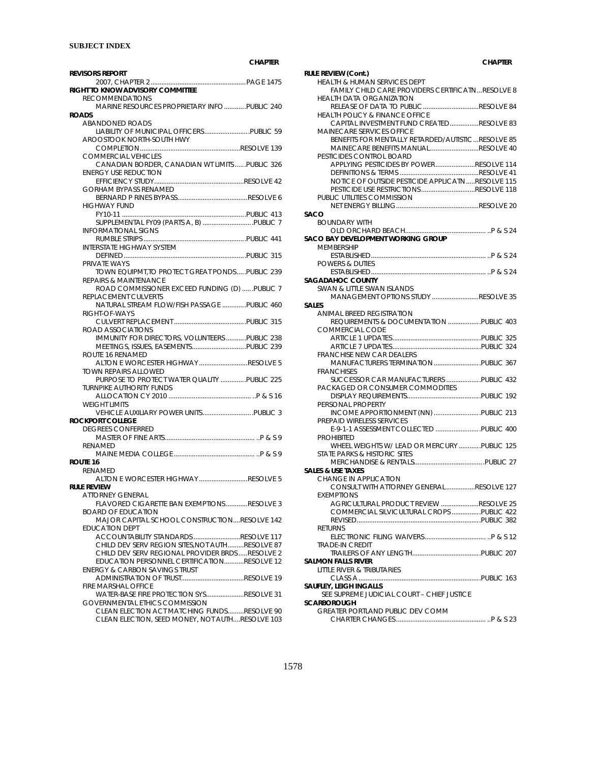**SUBJECT INDEX**

| | CHAPTER |
|---|---|
| **REVISORS REPORT** | |
| 2007, CHAPTER 2 | PAGE 1475 |
| **RIGHT TO KNOW ADVISORY COMMITTEE** | |
| RECOMMENDATIONS | |
| MARINE RESOURCES PROPRIETARY INFO | PUBLIC 240 |
| **ROADS** | |
| ABANDONED ROADS | |
| LIABILITY OF MUNICIPAL OFFICERS | PUBLIC 59 |
| AROOSTOOK NORTH-SOUTH HWY | |
| COMPLETION | RESOLVE 139 |
| COMMERCIAL VEHICLES | |
| CANADIAN BORDER, CANADIAN WT LIMITS | PUBLIC 326 |
| ENERGY USE REDUCTION | |
| EFFICIENCY STUDY | RESOLVE 42 |
| GORHAM BYPASS RENAMED | |
| BERNARD P RINES BYPASS | RESOLVE 6 |
| HIGHWAY FUND | |
| FY10-11 | PUBLIC 413 |
| SUPPLEMENTAL FY09 (PARTS A, B) | PUBLIC 7 |
| INFORMATIONAL SIGNS | |
| RUMBLE STRIPS | PUBLIC 441 |
| INTERSTATE HIGHWAY SYSTEM | |
| DEFINED | PUBLIC 315 |
| PRIVATE WAYS | |
| TOWN EQUIPMT,TO PROTECT GREAT PONDS | PUBLIC 239 |
| REPAIRS & MAINTENANCE | |
| ROAD COMMISSIONER EXCEED FUNDING (D) | PUBLIC 7 |
| REPLACEMENT CULVERTS | |
| NATURAL STREAM FLOW/FISH PASSAGE | PUBLIC 460 |
| RIGHT-OF-WAYS | |
| CULVERT REPLACEMENT | PUBLIC 315 |
| ROAD ASSOCIATIONS | |
| IMMUNITY FOR DIRECTORS, VOLUNTEERS | PUBLIC 238 |
| MEETINGS, ISSUES, EASEMENTS | PUBLIC 239 |
| ROUTE 16 RENAMED | |
| ALTON E WORCESTER HIGHWAY | RESOLVE 5 |
| TOWN REPAIRS ALLOWED | |
| PURPOSE TO PROTECT WATER QUALITY | PUBLIC 225 |
| TURNPIKE AUTHORITY FUNDS | |
| ALLOCATION CY 2010 | P & S 16 |
| WEIGHT LIMITS | |
| VEHICLE AUXILIARY POWER UNITS | PUBLIC 3 |
| **ROCKPORT COLLEGE** | |
| DEGREES CONFERRED | |
| MASTER OF FINE ARTS | P & S 9 |
| RENAMED | |
| MAINE MEDIA COLLEGE | P & S 9 |
| **ROUTE 16** | |
| RENAMED | |
| ALTON E WORCESTER HIGHWAY | RESOLVE 5 |
| **RULE REVIEW** | |
| ATTORNEY GENERAL | |
| FLAVORED CIGARETTE BAN EXEMPTIONS | RESOLVE 3 |
| BOARD OF EDUCATION | |
| MAJOR CAPITAL SCHOOL CONSTRUCTION | RESOLVE 142 |
| EDUCATION DEPT | |
| ACCOUNTABILITY STANDARDS | RESOLVE 117 |
| CHILD DEV SERV REGION SITES,NOT AUTH | RESOLVE 87 |
| CHILD DEV SERV REGIONAL PROVIDER BRDS | RESOLVE 2 |
| EDUCATION PERSONNEL CERTIFICATION | RESOLVE 12 |
| ENERGY & CARBON SAVINGS TRUST | |
| ADMINISTRATION OF TRUST | RESOLVE 19 |
| FIRE MARSHAL OFFICE | |
| WATER-BASE FIRE PROTECTION SYS | RESOLVE 31 |
| GOVERNMENTAL ETHICS COMMISSION | |
| CLEAN ELECTION ACT MATCHING FUNDS | RESOLVE 90 |
| CLEAN ELECTION, SEED MONEY, NOT AUTH | RESOLVE 103 |
| **RULE REVIEW (Cont.)** | |
| HEALTH & HUMAN SERVICES DEPT | |
| FAMILY CHILD CARE PROVIDERS CERTIFICATN | RESOLVE 8 |
| HEALTH DATA ORGANIZATION | |
| RELEASE OF DATA TO PUBLIC | RESOLVE 84 |
| HEALTH POLICY & FINANCE OFFICE | |
| CAPITAL INVESTMENT FUND CREATED | RESOLVE 83 |
| MAINECARE SERVICES OFFICE | |
| BENEFITS FOR MENTALLY RETARDED/AUTISTIC | RESOLVE 85 |
| MAINECARE BENEFITS MANUAL | RESOLVE 40 |
| PESTICIDES CONTROL BOARD | |
| APPLYING PESTICIDES BY POWER | RESOLVE 114 |
| DEFINITIONS & TERMS | RESOLVE 41 |
| NOTICE OF OUTSIDE PESTICIDE APPLICATN | RESOLVE 115 |
| PESTICIDE USE RESTRICTIONS | RESOLVE 118 |
| PUBLIC UTILITIES COMMISSION | |
| NET ENERGY BILLING | RESOLVE 20 |
| **SACO** | |
| BOUNDARY WITH | |
| OLD ORCHARD BEACH | P & S 24 |
| **SACO BAY DEVELOPMENT WORKING GROUP** | |
| MEMBERSHIP | |
| ESTABLISHED | P & S 24 |
| POWERS & DUTIES | |
| ESTABLISHED | P & S 24 |
| **SAGADAHOC COUNTY** | |
| SWAN & LITTLE SWAN ISLANDS | |
| MANAGEMENT OPTIONS STUDY | RESOLVE 35 |
| **SALES** | |
| ANIMAL BREED REGISTRATION | |
| REQUIREMENTS & DOCUMENTATION | PUBLIC 403 |
| COMMERCIAL CODE | |
| ARTICLE 1 UPDATES | PUBLIC 325 |
| ARTICLE 7 UPDATES | PUBLIC 324 |
| FRANCHISE NEW CAR DEALERS | |
| MANUFACTURERS TERMINATION | PUBLIC 367 |
| FRANCHISES | |
| SUCCESSOR CAR MANUFACTURERS | PUBLIC 432 |
| PACKAGED OR CONSUMER COMMODITIES | |
| DISPLAY REQUIREMENTS | PUBLIC 192 |
| PERSONAL PROPERTY | |
| INCOME APPORTIONMENT (NN) | PUBLIC 213 |
| PREPAID WIRELESS SERVICES | |
| E-9-1-1 ASSESSMENT COLLECTED | PUBLIC 400 |
| PROHIBITED | |
| WHEEL WEIGHTS W/ LEAD OR MERCURY | PUBLIC 125 |
| STATE PARKS & HISTORIC SITES | |
| MERCHANDISE & RENTALS | PUBLIC 27 |
| **SALES & USE TAXES** | |
| CHANGE IN APPLICATION | |
| CONSULT WITH ATTORNEY GENERAL | RESOLVE 127 |
| EXEMPTIONS | |
| AGRICULTURAL PRODUCT REVIEW | RESOLVE 25 |
| COMMERCIAL SILVICULTURAL CROPS | PUBLIC 422 |
| REVISED | PUBLIC 382 |
| RETURNS | |
| ELECTRONIC FILING WAIVERS | P & S 12 |
| TRADE-IN CREDIT | |
| TRAILERS OF ANY LENGTH | PUBLIC 207 |
| **SALMON FALLS RIVER** | |
| LITTLE RIVER & TRIBUTARIES | |
| CLASS A | PUBLIC 163 |
| **SAUFLEY, LEIGH INGALLS** | |
| SEE SUPREME JUDICIAL COURT – CHIEF JUSTICE | |
| **SCARBOROUGH** | |
| GREATER PORTLAND PUBLIC DEV COMM | |
| CHARTER CHANGES | P & S 23 |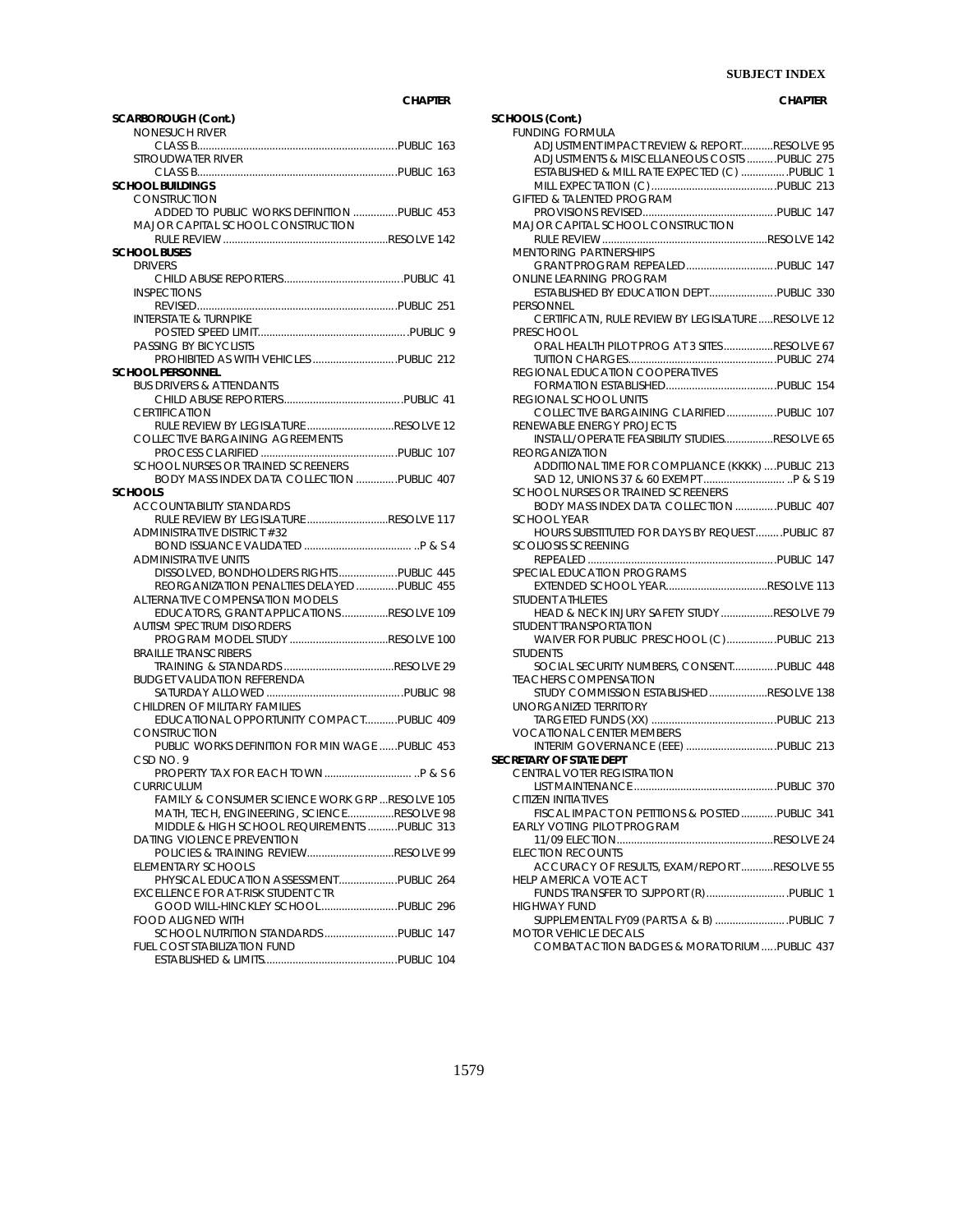| | CHAPTER |
|---|---|
| **SCARBOROUGH (Cont.)** | |
| NONESUCH RIVER | |
| CLASS B | PUBLIC 163 |
| STROUDWATER RIVER | |
| CLASS B | PUBLIC 163 |
| **SCHOOL BUILDINGS** | |
| CONSTRUCTION | |
| ADDED TO PUBLIC WORKS DEFINITION | PUBLIC 453 |
| MAJOR CAPITAL SCHOOL CONSTRUCTION | |
| RULE REVIEW | RESOLVE 142 |
| **SCHOOL BUSES** | |
| DRIVERS | |
| CHILD ABUSE REPORTERS | PUBLIC 41 |
| INSPECTIONS | |
| REVISED | PUBLIC 251 |
| INTERSTATE & TURNPIKE | |
| POSTED SPEED LIMIT | PUBLIC 9 |
| PASSING BY BICYCLISTS | |
| PROHIBITED AS WITH VEHICLES | PUBLIC 212 |
| **SCHOOL PERSONNEL** | |
| BUS DRIVERS & ATTENDANTS | |
| CHILD ABUSE REPORTERS | PUBLIC 41 |
| CERTIFICATION | |
| RULE REVIEW BY LEGISLATURE | RESOLVE 12 |
| COLLECTIVE BARGAINING AGREEMENTS | |
| PROCESS CLARIFIED | PUBLIC 107 |
| SCHOOL NURSES OR TRAINED SCREENERS | |
| BODY MASS INDEX DATA COLLECTION | PUBLIC 407 |
| **SCHOOLS** | |
| ACCOUNTABILITY STANDARDS | |
| RULE REVIEW BY LEGISLATURE | RESOLVE 117 |
| ADMINISTRATIVE DISTRICT #32 | |
| BOND ISSUANCE VALIDATED | P & S 4 |
| ADMINISTRATIVE UNITS | |
| DISSOLVED, BONDHOLDERS RIGHTS | PUBLIC 445 |
| REORGANIZATION PENALTIES DELAYED | PUBLIC 455 |
| ALTERNATIVE COMPENSATION MODELS | |
| EDUCATORS, GRANT APPLICATIONS | RESOLVE 109 |
| AUTISM SPECTRUM DISORDERS | |
| PROGRAM MODEL STUDY | RESOLVE 100 |
| BRAILLE TRANSCRIBERS | |
| TRAINING & STANDARDS | RESOLVE 29 |
| BUDGET VALIDATION REFERENDA | |
| SATURDAY ALLOWED | PUBLIC 98 |
| CHILDREN OF MILITARY FAMILIES | |
| EDUCATIONAL OPPORTUNITY COMPACT | PUBLIC 409 |
| CONSTRUCTION | |
| PUBLIC WORKS DEFINITION FOR MIN WAGE | PUBLIC 453 |
| CSD NO. 9 | |
| PROPERTY TAX FOR EACH TOWN | P & S 6 |
| CURRICULUM | |
| FAMILY & CONSUMER SCIENCE WORK GRP | RESOLVE 105 |
| MATH, TECH, ENGINEERING, SCIENCE | RESOLVE 98 |
| MIDDLE & HIGH SCHOOL REQUIREMENTS | PUBLIC 313 |
| DATING VIOLENCE PREVENTION | |
| POLICIES & TRAINING REVIEW | RESOLVE 99 |
| ELEMENTARY SCHOOLS | |
| PHYSICAL EDUCATION ASSESSMENT | PUBLIC 264 |
| EXCELLENCE FOR AT-RISK STUDENT CTR | |
| GOOD WILL-HINCKLEY SCHOOL | PUBLIC 296 |
| FOOD ALIGNED WITH | |
| SCHOOL NUTRITION STANDARDS | PUBLIC 147 |
| FUEL COST STABILIZATION FUND | |
| ESTABLISHED & LIMITS | PUBLIC 104 |
| **SCHOOLS (Cont.)** | |
| FUNDING FORMULA | |
| ADJUSTMENT IMPACT REVIEW & REPORT | RESOLVE 95 |
| ADJUSTMENTS & MISCELLANEOUS COSTS | PUBLIC 275 |
| ESTABLISHED & MILL RATE EXPECTED (C) | PUBLIC 1 |
| MILL EXPECTATION (C) | PUBLIC 213 |
| GIFTED & TALENTED PROGRAM | |
| PROVISIONS REVISED | PUBLIC 147 |
| MAJOR CAPITAL SCHOOL CONSTRUCTION | |
| RULE REVIEW | RESOLVE 142 |
| MENTORING PARTNERSHIPS | |
| GRANT PROGRAM REPEALED | PUBLIC 147 |
| ONLINE LEARNING PROGRAM | |
| ESTABLISHED BY EDUCATION DEPT | PUBLIC 330 |
| PERSONNEL | |
| CERTIFICATN, RULE REVIEW BY LEGISLATURE | RESOLVE 12 |
| PRESCHOOL | |
| ORAL HEALTH PILOT PROG AT 3 SITES | RESOLVE 67 |
| TUITION CHARGES | PUBLIC 274 |
| REGIONAL EDUCATION COOPERATIVES | |
| FORMATION ESTABLISHED | PUBLIC 154 |
| REGIONAL SCHOOL UNITS | |
| COLLECTIVE BARGAINING CLARIFIED | PUBLIC 107 |
| RENEWABLE ENERGY PROJECTS | |
| INSTALL/OPERATE FEASIBILITY STUDIES | RESOLVE 65 |
| REORGANIZATION | |
| ADDITIONAL TIME FOR COMPLIANCE (KKKK) | PUBLIC 213 |
| SAD 12, UNIONS 37 & 60 EXEMPT | P & S 19 |
| SCHOOL NURSES OR TRAINED SCREENERS | |
| BODY MASS INDEX DATA COLLECTION | PUBLIC 407 |
| SCHOOL YEAR | |
| HOURS SUBSTITUTED FOR DAYS BY REQUEST | PUBLIC 87 |
| SCOLIOSIS SCREENING | |
| REPEALED | PUBLIC 147 |
| SPECIAL EDUCATION PROGRAMS | |
| EXTENDED SCHOOL YEAR | RESOLVE 113 |
| STUDENT ATHLETES | |
| HEAD & NECK INJURY SAFETY STUDY | RESOLVE 79 |
| STUDENT TRANSPORTATION | |
| WAIVER FOR PUBLIC PRESCHOOL (C) | PUBLIC 213 |
| STUDENTS | |
| SOCIAL SECURITY NUMBERS, CONSENT | PUBLIC 448 |
| TEACHERS COMPENSATION | |
| STUDY COMMISSION ESTABLISHED | RESOLVE 138 |
| UNORGANIZED TERRITORY | |
| TARGETED FUNDS (XX) | PUBLIC 213 |
| VOCATIONAL CENTER MEMBERS | |
| INTERIM GOVERNANCE (EEE) | PUBLIC 213 |
| **SECRETARY OF STATE DEPT** | |
| CENTRAL VOTER REGISTRATION | |
| LIST MAINTENANCE | PUBLIC 370 |
| CITIZEN INITIATIVES | |
| FISCAL IMPACT ON PETITIONS & POSTED | PUBLIC 341 |
| EARLY VOTING PILOT PROGRAM | |
| 11/09 ELECTION | RESOLVE 24 |
| ELECTION RECOUNTS | |
| ACCURACY OF RESULTS, EXAM/REPORT | RESOLVE 55 |
| HELP AMERICA VOTE ACT | |
| FUNDS TRANSFER TO SUPPORT (R) | PUBLIC 1 |
| HIGHWAY FUND | |
| SUPPLEMENTAL FY09 (PARTS A & B) | PUBLIC 7 |
| MOTOR VEHICLE DECALS | |
| COMBAT ACTION BADGES & MORATORIUM | PUBLIC 437 |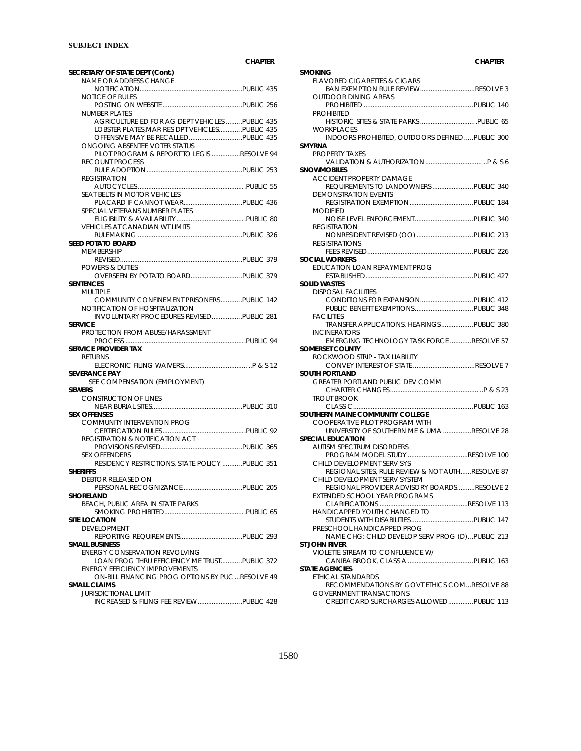**SUBJECT INDEX**

CHAPTER

**SECRETARY OF STATE DEPT (Cont.)**
- NAME OR ADDRESS CHANGE
  - NOTIFICATION....PUBLIC 435
- NOTICE OF RULES
  - POSTING ON WEBSITE....PUBLIC 256
- NUMBER PLATES
  - AGRICULTURE ED FOR AG DEPT VEHICLES....PUBLIC 435
  - LOBSTER PLATES,MAR RES DPT VEHICLES....PUBLIC 435
  - OFFENSIVE MAY BE RECALLED....PUBLIC 435
- ONGOING ABSENTEE VOTER STATUS
  - PILOT PROGRAM & REPORT TO LEGIS....RESOLVE 94
- RECOUNT PROCESS
  - RULE ADOPTION....PUBLIC 253
- REGISTRATION
  - AUTOCYCLES....PUBLIC 55
- SEAT BELTS IN MOTOR VEHICLES
  - PLACARD IF CANNOT WEAR....PUBLIC 436
- SPECIAL VETERANS NUMBER PLATES
  - ELIGIBILITY & AVAILABILITY....PUBLIC 80
- VEHICLES AT CANADIAN WT LIMITS
  - RULEMAKING....PUBLIC 326

**SEED POTATO BOARD**
- MEMBERSHIP
  - REVISED....PUBLIC 379
- POWERS & DUTIES
  - OVERSEEN BY POTATO BOARD....PUBLIC 379

**SENTENCES**
- MULTIPLE
  - COMMUNITY CONFINEMENT PRISONERS....PUBLIC 142
- NOTIFICATION OF HOSPITALIZATION
  - INVOLUNTARY PROCEDURES REVISED....PUBLIC 281

**SERVICE**
- PROTECTION FROM ABUSE/HARASSMENT
  - PROCESS....PUBLIC 94

**SERVICE PROVIDER TAX**
- RETURNS
  - ELECRONIC FILING WAIVERS....P & S 12

**SEVERANCE PAY**
- SEE COMPENSATION (EMPLOYMENT)

**SEWERS**
- CONSTRUCTION OF LINES
  - NEAR BURIAL SITES....PUBLIC 310

**SEX OFFENSES**
- COMMUNITY INTERVENTION PROG
  - CERTIFICATION RULES....PUBLIC 92
- REGISTRATION & NOTIFICATION ACT
  - PROVISIONS REVISED....PUBLIC 365
- SEX OFFENDERS
  - RESIDENCY RESTRICTIONS, STATE POLICY....PUBLIC 351

**SHERIFFS**
- DEBTOR RELEASED ON
  - PERSONAL RECOGNIZANCE....PUBLIC 205

**SHORELAND**
- BEACH, PUBLIC AREA IN STATE PARKS
  - SMOKING PROHIBITED....PUBLIC 65

**SITE LOCATION**
- DEVELOPMENT
  - REPORTING REQUIREMENTS....PUBLIC 293

**SMALL BUSINESS**
- ENERGY CONSERVATION REVOLVING
  - LOAN PROG THRU EFFICIENCY ME TRUST....PUBLIC 372
- ENERGY EFFICIENCY IMPROVEMENTS
  - ON-BILL FINANCING PROG OPTIONS BY PUC....RESOLVE 49

**SMALL CLAIMS**
- JURISDICTIONAL LIMIT
  - INCREASED & FILING FEE REVIEW....PUBLIC 428

**SMOKING**
- FLAVORED CIGARETTES & CIGARS
  - BAN EXEMPTION RULE REVIEW....RESOLVE 3
- OUTDOOR DINING AREAS
  - PROHIBITED....PUBLIC 140
- PROHIBITED
  - HISTORIC SITES & STATE PARKS....PUBLIC 65
- WORKPLACES
  - INDOORS PROHIBITED, OUTDOORS DEFINED....PUBLIC 300

**SMYRNA**
- PROPERTY TAXES
  - VALIDATION & AUTHORIZATION....P & S 6

**SNOWMOBILES**
- ACCIDENT PROPERTY DAMAGE
  - REQUIREMENTS TO LANDOWNERS....PUBLIC 340
- DEMONSTRATION EVENTS
  - REGISTRATION EXEMPTION....PUBLIC 184
- MODIFIED
  - NOISE LEVEL ENFORCEMENT....PUBLIC 340
- REGISTRATION
  - NONRESIDENT REVISED (OO)....PUBLIC 213
- REGISTRATIONS
  - FEES REVISED....PUBLIC 226

**SOCIAL WORKERS**
- EDUCATION LOAN REPAYMENT PROG
  - ESTABLISHED....PUBLIC 427

**SOLID WASTES**
- DISPOSAL FACILITIES
  - CONDITIONS FOR EXPANSION....PUBLIC 412
  - PUBLIC BENEFIT EXEMPTIONS....PUBLIC 348
- FACILITIES
  - TRANSFER APPLICATIONS, HEARINGS....PUBLIC 380
- INCINERATORS
  - EMERGING TECHNOLOGY TASK FORCE....RESOLVE 57

**SOMERSET COUNTY**
- ROCKWOOD STRIP - TAX LIABILITY
  - CONVEY INTEREST OF STATE....RESOLVE 7

**SOUTH PORTLAND**
- GREATER PORTLAND PUBLIC DEV COMM
  - CHARTER CHANGES....P & S 23
- TROUT BROOK
  - CLASS C....PUBLIC 163

**SOUTHERN MAINE COMMUNITY COLLEGE**
- COOPERATIVE PILOT PROGRAM WITH
  - UNIVERSITY OF SOUTHERN ME & UMA....RESOLVE 28

**SPECIAL EDUCATION**
- AUTISM SPECTRUM DISORDERS
  - PROGRAM MODEL STUDY....RESOLVE 100
- CHILD DEVELOPMENT SERV SYS
  - REGIONAL SITES, RULE REVIEW & NOT AUTH....RESOLVE 87
- CHILD DEVELOPMENT SERV SYSTEM
  - REGIONAL PROVIDER ADVISORY BOARDS....RESOLVE 2
- EXTENDED SCHOOL YEAR PROGRAMS
  - CLARIFICATIONS....RESOLVE 113
- HANDICAPPED YOUTH CHANGED TO
  - STUDENTS WITH DISABILITIES....PUBLIC 147
- PRESCHOOL HANDICAPPED PROG
  - NAME CHG: CHILD DEVELOP SERV PROG (D)....PUBLIC 213

**ST JOHN RIVER**
- VIOLETTE STREAM TO CONFLUENCE W/
  - CANIBA BROOK, CLASS A....PUBLIC 163

**STATE AGENCIES**
- ETHICAL STANDARDS
  - RECOMMENDATIONS BY GOVT ETHICS COM....RESOLVE 88
- GOVERNMENT TRANSACTIONS
  - CREDIT CARD SURCHARGES ALLOWED....PUBLIC 113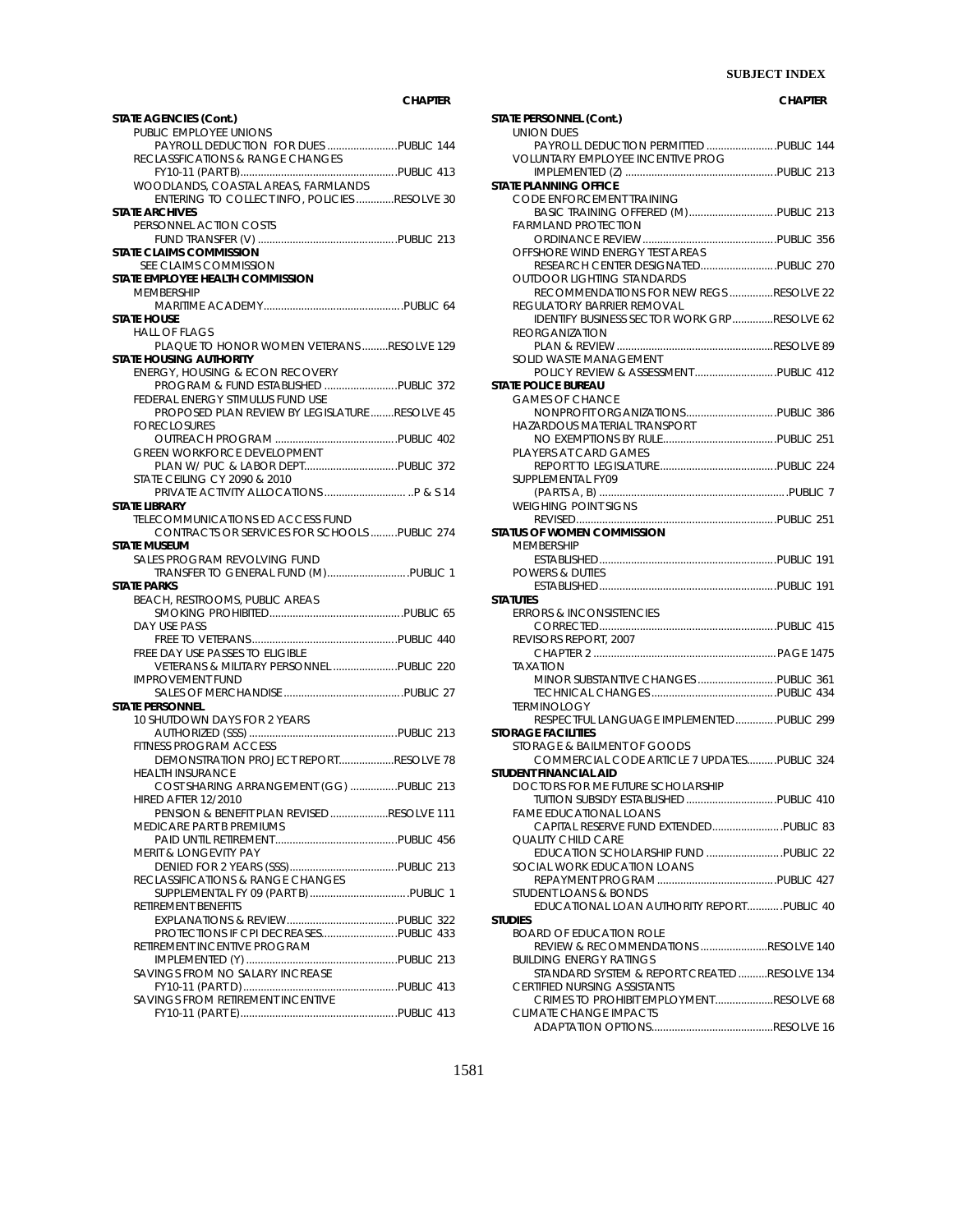**SUBJECT INDEX**

**CHAPTER**

**STATE AGENCIES (Cont.)**
PUBLIC EMPLOYEE UNIONS
PAYROLL DEDUCTION FOR DUES ........................PUBLIC 144
RECLASSFICATIONS & RANGE CHANGES
FY10-11 (PART B)......................................................PUBLIC 413
WOODLANDS, COASTAL AREAS, FARMLANDS
ENTERING TO COLLECT INFO, POLICIES .............RESOLVE 30

**STATE ARCHIVES**
PERSONNEL ACTION COSTS
FUND TRANSFER (V) ................................................PUBLIC 213

**STATE CLAIMS COMMISSION**
SEE CLAIMS COMMISSION

**STATE EMPLOYEE HEALTH COMMISSION**
MEMBERSHIP
MARITIME ACADEMY................................................PUBLIC 64

**STATE HOUSE**
HALL OF FLAGS
PLAQUE TO HONOR WOMEN VETERANS .........RESOLVE 129

**STATE HOUSING AUTHORITY**
ENERGY, HOUSING & ECON RECOVERY
PROGRAM & FUND ESTABLISHED .........................PUBLIC 372
FEDERAL ENERGY STIMULUS FUND USE
PROPOSED PLAN REVIEW BY LEGISLATURE........RESOLVE 45
FORECLOSURES
OUTREACH PROGRAM ...........................................PUBLIC 402
GREEN WORKFORCE DEVELOPMENT
PLAN W/ PUC & LABOR DEPT................................PUBLIC 372
STATE CEILING CY 2090 & 2010
PRIVATE ACTIVITY ALLOCATIONS ............................ ..P & S 14

**STATE LIBRARY**
TELECOMMUNICATIONS ED ACCESS FUND
CONTRACTS OR SERVICES FOR SCHOOLS .........PUBLIC 274

**STATE MUSEUM**
SALES PROGRAM REVOLVING FUND
TRANSFER TO GENERAL FUND (M)............................PUBLIC 1

**STATE PARKS**
BEACH, RESTROOMS, PUBLIC AREAS
SMOKING PROHIBITED..............................................PUBLIC 65
DAY USE PASS
FREE TO VETERANS..................................................PUBLIC 440
FREE DAY USE PASSES TO ELIGIBLE
VETERANS & MILITARY PERSONNEL ......................PUBLIC 220
IMPROVEMENT FUND
SALES OF MERCHANDISE .........................................PUBLIC 27

**STATE PERSONNEL**
10 SHUTDOWN DAYS FOR 2 YEARS
AUTHORIZED (SSS) ...................................................PUBLIC 213
FITNESS PROGRAM ACCESS
DEMONSTRATION PROJECT REPORT...................RESOLVE 78
HEALTH INSURANCE
COST SHARING ARRANGEMENT (GG) ................PUBLIC 213
HIRED AFTER 12/2010
PENSION & BENEFIT PLAN REVISED ....................RESOLVE 111
MEDICARE PART B PREMIUMS
PAID UNTIL RETIREMENT..........................................PUBLIC 456
MERIT & LONGEVITY PAY
DENIED FOR 2 YEARS (SSS).....................................PUBLIC 213
RECLASSIFICATIONS & RANGE CHANGES
SUPPLEMENTAL FY 09 (PART B)..................................PUBLIC 1
RETIREMENT BENEFITS
EXPLANATIONS & REVIEW......................................PUBLIC 322
PROTECTIONS IF CPI DECREASES..........................PUBLIC 433
RETIREMENT INCENTIVE PROGRAM
IMPLEMENTED (Y) ....................................................PUBLIC 213
SAVINGS FROM NO SALARY INCREASE
FY10-11 (PART D).....................................................PUBLIC 413
SAVINGS FROM RETIREMENT INCENTIVE
FY10-11 (PART E)......................................................PUBLIC 413

**CHAPTER**

**STATE PERSONNEL (Cont.)**
UNION DUES
PAYROLL DEDUCTION PERMITTED ........................PUBLIC 144
VOLUNTARY EMPLOYEE INCENTIVE PROG
IMPLEMENTED (Z) ....................................................PUBLIC 213

**STATE PLANNING OFFICE**
CODE ENFORCEMENT TRAINING
BASIC TRAINING OFFERED (M)...............................PUBLIC 213
FARMLAND PROTECTION
ORDINANCE REVIEW ..............................................PUBLIC 356
OFFSHORE WIND ENERGY TEST AREAS
RESEARCH CENTER DESIGNATED..........................PUBLIC 270
OUTDOOR LIGHTING STANDARDS
RECOMMENDATIONS FOR NEW REGS ...............RESOLVE 22
REGULATORY BARRIER REMOVAL
IDENTIFY BUSINESS SECTOR WORK GRP..............RESOLVE 62
REORGANIZATION
PLAN & REVIEW .......................................................RESOLVE 89
SOLID WASTE MANAGEMENT
POLICY REVIEW & ASSESSMENT............................PUBLIC 412

**STATE POLICE BUREAU**
GAMES OF CHANCE
NONPROFIT ORGANIZATIONS...............................PUBLIC 386
HAZARDOUS MATERIAL TRANSPORT
NO EXEMPTIONS BY RULE.......................................PUBLIC 251
PLAYERS AT CARD GAMES
REPORT TO LEGISLATURE........................................PUBLIC 224
SUPPLEMENTAL FY09
(PARTS A, B) ..................................................................PUBLIC 7
WEIGHING POINT SIGNS
REVISED.....................................................................PUBLIC 251

**STATUS OF WOMEN COMMISSION**
MEMBERSHIP
ESTABLISHED.............................................................PUBLIC 191
POWERS & DUTIES
ESTABLISHED.............................................................PUBLIC 191

**STATUTES**
ERRORS & INCONSISTENCIES
CORRECTED.............................................................PUBLIC 415
REVISORS REPORT, 2007
CHAPTER 2 ...............................................................PAGE 1475
TAXATION
MINOR SUBSTANTIVE CHANGES ...........................PUBLIC 361
TECHNICAL CHANGES ...........................................PUBLIC 434
TERMINOLOGY
RESPECTFUL LANGUAGE IMPLEMENTED..............PUBLIC 299

**STORAGE FACILITIES**
STORAGE & BAILMENT OF GOODS
COMMERCIAL CODE ARTICLE 7 UPDATES..........PUBLIC 324

**STUDENT FINANCIAL AID**
DOCTORS FOR ME FUTURE SCHOLARSHIP
TUITION SUBSIDY ESTABLISHED ...............................PUBLIC 410
FAME EDUCATIONAL LOANS
CAPITAL RESERVE FUND EXTENDED........................PUBLIC 83
QUALITY CHILD CARE
EDUCATION SCHOLARSHIP FUND ..........................PUBLIC 22
SOCIAL WORK EDUCATION LOANS
REPAYMENT PROGRAM ..........................................PUBLIC 427
STUDENT LOANS & BONDS
EDUCATIONAL LOAN AUTHORITY REPORT............PUBLIC 40

**STUDIES**
BOARD OF EDUCATION ROLE
REVIEW & RECOMMENDATIONS .......................RESOLVE 140
BUILDING ENERGY RATINGS
STANDARD SYSTEM & REPORT CREATED ..........RESOLVE 134
CERTIFIED NURSING ASSISTANTS
CRIMES TO PROHIBIT EMPLOYMENT....................RESOLVE 68
CLIMATE CHANGE IMPACTS
ADAPTATION OPTIONS...........................................RESOLVE 16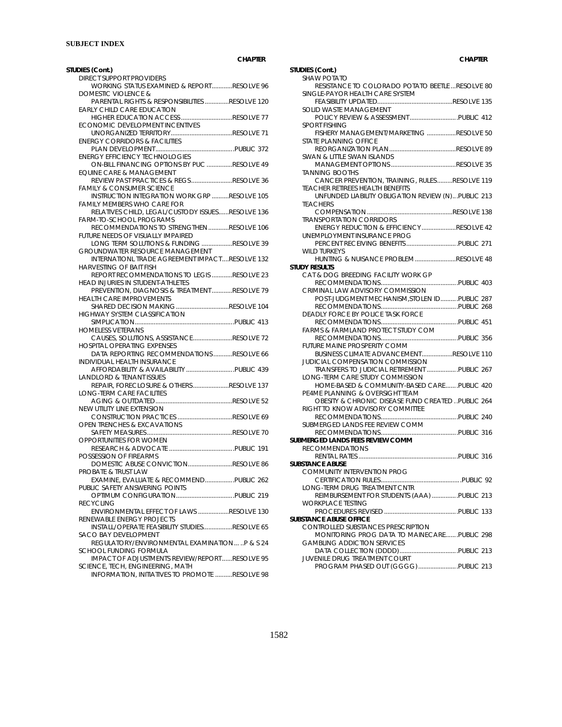**SUBJECT INDEX**

| | CHAPTER |
|---|---|
| **STUDIES (Cont.)** | |
| DIRECT SUPPORT PROVIDERS | |
| WORKING STATUS EXAMINED & REPORT | RESOLVE 96 |
| DOMESTIC VIOLENCE & | |
| PARENTAL RIGHTS & RESPONSIBILITIES | RESOLVE 120 |
| EARLY CHILD CARE EDUCATION | |
| HIGHER EDUCATION ACCESS | RESOLVE 77 |
| ECONOMIC DEVELOPMENT INCENTIVES | |
| UNORGANIZED TERRITORY | RESOLVE 71 |
| ENERGY CORRIDORS & FACILITIES | |
| PLAN DEVELOPMENT | PUBLIC 372 |
| ENERGY EFFICIENCY TECHNOLOGIES | |
| ON-BILL FINANCING OPTIONS BY PUC | RESOLVE 49 |
| EQUINE CARE & MANAGEMENT | |
| REVIEW PAST PRACTICES & REGS | RESOLVE 36 |
| FAMILY & CONSUMER SCIENCE | |
| INSTRUCTION INTEGRATION WORK GRP | RESOLVE 105 |
| FAMILY MEMBERS WHO CARE FOR | |
| RELATIVES CHILD, LEGAL/CUSTODY ISSUES | RESOLVE 136 |
| FARM-TO-SCHOOL PROGRAMS | |
| RECOMMENDATIONS TO STRENGTHEN | RESOLVE 106 |
| FUTURE NEEDS OF VISUALLY IMPAIRED | |
| LONG TERM SOLUTIONS & FUNDING | RESOLVE 39 |
| GROUNDWATER RESOURCE MANAGEMENT | |
| INTERNATIONL TRADE AGREEMENT IMPACT | RESOLVE 132 |
| HARVESTING OF BAIT FISH | |
| REPORT RECOMMENDATIONS TO LEGIS | RESOLVE 23 |
| HEAD INJURIES IN STUDENT-ATHLETES | |
| PREVENTION, DIAGNOSIS & TREATMENT | RESOLVE 79 |
| HEALTH CARE IMPROVEMENTS | |
| SHARED DECISION MAKING | RESOLVE 104 |
| HIGHWAY SYSTEM CLASSIFICATION | |
| SIMPLICATION | PUBLIC 413 |
| HOMELESS VETERANS | |
| CAUSES, SOLUTIONS, ASSISTANCE | RESOLVE 72 |
| HOSPITAL OPERATING EXPENSES | |
| DATA REPORTING RECOMMENDATIONS | RESOLVE 66 |
| INDIVIDUAL HEALTH INSURANCE | |
| AFFORDABILITY & AVAILABILITY | PUBLIC 439 |
| LANDLORD & TENANT ISSUES | |
| REPAIR, FORECLOSURE & OTHERS | RESOLVE 137 |
| LONG-TERM CARE FACILITIES | |
| AGING & OUTDATED | RESOLVE 52 |
| NEW UTILITY LINE EXTENSION | |
| CONSTRUCTION PRACTICES | RESOLVE 69 |
| OPEN TRENCHES & EXCAVATIONS | |
| SAFETY MEASURES | RESOLVE 70 |
| OPPORTUNITIES FOR WOMEN | |
| RESEARCH & ADVOCATE | PUBLIC 191 |
| POSSESSION OF FIREARMS | |
| DOMESTIC ABUSE CONVICTION | RESOLVE 86 |
| PROBATE & TRUST LAW | |
| EXAMINE, EVALUATE & RECOMMEND | PUBLIC 262 |
| PUBLIC SAFETY ANSWERING POINTS | |
| OPTIMUM CONFIGURATION | PUBLIC 219 |
| RECYCLING | |
| ENVIRONMENTAL EFFECT OF LAWS | RESOLVE 130 |
| RENEWABLE ENERGY PROJECTS | |
| INSTALL/OPERATE FEASIBILITY STUDIES | RESOLVE 65 |
| SACO BAY DEVELOPMENT | |
| REGULATORY/ENVIRONMENTAL EXAMINATION | P & S 24 |
| SCHOOL FUNDING FORMULA | |
| IMPACT OF ADJUSTMENTS REVIEW/REPORT | RESOLVE 95 |
| SCIENCE, TECH, ENGINEERING, MATH | |
| INFORMATION, INITIATIVES TO PROMOTE | RESOLVE 98 |
| **STUDIES (Cont.)** | |
| SHAW POTATO | |
| RESISTANCE TO COLORADO POTATO BEETLE | RESOLVE 80 |
| SINGLE-PAYOR HEALTH CARE SYSTEM | |
| FEASIBILITY UPDATED | RESOLVE 135 |
| SOLID WASTE MANAGEMENT | |
| POLICY REVIEW & ASSESSMENT | PUBLIC 412 |
| SPORT FISHING | |
| FISHERY MANAGEMENT/MARKETING | RESOLVE 50 |
| STATE PLANNING OFFICE | |
| REORGANIZATION PLAN | RESOLVE 89 |
| SWAN & LITTLE SWAN ISLANDS | |
| MANAGEMENT OPTIONS | RESOLVE 35 |
| TANNING BOOTHS | |
| CANCER PREVENTION, TRAINING, RULES | RESOLVE 119 |
| TEACHER RETIREES HEALTH BENEFITS | |
| UNFUNDED LIABILITY OBLIGATION REVIEW (N) | PUBLIC 213 |
| TEACHERS | |
| COMPENSATION | RESOLVE 138 |
| TRANSPORTATION CORRIDORS | |
| ENERGY REDUCTION & EFFICIENCY | RESOLVE 42 |
| UNEMPLOYMENT INSURANCE PROG | |
| PERCENT RECEIVING BENEFITS | PUBLIC 271 |
| WILD TURKEYS | |
| HUNTING & NUISANCE PROBLEM | RESOLVE 48 |
| **STUDY RESULTS** | |
| CAT & DOG BREEDING FACILITY WORK GP | |
| RECOMMENDATIONS | PUBLIC 403 |
| CRIMINAL LAW ADVISORY COMMISSION | |
| POST-JUDGMENT MECHANISM,STOLEN ID | PUBLIC 287 |
| RECOMMENDATIONS | PUBLIC 268 |
| DEADLY FORCE BY POLICE TASK FORCE | |
| RECOMMENDATIONS | PUBLIC 451 |
| FARMS & FARMLAND PROTECT STUDY COM | |
| RECOMMENDATIONS | PUBLIC 356 |
| FUTURE MAINE PROSPERITY COMM | |
| BUSINESS CLIMATE ADVANCEMENT | RESOLVE 110 |
| JUDICIAL COMPENSATION COMMISSION | |
| TRANSFERS TO JUDICIAL RETIREMENT | PUBLIC 267 |
| LONG-TERM CARE STUDY COMMISSION | |
| HOME-BASED & COMMUNITY-BASED CARE | PUBLIC 420 |
| PE4ME PLANNING & OVERSIGHT TEAM | |
| OBESITY & CHRONIC DISEASE FUND CREATED | PUBLIC 264 |
| RIGHT TO KNOW ADVISORY COMMITTEE | |
| RECOMMENDATIONS | PUBLIC 240 |
| SUBMERGED LANDS FEE REVIEW COMM | |
| RECOMMENDATIONS | PUBLIC 316 |
| **SUBMERGED LANDS FEES REVIEW COMM** | |
| RECOMMENDATIONS | |
| RENTAL RATES | PUBLIC 316 |
| **SUBSTANCE ABUSE** | |
| COMMUNITY INTERVENTION PROG | |
| CERTIFICATION RULES | PUBLIC 92 |
| LONG-TERM DRUG TREATMENT CNTR | |
| REIMBURSEMENT FOR STUDENTS (AAA) | PUBLIC 213 |
| WORKPLACE TESTING | |
| PROCEDURES REVISED | PUBLIC 133 |
| **SUBSTANCE ABUSE OFFICE** | |
| CONTROLLED SUBSTANCES PRESCRIPTION | |
| MONITORING PROG DATA TO MAINECARE | PUBLIC 298 |
| GAMBLING ADDICTION SERVICES | |
| DATA COLLECTION (DDDD) | PUBLIC 213 |
| JUVENILE DRUG TREATMENT COURT | |
| PROGRAM PHASED OUT (GGGG) | PUBLIC 213 |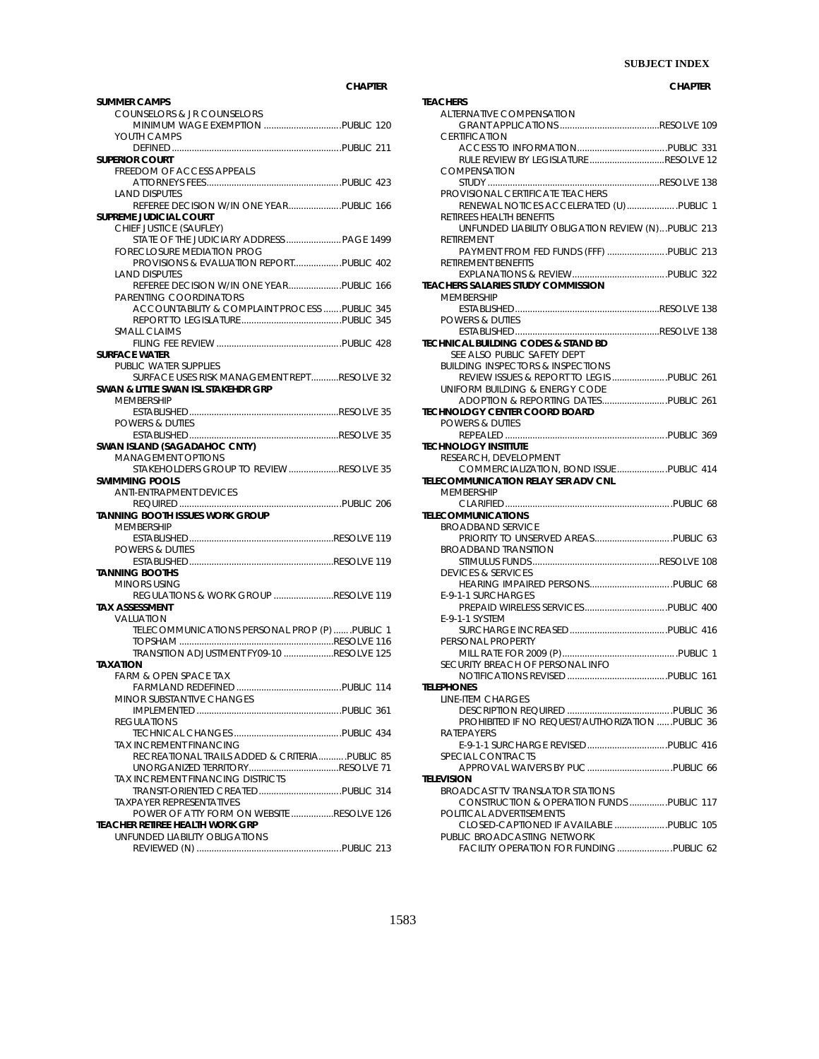**SUBJECT INDEX**

CHAPTER

**SUMMER CAMPS**
- COUNSELORS & JR COUNSELORS
  - MINIMUM WAGE EXEMPTION ....PUBLIC 120
- YOUTH CAMPS
  - DEFINED ....PUBLIC 211

**SUPERIOR COURT**
- FREEDOM OF ACCESS APPEALS
  - ATTORNEYS FEES....PUBLIC 423
- LAND DISPUTES
  - REFEREE DECISION W/IN ONE YEAR....PUBLIC 166

**SUPREME JUDICIAL COURT**
- CHIEF JUSTICE (SAUFLEY)
  - STATE OF THE JUDICIARY ADDRESS ....PAGE 1499
- FORECLOSURE MEDIATION PROG
  - PROVISIONS & EVALUATION REPORT....PUBLIC 402
- LAND DISPUTES
  - REFEREE DECISION W/IN ONE YEAR....PUBLIC 166
- PARENTING COORDINATORS
  - ACCOUNTABILITY & COMPLAINT PROCESS ....PUBLIC 345
  - REPORT TO LEGISLATURE....PUBLIC 345
- SMALL CLAIMS
  - FILING FEE REVIEW ....PUBLIC 428

**SURFACE WATER**
- PUBLIC WATER SUPPLIES
  - SURFACE USES RISK MANAGEMENT REPT....RESOLVE 32

**SWAN & LITTLE SWAN ISL STAKEHDR GRP**
- MEMBERSHIP
  - ESTABLISHED....RESOLVE 35
- POWERS & DUTIES
  - ESTABLISHED....RESOLVE 35

**SWAN ISLAND (SAGADAHOC CNTY)**
- MANAGEMENT OPTIONS
  - STAKEHOLDERS GROUP TO REVIEW ....RESOLVE 35

**SWIMMING POOLS**
- ANTI-ENTRAPMENT DEVICES
  - REQUIRED ....PUBLIC 206

**TANNING BOOTH ISSUES WORK GROUP**
- MEMBERSHIP
  - ESTABLISHED....RESOLVE 119
- POWERS & DUTIES
  - ESTABLISHED....RESOLVE 119

**TANNING BOOTHS**
- MINORS USING
  - REGULATIONS & WORK GROUP ....RESOLVE 119

**TAX ASSESSMENT**
- VALUATION
  - TELECOMMUNICATIONS PERSONAL PROP (P) ....PUBLIC 1
  - TOPSHAM ....RESOLVE 116
  - TRANSITION ADJUSTMENT FY09-10 ....RESOLVE 125

**TAXATION**
- FARM & OPEN SPACE TAX
  - FARMLAND REDEFINED ....PUBLIC 114
- MINOR SUBSTANTIVE CHANGES
  - IMPLEMENTED ....PUBLIC 361
- REGULATIONS
  - TECHNICAL CHANGES ....PUBLIC 434
- TAX INCREMENT FINANCING
  - RECREATIONAL TRAILS ADDED & CRITERIA....PUBLIC 85
  - UNORGANIZED TERRITORY....RESOLVE 71
- TAX INCREMENT FINANCING DISTRICTS
  - TRANSIT-ORIENTED CREATED ....PUBLIC 314
- TAXPAYER REPRESENTATIVES
  - POWER OF ATTY FORM ON WEBSITE ....RESOLVE 126

**TEACHER RETIREE HEALTH WORK GRP**
- UNFUNDED LIABILITY OBLIGATIONS
  - REVIEWED (N) ....PUBLIC 213

**TEACHERS**
- ALTERNATIVE COMPENSATION
  - GRANT APPLICATIONS....RESOLVE 109
- CERTIFICATION
  - ACCESS TO INFORMATION....PUBLIC 331
  - RULE REVIEW BY LEGISLATURE....RESOLVE 12
- COMPENSATION
  - STUDY ....RESOLVE 138
- PROVISIONAL CERTIFICATE TEACHERS
  - RENEWAL NOTICES ACCELERATED (U)....PUBLIC 1
- RETIREES HEALTH BENEFITS
  - UNFUNDED LIABILITY OBLIGATION REVIEW (N)...PUBLIC 213
- RETIREMENT
  - PAYMENT FROM FED FUNDS (FFF) ....PUBLIC 213
- RETIREMENT BENEFITS
  - EXPLANATIONS & REVIEW....PUBLIC 322

**TEACHERS SALARIES STUDY COMMISSION**
- MEMBERSHIP
  - ESTABLISHED....RESOLVE 138
- POWERS & DUTIES
  - ESTABLISHED....RESOLVE 138

**TECHNICAL BUILDING CODES & STAND BD**
- SEE ALSO PUBLIC SAFETY DEPT
- BUILDING INSPECTORS & INSPECTIONS
  - REVIEW ISSUES & REPORT TO LEGIS ....PUBLIC 261
- UNIFORM BUILDING & ENERGY CODE
  - ADOPTION & REPORTING DATES....PUBLIC 261

**TECHNOLOGY CENTER COORD BOARD**
- POWERS & DUTIES
  - REPEALED ....PUBLIC 369

**TECHNOLOGY INSTITUTE**
- RESEARCH, DEVELOPMENT
  - COMMERCIALIZATION, BOND ISSUE....PUBLIC 414

**TELECOMMUNICATION RELAY SER ADV CNL**
- MEMBERSHIP
  - CLARIFIED....PUBLIC 68

**TELECOMMUNICATIONS**
- BROADBAND SERVICE
  - PRIORITY TO UNSERVED AREAS....PUBLIC 63
- BROADBAND TRANSITION
  - STIMULUS FUNDS....RESOLVE 108
- DEVICES & SERVICES
  - HEARING IMPAIRED PERSONS....PUBLIC 68
- E-9-1-1 SURCHARGES
  - PREPAID WIRELESS SERVICES....PUBLIC 400
- E-9-1-1 SYSTEM
  - SURCHARGE INCREASED ....PUBLIC 416
- PERSONAL PROPERTY
  - MILL RATE FOR 2009 (P)....PUBLIC 1
- SECURITY BREACH OF PERSONAL INFO
  - NOTIFICATIONS REVISED ....PUBLIC 161

**TELEPHONES**
- LINE-ITEM CHARGES
  - DESCRIPTION REQUIRED ....PUBLIC 36
  - PROHIBITED IF NO REQUEST/AUTHORIZATION ....PUBLIC 36
- RATEPAYERS
  - E-9-1-1 SURCHARGE REVISED....PUBLIC 416
- SPECIAL CONTRACTS
  - APPROVAL WAIVERS BY PUC ....PUBLIC 66

**TELEVISION**
- BROADCAST TV TRANSLATOR STATIONS
  - CONSTRUCTION & OPERATION FUNDS ....PUBLIC 117
- POLITICAL ADVERTISEMENTS
  - CLOSED-CAPTIONED IF AVAILABLE ....PUBLIC 105
- PUBLIC BROADCASTING NETWORK
  - FACILITY OPERATION FOR FUNDING ....PUBLIC 62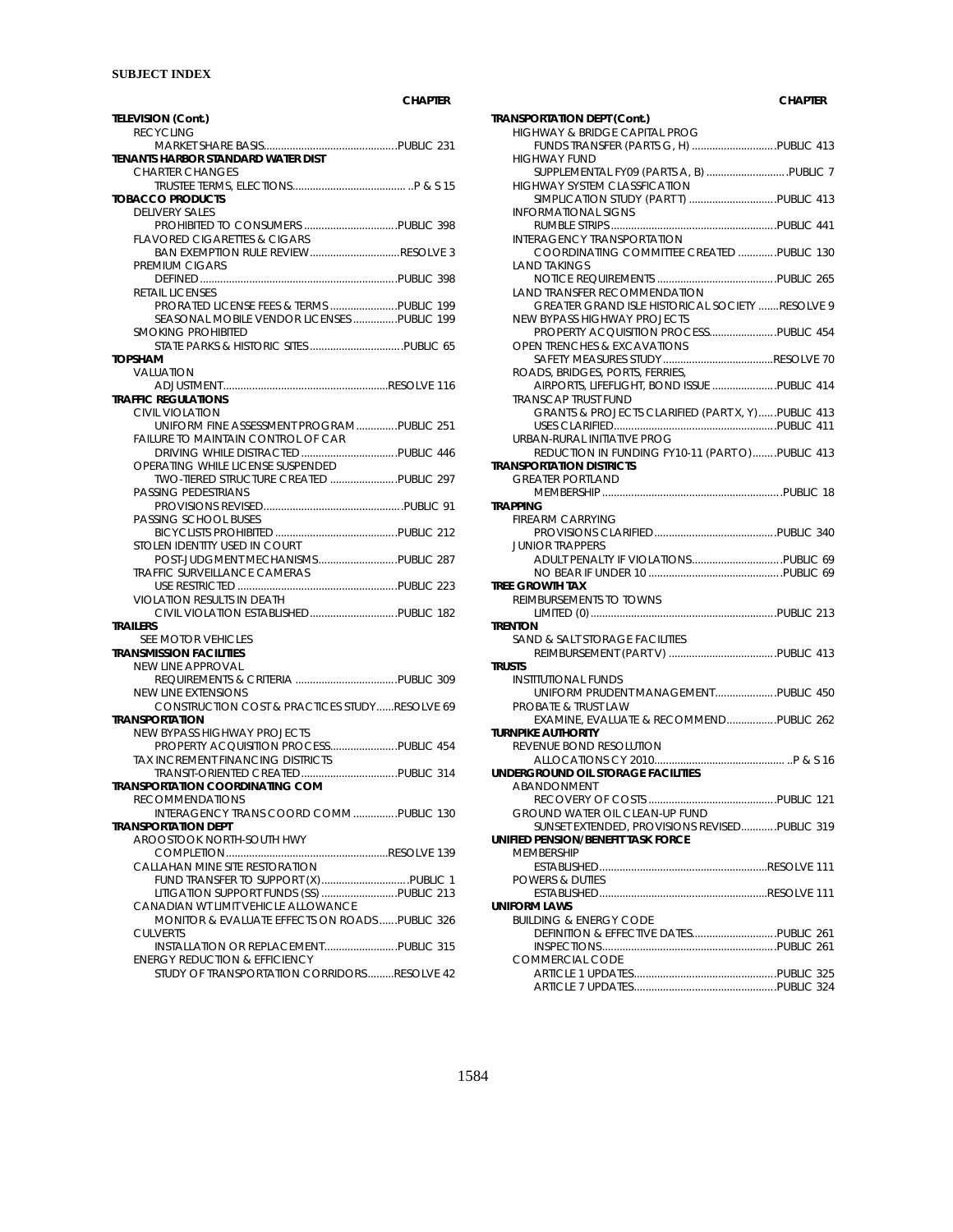**SUBJECT INDEX**

CHAPTER

**TELEVISION (Cont.)**
- RECYCLING
  - MARKET SHARE BASIS....PUBLIC 231

**TENANTS HARBOR STANDARD WATER DIST**
- CHARTER CHANGES
  - TRUSTEE TERMS, ELECTIONS.... P & S 15

**TOBACCO PRODUCTS**
- DELIVERY SALES
  - PROHIBITED TO CONSUMERS....PUBLIC 398
- FLAVORED CIGARETTES & CIGARS
  - BAN EXEMPTION RULE REVIEW....RESOLVE 3
- PREMIUM CIGARS
  - DEFINED....PUBLIC 398
- RETAIL LICENSES
  - PRORATED LICENSE FEES & TERMS....PUBLIC 199
  - SEASONAL MOBILE VENDOR LICENSES....PUBLIC 199
- SMOKING PROHIBITED
  - STATE PARKS & HISTORIC SITES....PUBLIC 65

**TOPSHAM**
- VALUATION
  - ADJUSTMENT....RESOLVE 116

**TRAFFIC REGULATIONS**
- CIVIL VIOLATION
  - UNIFORM FINE ASSESSMENT PROGRAM....PUBLIC 251
- FAILURE TO MAINTAIN CONTROL OF CAR
  - DRIVING WHILE DISTRACTED....PUBLIC 446
- OPERATING WHILE LICENSE SUSPENDED
  - TWO-TIERED STRUCTURE CREATED....PUBLIC 297
- PASSING PEDESTRIANS
  - PROVISIONS REVISED....PUBLIC 91
- PASSING SCHOOL BUSES
  - BICYCLISTS PROHIBITED....PUBLIC 212
- STOLEN IDENTITY USED IN COURT
  - POST-JUDGMENT MECHANISMS....PUBLIC 287
- TRAFFIC SURVEILLANCE CAMERAS
  - USE RESTRICTED....PUBLIC 223
- VIOLATION RESULTS IN DEATH
  - CIVIL VIOLATION ESTABLISHED....PUBLIC 182

**TRAILERS**
- SEE MOTOR VEHICLES

**TRANSMISSION FACILITIES**
- NEW LINE APPROVAL
  - REQUIREMENTS & CRITERIA....PUBLIC 309
- NEW LINE EXTENSIONS
  - CONSTRUCTION COST & PRACTICES STUDY....RESOLVE 69

**TRANSPORTATION**
- NEW BYPASS HIGHWAY PROJECTS
  - PROPERTY ACQUISITION PROCESS....PUBLIC 454
- TAX INCREMENT FINANCING DISTRICTS
  - TRANSIT-ORIENTED CREATED....PUBLIC 314

**TRANSPORTATION COORDINATING COM**
- RECOMMENDATIONS
  - INTERAGENCY TRANS COORD COMM....PUBLIC 130

**TRANSPORTATION DEPT**
- AROOSTOOK NORTH-SOUTH HWY
  - COMPLETION....RESOLVE 139
- CALLAHAN MINE SITE RESTORATION
  - FUND TRANSFER TO SUPPORT (X)....PUBLIC 1
  - LITIGATION SUPPORT FUNDS (SS)....PUBLIC 213
- CANADIAN WT LIMIT VEHICLE ALLOWANCE
  - MONITOR & EVALUATE EFFECTS ON ROADS....PUBLIC 326
- CULVERTS
  - INSTALLATION OR REPLACEMENT....PUBLIC 315
- ENERGY REDUCTION & EFFICIENCY
  - STUDY OF TRANSPORTATION CORRIDORS....RESOLVE 42

**TRANSPORTATION DEPT (Cont.)**
- HIGHWAY & BRIDGE CAPITAL PROG
  - FUNDS TRANSFER (PARTS G, H)....PUBLIC 413
- HIGHWAY FUND
  - SUPPLEMENTAL FY09 (PARTS A, B)....PUBLIC 7
- HIGHWAY SYSTEM CLASSFICATION
  - SIMPLICATION STUDY (PART T)....PUBLIC 413
- INFORMATIONAL SIGNS
  - RUMBLE STRIPS....PUBLIC 441
- INTERAGENCY TRANSPORTATION
  - COORDINATING COMMITTEE CREATED....PUBLIC 130
- LAND TAKINGS
  - NOTICE REQUIREMENTS....PUBLIC 265
- LAND TRANSFER RECOMMENDATION
  - GREATER GRAND ISLE HISTORICAL SOCIETY....RESOLVE 9
- NEW BYPASS HIGHWAY PROJECTS
  - PROPERTY ACQUISITION PROCESS....PUBLIC 454
- OPEN TRENCHES & EXCAVATIONS
  - SAFETY MEASURES STUDY....RESOLVE 70
- ROADS, BRIDGES, PORTS, FERRIES,
  - AIRPORTS, LIFEFLIGHT, BOND ISSUE....PUBLIC 414
- TRANSCAP TRUST FUND
  - GRANTS & PROJECTS CLARIFIED (PART X, Y)....PUBLIC 413
  - USES CLARIFIED....PUBLIC 411
- URBAN-RURAL INITIATIVE PROG
  - REDUCTION IN FUNDING FY10-11 (PART O)....PUBLIC 413

**TRANSPORTATION DISTRICTS**
- GREATER PORTLAND
  - MEMBERSHIP....PUBLIC 18

**TRAPPING**
- FIREARM CARRYING
  - PROVISIONS CLARIFIED....PUBLIC 340
- JUNIOR TRAPPERS
  - ADULT PENALTY IF VIOLATIONS....PUBLIC 69
  - NO BEAR IF UNDER 10....PUBLIC 69

**TREE GROWTH TAX**
- REIMBURSEMENTS TO TOWNS
  - LIMITED (O)....PUBLIC 213

**TRENTON**
- SAND & SALT STORAGE FACILITIES
  - REIMBURSEMENT (PART V)....PUBLIC 413

**TRUSTS**
- INSTITUTIONAL FUNDS
  - UNIFORM PRUDENT MANAGEMENT....PUBLIC 450
- PROBATE & TRUST LAW
  - EXAMINE, EVALUATE & RECOMMEND....PUBLIC 262

**TURNPIKE AUTHORITY**
- REVENUE BOND RESOLUTION
  - ALLOCATIONS CY 2010.... P & S 16

**UNDERGROUND OIL STORAGE FACILITIES**
- ABANDONMENT
  - RECOVERY OF COSTS....PUBLIC 121
- GROUND WATER OIL CLEAN-UP FUND
  - SUNSET EXTENDED, PROVISIONS REVISED....PUBLIC 319

**UNIFIED PENSION/BENEFIT TASK FORCE**
- MEMBERSHIP
  - ESTABLISHED....RESOLVE 111
- POWERS & DUTIES
  - ESTABLISHED....RESOLVE 111

**UNIFORM LAWS**
- BUILDING & ENERGY CODE
  - DEFINITION & EFFECTIVE DATES....PUBLIC 261
  - INSPECTIONS....PUBLIC 261
- COMMERCIAL CODE
  - ARTICLE 1 UPDATES....PUBLIC 325
  - ARTICLE 7 UPDATES....PUBLIC 324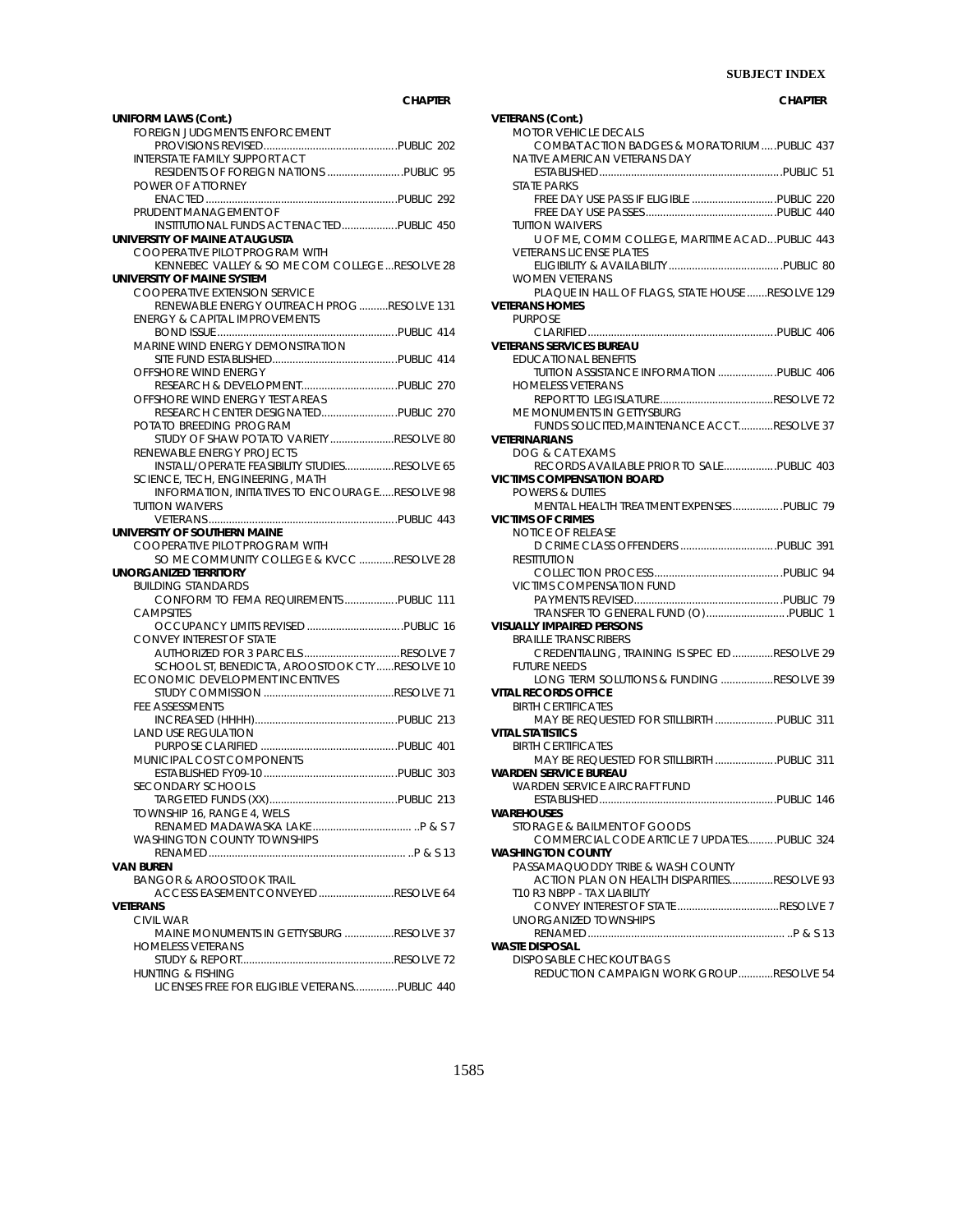| | CHAPTER |
|---|---|
| **UNIFORM LAWS (Cont.)** | |
| FOREIGN JUDGMENTS ENFORCEMENT | |
| PROVISIONS REVISED | PUBLIC 202 |
| INTERSTATE FAMILY SUPPORT ACT | |
| RESIDENTS OF FOREIGN NATIONS | PUBLIC 95 |
| POWER OF ATTORNEY | |
| ENACTED | PUBLIC 292 |
| PRUDENT MANAGEMENT OF | |
| INSTITUTIONAL FUNDS ACT ENACTED | PUBLIC 450 |
| **UNIVERSITY OF MAINE AT AUGUSTA** | |
| COOPERATIVE PILOT PROGRAM WITH | |
| KENNEBEC VALLEY & SO ME COM COLLEGE | RESOLVE 28 |
| **UNIVERSITY OF MAINE SYSTEM** | |
| COOPERATIVE EXTENSION SERVICE | |
| RENEWABLE ENERGY OUTREACH PROG | RESOLVE 131 |
| ENERGY & CAPITAL IMPROVEMENTS | |
| BOND ISSUE | PUBLIC 414 |
| MARINE WIND ENERGY DEMONSTRATION | |
| SITE FUND ESTABLISHED | PUBLIC 414 |
| OFFSHORE WIND ENERGY | |
| RESEARCH & DEVELOPMENT | PUBLIC 270 |
| OFFSHORE WIND ENERGY TEST AREAS | |
| RESEARCH CENTER DESIGNATED | PUBLIC 270 |
| POTATO BREEDING PROGRAM | |
| STUDY OF SHAW POTATO VARIETY | RESOLVE 80 |
| RENEWABLE ENERGY PROJECTS | |
| INSTALL/OPERATE FEASIBILITY STUDIES | RESOLVE 65 |
| SCIENCE, TECH, ENGINEERING, MATH | |
| INFORMATION, INITIATIVES TO ENCOURAGE | RESOLVE 98 |
| TUITION WAIVERS | |
| VETERANS | PUBLIC 443 |
| **UNIVERSITY OF SOUTHERN MAINE** | |
| COOPERATIVE PILOT PROGRAM WITH | |
| SO ME COMMUNITY COLLEGE & KVCC | RESOLVE 28 |
| **UNORGANIZED TERRITORY** | |
| BUILDING STANDARDS | |
| CONFORM TO FEMA REQUIREMENTS | PUBLIC 111 |
| CAMPSITES | |
| OCCUPANCY LIMITS REVISED | PUBLIC 16 |
| CONVEY INTEREST OF STATE | |
| AUTHORIZED FOR 3 PARCELS | RESOLVE 7 |
| SCHOOL ST, BENEDICTA, AROOSTOOK CTY | RESOLVE 10 |
| ECONOMIC DEVELOPMENT INCENTIVES | |
| STUDY COMMISSION | RESOLVE 71 |
| FEE ASSESSMENTS | |
| INCREASED (HHHH) | PUBLIC 213 |
| LAND USE REGULATION | |
| PURPOSE CLARIFIED | PUBLIC 401 |
| MUNICIPAL COST COMPONENTS | |
| ESTABLISHED FY09-10 | PUBLIC 303 |
| SECONDARY SCHOOLS | |
| TARGETED FUNDS (XX) | PUBLIC 213 |
| TOWNSHIP 16, RANGE 4, WELS | |
| RENAMED MADAWASKA LAKE | P & S 7 |
| WASHINGTON COUNTY TOWNSHIPS | |
| RENAMED | P & S 13 |
| **VAN BUREN** | |
| BANGOR & AROOSTOOK TRAIL | |
| ACCESS EASEMENT CONVEYED | RESOLVE 64 |
| **VETERANS** | |
| CIVIL WAR | |
| MAINE MONUMENTS IN GETTYSBURG | RESOLVE 37 |
| HOMELESS VETERANS | |
| STUDY & REPORT | RESOLVE 72 |
| HUNTING & FISHING | |
| LICENSES FREE FOR ELIGIBLE VETERANS | PUBLIC 440 |
| **VETERANS (Cont.)** | |
| MOTOR VEHICLE DECALS | |
| COMBAT ACTION BADGES & MORATORIUM | PUBLIC 437 |
| NATIVE AMERICAN VETERANS DAY | |
| ESTABLISHED | PUBLIC 51 |
| STATE PARKS | |
| FREE DAY USE PASS IF ELIGIBLE | PUBLIC 220 |
| FREE DAY USE PASSES | PUBLIC 440 |
| TUITION WAIVERS | |
| U OF ME, COMM COLLEGE, MARITIME ACAD | PUBLIC 443 |
| VETERANS LICENSE PLATES | |
| ELIGIBILITY & AVAILABILITY | PUBLIC 80 |
| WOMEN VETERANS | |
| PLAQUE IN HALL OF FLAGS, STATE HOUSE | RESOLVE 129 |
| **VETERANS HOMES** | |
| PURPOSE | |
| CLARIFIED | PUBLIC 406 |
| **VETERANS SERVICES BUREAU** | |
| EDUCATIONAL BENEFITS | |
| TUITION ASSISTANCE INFORMATION | PUBLIC 406 |
| HOMELESS VETERANS | |
| REPORT TO LEGISLATURE | RESOLVE 72 |
| ME MONUMENTS IN GETTYSBURG | |
| FUNDS SOLICITED,MAINTENANCE ACCT | RESOLVE 37 |
| **VETERINARIANS** | |
| DOG & CAT EXAMS | |
| RECORDS AVAILABLE PRIOR TO SALE | PUBLIC 403 |
| **VICTIMS COMPENSATION BOARD** | |
| POWERS & DUTIES | |
| MENTAL HEALTH TREATMENT EXPENSES | PUBLIC 79 |
| **VICTIMS OF CRIMES** | |
| NOTICE OF RELEASE | |
| D CRIME CLASS OFFENDERS | PUBLIC 391 |
| RESTITUTION | |
| COLLECTION PROCESS | PUBLIC 94 |
| VICTIMS COMPENSATION FUND | |
| PAYMENTS REVISED | PUBLIC 79 |
| TRANSFER TO GENERAL FUND (O) | PUBLIC 1 |
| **VISUALLY IMPAIRED PERSONS** | |
| BRAILLE TRANSCRIBERS | |
| CREDENTIALING, TRAINING IS SPEC ED | RESOLVE 29 |
| FUTURE NEEDS | |
| LONG TERM SOLUTIONS & FUNDING | RESOLVE 39 |
| **VITAL RECORDS OFFICE** | |
| BIRTH CERTIFICATES | |
| MAY BE REQUESTED FOR STILLBIRTH | PUBLIC 311 |
| **VITAL STATISTICS** | |
| BIRTH CERTIFICATES | |
| MAY BE REQUESTED FOR STILLBIRTH | PUBLIC 311 |
| **WARDEN SERVICE BUREAU** | |
| WARDEN SERVICE AIRCRAFT FUND | |
| ESTABLISHED | PUBLIC 146 |
| **WAREHOUSES** | |
| STORAGE & BAILMENT OF GOODS | |
| COMMERCIAL CODE ARTICLE 7 UPDATES | PUBLIC 324 |
| **WASHINGTON COUNTY** | |
| PASSAMAQUODDY TRIBE & WASH COUNTY | |
| ACTION PLAN ON HEALTH DISPARITIES | RESOLVE 93 |
| T10 R3 NBPP - TAX LIABILITY | |
| CONVEY INTEREST OF STATE | RESOLVE 7 |
| UNORGANIZED TOWNSHIPS | |
| RENAMED | P & S 13 |
| **WASTE DISPOSAL** | |
| DISPOSABLE CHECKOUT BAGS | |
| REDUCTION CAMPAIGN WORK GROUP | RESOLVE 54 |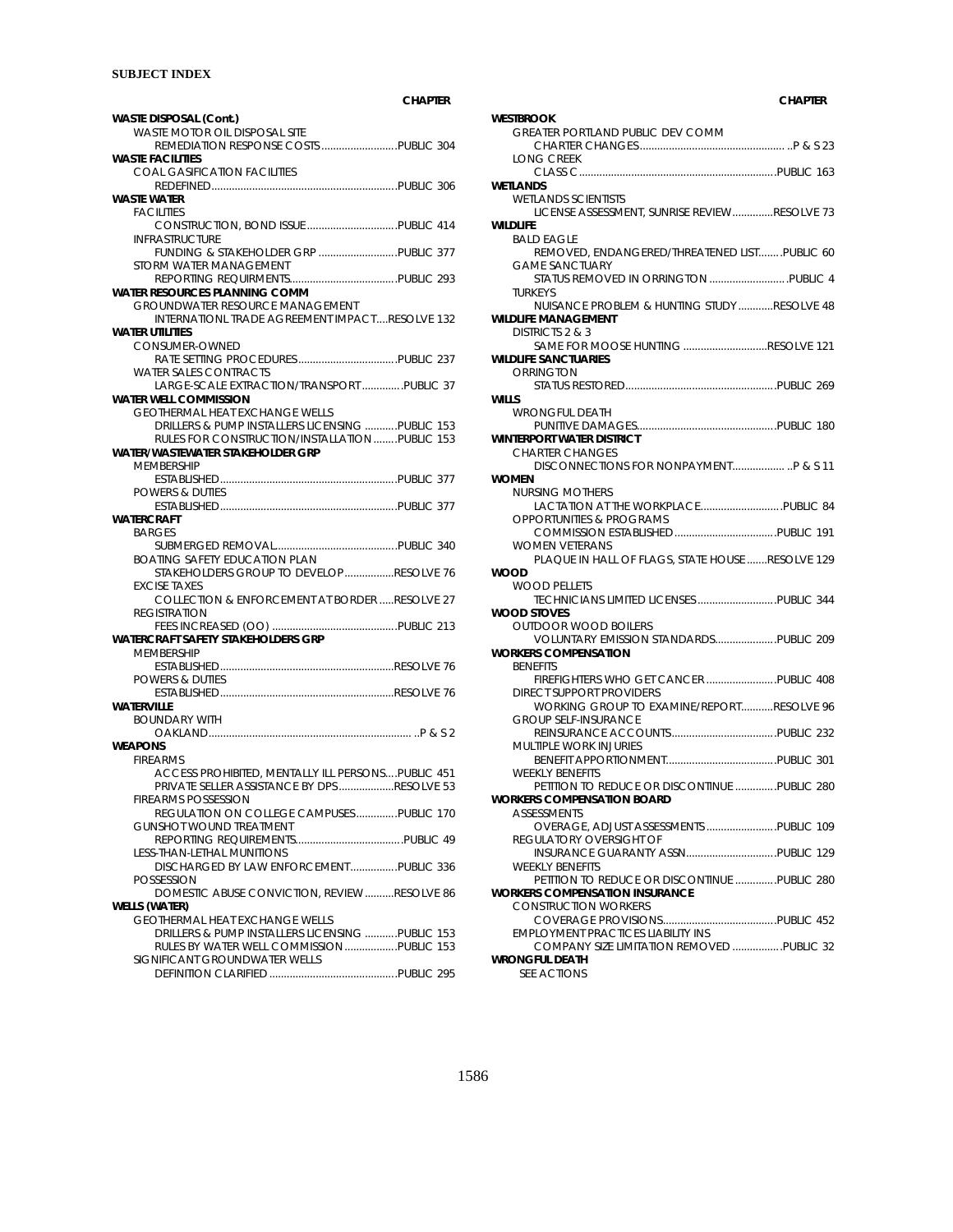**SUBJECT INDEX**

| | CHAPTER |
|---|---|
| **WASTE DISPOSAL (Cont.)** | |
| WASTE MOTOR OIL DISPOSAL SITE | |
| REMEDIATION RESPONSE COSTS | PUBLIC 304 |
| **WASTE FACILITIES** | |
| COAL GASIFICATION FACILITIES | |
| REDEFINED | PUBLIC 306 |
| **WASTE WATER** | |
| FACILITIES | |
| CONSTRUCTION, BOND ISSUE | PUBLIC 414 |
| INFRASTRUCTURE | |
| FUNDING & STAKEHOLDER GRP | PUBLIC 377 |
| STORM WATER MANAGEMENT | |
| REPORTING REQUIRMENTS | PUBLIC 293 |
| **WATER RESOURCES PLANNING COMM** | |
| GROUNDWATER RESOURCE MANAGEMENT | |
| INTERNATIONL TRADE AGREEMENT IMPACT | RESOLVE 132 |
| **WATER UTILITIES** | |
| CONSUMER-OWNED | |
| RATE SETTING PROCEDURES | PUBLIC 237 |
| WATER SALES CONTRACTS | |
| LARGE-SCALE EXTRACTION/TRANSPORT | PUBLIC 37 |
| **WATER WELL COMMISSION** | |
| GEOTHERMAL HEAT EXCHANGE WELLS | |
| DRILLERS & PUMP INSTALLERS LICENSING | PUBLIC 153 |
| RULES FOR CONSTRUCTION/INSTALLATION | PUBLIC 153 |
| **WATER/WASTEWATER STAKEHOLDER GRP** | |
| MEMBERSHIP | |
| ESTABLISHED | PUBLIC 377 |
| POWERS & DUTIES | |
| ESTABLISHED | PUBLIC 377 |
| **WATERCRAFT** | |
| BARGES | |
| SUBMERGED REMOVAL | PUBLIC 340 |
| BOATING SAFETY EDUCATION PLAN | |
| STAKEHOLDERS GROUP TO DEVELOP | RESOLVE 76 |
| EXCISE TAXES | |
| COLLECTION & ENFORCEMENT AT BORDER | RESOLVE 27 |
| REGISTRATION | |
| FEES INCREASED (OO) | PUBLIC 213 |
| **WATERCRAFT SAFETY STAKEHOLDERS GRP** | |
| MEMBERSHIP | |
| ESTABLISHED | RESOLVE 76 |
| POWERS & DUTIES | |
| ESTABLISHED | RESOLVE 76 |
| **WATERVILLE** | |
| BOUNDARY WITH | |
| OAKLAND | P & S 2 |
| **WEAPONS** | |
| FIREARMS | |
| ACCESS PROHIBITED, MENTALLY ILL PERSONS | PUBLIC 451 |
| PRIVATE SELLER ASSISTANCE BY DPS | RESOLVE 53 |
| FIREARMS POSSESSION | |
| REGULATION ON COLLEGE CAMPUSES | PUBLIC 170 |
| GUNSHOT WOUND TREATMENT | |
| REPORTING REQUIREMENTS | PUBLIC 49 |
| LESS-THAN-LETHAL MUNITIONS | |
| DISCHARGED BY LAW ENFORCEMENT | PUBLIC 336 |
| POSSESSION | |
| DOMESTIC ABUSE CONVICTION, REVIEW | RESOLVE 86 |
| **WELLS (WATER)** | |
| GEOTHERMAL HEAT EXCHANGE WELLS | |
| DRILLERS & PUMP INSTALLERS LICENSING | PUBLIC 153 |
| RULES BY WATER WELL COMMISSION | PUBLIC 153 |
| SIGNIFICANT GROUNDWATER WELLS | |
| DEFINITION CLARIFIED | PUBLIC 295 |
| **WESTBROOK** | |
| GREATER PORTLAND PUBLIC DEV COMM | |
| CHARTER CHANGES | P & S 23 |
| LONG CREEK | |
| CLASS C | PUBLIC 163 |
| **WETLANDS** | |
| WETLANDS SCIENTISTS | |
| LICENSE ASSESSMENT, SUNRISE REVIEW | RESOLVE 73 |
| **WILDLIFE** | |
| BALD EAGLE | |
| REMOVED, ENDANGERED/THREATENED LIST | PUBLIC 60 |
| GAME SANCTUARY | |
| STATUS REMOVED IN ORRINGTON | PUBLIC 4 |
| TURKEYS | |
| NUISANCE PROBLEM & HUNTING STUDY | RESOLVE 48 |
| **WILDLIFE MANAGEMENT** | |
| DISTRICTS 2 & 3 | |
| SAME FOR MOOSE HUNTING | RESOLVE 121 |
| **WILDLIFE SANCTUARIES** | |
| ORRINGTON | |
| STATUS RESTORED | PUBLIC 269 |
| **WILLS** | |
| WRONGFUL DEATH | |
| PUNITIVE DAMAGES | PUBLIC 180 |
| **WINTERPORT WATER DISTRICT** | |
| CHARTER CHANGES | |
| DISCONNECTIONS FOR NONPAYMENT | P & S 11 |
| **WOMEN** | |
| NURSING MOTHERS | |
| LACTATION AT THE WORKPLACE | PUBLIC 84 |
| OPPORTUNITIES & PROGRAMS | |
| COMMISSION ESTABLISHED | PUBLIC 191 |
| WOMEN VETERANS | |
| PLAQUE IN HALL OF FLAGS, STATE HOUSE | RESOLVE 129 |
| **WOOD** | |
| WOOD PELLETS | |
| TECHNICIANS LIMITED LICENSES | PUBLIC 344 |
| **WOOD STOVES** | |
| OUTDOOR WOOD BOILERS | |
| VOLUNTARY EMISSION STANDARDS | PUBLIC 209 |
| **WORKERS COMPENSATION** | |
| BENEFITS | |
| FIREFIGHTERS WHO GET CANCER | PUBLIC 408 |
| DIRECT SUPPORT PROVIDERS | |
| WORKING GROUP TO EXAMINE/REPORT | RESOLVE 96 |
| GROUP SELF-INSURANCE | |
| REINSURANCE ACCOUNTS | PUBLIC 232 |
| MULTIPLE WORK INJURIES | |
| BENEFIT APPORTIONMENT | PUBLIC 301 |
| WEEKLY BENEFITS | |
| PETITION TO REDUCE OR DISCONTINUE | PUBLIC 280 |
| **WORKERS COMPENSATION BOARD** | |
| ASSESSMENTS | |
| OVERAGE, ADJUST ASSESSMENTS | PUBLIC 109 |
| REGULATORY OVERSIGHT OF | |
| INSURANCE GUARANTY ASSN | PUBLIC 129 |
| WEEKLY BENEFITS | |
| PETITION TO REDUCE OR DISCONTINUE | PUBLIC 280 |
| **WORKERS COMPENSATION INSURANCE** | |
| CONSTRUCTION WORKERS | |
| COVERAGE PROVISIONS | PUBLIC 452 |
| EMPLOYMENT PRACTICES LIABILITY INS | |
| COMPANY SIZE LIMITATION REMOVED | PUBLIC 32 |
| **WRONGFUL DEATH** | |
| SEE ACTIONS | |